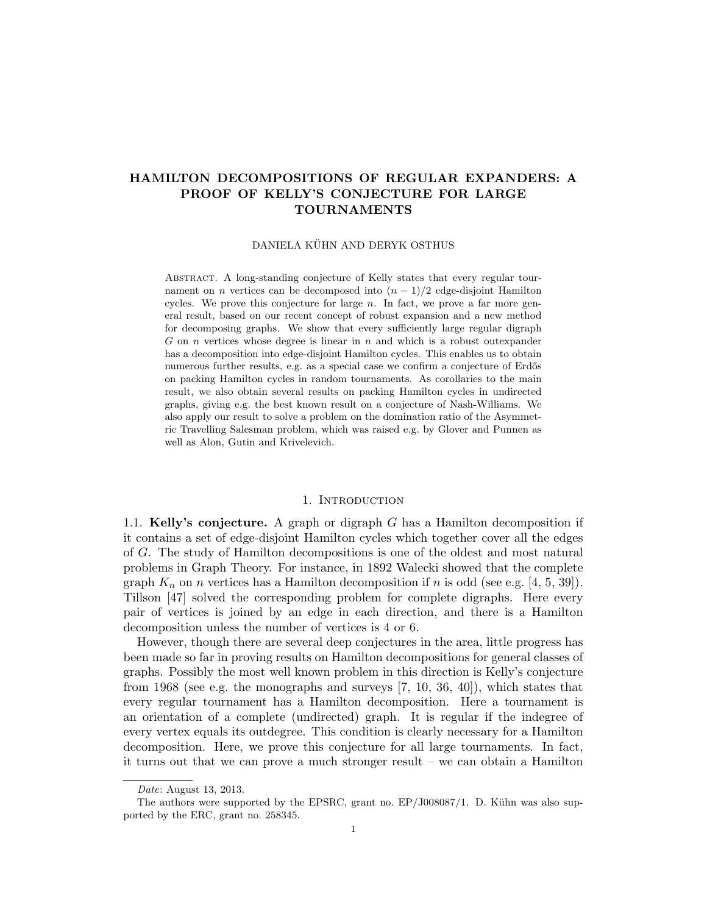# HAMILTON DECOMPOSITIONS OF REGULAR EXPANDERS: A PROOF OF KELLY'S CONJECTURE FOR LARGE TOURNAMENTS

DANIELA KÜHN AND DERYK OSTHUS

Abstract. A long-standing conjecture of Kelly states that every regular tournament on $n$ vertices can be decomposed into $(n-1)/2$ edge-disjoint Hamilton cycles. We prove this conjecture for large $n$. In fact, we prove a far more general result, based on our recent concept of robust expansion and a new method for decomposing graphs. We show that every sufficiently large regular digraph $G$ on $n$ vertices whose degree is linear in $n$ and which is a robust outexpander has a decomposition into edge-disjoint Hamilton cycles. This enables us to obtain numerous further results, e.g. as a special case we confirm a conjecture of Erdős on packing Hamilton cycles in random tournaments. As corollaries to the main result, we also obtain several results on packing Hamilton cycles in undirected graphs, giving e.g. the best known result on a conjecture of Nash-Williams. We also apply our result to solve a problem on the domination ratio of the Asymmetric Travelling Salesman problem, which was raised e.g. by Glover and Punnen as well as Alon, Gutin and Krivelevich.

## 1. Introduction

**1.1. Kelly's conjecture.** A graph or digraph $G$ has a Hamilton decomposition if it contains a set of edge-disjoint Hamilton cycles which together cover all the edges of $G$. The study of Hamilton decompositions is one of the oldest and most natural problems in Graph Theory. For instance, in 1892 Walecki showed that the complete graph $K_n$ on $n$ vertices has a Hamilton decomposition if $n$ is odd (see e.g. [4, 5, 39]). Tillson [47] solved the corresponding problem for complete digraphs. Here every pair of vertices is joined by an edge in each direction, and there is a Hamilton decomposition unless the number of vertices is 4 or 6.

However, though there are several deep conjectures in the area, little progress has been made so far in proving results on Hamilton decompositions for general classes of graphs. Possibly the most well known problem in this direction is Kelly's conjecture from 1968 (see e.g. the monographs and surveys [7, 10, 36, 40]), which states that every regular tournament has a Hamilton decomposition. Here a tournament is an orientation of a complete (undirected) graph. It is regular if the indegree of every vertex equals its outdegree. This condition is clearly necessary for a Hamilton decomposition. Here, we prove this conjecture for all large tournaments. In fact, it turns out that we can prove a much stronger result – we can obtain a Hamilton

---

*Date*: August 13, 2013.

The authors were supported by the EPSRC, grant no. EP/J008087/1. D. Kühn was also supported by the ERC, grant no. 258345.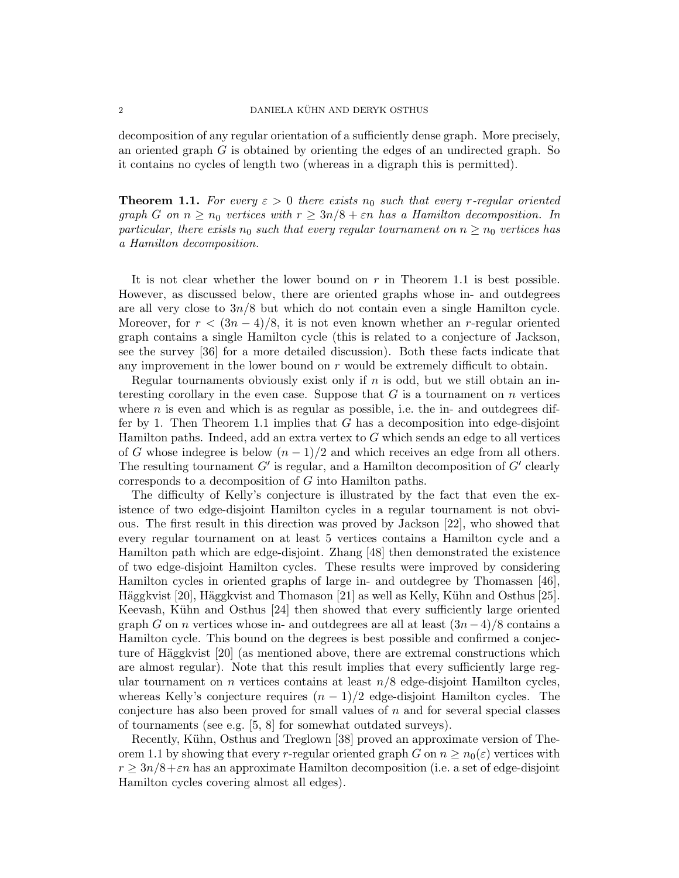decomposition of any regular orientation of a sufficiently dense graph. More precisely, an oriented graph $G$ is obtained by orienting the edges of an undirected graph. So it contains no cycles of length two (whereas in a digraph this is permitted).

**Theorem 1.1.** *For every $\varepsilon > 0$ there exists $n_0$ such that every $r$-regular oriented graph $G$ on $n \geq n_0$ vertices with $r \geq 3n/8 + \varepsilon n$ has a Hamilton decomposition. In particular, there exists $n_0$ such that every regular tournament on $n \geq n_0$ vertices has a Hamilton decomposition.*

It is not clear whether the lower bound on $r$ in Theorem 1.1 is best possible. However, as discussed below, there are oriented graphs whose in- and outdegrees are all very close to $3n/8$ but which do not contain even a single Hamilton cycle. Moreover, for $r < (3n-4)/8$, it is not even known whether an $r$-regular oriented graph contains a single Hamilton cycle (this is related to a conjecture of Jackson, see the survey [36] for a more detailed discussion). Both these facts indicate that any improvement in the lower bound on $r$ would be extremely difficult to obtain.

Regular tournaments obviously exist only if $n$ is odd, but we still obtain an interesting corollary in the even case. Suppose that $G$ is a tournament on $n$ vertices where $n$ is even and which is as regular as possible, i.e. the in- and outdegrees differ by 1. Then Theorem 1.1 implies that $G$ has a decomposition into edge-disjoint Hamilton paths. Indeed, add an extra vertex to $G$ which sends an edge to all vertices of $G$ whose indegree is below $(n-1)/2$ and which receives an edge from all others. The resulting tournament $G'$ is regular, and a Hamilton decomposition of $G'$ clearly corresponds to a decomposition of $G$ into Hamilton paths.

The difficulty of Kelly's conjecture is illustrated by the fact that even the existence of two edge-disjoint Hamilton cycles in a regular tournament is not obvious. The first result in this direction was proved by Jackson [22], who showed that every regular tournament on at least 5 vertices contains a Hamilton cycle and a Hamilton path which are edge-disjoint. Zhang [48] then demonstrated the existence of two edge-disjoint Hamilton cycles. These results were improved by considering Hamilton cycles in oriented graphs of large in- and outdegree by Thomassen [46], Häggkvist [20], Häggkvist and Thomason [21] as well as Kelly, Kühn and Osthus [25]. Keevash, Kühn and Osthus [24] then showed that every sufficiently large oriented graph $G$ on $n$ vertices whose in- and outdegrees are all at least $(3n-4)/8$ contains a Hamilton cycle. This bound on the degrees is best possible and confirmed a conjecture of Häggkvist [20] (as mentioned above, there are extremal constructions which are almost regular). Note that this result implies that every sufficiently large regular tournament on $n$ vertices contains at least $n/8$ edge-disjoint Hamilton cycles, whereas Kelly's conjecture requires $(n-1)/2$ edge-disjoint Hamilton cycles. The conjecture has also been proved for small values of $n$ and for several special classes of tournaments (see e.g. [5, 8] for somewhat outdated surveys).

Recently, Kühn, Osthus and Treglown [38] proved an approximate version of Theorem 1.1 by showing that every $r$-regular oriented graph $G$ on $n \geq n_0(\varepsilon)$ vertices with $r \geq 3n/8 + \varepsilon n$ has an approximate Hamilton decomposition (i.e. a set of edge-disjoint Hamilton cycles covering almost all edges).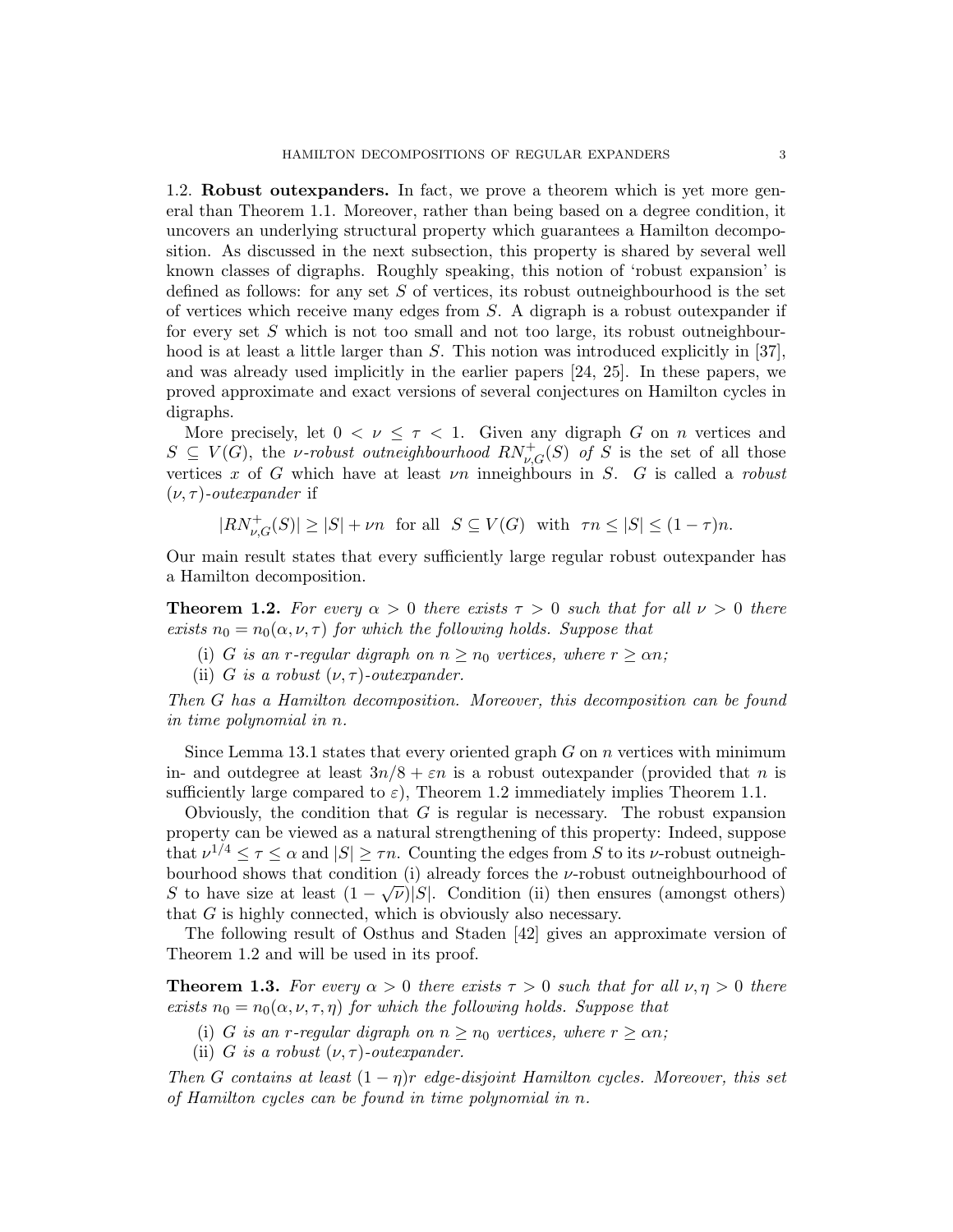### 1.2. **Robust outexpanders.**

In fact, we prove a theorem which is yet more general than Theorem 1.1. Moreover, rather than being based on a degree condition, it uncovers an underlying structural property which guarantees a Hamilton decomposition. As discussed in the next subsection, this property is shared by several well known classes of digraphs. Roughly speaking, this notion of 'robust expansion' is defined as follows: for any set $S$ of vertices, its robust outneighbourhood is the set of vertices which receive many edges from $S$. A digraph is a robust outexpander if for every set $S$ which is not too small and not too large, its robust outneighbourhood is at least a little larger than $S$. This notion was introduced explicitly in [37], and was already used implicitly in the earlier papers [24, 25]. In these papers, we proved approximate and exact versions of several conjectures on Hamilton cycles in digraphs.

More precisely, let $0 < \nu \leq \tau < 1$. Given any digraph $G$ on $n$ vertices and $S \subseteq V(G)$, the *$\nu$-robust outneighbourhood $RN^+_{\nu,G}(S)$ of $S$* is the set of all those vertices $x$ of $G$ which have at least $\nu n$ inneighbours in $S$. $G$ is called a *robust $(\nu, \tau)$-outexpander* if

$$|RN^+_{\nu,G}(S)| \geq |S| + \nu n \quad \text{for all} \quad S \subseteq V(G) \quad \text{with} \quad \tau n \leq |S| \leq (1-\tau)n.$$

Our main result states that every sufficiently large regular robust outexpander has a Hamilton decomposition.

**Theorem 1.2.** *For every $\alpha > 0$ there exists $\tau > 0$ such that for all $\nu > 0$ there exists $n_0 = n_0(\alpha, \nu, \tau)$ for which the following holds. Suppose that*

(i) *$G$ is an $r$-regular digraph on $n \geq n_0$ vertices, where $r \geq \alpha n$;*
(ii) *$G$ is a robust $(\nu, \tau)$-outexpander.*

*Then $G$ has a Hamilton decomposition. Moreover, this decomposition can be found in time polynomial in $n$.*

Since Lemma 13.1 states that every oriented graph $G$ on $n$ vertices with minimum in- and outdegree at least $3n/8 + \varepsilon n$ is a robust outexpander (provided that $n$ is sufficiently large compared to $\varepsilon$), Theorem 1.2 immediately implies Theorem 1.1.

Obviously, the condition that $G$ is regular is necessary. The robust expansion property can be viewed as a natural strengthening of this property: Indeed, suppose that $\nu^{1/4} \leq \tau \leq \alpha$ and $|S| \geq \tau n$. Counting the edges from $S$ to its $\nu$-robust outneighbourhood shows that condition (i) already forces the $\nu$-robust outneighbourhood of $S$ to have size at least $(1 - \sqrt{\nu})|S|$. Condition (ii) then ensures (amongst others) that $G$ is highly connected, which is obviously also necessary.

The following result of Osthus and Staden [42] gives an approximate version of Theorem 1.2 and will be used in its proof.

**Theorem 1.3.** *For every $\alpha > 0$ there exists $\tau > 0$ such that for all $\nu, \eta > 0$ there exists $n_0 = n_0(\alpha, \nu, \tau, \eta)$ for which the following holds. Suppose that*

(i) *$G$ is an $r$-regular digraph on $n \geq n_0$ vertices, where $r \geq \alpha n$;*
(ii) *$G$ is a robust $(\nu, \tau)$-outexpander.*

*Then $G$ contains at least $(1 - \eta)r$ edge-disjoint Hamilton cycles. Moreover, this set of Hamilton cycles can be found in time polynomial in $n$.*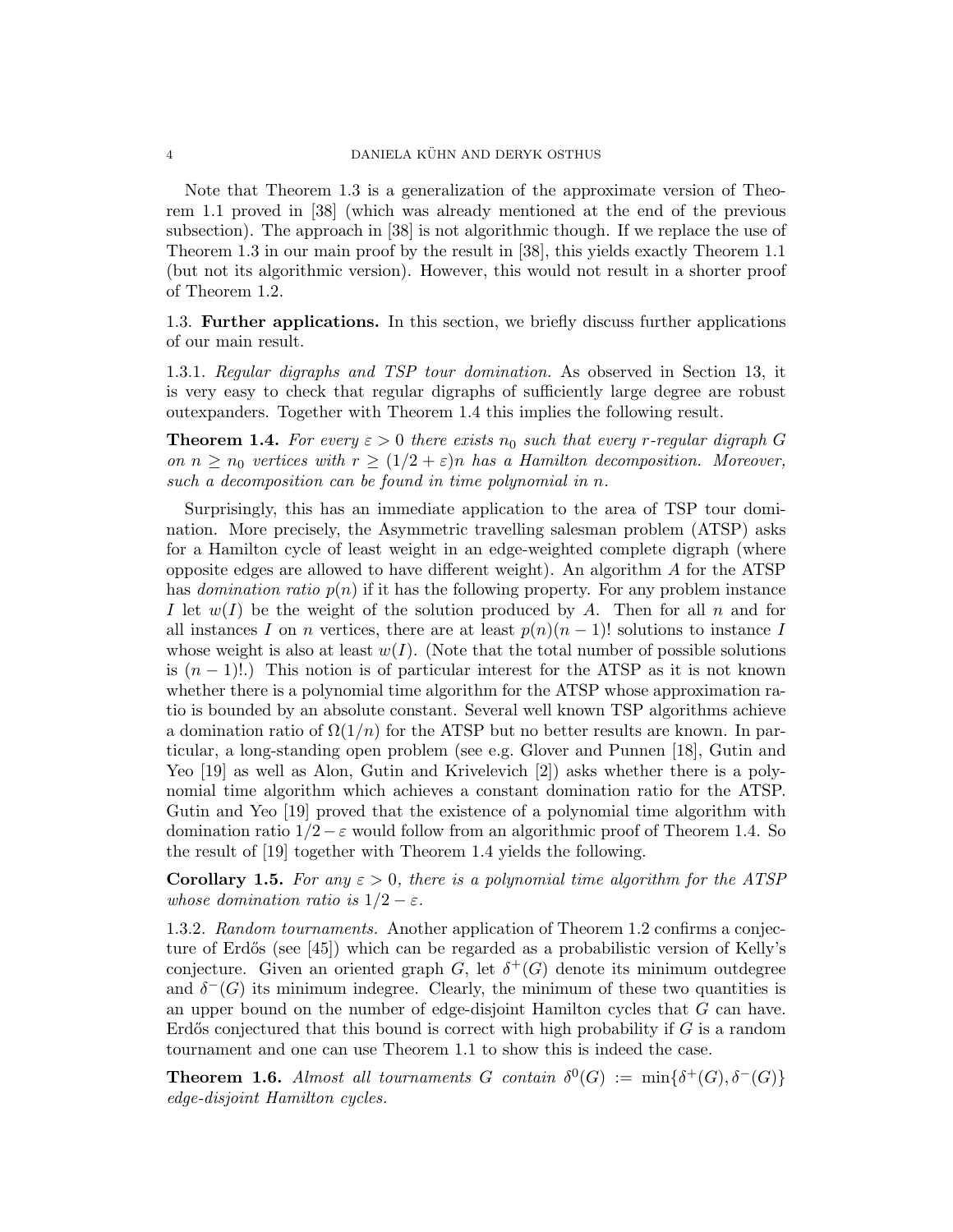Note that Theorem 1.3 is a generalization of the approximate version of Theorem 1.1 proved in [38] (which was already mentioned at the end of the previous subsection). The approach in [38] is not algorithmic though. If we replace the use of Theorem 1.3 in our main proof by the result in [38], this yields exactly Theorem 1.1 (but not its algorithmic version). However, this would not result in a shorter proof of Theorem 1.2.

### 1.3. **Further applications.**

In this section, we briefly discuss further applications of our main result.

#### 1.3.1. *Regular digraphs and TSP tour domination.*

As observed in Section 13, it is very easy to check that regular digraphs of sufficiently large degree are robust outexpanders. Together with Theorem 1.4 this implies the following result.

**Theorem 1.4.** *For every $\varepsilon > 0$ there exists $n_0$ such that every $r$-regular digraph $G$ on $n \geq n_0$ vertices with $r \geq (1/2 + \varepsilon)n$ has a Hamilton decomposition. Moreover, such a decomposition can be found in time polynomial in $n$.*

Surprisingly, this has an immediate application to the area of TSP tour domination. More precisely, the Asymmetric travelling salesman problem (ATSP) asks for a Hamilton cycle of least weight in an edge-weighted complete digraph (where opposite edges are allowed to have different weight). An algorithm $A$ for the ATSP has *domination ratio* $p(n)$ if it has the following property. For any problem instance $I$ let $w(I)$ be the weight of the solution produced by $A$. Then for all $n$ and for all instances $I$ on $n$ vertices, there are at least $p(n)(n-1)!$ solutions to instance $I$ whose weight is also at least $w(I)$. (Note that the total number of possible solutions is $(n-1)!$.) This notion is of particular interest for the ATSP as it is not known whether there is a polynomial time algorithm for the ATSP whose approximation ratio is bounded by an absolute constant. Several well known TSP algorithms achieve a domination ratio of $\Omega(1/n)$ for the ATSP but no better results are known. In particular, a long-standing open problem (see e.g. Glover and Punnen [18], Gutin and Yeo [19] as well as Alon, Gutin and Krivelevich [2]) asks whether there is a polynomial time algorithm which achieves a constant domination ratio for the ATSP. Gutin and Yeo [19] proved that the existence of a polynomial time algorithm with domination ratio $1/2 - \varepsilon$ would follow from an algorithmic proof of Theorem 1.4. So the result of [19] together with Theorem 1.4 yields the following.

**Corollary 1.5.** *For any $\varepsilon > 0$, there is a polynomial time algorithm for the ATSP whose domination ratio is $1/2 - \varepsilon$.*

#### 1.3.2. *Random tournaments.*

Another application of Theorem 1.2 confirms a conjecture of Erdős (see [45]) which can be regarded as a probabilistic version of Kelly's conjecture. Given an oriented graph $G$, let $\delta^+(G)$ denote its minimum outdegree and $\delta^-(G)$ its minimum indegree. Clearly, the minimum of these two quantities is an upper bound on the number of edge-disjoint Hamilton cycles that $G$ can have. Erdős conjectured that this bound is correct with high probability if $G$ is a random tournament and one can use Theorem 1.1 to show this is indeed the case.

**Theorem 1.6.** *Almost all tournaments $G$ contain $\delta^0(G) := \min\{\delta^+(G), \delta^-(G)\}$ edge-disjoint Hamilton cycles.*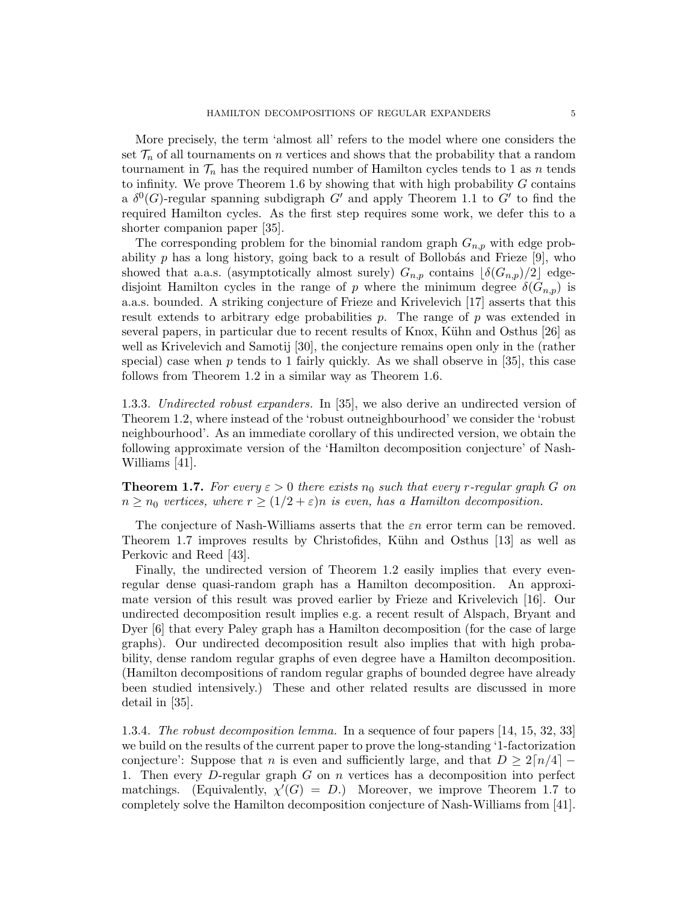More precisely, the term 'almost all' refers to the model where one considers the set $\mathcal{T}_n$ of all tournaments on $n$ vertices and shows that the probability that a random tournament in $\mathcal{T}_n$ has the required number of Hamilton cycles tends to 1 as $n$ tends to infinity. We prove Theorem 1.6 by showing that with high probability $G$ contains a $\delta^0(G)$-regular spanning subdigraph $G'$ and apply Theorem 1.1 to $G'$ to find the required Hamilton cycles. As the first step requires some work, we defer this to a shorter companion paper [35].

The corresponding problem for the binomial random graph $G_{n,p}$ with edge probability $p$ has a long history, going back to a result of Bollobás and Frieze [9], who showed that a.a.s. (asymptotically almost surely) $G_{n,p}$ contains $\lfloor \delta(G_{n,p})/2 \rfloor$ edge-disjoint Hamilton cycles in the range of $p$ where the minimum degree $\delta(G_{n,p})$ is a.a.s. bounded. A striking conjecture of Frieze and Krivelevich [17] asserts that this result extends to arbitrary edge probabilities $p$. The range of $p$ was extended in several papers, in particular due to recent results of Knox, Kühn and Osthus [26] as well as Krivelevich and Samotij [30], the conjecture remains open only in the (rather special) case when $p$ tends to 1 fairly quickly. As we shall observe in [35], this case follows from Theorem 1.2 in a similar way as Theorem 1.6.

1.3.3. *Undirected robust expanders.* In [35], we also derive an undirected version of Theorem 1.2, where instead of the 'robust outneighbourhood' we consider the 'robust neighbourhood'. As an immediate corollary of this undirected version, we obtain the following approximate version of the 'Hamilton decomposition conjecture' of Nash-Williams [41].

**Theorem 1.7.** *For every $\varepsilon > 0$ there exists $n_0$ such that every $r$-regular graph $G$ on $n \geq n_0$ vertices, where $r \geq (1/2 + \varepsilon)n$ is even, has a Hamilton decomposition.*

The conjecture of Nash-Williams asserts that the $\varepsilon n$ error term can be removed. Theorem 1.7 improves results by Christofides, Kühn and Osthus [13] as well as Perkovic and Reed [43].

Finally, the undirected version of Theorem 1.2 easily implies that every even-regular dense quasi-random graph has a Hamilton decomposition. An approximate version of this result was proved earlier by Frieze and Krivelevich [16]. Our undirected decomposition result implies e.g. a recent result of Alspach, Bryant and Dyer [6] that every Paley graph has a Hamilton decomposition (for the case of large graphs). Our undirected decomposition result also implies that with high probability, dense random regular graphs of even degree have a Hamilton decomposition. (Hamilton decompositions of random regular graphs of bounded degree have already been studied intensively.) These and other related results are discussed in more detail in [35].

1.3.4. *The robust decomposition lemma.* In a sequence of four papers [14, 15, 32, 33] we build on the results of the current paper to prove the long-standing '1-factorization conjecture': Suppose that $n$ is even and sufficiently large, and that $D \geq 2\lceil n/4 \rceil - 1$. Then every $D$-regular graph $G$ on $n$ vertices has a decomposition into perfect matchings. (Equivalently, $\chi'(G) = D$.) Moreover, we improve Theorem 1.7 to completely solve the Hamilton decomposition conjecture of Nash-Williams from [41].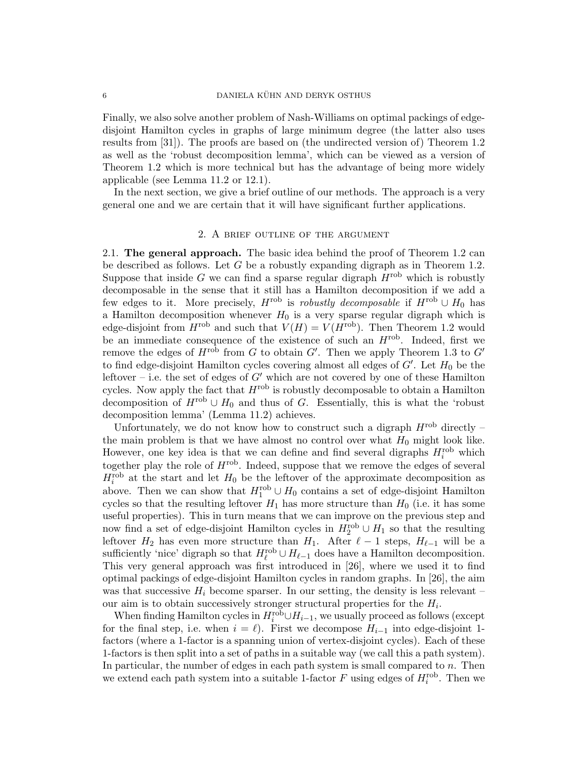Finally, we also solve another problem of Nash-Williams on optimal packings of edge-disjoint Hamilton cycles in graphs of large minimum degree (the latter also uses results from [31]). The proofs are based on (the undirected version of) Theorem 1.2 as well as the 'robust decomposition lemma', which can be viewed as a version of Theorem 1.2 which is more technical but has the advantage of being more widely applicable (see Lemma 11.2 or 12.1).

In the next section, we give a brief outline of our methods. The approach is a very general one and we are certain that it will have significant further applications.

## 2. A brief outline of the argument

**2.1. The general approach.** The basic idea behind the proof of Theorem 1.2 can be described as follows. Let $G$ be a robustly expanding digraph as in Theorem 1.2. Suppose that inside $G$ we can find a sparse regular digraph $H^{\rm rob}$ which is robustly decomposable in the sense that it still has a Hamilton decomposition if we add a few edges to it. More precisely, $H^{\rm rob}$ is *robustly decomposable* if $H^{\rm rob} \cup H_0$ has a Hamilton decomposition whenever $H_0$ is a very sparse regular digraph which is edge-disjoint from $H^{\rm rob}$ and such that $V(H) = V(H^{\rm rob})$. Then Theorem 1.2 would be an immediate consequence of the existence of such an $H^{\rm rob}$. Indeed, first we remove the edges of $H^{\rm rob}$ from $G$ to obtain $G'$. Then we apply Theorem 1.3 to $G'$ to find edge-disjoint Hamilton cycles covering almost all edges of $G'$. Let $H_0$ be the leftover – i.e. the set of edges of $G'$ which are not covered by one of these Hamilton cycles. Now apply the fact that $H^{\rm rob}$ is robustly decomposable to obtain a Hamilton decomposition of $H^{\rm rob} \cup H_0$ and thus of $G$. Essentially, this is what the 'robust decomposition lemma' (Lemma 11.2) achieves.

Unfortunately, we do not know how to construct such a digraph $H^{\rm rob}$ directly – the main problem is that we have almost no control over what $H_0$ might look like. However, one key idea is that we can define and find several digraphs $H_i^{\rm rob}$ which together play the role of $H^{\rm rob}$. Indeed, suppose that we remove the edges of several $H_i^{\rm rob}$ at the start and let $H_0$ be the leftover of the approximate decomposition as above. Then we can show that $H_1^{\rm rob} \cup H_0$ contains a set of edge-disjoint Hamilton cycles so that the resulting leftover $H_1$ has more structure than $H_0$ (i.e. it has some useful properties). This in turn means that we can improve on the previous step and now find a set of edge-disjoint Hamilton cycles in $H_2^{\rm rob} \cup H_1$ so that the resulting leftover $H_2$ has even more structure than $H_1$. After $\ell - 1$ steps, $H_{\ell-1}$ will be a sufficiently 'nice' digraph so that $H_\ell^{\rm rob} \cup H_{\ell-1}$ does have a Hamilton decomposition. This very general approach was first introduced in [26], where we used it to find optimal packings of edge-disjoint Hamilton cycles in random graphs. In [26], the aim was that successive $H_i$ become sparser. In our setting, the density is less relevant – our aim is to obtain successively stronger structural properties for the $H_i$.

When finding Hamilton cycles in $H_i^{\rm rob} \cup H_{i-1}$, we usually proceed as follows (except for the final step, i.e. when $i = \ell$). First we decompose $H_{i-1}$ into edge-disjoint 1-factors (where a 1-factor is a spanning union of vertex-disjoint cycles). Each of these 1-factors is then split into a set of paths in a suitable way (we call this a path system). In particular, the number of edges in each path system is small compared to $n$. Then we extend each path system into a suitable 1-factor $F$ using edges of $H_i^{\rm rob}$. Then we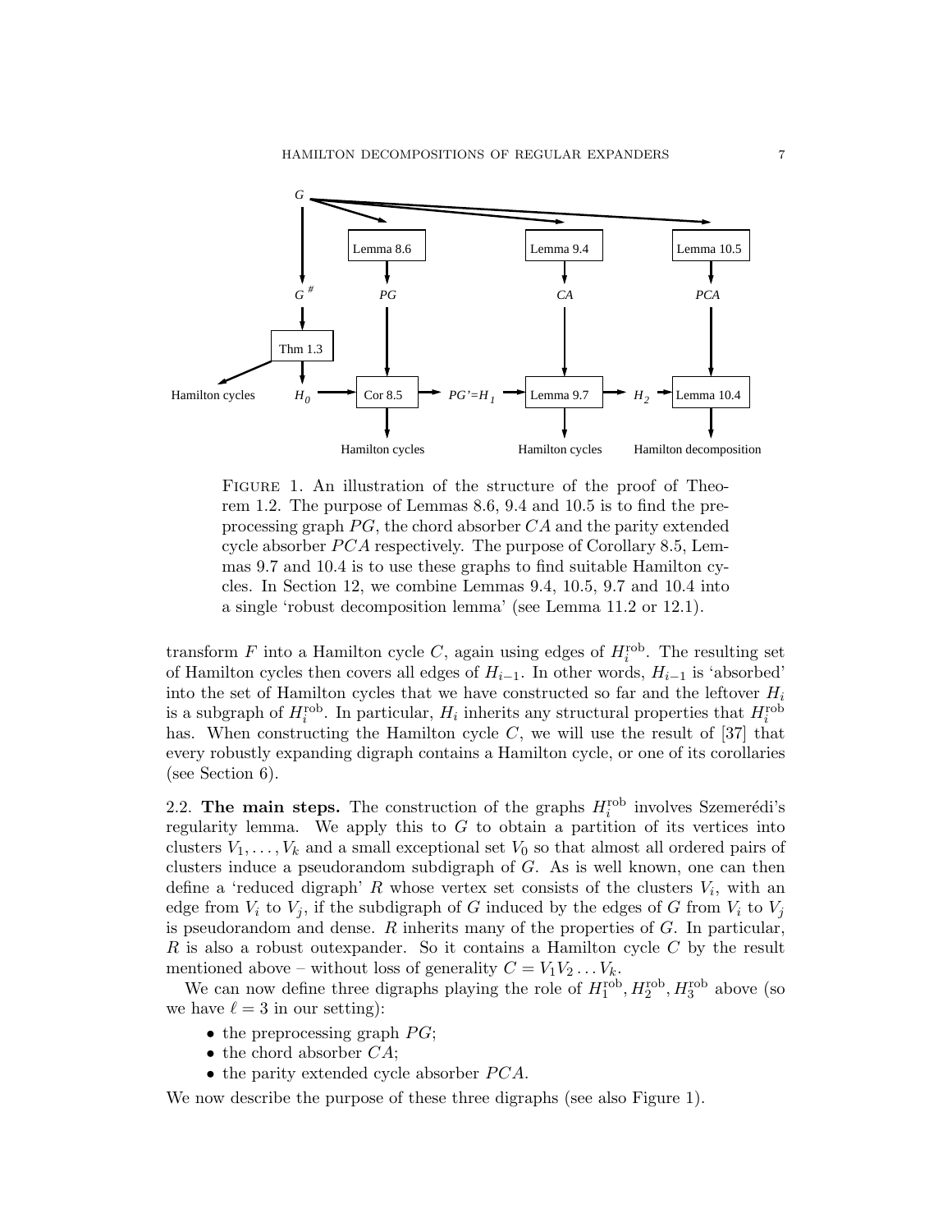FIGURE 1. An illustration of the structure of the proof of Theorem 1.2. The purpose of Lemmas 8.6, 9.4 and 10.5 is to find the preprocessing graph $PG$, the chord absorber $CA$ and the parity extended cycle absorber $PCA$ respectively. The purpose of Corollary 8.5, Lemmas 9.7 and 10.4 is to use these graphs to find suitable Hamilton cycles. In Section 12, we combine Lemmas 9.4, 10.5, 9.7 and 10.4 into a single 'robust decomposition lemma' (see Lemma 11.2 or 12.1).

transform $F$ into a Hamilton cycle $C$, again using edges of $H_i^{\rm rob}$. The resulting set of Hamilton cycles then covers all edges of $H_{i-1}$. In other words, $H_{i-1}$ is 'absorbed' into the set of Hamilton cycles that we have constructed so far and the leftover $H_i$ is a subgraph of $H_i^{\rm rob}$. In particular, $H_i$ inherits any structural properties that $H_i^{\rm rob}$ has. When constructing the Hamilton cycle $C$, we will use the result of [37] that every robustly expanding digraph contains a Hamilton cycle, or one of its corollaries (see Section 6).

2.2. **The main steps.** The construction of the graphs $H_i^{\rm rob}$ involves Szemerédi's regularity lemma. We apply this to $G$ to obtain a partition of its vertices into clusters $V_1, \dots, V_k$ and a small exceptional set $V_0$ so that almost all ordered pairs of clusters induce a pseudorandom subdigraph of $G$. As is well known, one can then define a 'reduced digraph' $R$ whose vertex set consists of the clusters $V_i$, with an edge from $V_i$ to $V_j$, if the subdigraph of $G$ induced by the edges of $G$ from $V_i$ to $V_j$ is pseudorandom and dense. $R$ inherits many of the properties of $G$. In particular, $R$ is also a robust outexpander. So it contains a Hamilton cycle $C$ by the result mentioned above – without loss of generality $C = V_1V_2 \dots V_k$.

We can now define three digraphs playing the role of $H_1^{\rm rob}, H_2^{\rm rob}, H_3^{\rm rob}$ above (so we have $\ell = 3$ in our setting):

- the preprocessing graph $PG$;
- the chord absorber $CA$;
- the parity extended cycle absorber $PCA$.

We now describe the purpose of these three digraphs (see also Figure 1).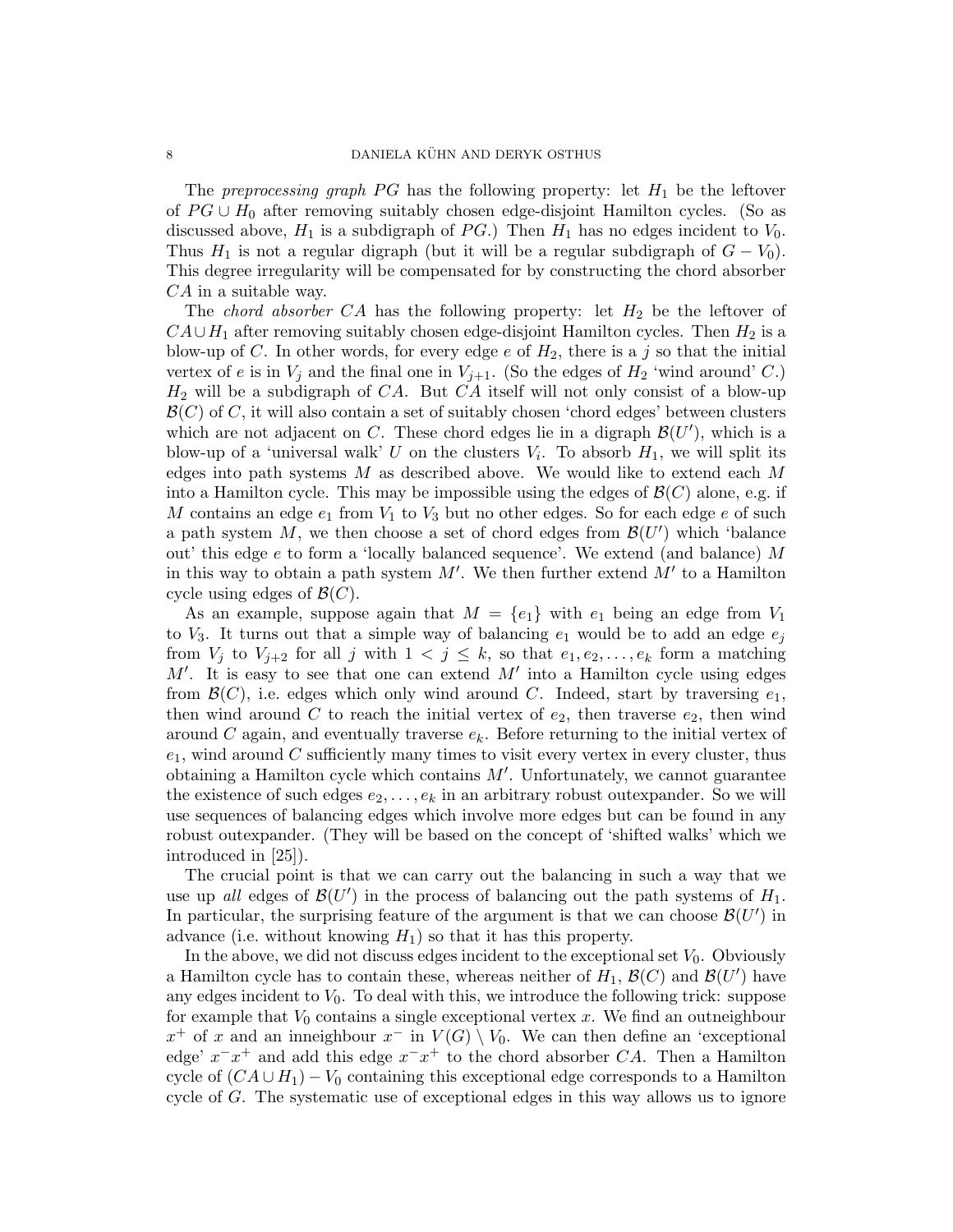The *preprocessing graph* $PG$ has the following property: let $H_1$ be the leftover of $PG \cup H_0$ after removing suitably chosen edge-disjoint Hamilton cycles. (So as discussed above, $H_1$ is a subdigraph of $PG$.) Then $H_1$ has no edges incident to $V_0$. Thus $H_1$ is not a regular digraph (but it will be a regular subdigraph of $G - V_0$). This degree irregularity will be compensated for by constructing the chord absorber $CA$ in a suitable way.

The *chord absorber* $CA$ has the following property: let $H_2$ be the leftover of $CA \cup H_1$ after removing suitably chosen edge-disjoint Hamilton cycles. Then $H_2$ is a blow-up of $C$. In other words, for every edge $e$ of $H_2$, there is a $j$ so that the initial vertex of $e$ is in $V_j$ and the final one in $V_{j+1}$. (So the edges of $H_2$ 'wind around' $C$.) $H_2$ will be a subdigraph of $CA$. But $CA$ itself will not only consist of a blow-up $\mathcal{B}(C)$ of $C$, it will also contain a set of suitably chosen 'chord edges' between clusters which are not adjacent on $C$. These chord edges lie in a digraph $\mathcal{B}(U')$, which is a blow-up of a 'universal walk' $U$ on the clusters $V_i$. To absorb $H_1$, we will split its edges into path systems $M$ as described above. We would like to extend each $M$ into a Hamilton cycle. This may be impossible using the edges of $\mathcal{B}(C)$ alone, e.g. if $M$ contains an edge $e_1$ from $V_1$ to $V_3$ but no other edges. So for each edge $e$ of such a path system $M$, we then choose a set of chord edges from $\mathcal{B}(U')$ which 'balance out' this edge $e$ to form a 'locally balanced sequence'. We extend (and balance) $M$ in this way to obtain a path system $M'$. We then further extend $M'$ to a Hamilton cycle using edges of $\mathcal{B}(C)$.

As an example, suppose again that $M = \{e_1\}$ with $e_1$ being an edge from $V_1$ to $V_3$. It turns out that a simple way of balancing $e_1$ would be to add an edge $e_j$ from $V_j$ to $V_{j+2}$ for all $j$ with $1 < j \leq k$, so that $e_1, e_2, \dots, e_k$ form a matching $M'$. It is easy to see that one can extend $M'$ into a Hamilton cycle using edges from $\mathcal{B}(C)$, i.e. edges which only wind around $C$. Indeed, start by traversing $e_1$, then wind around $C$ to reach the initial vertex of $e_2$, then traverse $e_2$, then wind around $C$ again, and eventually traverse $e_k$. Before returning to the initial vertex of $e_1$, wind around $C$ sufficiently many times to visit every vertex in every cluster, thus obtaining a Hamilton cycle which contains $M'$. Unfortunately, we cannot guarantee the existence of such edges $e_2, \dots, e_k$ in an arbitrary robust outexpander. So we will use sequences of balancing edges which involve more edges but can be found in any robust outexpander. (They will be based on the concept of 'shifted walks' which we introduced in [25]).

The crucial point is that we can carry out the balancing in such a way that we use up *all* edges of $\mathcal{B}(U')$ in the process of balancing out the path systems of $H_1$. In particular, the surprising feature of the argument is that we can choose $\mathcal{B}(U')$ in advance (i.e. without knowing $H_1$) so that it has this property.

In the above, we did not discuss edges incident to the exceptional set $V_0$. Obviously a Hamilton cycle has to contain these, whereas neither of $H_1$, $\mathcal{B}(C)$ and $\mathcal{B}(U')$ have any edges incident to $V_0$. To deal with this, we introduce the following trick: suppose for example that $V_0$ contains a single exceptional vertex $x$. We find an outneighbour $x^+$ of $x$ and an inneighbour $x^-$ in $V(G) \setminus V_0$. We can then define an 'exceptional edge' $x^-x^+$ and add this edge $x^-x^+$ to the chord absorber $CA$. Then a Hamilton cycle of $(CA \cup H_1) - V_0$ containing this exceptional edge corresponds to a Hamilton cycle of $G$. The systematic use of exceptional edges in this way allows us to ignore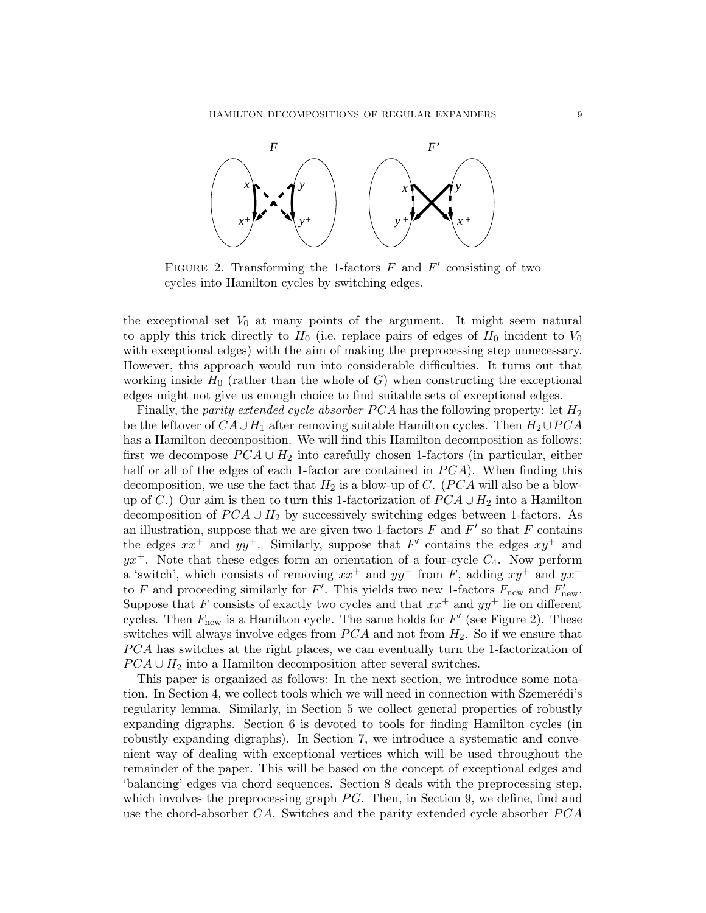FIGURE 2. Transforming the 1-factors $F$ and $F'$ consisting of two cycles into Hamilton cycles by switching edges.

the exceptional set $V_0$ at many points of the argument. It might seem natural to apply this trick directly to $H_0$ (i.e. replace pairs of edges of $H_0$ incident to $V_0$ with exceptional edges) with the aim of making the preprocessing step unnecessary. However, this approach would run into considerable difficulties. It turns out that working inside $H_0$ (rather than the whole of $G$) when constructing the exceptional edges might not give us enough choice to find suitable sets of exceptional edges.

Finally, the *parity extended cycle absorber* $PCA$ has the following property: let $H_2$ be the leftover of $CA \cup H_1$ after removing suitable Hamilton cycles. Then $H_2 \cup PCA$ has a Hamilton decomposition. We will find this Hamilton decomposition as follows: first we decompose $PCA \cup H_2$ into carefully chosen 1-factors (in particular, either half or all of the edges of each 1-factor are contained in $PCA$). When finding this decomposition, we use the fact that $H_2$ is a blow-up of $C$. ($PCA$ will also be a blow-up of $C$.) Our aim is then to turn this 1-factorization of $PCA \cup H_2$ into a Hamilton decomposition of $PCA \cup H_2$ by successively switching edges between 1-factors. As an illustration, suppose that we are given two 1-factors $F$ and $F'$ so that $F$ contains the edges $xx^+$ and $yy^+$. Similarly, suppose that $F'$ contains the edges $xy^+$ and $yx^+$. Note that these edges form an orientation of a four-cycle $C_4$. Now perform a 'switch', which consists of removing $xx^+$ and $yy^+$ from $F$, adding $xy^+$ and $yx^+$ to $F$ and proceeding similarly for $F'$. This yields two new 1-factors $F_{\rm new}$ and $F'_{\rm new}$. Suppose that $F$ consists of exactly two cycles and that $xx^+$ and $yy^+$ lie on different cycles. Then $F_{\rm new}$ is a Hamilton cycle. The same holds for $F'$ (see Figure 2). These switches will always involve edges from $PCA$ and not from $H_2$. So if we ensure that $PCA$ has switches at the right places, we can eventually turn the 1-factorization of $PCA \cup H_2$ into a Hamilton decomposition after several switches.

This paper is organized as follows: In the next section, we introduce some notation. In Section 4, we collect tools which we will need in connection with Szemerédi's regularity lemma. Similarly, in Section 5 we collect general properties of robustly expanding digraphs. Section 6 is devoted to tools for finding Hamilton cycles (in robustly expanding digraphs). In Section 7, we introduce a systematic and convenient way of dealing with exceptional vertices which will be used throughout the remainder of the paper. This will be based on the concept of exceptional edges and 'balancing' edges via chord sequences. Section 8 deals with the preprocessing step, which involves the preprocessing graph $PG$. Then, in Section 9, we define, find and use the chord-absorber $CA$. Switches and the parity extended cycle absorber $PCA$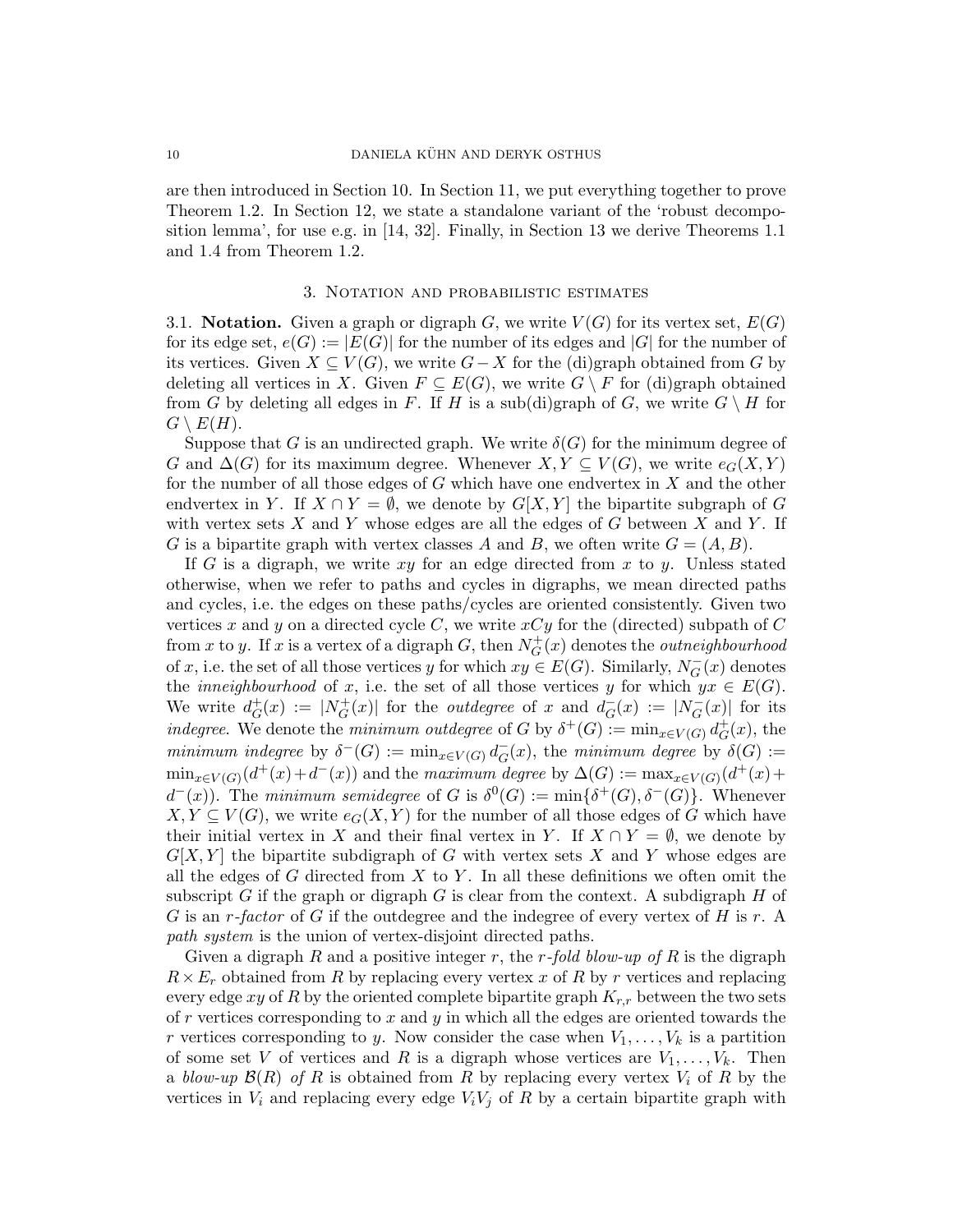are then introduced in Section 10. In Section 11, we put everything together to prove Theorem 1.2. In Section 12, we state a standalone variant of the 'robust decomposition lemma', for use e.g. in [14, 32]. Finally, in Section 13 we derive Theorems 1.1 and 1.4 from Theorem 1.2.

## 3. Notation and probabilistic estimates

3.1. **Notation.** Given a graph or digraph $G$, we write $V(G)$ for its vertex set, $E(G)$ for its edge set, $e(G) := |E(G)|$ for the number of its edges and $|G|$ for the number of its vertices. Given $X \subseteq V(G)$, we write $G - X$ for the (di)graph obtained from $G$ by deleting all vertices in $X$. Given $F \subseteq E(G)$, we write $G \setminus F$ for (di)graph obtained from $G$ by deleting all edges in $F$. If $H$ is a sub(di)graph of $G$, we write $G \setminus H$ for $G \setminus E(H)$.

Suppose that $G$ is an undirected graph. We write $\delta(G)$ for the minimum degree of $G$ and $\Delta(G)$ for its maximum degree. Whenever $X, Y \subseteq V(G)$, we write $e_G(X, Y)$ for the number of all those edges of $G$ which have one endvertex in $X$ and the other endvertex in $Y$. If $X \cap Y = \emptyset$, we denote by $G[X, Y]$ the bipartite subgraph of $G$ with vertex sets $X$ and $Y$ whose edges are all the edges of $G$ between $X$ and $Y$. If $G$ is a bipartite graph with vertex classes $A$ and $B$, we often write $G = (A, B)$.

If $G$ is a digraph, we write $xy$ for an edge directed from $x$ to $y$. Unless stated otherwise, when we refer to paths and cycles in digraphs, we mean directed paths and cycles, i.e. the edges on these paths/cycles are oriented consistently. Given two vertices $x$ and $y$ on a directed cycle $C$, we write $xCy$ for the (directed) subpath of $C$ from $x$ to $y$. If $x$ is a vertex of a digraph $G$, then $N^+_G(x)$ denotes the *outneighbourhood* of $x$, i.e. the set of all those vertices $y$ for which $xy \in E(G)$. Similarly, $N^-_G(x)$ denotes the *inneighbourhood* of $x$, i.e. the set of all those vertices $y$ for which $yx \in E(G)$. We write $d^+_G(x) := |N^+_G(x)|$ for the *outdegree* of $x$ and $d^-_G(x) := |N^-_G(x)|$ for its *indegree*. We denote the *minimum outdegree* of $G$ by $\delta^+(G) := \min_{x \in V(G)} d^+_G(x)$, the *minimum indegree* by $\delta^-(G) := \min_{x \in V(G)} d^-_G(x)$, the *minimum degree* by $\delta(G) := \min_{x \in V(G)}(d^+(x) + d^-(x))$ and the *maximum degree* by $\Delta(G) := \max_{x \in V(G)}(d^+(x) + d^-(x))$. The *minimum semidegree* of $G$ is $\delta^0(G) := \min\{\delta^+(G), \delta^-(G)\}$. Whenever $X, Y \subseteq V(G)$, we write $e_G(X, Y)$ for the number of all those edges of $G$ which have their initial vertex in $X$ and their final vertex in $Y$. If $X \cap Y = \emptyset$, we denote by $G[X, Y]$ the bipartite subdigraph of $G$ with vertex sets $X$ and $Y$ whose edges are all the edges of $G$ directed from $X$ to $Y$. In all these definitions we often omit the subscript $G$ if the graph or digraph $G$ is clear from the context. A subdigraph $H$ of $G$ is an *$r$-factor* of $G$ if the outdegree and the indegree of every vertex of $H$ is $r$. A *path system* is the union of vertex-disjoint directed paths.

Given a digraph $R$ and a positive integer $r$, the *$r$-fold blow-up of $R$* is the digraph $R \times E_r$ obtained from $R$ by replacing every vertex $x$ of $R$ by $r$ vertices and replacing every edge $xy$ of $R$ by the oriented complete bipartite graph $K_{r,r}$ between the two sets of $r$ vertices corresponding to $x$ and $y$ in which all the edges are oriented towards the $r$ vertices corresponding to $y$. Now consider the case when $V_1, \dots, V_k$ is a partition of some set $V$ of vertices and $R$ is a digraph whose vertices are $V_1, \dots, V_k$. Then a *blow-up $\mathcal{B}(R)$ of $R$* is obtained from $R$ by replacing every vertex $V_i$ of $R$ by the vertices in $V_i$ and replacing every edge $V_iV_j$ of $R$ by a certain bipartite graph with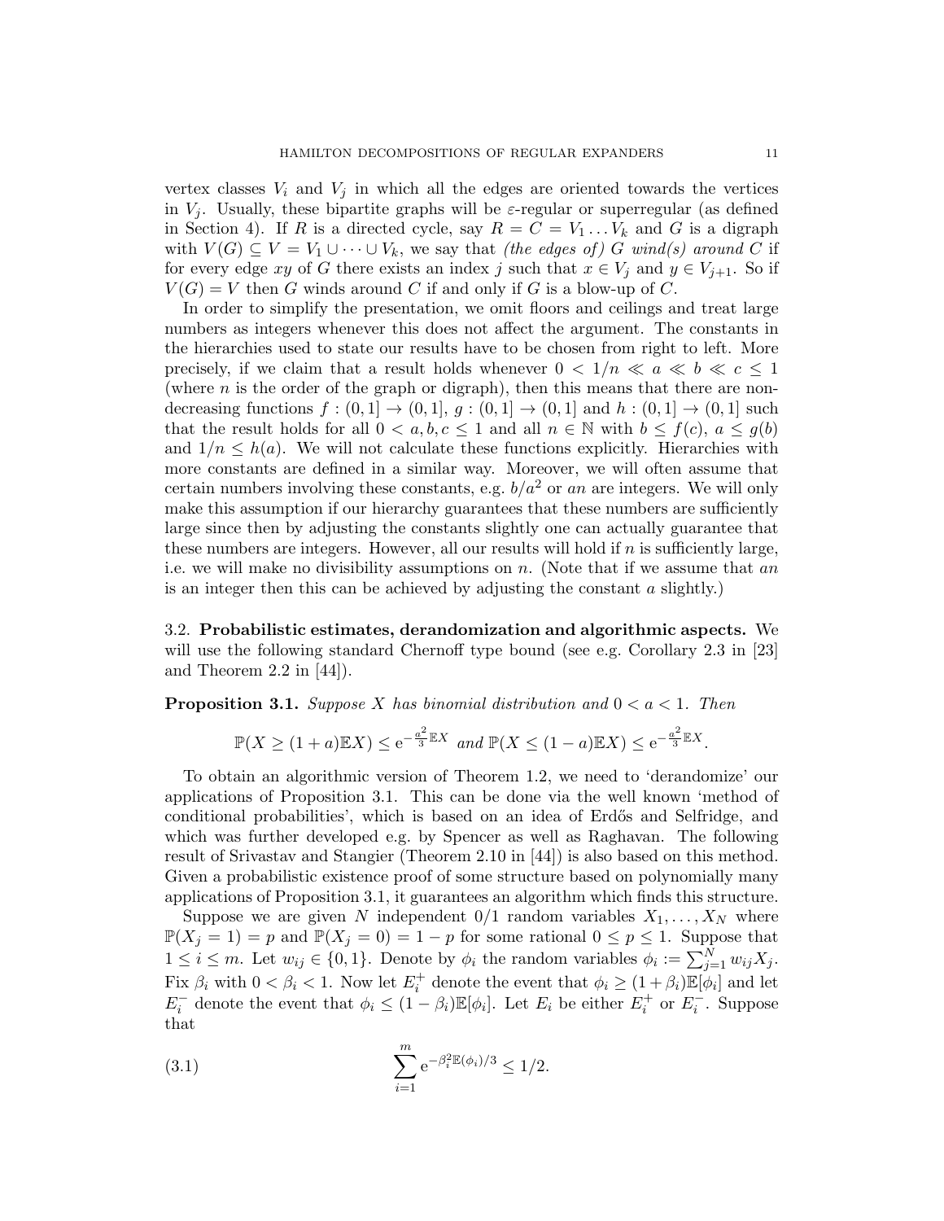vertex classes $V_i$ and $V_j$ in which all the edges are oriented towards the vertices in $V_j$. Usually, these bipartite graphs will be $\varepsilon$-regular or superregular (as defined in Section 4). If $R$ is a directed cycle, say $R = C = V_1 \dots V_k$ and $G$ is a digraph with $V(G) \subseteq V = V_1 \cup \dots \cup V_k$, we say that *(the edges of) $G$ wind(s) around $C$* if for every edge $xy$ of $G$ there exists an index $j$ such that $x \in V_j$ and $y \in V_{j+1}$. So if $V(G) = V$ then $G$ winds around $C$ if and only if $G$ is a blow-up of $C$.

In order to simplify the presentation, we omit floors and ceilings and treat large numbers as integers whenever this does not affect the argument. The constants in the hierarchies used to state our results have to be chosen from right to left. More precisely, if we claim that a result holds whenever $0 < 1/n \ll a \ll b \ll c \le 1$ (where $n$ is the order of the graph or digraph), then this means that there are non-decreasing functions $f : (0,1] \to (0,1]$, $g : (0,1] \to (0,1]$ and $h : (0,1] \to (0,1]$ such that the result holds for all $0 < a, b, c \le 1$ and all $n \in \mathbb{N}$ with $b \le f(c)$, $a \le g(b)$ and $1/n \le h(a)$. We will not calculate these functions explicitly. Hierarchies with more constants are defined in a similar way. Moreover, we will often assume that certain numbers involving these constants, e.g. $b/a^2$ or $an$ are integers. We will only make this assumption if our hierarchy guarantees that these numbers are sufficiently large since then by adjusting the constants slightly one can actually guarantee that these numbers are integers. However, all our results will hold if $n$ is sufficiently large, i.e. we will make no divisibility assumptions on $n$. (Note that if we assume that $an$ is an integer then this can be achieved by adjusting the constant $a$ slightly.)

### 3.2. Probabilistic estimates, derandomization and algorithmic aspects.

We will use the following standard Chernoff type bound (see e.g. Corollary 2.3 in [23] and Theorem 2.2 in [44]).

**Proposition 3.1.** *Suppose $X$ has binomial distribution and $0 < a < 1$. Then*

$$\mathbb{P}(X \ge (1+a)\mathbb{E}X) \le \mathrm{e}^{-\frac{a^2}{3}\mathbb{E}X} \text{ and } \mathbb{P}(X \le (1-a)\mathbb{E}X) \le \mathrm{e}^{-\frac{a^2}{3}\mathbb{E}X}.$$

To obtain an algorithmic version of Theorem 1.2, we need to 'derandomize' our applications of Proposition 3.1. This can be done via the well known 'method of conditional probabilities', which is based on an idea of Erdős and Selfridge, and which was further developed e.g. by Spencer as well as Raghavan. The following result of Srivastav and Stangier (Theorem 2.10 in [44]) is also based on this method. Given a probabilistic existence proof of some structure based on polynomially many applications of Proposition 3.1, it guarantees an algorithm which finds this structure.

Suppose we are given $N$ independent $0/1$ random variables $X_1, \dots, X_N$ where $\mathbb{P}(X_j = 1) = p$ and $\mathbb{P}(X_j = 0) = 1 - p$ for some rational $0 \le p \le 1$. Suppose that $1 \le i \le m$. Let $w_{ij} \in \{0, 1\}$. Denote by $\phi_i$ the random variables $\phi_i := \sum_{j=1}^{N} w_{ij} X_j$. Fix $\beta_i$ with $0 < \beta_i < 1$. Now let $E_i^+$ denote the event that $\phi_i \ge (1 + \beta_i)\mathbb{E}[\phi_i]$ and let $E_i^-$ denote the event that $\phi_i \le (1 - \beta_i)\mathbb{E}[\phi_i]$. Let $E_i$ be either $E_i^+$ or $E_i^-$. Suppose that

$$\sum_{i=1}^{m} \mathrm{e}^{-\beta_i^2 \mathbb{E}(\phi_i)/3} \le 1/2. \tag{3.1}$$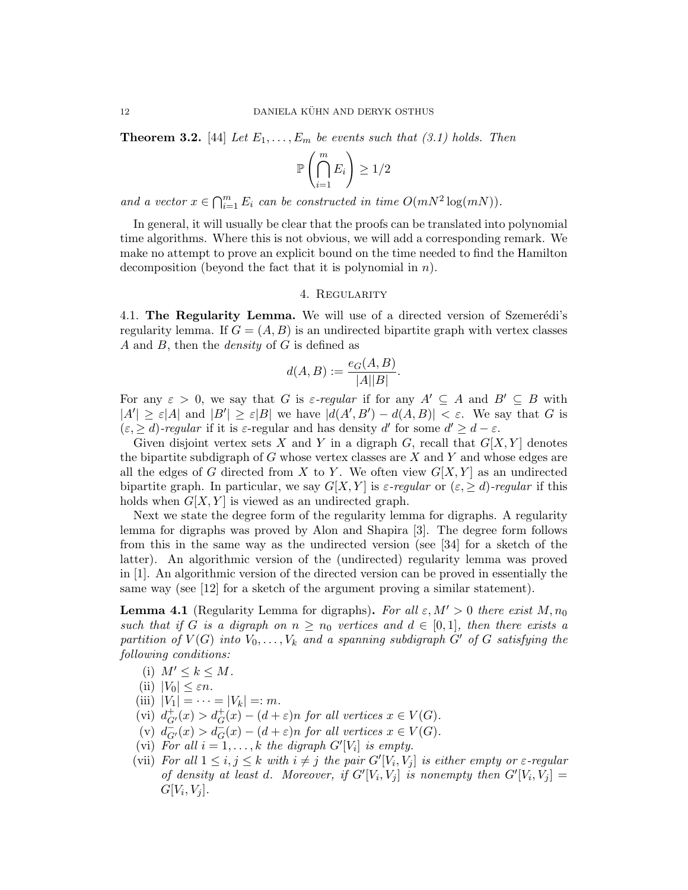**Theorem 3.2.** [44] *Let $E_1, \ldots, E_m$ be events such that (3.1) holds. Then*

$$\mathbb{P}\left(\bigcap_{i=1}^{m} E_i\right) \geq 1/2$$

*and a vector $x \in \bigcap_{i=1}^{m} E_i$ can be constructed in time $O(mN^2 \log(mN))$.*

In general, it will usually be clear that the proofs can be translated into polynomial time algorithms. Where this is not obvious, we will add a corresponding remark. We make no attempt to prove an explicit bound on the time needed to find the Hamilton decomposition (beyond the fact that it is polynomial in $n$).

## 4. Regularity

**4.1. The Regularity Lemma.** We will use of a directed version of Szemerédi's regularity lemma. If $G = (A, B)$ is an undirected bipartite graph with vertex classes $A$ and $B$, then the *density* of $G$ is defined as

$$d(A, B) := \frac{e_G(A, B)}{|A||B|}.$$

For any $\varepsilon > 0$, we say that $G$ is *$\varepsilon$-regular* if for any $A' \subseteq A$ and $B' \subseteq B$ with $|A'| \geq \varepsilon |A|$ and $|B'| \geq \varepsilon |B|$ we have $|d(A', B') - d(A, B)| < \varepsilon$. We say that $G$ is *$(\varepsilon, \geq d)$-regular* if it is $\varepsilon$-regular and has density $d'$ for some $d' \geq d - \varepsilon$.

Given disjoint vertex sets $X$ and $Y$ in a digraph $G$, recall that $G[X, Y]$ denotes the bipartite subdigraph of $G$ whose vertex classes are $X$ and $Y$ and whose edges are all the edges of $G$ directed from $X$ to $Y$. We often view $G[X, Y]$ as an undirected bipartite graph. In particular, we say $G[X, Y]$ is *$\varepsilon$-regular* or *$(\varepsilon, \geq d)$-regular* if this holds when $G[X, Y]$ is viewed as an undirected graph.

Next we state the degree form of the regularity lemma for digraphs. A regularity lemma for digraphs was proved by Alon and Shapira [3]. The degree form follows from this in the same way as the undirected version (see [34] for a sketch of the latter). An algorithmic version of the (undirected) regularity lemma was proved in [1]. An algorithmic version of the directed version can be proved in essentially the same way (see [12] for a sketch of the argument proving a similar statement).

**Lemma 4.1** (Regularity Lemma for digraphs)**.** *For all $\varepsilon, M' > 0$ there exist $M, n_0$ such that if $G$ is a digraph on $n \geq n_0$ vertices and $d \in [0, 1]$, then there exists a partition of $V(G)$ into $V_0, \ldots, V_k$ and a spanning subdigraph $G'$ of $G$ satisfying the following conditions:*

- (i) $M' \leq k \leq M$.
- (ii) $|V_0| \leq \varepsilon n$.
- (iii) $|V_1| = \cdots = |V_k| =: m$.
- (vi) $d^+_{G'}(x) > d^+_G(x) - (d + \varepsilon)n$ *for all vertices* $x \in V(G)$.
- (v) $d^-_{G'}(x) > d^-_G(x) - (d + \varepsilon)n$ *for all vertices* $x \in V(G)$.
- (vi) *For all* $i = 1, \ldots, k$ *the digraph* $G'[V_i]$ *is empty.*
- (vii) *For all* $1 \leq i, j \leq k$ *with* $i \neq j$ *the pair* $G'[V_i, V_j]$ *is either empty or $\varepsilon$-regular of density at least $d$. Moreover, if $G'[V_i, V_j]$ is nonempty then $G'[V_i, V_j] = G[V_i, V_j]$.*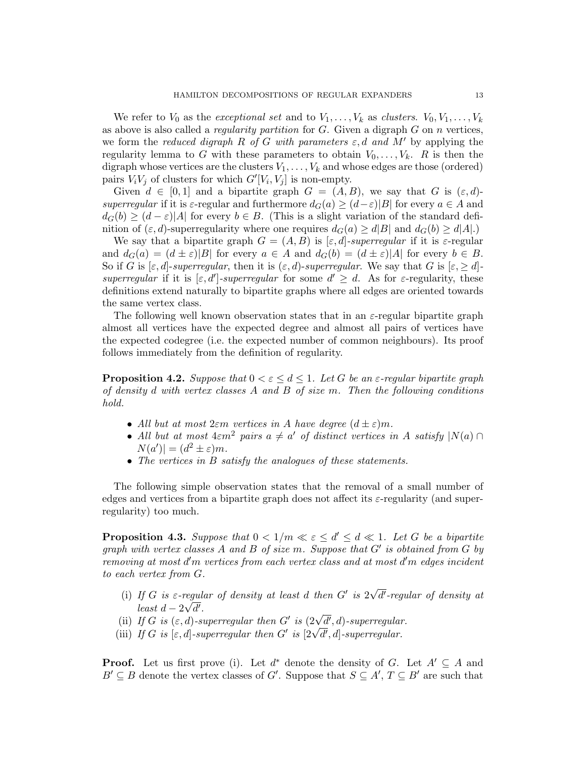We refer to $V_0$ as the *exceptional set* and to $V_1, \dots, V_k$ as *clusters*. $V_0, V_1, \dots, V_k$ as above is also called a *regularity partition* for $G$. Given a digraph $G$ on $n$ vertices, we form the *reduced digraph $R$ of $G$ with parameters $\varepsilon, d$ and $M'$* by applying the regularity lemma to $G$ with these parameters to obtain $V_0, \dots, V_k$. $R$ is then the digraph whose vertices are the clusters $V_1, \dots, V_k$ and whose edges are those (ordered) pairs $V_iV_j$ of clusters for which $G'[V_i, V_j]$ is non-empty.

Given $d \in [0, 1]$ and a bipartite graph $G = (A, B)$, we say that $G$ is *$(\varepsilon, d)$-superregular* if it is $\varepsilon$-regular and furthermore $d_G(a) \geq (d - \varepsilon)|B|$ for every $a \in A$ and $d_G(b) \geq (d - \varepsilon)|A|$ for every $b \in B$. (This is a slight variation of the standard definition of $(\varepsilon, d)$-superregularity where one requires $d_G(a) \geq d|B|$ and $d_G(b) \geq d|A|$.)

We say that a bipartite graph $G = (A, B)$ is *$[\varepsilon, d]$-superregular* if it is $\varepsilon$-regular and $d_G(a) = (d \pm \varepsilon)|B|$ for every $a \in A$ and $d_G(b) = (d \pm \varepsilon)|A|$ for every $b \in B$. So if $G$ is *$[\varepsilon, d]$-superregular*, then it is *$(\varepsilon, d)$-superregular*. We say that $G$ is *$[\varepsilon, \geq d]$-superregular* if it is *$[\varepsilon, d']$-superregular* for some $d' \geq d$. As for $\varepsilon$-regularity, these definitions extend naturally to bipartite graphs where all edges are oriented towards the same vertex class.

The following well known observation states that in an $\varepsilon$-regular bipartite graph almost all vertices have the expected degree and almost all pairs of vertices have the expected codegree (i.e. the expected number of common neighbours). Its proof follows immediately from the definition of regularity.

**Proposition 4.2.** *Suppose that $0 < \varepsilon \leq d \leq 1$. Let $G$ be an $\varepsilon$-regular bipartite graph of density $d$ with vertex classes $A$ and $B$ of size $m$. Then the following conditions hold.*

- *All but at most $2\varepsilon m$ vertices in $A$ have degree $(d \pm \varepsilon)m$.*
- *All but at most $4\varepsilon m^2$ pairs $a \neq a'$ of distinct vertices in $A$ satisfy $|N(a) \cap N(a')| = (d^2 \pm \varepsilon)m$.*
- *The vertices in $B$ satisfy the analogues of these statements.*

The following simple observation states that the removal of a small number of edges and vertices from a bipartite graph does not affect its $\varepsilon$-regularity (and superregularity) too much.

**Proposition 4.3.** *Suppose that $0 < 1/m \ll \varepsilon \leq d' \leq d \ll 1$. Let $G$ be a bipartite graph with vertex classes $A$ and $B$ of size $m$. Suppose that $G'$ is obtained from $G$ by removing at most $d'm$ vertices from each vertex class and at most $d'm$ edges incident to each vertex from $G$.*

(i) *If $G$ is $\varepsilon$-regular of density at least $d$ then $G'$ is $2\sqrt{d'}$-regular of density at least $d - 2\sqrt{d'}$.*
(ii) *If $G$ is $(\varepsilon, d)$-superregular then $G'$ is $(2\sqrt{d'}, d)$-superregular.*
(iii) *If $G$ is $[\varepsilon, d]$-superregular then $G'$ is $[2\sqrt{d'}, d]$-superregular.*

**Proof.** Let us first prove (i). Let $d^*$ denote the density of $G$. Let $A' \subseteq A$ and $B' \subseteq B$ denote the vertex classes of $G'$. Suppose that $S \subseteq A'$, $T \subseteq B'$ are such that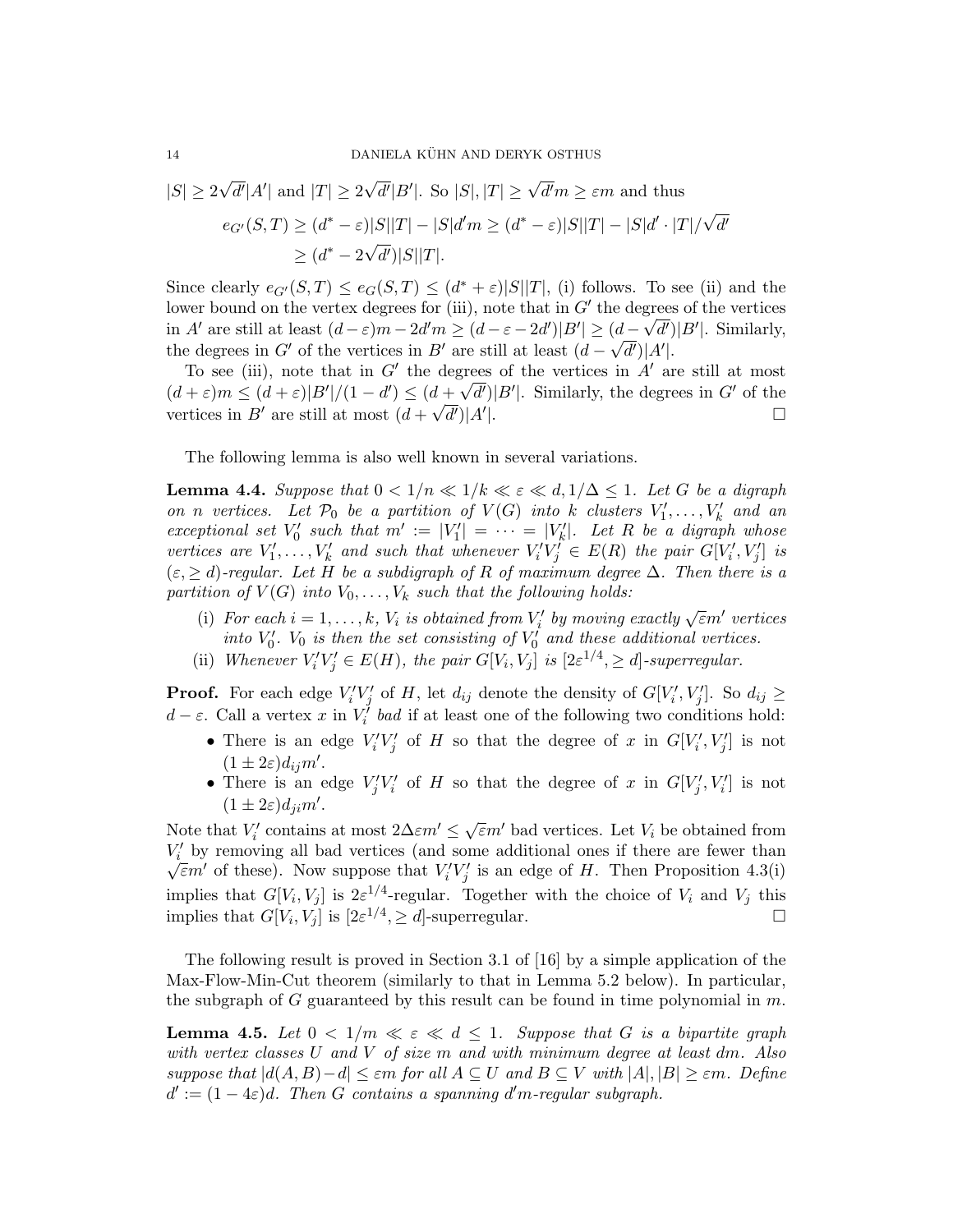$|S| \geq 2\sqrt{d'}|A'|$ and $|T| \geq 2\sqrt{d'}|B'|$. So $|S|, |T| \geq \sqrt{d'}m \geq \varepsilon m$ and thus

$$e_{G'}(S,T) \geq (d^* - \varepsilon)|S||T| - |S|d'm \geq (d^* - \varepsilon)|S||T| - |S|d' \cdot |T|/\sqrt{d'}$$
$$\geq (d^* - 2\sqrt{d'})|S||T|.$$

Since clearly $e_{G'}(S,T) \leq e_G(S,T) \leq (d^* + \varepsilon)|S||T|$, (i) follows. To see (ii) and the lower bound on the vertex degrees for (iii), note that in $G'$ the degrees of the vertices in $A'$ are still at least $(d-\varepsilon)m - 2d'm \geq (d - \varepsilon - 2d')|B'| \geq (d - \sqrt{d'})|B'|$. Similarly, the degrees in $G'$ of the vertices in $B'$ are still at least $(d - \sqrt{d'})|A'|$.

To see (iii), note that in $G'$ the degrees of the vertices in $A'$ are still at most $(d+\varepsilon)m \leq (d+\varepsilon)|B'|/(1-d') \leq (d + \sqrt{d'})|B'|$. Similarly, the degrees in $G'$ of the vertices in $B'$ are still at most $(d + \sqrt{d'})|A'|$. □

The following lemma is also well known in several variations.

**Lemma 4.4.** *Suppose that $0 < 1/n \ll 1/k \ll \varepsilon \ll d, 1/\Delta \leq 1$. Let $G$ be a digraph on $n$ vertices. Let $\mathcal{P}_0$ be a partition of $V(G)$ into $k$ clusters $V'_1, \dots, V'_k$ and an exceptional set $V'_0$ such that $m' := |V'_1| = \dots = |V'_k|$. Let $R$ be a digraph whose vertices are $V'_1, \dots, V'_k$ and such that whenever $V'_iV'_j \in E(R)$ the pair $G[V'_i, V'_j]$ is $(\varepsilon, \geq d)$-regular. Let $H$ be a subdigraph of $R$ of maximum degree $\Delta$. Then there is a partition of $V(G)$ into $V_0, \dots, V_k$ such that the following holds:*

- (i) *For each $i = 1, \dots, k$, $V_i$ is obtained from $V'_i$ by moving exactly $\sqrt{\varepsilon}m'$ vertices into $V'_0$. $V_0$ is then the set consisting of $V'_0$ and these additional vertices.*
- (ii) *Whenever $V'_iV'_j \in E(H)$, the pair $G[V_i, V_j]$ is $[2\varepsilon^{1/4}, \geq d]$-superregular.*

**Proof.** For each edge $V'_iV'_j$ of $H$, let $d_{ij}$ denote the density of $G[V'_i, V'_j]$. So $d_{ij} \geq d - \varepsilon$. Call a vertex $x$ in $V'_i$ *bad* if at least one of the following two conditions hold:

- There is an edge $V'_iV'_j$ of $H$ so that the degree of $x$ in $G[V'_i, V'_j]$ is not $(1 \pm 2\varepsilon)d_{ij}m'$.
- There is an edge $V'_jV'_i$ of $H$ so that the degree of $x$ in $G[V'_j, V'_i]$ is not $(1 \pm 2\varepsilon)d_{ji}m'$.

Note that $V'_i$ contains at most $2\Delta\varepsilon m' \leq \sqrt{\varepsilon}m'$ bad vertices. Let $V_i$ be obtained from $V'_i$ by removing all bad vertices (and some additional ones if there are fewer than $\sqrt{\varepsilon}m'$ of these). Now suppose that $V'_iV'_j$ is an edge of $H$. Then Proposition 4.3(i) implies that $G[V_i, V_j]$ is $2\varepsilon^{1/4}$-regular. Together with the choice of $V_i$ and $V_j$ this implies that $G[V_i, V_j]$ is $[2\varepsilon^{1/4}, \geq d]$-superregular. □

The following result is proved in Section 3.1 of [16] by a simple application of the Max-Flow-Min-Cut theorem (similarly to that in Lemma 5.2 below). In particular, the subgraph of $G$ guaranteed by this result can be found in time polynomial in $m$.

**Lemma 4.5.** *Let $0 < 1/m \ll \varepsilon \ll d \leq 1$. Suppose that $G$ is a bipartite graph with vertex classes $U$ and $V$ of size $m$ and with minimum degree at least $dm$. Also suppose that $|d(A,B) - d| \leq \varepsilon m$ for all $A \subseteq U$ and $B \subseteq V$ with $|A|, |B| \geq \varepsilon m$. Define $d' := (1 - 4\varepsilon)d$. Then $G$ contains a spanning $d'm$-regular subgraph.*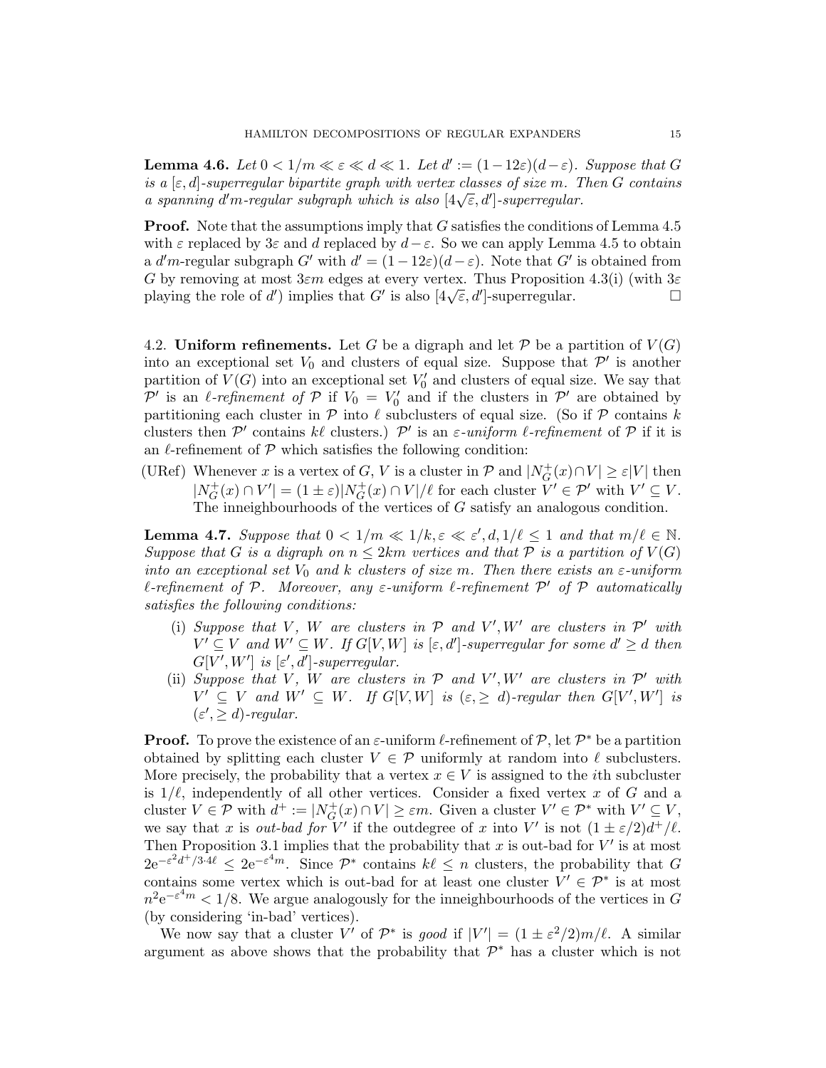**Lemma 4.6.** *Let $0 < 1/m \ll \varepsilon \ll d \ll 1$. Let $d' := (1-12\varepsilon)(d-\varepsilon)$. Suppose that $G$ is a $[\varepsilon, d]$-superregular bipartite graph with vertex classes of size $m$. Then $G$ contains a spanning $d'm$-regular subgraph which is also $[4\sqrt{\varepsilon}, d']$-superregular.*

**Proof.** Note that the assumptions imply that $G$ satisfies the conditions of Lemma 4.5 with $\varepsilon$ replaced by $3\varepsilon$ and $d$ replaced by $d-\varepsilon$. So we can apply Lemma 4.5 to obtain a $d'm$-regular subgraph $G'$ with $d' = (1-12\varepsilon)(d-\varepsilon)$. Note that $G'$ is obtained from $G$ by removing at most $3\varepsilon m$ edges at every vertex. Thus Proposition 4.3(i) (with $3\varepsilon$ playing the role of $d'$) implies that $G'$ is also $[4\sqrt{\varepsilon}, d']$-superregular. $\square$

## 4.2. Uniform refinements.

Let $G$ be a digraph and let $\mathcal{P}$ be a partition of $V(G)$ into an exceptional set $V_0$ and clusters of equal size. Suppose that $\mathcal{P}'$ is another partition of $V(G)$ into an exceptional set $V_0'$ and clusters of equal size. We say that $\mathcal{P}'$ is an *$\ell$-refinement of* $\mathcal{P}$ if $V_0 = V_0'$ and if the clusters in $\mathcal{P}'$ are obtained by partitioning each cluster in $\mathcal{P}$ into $\ell$ subclusters of equal size. (So if $\mathcal{P}$ contains $k$ clusters then $\mathcal{P}'$ contains $k\ell$ clusters.) $\mathcal{P}'$ is an *$\varepsilon$-uniform $\ell$-refinement* of $\mathcal{P}$ if it is an $\ell$-refinement of $\mathcal{P}$ which satisfies the following condition:

(URef) Whenever $x$ is a vertex of $G$, $V$ is a cluster in $\mathcal{P}$ and $|N_G^+(x) \cap V| \geq \varepsilon |V|$ then $|N_G^+(x) \cap V'| = (1 \pm \varepsilon)|N_G^+(x) \cap V|/\ell$ for each cluster $V' \in \mathcal{P}'$ with $V' \subseteq V$. The inneighbourhoods of the vertices of $G$ satisfy an analogous condition.

**Lemma 4.7.** *Suppose that $0 < 1/m \ll 1/k, \varepsilon \ll \varepsilon', d, 1/\ell \leq 1$ and that $m/\ell \in \mathbb{N}$. Suppose that $G$ is a digraph on $n \leq 2km$ vertices and that $\mathcal{P}$ is a partition of $V(G)$ into an exceptional set $V_0$ and $k$ clusters of size $m$. Then there exists an $\varepsilon$-uniform $\ell$-refinement of $\mathcal{P}$. Moreover, any $\varepsilon$-uniform $\ell$-refinement $\mathcal{P}'$ of $\mathcal{P}$ automatically satisfies the following conditions:*

- (i) *Suppose that $V$, $W$ are clusters in $\mathcal{P}$ and $V', W'$ are clusters in $\mathcal{P}'$ with $V' \subseteq V$ and $W' \subseteq W$. If $G[V, W]$ is $[\varepsilon, d']$-superregular for some $d' \geq d$ then $G[V', W']$ is $[\varepsilon', d']$-superregular.*
- (ii) *Suppose that $V$, $W$ are clusters in $\mathcal{P}$ and $V', W'$ are clusters in $\mathcal{P}'$ with $V' \subseteq V$ and $W' \subseteq W$. If $G[V, W]$ is $(\varepsilon, \geq d)$-regular then $G[V', W']$ is $(\varepsilon', \geq d)$-regular.*

**Proof.** To prove the existence of an $\varepsilon$-uniform $\ell$-refinement of $\mathcal{P}$, let $\mathcal{P}^*$ be a partition obtained by splitting each cluster $V \in \mathcal{P}$ uniformly at random into $\ell$ subclusters. More precisely, the probability that a vertex $x \in V$ is assigned to the $i$th subcluster is $1/\ell$, independently of all other vertices. Consider a fixed vertex $x$ of $G$ and a cluster $V \in \mathcal{P}$ with $d^+ := |N_G^+(x) \cap V| \geq \varepsilon m$. Given a cluster $V' \in \mathcal{P}^*$ with $V' \subseteq V$, we say that $x$ is *out-bad for* $V'$ if the outdegree of $x$ into $V'$ is not $(1 \pm \varepsilon/2)d^+/\ell$. Then Proposition 3.1 implies that the probability that $x$ is out-bad for $V'$ is at most $2\mathrm{e}^{-\varepsilon^2 d^+/3 \cdot 4\ell} \leq 2\mathrm{e}^{-\varepsilon^4 m}$. Since $\mathcal{P}^*$ contains $k\ell \leq n$ clusters, the probability that $G$ contains some vertex which is out-bad for at least one cluster $V' \in \mathcal{P}^*$ is at most $n^2 \mathrm{e}^{-\varepsilon^4 m} < 1/8$. We argue analogously for the inneighbourhoods of the vertices in $G$ (by considering 'in-bad' vertices).

We now say that a cluster $V'$ of $\mathcal{P}^*$ is *good* if $|V'| = (1 \pm \varepsilon^2/2)m/\ell$. A similar argument as above shows that the probability that $\mathcal{P}^*$ has a cluster which is not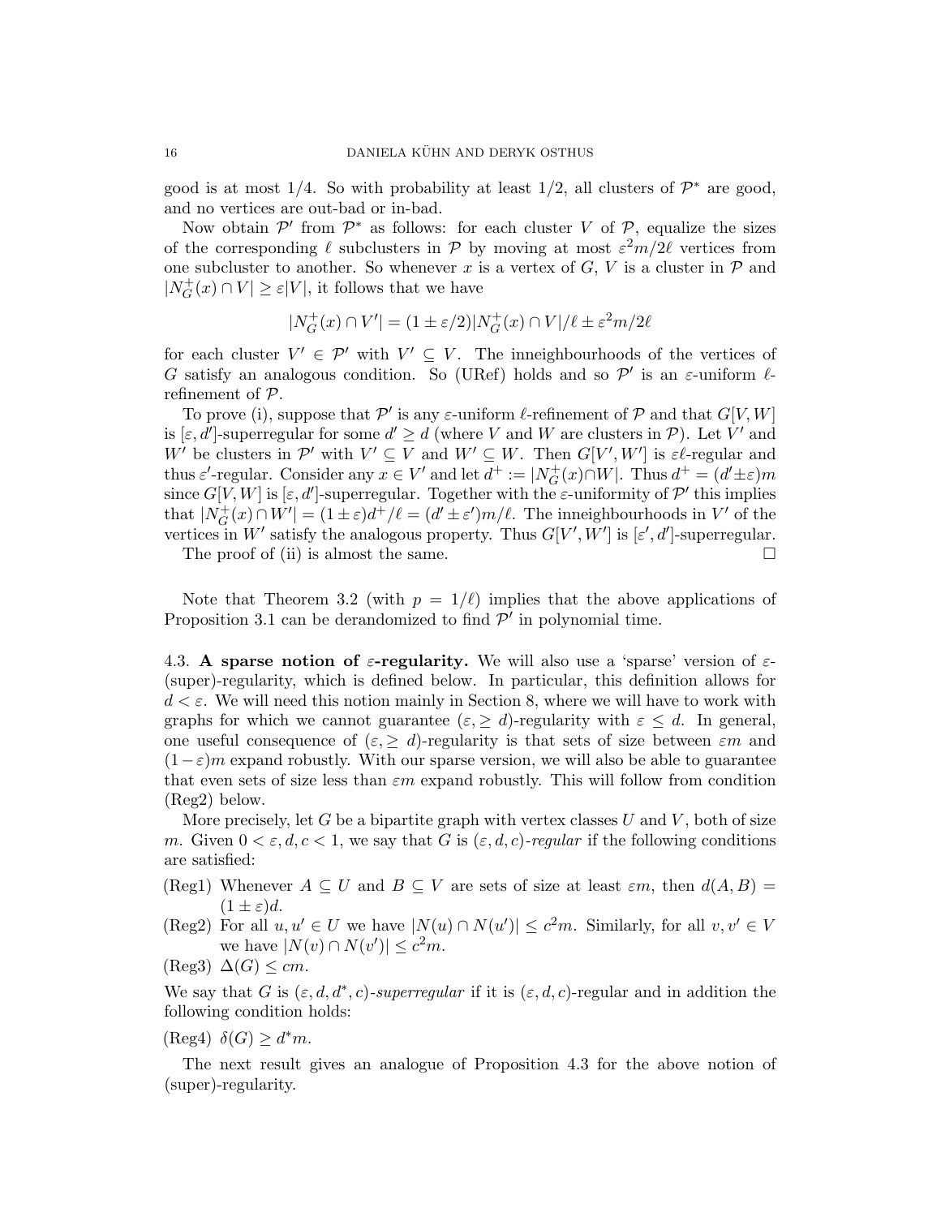good is at most $1/4$. So with probability at least $1/2$, all clusters of $\mathcal{P}^*$ are good, and no vertices are out-bad or in-bad.

Now obtain $\mathcal{P}'$ from $\mathcal{P}^*$ as follows: for each cluster $V$ of $\mathcal{P}$, equalize the sizes of the corresponding $\ell$ subclusters in $\mathcal{P}$ by moving at most $\varepsilon^2 m/2\ell$ vertices from one subcluster to another. So whenever $x$ is a vertex of $G$, $V$ is a cluster in $\mathcal{P}$ and $|N_G^+(x) \cap V| \geq \varepsilon |V|$, it follows that we have

$$|N_G^+(x) \cap V'| = (1 \pm \varepsilon/2)|N_G^+(x) \cap V|/\ell \pm \varepsilon^2 m/2\ell$$

for each cluster $V' \in \mathcal{P}'$ with $V' \subseteq V$. The inneighbourhoods of the vertices of $G$ satisfy an analogous condition. So (URef) holds and so $\mathcal{P}'$ is an $\varepsilon$-uniform $\ell$-refinement of $\mathcal{P}$.

To prove (i), suppose that $\mathcal{P}'$ is any $\varepsilon$-uniform $\ell$-refinement of $\mathcal{P}$ and that $G[V, W]$ is $[\varepsilon, d']$-superregular for some $d' \geq d$ (where $V$ and $W$ are clusters in $\mathcal{P}$). Let $V'$ and $W'$ be clusters in $\mathcal{P}'$ with $V' \subseteq V$ and $W' \subseteq W$. Then $G[V', W']$ is $\varepsilon\ell$-regular and thus $\varepsilon'$-regular. Consider any $x \in V'$ and let $d^+ := |N_G^+(x) \cap W|$. Thus $d^+ = (d' \pm \varepsilon)m$ since $G[V, W]$ is $[\varepsilon, d']$-superregular. Together with the $\varepsilon$-uniformity of $\mathcal{P}'$ this implies that $|N_G^+(x) \cap W'| = (1 \pm \varepsilon)d^+/\ell = (d' \pm \varepsilon')m/\ell$. The inneighbourhoods in $V'$ of the vertices in $W'$ satisfy the analogous property. Thus $G[V', W']$ is $[\varepsilon', d']$-superregular.

The proof of (ii) is almost the same. $\square$

Note that Theorem 3.2 (with $p = 1/\ell$) implies that the above applications of Proposition 3.1 can be derandomized to find $\mathcal{P}'$ in polynomial time.

### 4.3. A sparse notion of $\varepsilon$-regularity.

We will also use a 'sparse' version of $\varepsilon$-(super)-regularity, which is defined below. In particular, this definition allows for $d < \varepsilon$. We will need this notion mainly in Section 8, where we will have to work with graphs for which we cannot guarantee $(\varepsilon, \geq d)$-regularity with $\varepsilon \leq d$. In general, one useful consequence of $(\varepsilon, \geq d)$-regularity is that sets of size between $\varepsilon m$ and $(1-\varepsilon)m$ expand robustly. With our sparse version, we will also be able to guarantee that even sets of size less than $\varepsilon m$ expand robustly. This will follow from condition (Reg2) below.

More precisely, let $G$ be a bipartite graph with vertex classes $U$ and $V$, both of size $m$. Given $0 < \varepsilon, d, c < 1$, we say that $G$ is *$(\varepsilon, d, c)$-regular* if the following conditions are satisfied:

- (Reg1) Whenever $A \subseteq U$ and $B \subseteq V$ are sets of size at least $\varepsilon m$, then $d(A, B) = (1 \pm \varepsilon)d$.
- (Reg2) For all $u, u' \in U$ we have $|N(u) \cap N(u')| \leq c^2 m$. Similarly, for all $v, v' \in V$ we have $|N(v) \cap N(v')| \leq c^2 m$.
- (Reg3) $\Delta(G) \leq cm$.

We say that $G$ is *$(\varepsilon, d, d^*, c)$-superregular* if it is $(\varepsilon, d, c)$-regular and in addition the following condition holds:

- (Reg4) $\delta(G) \geq d^* m$.

The next result gives an analogue of Proposition 4.3 for the above notion of (super)-regularity.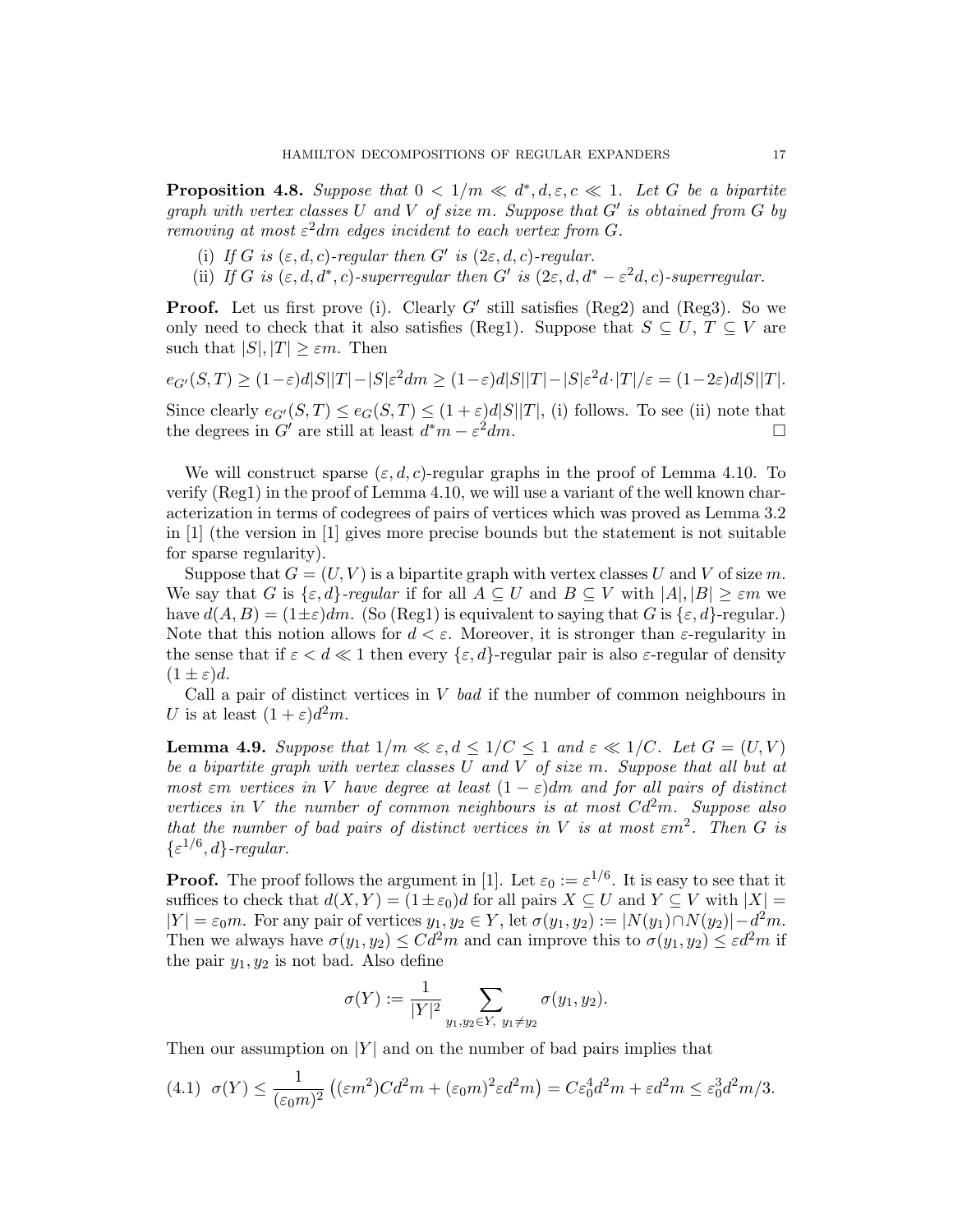**Proposition 4.8.** *Suppose that $0 < 1/m \ll d^*, d, \varepsilon, c \ll 1$. Let $G$ be a bipartite graph with vertex classes $U$ and $V$ of size $m$. Suppose that $G'$ is obtained from $G$ by removing at most $\varepsilon^2 dm$ edges incident to each vertex from $G$.*

(i) *If $G$ is $(\varepsilon, d, c)$-regular then $G'$ is $(2\varepsilon, d, c)$-regular.*
(ii) *If $G$ is $(\varepsilon, d, d^*, c)$-superregular then $G'$ is $(2\varepsilon, d, d^* - \varepsilon^2 d, c)$-superregular.*

**Proof.** Let us first prove (i). Clearly $G'$ still satisfies (Reg2) and (Reg3). So we only need to check that it also satisfies (Reg1). Suppose that $S \subseteq U$, $T \subseteq V$ are such that $|S|, |T| \geq \varepsilon m$. Then

$$e_{G'}(S,T) \geq (1-\varepsilon)d|S||T| - |S|\varepsilon^2 dm \geq (1-\varepsilon)d|S||T| - |S|\varepsilon^2 d \cdot |T|/\varepsilon = (1-2\varepsilon)d|S||T|.$$

Since clearly $e_{G'}(S,T) \leq e_G(S,T) \leq (1+\varepsilon)d|S||T|$, (i) follows. To see (ii) note that the degrees in $G'$ are still at least $d^*m - \varepsilon^2 dm$. □

We will construct sparse $(\varepsilon, d, c)$-regular graphs in the proof of Lemma 4.10. To verify (Reg1) in the proof of Lemma 4.10, we will use a variant of the well known characterization in terms of codegrees of pairs of vertices which was proved as Lemma 3.2 in [1] (the version in [1] gives more precise bounds but the statement is not suitable for sparse regularity).

Suppose that $G = (U, V)$ is a bipartite graph with vertex classes $U$ and $V$ of size $m$. We say that $G$ is *$\{\varepsilon, d\}$-regular* if for all $A \subseteq U$ and $B \subseteq V$ with $|A|, |B| \geq \varepsilon m$ we have $d(A, B) = (1 \pm \varepsilon)dm$. (So (Reg1) is equivalent to saying that $G$ is $\{\varepsilon, d\}$-regular.) Note that this notion allows for $d < \varepsilon$. Moreover, it is stronger than $\varepsilon$-regularity in the sense that if $\varepsilon < d \ll 1$ then every $\{\varepsilon, d\}$-regular pair is also $\varepsilon$-regular of density $(1 \pm \varepsilon)d$.

Call a pair of distinct vertices in $V$ *bad* if the number of common neighbours in $U$ is at least $(1+\varepsilon)d^2 m$.

**Lemma 4.9.** *Suppose that $1/m \ll \varepsilon, d \leq 1/C \leq 1$ and $\varepsilon \ll 1/C$. Let $G = (U, V)$ be a bipartite graph with vertex classes $U$ and $V$ of size $m$. Suppose that all but at most $\varepsilon m$ vertices in $V$ have degree at least $(1-\varepsilon)dm$ and for all pairs of distinct vertices in $V$ the number of common neighbours is at most $Cd^2m$. Suppose also that the number of bad pairs of distinct vertices in $V$ is at most $\varepsilon m^2$. Then $G$ is $\{\varepsilon^{1/6}, d\}$-regular.*

**Proof.** The proof follows the argument in [1]. Let $\varepsilon_0 := \varepsilon^{1/6}$. It is easy to see that it suffices to check that $d(X, Y) = (1 \pm \varepsilon_0)d$ for all pairs $X \subseteq U$ and $Y \subseteq V$ with $|X| = |Y| = \varepsilon_0 m$. For any pair of vertices $y_1, y_2 \in Y$, let $\sigma(y_1, y_2) := |N(y_1) \cap N(y_2)| - d^2 m$. Then we always have $\sigma(y_1, y_2) \leq Cd^2 m$ and can improve this to $\sigma(y_1, y_2) \leq \varepsilon d^2 m$ if the pair $y_1, y_2$ is not bad. Also define

$$\sigma(Y) := \frac{1}{|Y|^2} \sum_{y_1, y_2 \in Y,\ y_1 \neq y_2} \sigma(y_1, y_2).$$

Then our assumption on $|Y|$ and on the number of bad pairs implies that

$$\sigma(Y) \leq \frac{1}{(\varepsilon_0 m)^2} \left( (\varepsilon m^2) C d^2 m + (\varepsilon_0 m)^2 \varepsilon d^2 m \right) = C\varepsilon_0^4 d^2 m + \varepsilon d^2 m \leq \varepsilon_0^3 d^2 m/3. \tag{4.1}$$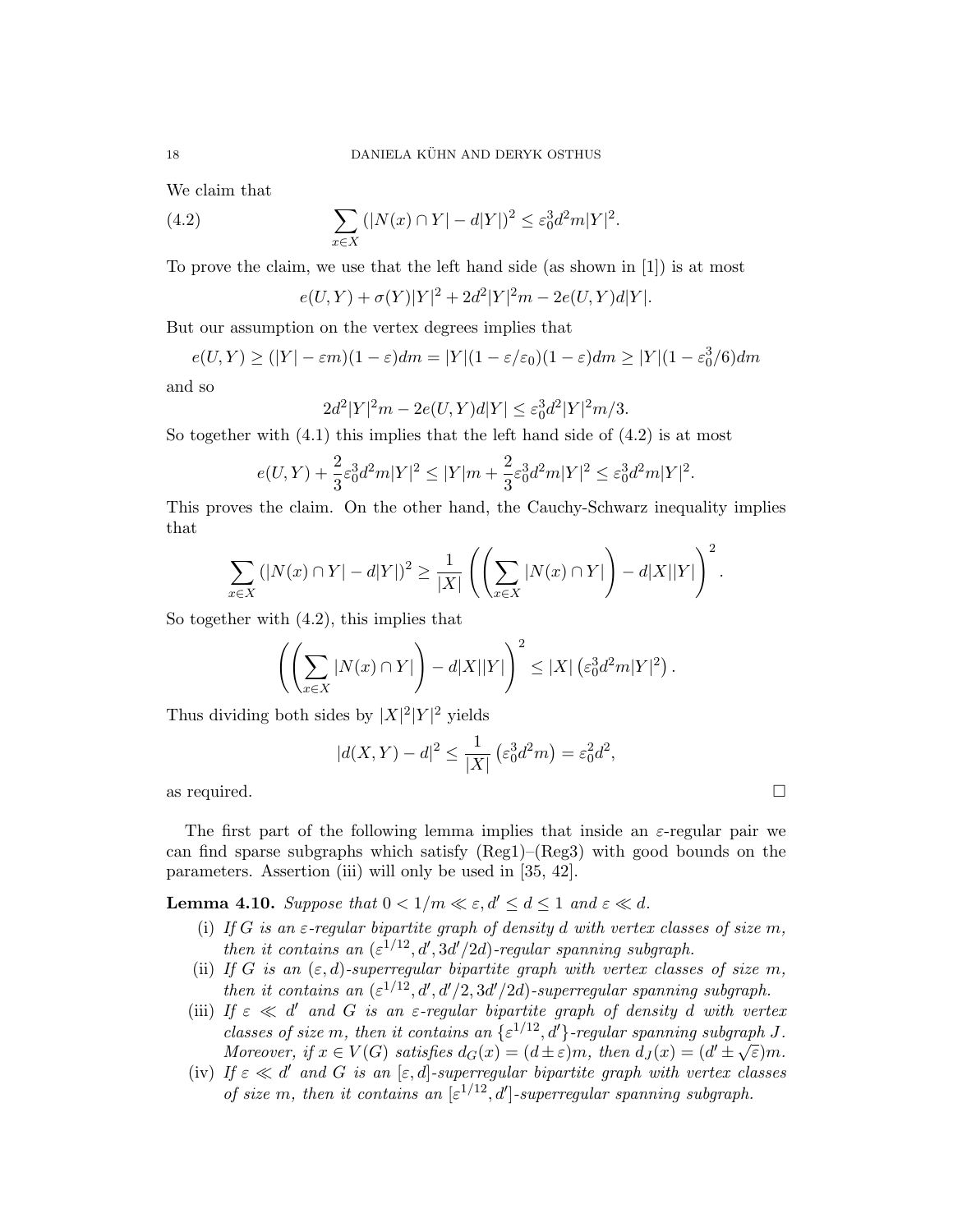We claim that

$$\sum_{x\in X} (|N(x)\cap Y| - d|Y|)^2 \le \varepsilon_0^3 d^2 m |Y|^2. \tag{4.2}$$

To prove the claim, we use that the left hand side (as shown in [1]) is at most

$$e(U,Y) + \sigma(Y)|Y|^2 + 2d^2|Y|^2 m - 2e(U,Y)d|Y|.$$

But our assumption on the vertex degrees implies that

$$e(U,Y) \ge (|Y| - \varepsilon m)(1-\varepsilon)dm = |Y|(1-\varepsilon/\varepsilon_0)(1-\varepsilon)dm \ge |Y|(1-\varepsilon_0^3/6)dm$$

and so

$$2d^2|Y|^2 m - 2e(U,Y)d|Y| \le \varepsilon_0^3 d^2 |Y|^2 m/3.$$

So together with (4.1) this implies that the left hand side of (4.2) is at most

$$e(U,Y) + \frac{2}{3}\varepsilon_0^3 d^2 m |Y|^2 \le |Y|m + \frac{2}{3}\varepsilon_0^3 d^2 m|Y|^2 \le \varepsilon_0^3 d^2 m |Y|^2.$$

This proves the claim. On the other hand, the Cauchy-Schwarz inequality implies that

$$\sum_{x\in X} (|N(x)\cap Y| - d|Y|)^2 \ge \frac{1}{|X|}\left(\left(\sum_{x\in X}|N(x)\cap Y|\right) - d|X||Y|\right)^2.$$

So together with (4.2), this implies that

$$\left(\left(\sum_{x\in X}|N(x)\cap Y|\right) - d|X||Y|\right)^2 \le |X|\left(\varepsilon_0^3 d^2 m|Y|^2\right).$$

Thus dividing both sides by $|X|^2|Y|^2$ yields

$$|d(X,Y) - d|^2 \le \frac{1}{|X|}\left(\varepsilon_0^3 d^2 m\right) = \varepsilon_0^2 d^2,$$

as required. □

The first part of the following lemma implies that inside an $\varepsilon$-regular pair we can find sparse subgraphs which satisfy (Reg1)–(Reg3) with good bounds on the parameters. Assertion (iii) will only be used in [35, 42].

**Lemma 4.10.** *Suppose that $0 < 1/m \ll \varepsilon, d' \le d \le 1$ and $\varepsilon \ll d$.*

- (i) *If $G$ is an $\varepsilon$-regular bipartite graph of density $d$ with vertex classes of size $m$, then it contains an $(\varepsilon^{1/12}, d', 3d'/2d)$-regular spanning subgraph.*
- (ii) *If $G$ is an $(\varepsilon, d)$-superregular bipartite graph with vertex classes of size $m$, then it contains an $(\varepsilon^{1/12}, d', d'/2, 3d'/2d)$-superregular spanning subgraph.*
- (iii) *If $\varepsilon \ll d'$ and $G$ is an $\varepsilon$-regular bipartite graph of density $d$ with vertex classes of size $m$, then it contains an $\{\varepsilon^{1/12}, d'\}$-regular spanning subgraph $J$. Moreover, if $x \in V(G)$ satisfies $d_G(x) = (d \pm \varepsilon)m$, then $d_J(x) = (d' \pm \sqrt{\varepsilon})m$.*
- (iv) *If $\varepsilon \ll d'$ and $G$ is an $[\varepsilon, d]$-superregular bipartite graph with vertex classes of size $m$, then it contains an $[\varepsilon^{1/12}, d']$-superregular spanning subgraph.*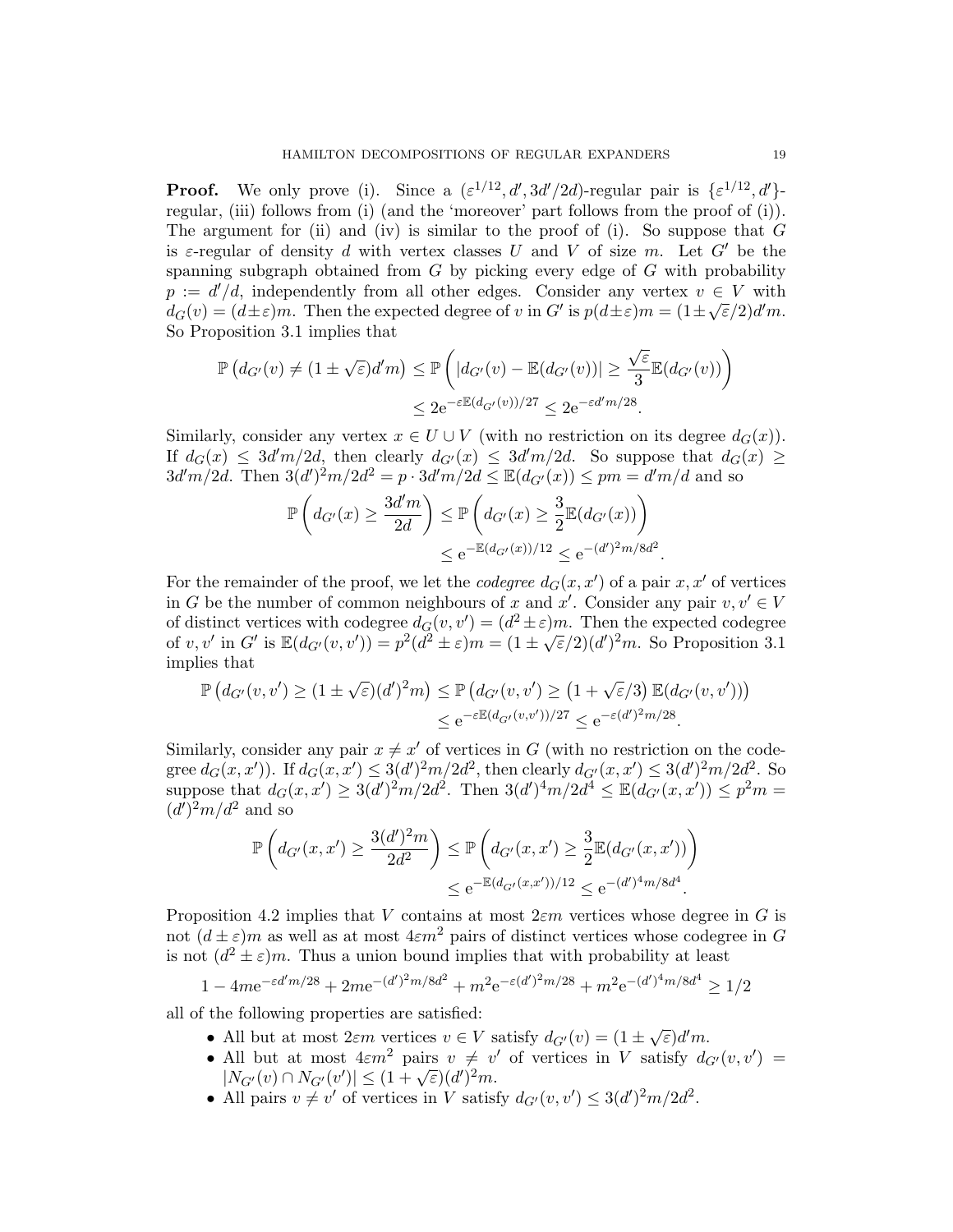**Proof.** We only prove (i). Since a $(\varepsilon^{1/12}, d', 3d'/2d)$-regular pair is $\{\varepsilon^{1/12}, d'\}$-regular, (iii) follows from (i) (and the 'moreover' part follows from the proof of (i)). The argument for (ii) and (iv) is similar to the proof of (i). So suppose that $G$ is $\varepsilon$-regular of density $d$ with vertex classes $U$ and $V$ of size $m$. Let $G'$ be the spanning subgraph obtained from $G$ by picking every edge of $G$ with probability $p := d'/d$, independently from all other edges. Consider any vertex $v \in V$ with $d_G(v) = (d \pm \varepsilon)m$. Then the expected degree of $v$ in $G'$ is $p(d \pm \varepsilon)m = (1 \pm \sqrt{\varepsilon}/2)d'm$. So Proposition 3.1 implies that

$$\mathbb{P}\left(d_{G'}(v) \neq (1 \pm \sqrt{\varepsilon})d'm\right) \leq \mathbb{P}\left(|d_{G'}(v) - \mathbb{E}(d_{G'}(v))| \geq \frac{\sqrt{\varepsilon}}{3}\mathbb{E}(d_{G'}(v))\right)$$
$$\leq 2\mathrm{e}^{-\varepsilon\mathbb{E}(d_{G'}(v))/27} \leq 2\mathrm{e}^{-\varepsilon d'm/28}.$$

Similarly, consider any vertex $x \in U \cup V$ (with no restriction on its degree $d_G(x)$). If $d_G(x) \leq 3d'm/2d$, then clearly $d_{G'}(x) \leq 3d'm/2d$. So suppose that $d_G(x) \geq 3d'm/2d$. Then $3(d')^2m/2d^2 = p \cdot 3d'm/2d \leq \mathbb{E}(d_{G'}(x)) \leq pm = d'm/d$ and so

$$\mathbb{P}\left(d_{G'}(x) \geq \frac{3d'm}{2d}\right) \leq \mathbb{P}\left(d_{G'}(x) \geq \frac{3}{2}\mathbb{E}(d_{G'}(x))\right)$$
$$\leq \mathrm{e}^{-\mathbb{E}(d_{G'}(x))/12} \leq \mathrm{e}^{-(d')^2m/8d^2}.$$

For the remainder of the proof, we let the *codegree* $d_G(x, x')$ of a pair $x, x'$ of vertices in $G$ be the number of common neighbours of $x$ and $x'$. Consider any pair $v, v' \in V$ of distinct vertices with codegree $d_G(v, v') = (d^2 \pm \varepsilon)m$. Then the expected codegree of $v, v'$ in $G'$ is $\mathbb{E}(d_{G'}(v, v')) = p^2(d^2 \pm \varepsilon)m = (1 \pm \sqrt{\varepsilon}/2)(d')^2m$. So Proposition 3.1 implies that

$$\mathbb{P}\left(d_{G'}(v, v') \geq (1 \pm \sqrt{\varepsilon})(d')^2m\right) \leq \mathbb{P}\left(d_{G'}(v, v') \geq \left(1 + \sqrt{\varepsilon}/3\right)\mathbb{E}(d_{G'}(v, v'))\right)$$
$$\leq \mathrm{e}^{-\varepsilon\mathbb{E}(d_{G'}(v,v'))/27} \leq \mathrm{e}^{-\varepsilon(d')^2m/28}.$$

Similarly, consider any pair $x \neq x'$ of vertices in $G$ (with no restriction on the codegree $d_G(x, x')$). If $d_G(x, x') \leq 3(d')^2m/2d^2$, then clearly $d_{G'}(x, x') \leq 3(d')^2m/2d^2$. So suppose that $d_G(x, x') \geq 3(d')^2m/2d^2$. Then $3(d')^4m/2d^4 \leq \mathbb{E}(d_{G'}(x, x')) \leq p^2m = (d')^2m/d^2$ and so

$$\mathbb{P}\left(d_{G'}(x, x') \geq \frac{3(d')^2m}{2d^2}\right) \leq \mathbb{P}\left(d_{G'}(x, x') \geq \frac{3}{2}\mathbb{E}(d_{G'}(x, x'))\right)$$
$$\leq \mathrm{e}^{-\mathbb{E}(d_{G'}(x,x'))/12} \leq \mathrm{e}^{-(d')^4m/8d^4}.$$

Proposition 4.2 implies that $V$ contains at most $2\varepsilon m$ vertices whose degree in $G$ is not $(d \pm \varepsilon)m$ as well as at most $4\varepsilon m^2$ pairs of distinct vertices whose codegree in $G$ is not $(d^2 \pm \varepsilon)m$. Thus a union bound implies that with probability at least

$$1 - 4m\mathrm{e}^{-\varepsilon d'm/28} + 2m\mathrm{e}^{-(d')^2m/8d^2} + m^2\mathrm{e}^{-\varepsilon(d')^2m/28} + m^2\mathrm{e}^{-(d')^4m/8d^4} \geq 1/2$$

all of the following properties are satisfied:

- All but at most $2\varepsilon m$ vertices $v \in V$ satisfy $d_{G'}(v) = (1 \pm \sqrt{\varepsilon})d'm$.
- All but at most $4\varepsilon m^2$ pairs $v \neq v'$ of vertices in $V$ satisfy $d_{G'}(v, v') = |N_{G'}(v) \cap N_{G'}(v')| \leq (1 + \sqrt{\varepsilon})(d')^2m$.
- All pairs $v \neq v'$ of vertices in $V$ satisfy $d_{G'}(v, v') \leq 3(d')^2m/2d^2$.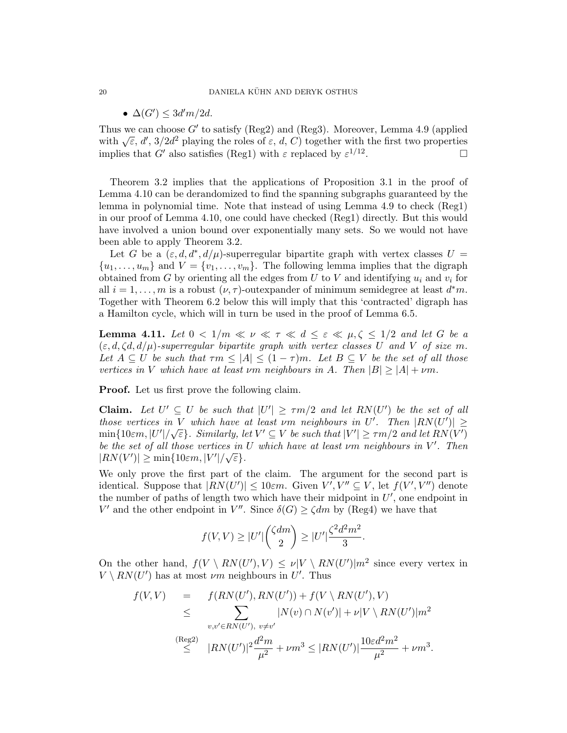- $\Delta(G') \leq 3d'm/2d$.

Thus we can choose $G'$ to satisfy (Reg2) and (Reg3). Moreover, Lemma 4.9 (applied with $\sqrt{\varepsilon}$, $d'$, $3/2d^2$ playing the roles of $\varepsilon$, $d$, $C$) together with the first two properties implies that $G'$ also satisfies (Reg1) with $\varepsilon$ replaced by $\varepsilon^{1/12}$. □

Theorem 3.2 implies that the applications of Proposition 3.1 in the proof of Lemma 4.10 can be derandomized to find the spanning subgraphs guaranteed by the lemma in polynomial time. Note that instead of using Lemma 4.9 to check (Reg1) in our proof of Lemma 4.10, one could have checked (Reg1) directly. But this would have involved a union bound over exponentially many sets. So we would not have been able to apply Theorem 3.2.

Let $G$ be a $(\varepsilon, d, d^*, d/\mu)$-superregular bipartite graph with vertex classes $U = \{u_1, \dots, u_m\}$ and $V = \{v_1, \dots, v_m\}$. The following lemma implies that the digraph obtained from $G$ by orienting all the edges from $U$ to $V$ and identifying $u_i$ and $v_i$ for all $i = 1, \dots, m$ is a robust $(\nu, \tau)$-outexpander of minimum semidegree at least $d^*m$. Together with Theorem 6.2 below this will imply that this 'contracted' digraph has a Hamilton cycle, which will in turn be used in the proof of Lemma 6.5.

**Lemma 4.11.** *Let $0 < 1/m \ll \nu \ll \tau \ll d \leq \varepsilon \ll \mu, \zeta \leq 1/2$ and let $G$ be a $(\varepsilon, d, \zeta d, d/\mu)$-superregular bipartite graph with vertex classes $U$ and $V$ of size $m$. Let $A \subseteq U$ be such that $\tau m \leq |A| \leq (1-\tau)m$. Let $B \subseteq V$ be the set of all those vertices in $V$ which have at least $\nu m$ neighbours in $A$. Then $|B| \geq |A| + \nu m$.*

**Proof.** Let us first prove the following claim.

**Claim.** *Let $U' \subseteq U$ be such that $|U'| \geq \tau m/2$ and let $RN(U')$ be the set of all those vertices in $V$ which have at least $\nu m$ neighbours in $U'$. Then $|RN(U')| \geq \min\{10\varepsilon m, |U'|/\sqrt{\varepsilon}\}$. Similarly, let $V' \subseteq V$ be such that $|V'| \geq \tau m/2$ and let $RN(V')$ be the set of all those vertices in $U$ which have at least $\nu m$ neighbours in $V'$. Then $|RN(V')| \geq \min\{10\varepsilon m, |V'|/\sqrt{\varepsilon}\}$.*

We only prove the first part of the claim. The argument for the second part is identical. Suppose that $|RN(U')| \leq 10\varepsilon m$. Given $V', V'' \subseteq V$, let $f(V', V'')$ denote the number of paths of length two which have their midpoint in $U'$, one endpoint in $V'$ and the other endpoint in $V''$. Since $\delta(G) \geq \zeta dm$ by (Reg4) we have that

$$f(V, V) \geq |U'|\binom{\zeta dm}{2} \geq |U'|\frac{\zeta^2 d^2 m^2}{3}.$$

On the other hand, $f(V \setminus RN(U'), V) \leq \nu |V \setminus RN(U')| m^2$ since every vertex in $V \setminus RN(U')$ has at most $\nu m$ neighbours in $U'$. Thus

$$\begin{aligned}
f(V, V) &= f(RN(U'), RN(U')) + f(V \setminus RN(U'), V) \\
&\leq \sum_{v, v' \in RN(U'),\ v \neq v'} |N(v) \cap N(v')| + \nu |V \setminus RN(U')| m^2 \\
&\overset{\text{(Reg2)}}{\leq} |RN(U')|^2 \frac{d^2 m}{\mu^2} + \nu m^3 \leq |RN(U')| \frac{10\varepsilon d^2 m^2}{\mu^2} + \nu m^3.
\end{aligned}$$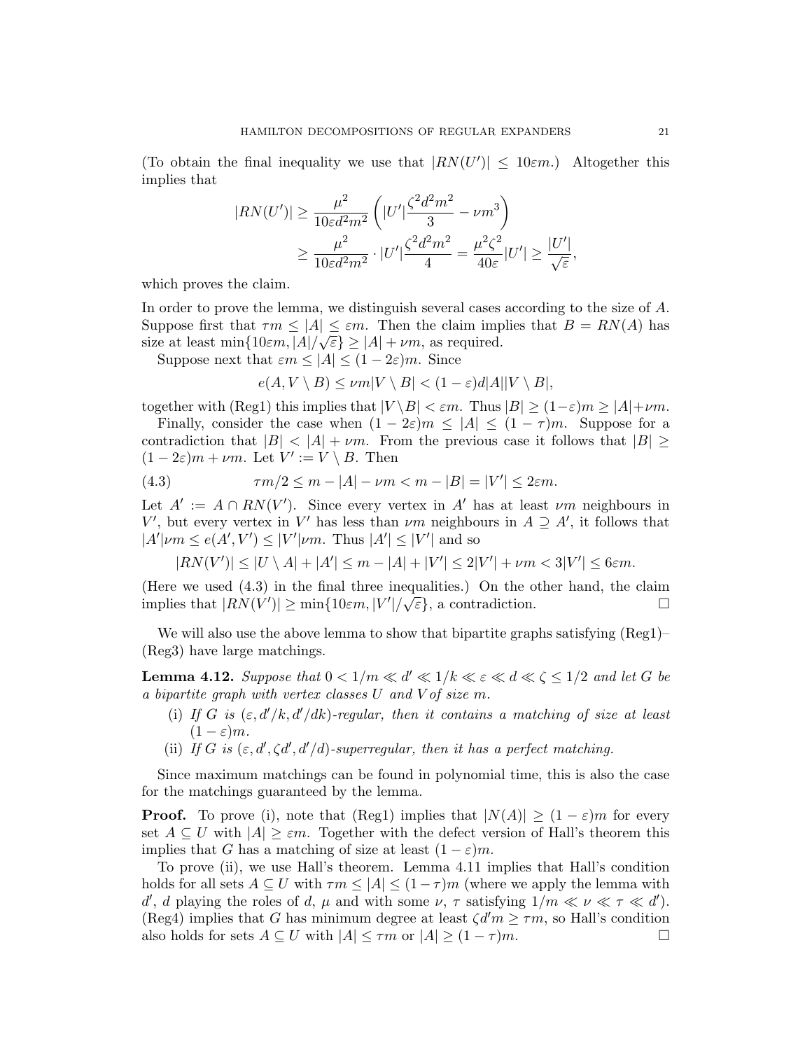(To obtain the final inequality we use that $|RN(U')| \leq 10\varepsilon m$.) Altogether this implies that

$$
\begin{aligned}
|RN(U')| &\geq \frac{\mu^2}{10\varepsilon d^2 m^2}\left(|U'|\frac{\zeta^2 d^2 m^2}{3} - \nu m^3\right) \\
&\geq \frac{\mu^2}{10\varepsilon d^2 m^2} \cdot |U'|\frac{\zeta^2 d^2 m^2}{4} = \frac{\mu^2 \zeta^2}{40\varepsilon}|U'| \geq \frac{|U'|}{\sqrt{\varepsilon}},
\end{aligned}
$$

which proves the claim.

In order to prove the lemma, we distinguish several cases according to the size of $A$. Suppose first that $\tau m \leq |A| \leq \varepsilon m$. Then the claim implies that $B = RN(A)$ has size at least $\min\{10\varepsilon m, |A|/\sqrt{\varepsilon}\} \geq |A| + \nu m$, as required.

Suppose next that $\varepsilon m \leq |A| \leq (1-2\varepsilon)m$. Since

$$
e(A, V \setminus B) \leq \nu m |V \setminus B| < (1-\varepsilon)d|A||V \setminus B|,
$$

together with (Reg1) this implies that $|V \setminus B| < \varepsilon m$. Thus $|B| \geq (1-\varepsilon)m \geq |A| + \nu m$.

Finally, consider the case when $(1-2\varepsilon)m \leq |A| \leq (1-\tau)m$. Suppose for a contradiction that $|B| < |A| + \nu m$. From the previous case it follows that $|B| \geq (1-2\varepsilon)m + \nu m$. Let $V' := V \setminus B$. Then

$$
\tau m/2 \leq m - |A| - \nu m < m - |B| = |V'| \leq 2\varepsilon m. \tag{4.3}
$$

Let $A' := A \cap RN(V')$. Since every vertex in $A'$ has at least $\nu m$ neighbours in $V'$, but every vertex in $V'$ has less than $\nu m$ neighbours in $A \supseteq A'$, it follows that $|A'|\nu m \leq e(A', V') \leq |V'|\nu m$. Thus $|A'| \leq |V'|$ and so

$$
|RN(V')| \leq |U \setminus A| + |A'| \leq m - |A| + |V'| \leq 2|V'| + \nu m < 3|V'| \leq 6\varepsilon m.
$$

(Here we used (4.3) in the final three inequalities.) On the other hand, the claim implies that $|RN(V')| \geq \min\{10\varepsilon m, |V'|/\sqrt{\varepsilon}\}$, a contradiction. $\square$

We will also use the above lemma to show that bipartite graphs satisfying (Reg1)–(Reg3) have large matchings.

**Lemma 4.12.** *Suppose that $0 < 1/m \ll d' \ll 1/k \ll \varepsilon \ll d \ll \zeta \leq 1/2$ and let $G$ be a bipartite graph with vertex classes $U$ and $V$ of size $m$.*

- (i) *If $G$ is $(\varepsilon, d'/k, d'/dk)$-regular, then it contains a matching of size at least $(1-\varepsilon)m$.*
- (ii) *If $G$ is $(\varepsilon, d', \zeta d', d'/d)$-superregular, then it has a perfect matching.*

Since maximum matchings can be found in polynomial time, this is also the case for the matchings guaranteed by the lemma.

**Proof.** To prove (i), note that (Reg1) implies that $|N(A)| \geq (1-\varepsilon)m$ for every set $A \subseteq U$ with $|A| \geq \varepsilon m$. Together with the defect version of Hall's theorem this implies that $G$ has a matching of size at least $(1-\varepsilon)m$.

To prove (ii), we use Hall's theorem. Lemma 4.11 implies that Hall's condition holds for all sets $A \subseteq U$ with $\tau m \leq |A| \leq (1-\tau)m$ (where we apply the lemma with $d'$, $d$ playing the roles of $d$, $\mu$ and with some $\nu$, $\tau$ satisfying $1/m \ll \nu \ll \tau \ll d'$). (Reg4) implies that $G$ has minimum degree at least $\zeta d' m \geq \tau m$, so Hall's condition also holds for sets $A \subseteq U$ with $|A| \leq \tau m$ or $|A| \geq (1-\tau)m$. $\square$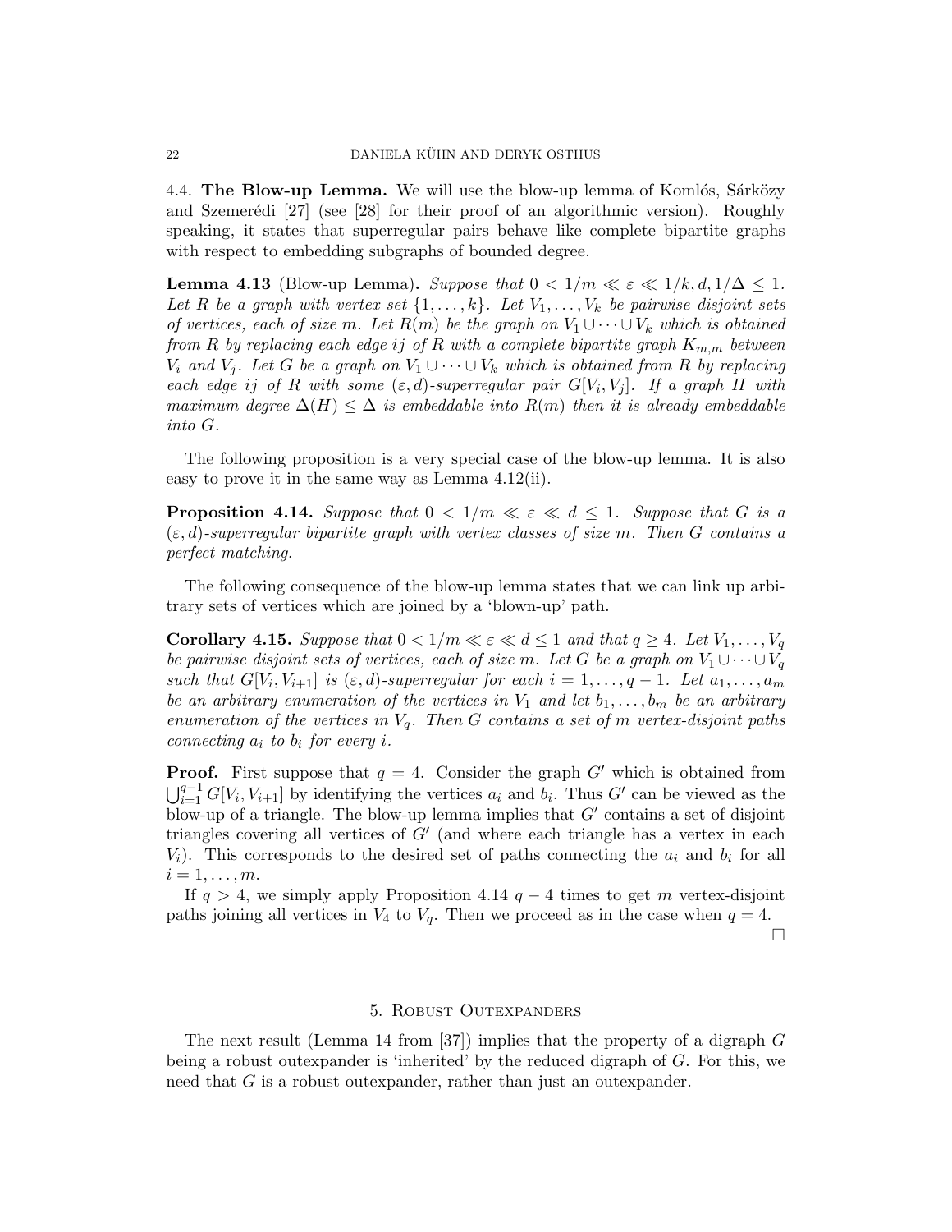## 4.4. The Blow-up Lemma.

We will use the blow-up lemma of Komlós, Sárközy and Szemerédi [27] (see [28] for their proof of an algorithmic version). Roughly speaking, it states that superregular pairs behave like complete bipartite graphs with respect to embedding subgraphs of bounded degree.

**Lemma 4.13** (Blow-up Lemma)**.** *Suppose that $0 < 1/m \ll \varepsilon \ll 1/k, d, 1/\Delta \leq 1$. Let $R$ be a graph with vertex set $\{1, \dots, k\}$. Let $V_1, \dots, V_k$ be pairwise disjoint sets of vertices, each of size $m$. Let $R(m)$ be the graph on $V_1 \cup \dots \cup V_k$ which is obtained from $R$ by replacing each edge $ij$ of $R$ with a complete bipartite graph $K_{m,m}$ between $V_i$ and $V_j$. Let $G$ be a graph on $V_1 \cup \dots \cup V_k$ which is obtained from $R$ by replacing each edge $ij$ of $R$ with some $(\varepsilon, d)$-superregular pair $G[V_i, V_j]$. If a graph $H$ with maximum degree $\Delta(H) \leq \Delta$ is embeddable into $R(m)$ then it is already embeddable into $G$.*

The following proposition is a very special case of the blow-up lemma. It is also easy to prove it in the same way as Lemma 4.12(ii).

**Proposition 4.14.** *Suppose that $0 < 1/m \ll \varepsilon \ll d \leq 1$. Suppose that $G$ is a $(\varepsilon, d)$-superregular bipartite graph with vertex classes of size $m$. Then $G$ contains a perfect matching.*

The following consequence of the blow-up lemma states that we can link up arbitrary sets of vertices which are joined by a 'blown-up' path.

**Corollary 4.15.** *Suppose that $0 < 1/m \ll \varepsilon \ll d \leq 1$ and that $q \geq 4$. Let $V_1, \dots, V_q$ be pairwise disjoint sets of vertices, each of size $m$. Let $G$ be a graph on $V_1 \cup \dots \cup V_q$ such that $G[V_i, V_{i+1}]$ is $(\varepsilon, d)$-superregular for each $i = 1, \dots, q-1$. Let $a_1, \dots, a_m$ be an arbitrary enumeration of the vertices in $V_1$ and let $b_1, \dots, b_m$ be an arbitrary enumeration of the vertices in $V_q$. Then $G$ contains a set of $m$ vertex-disjoint paths connecting $a_i$ to $b_i$ for every $i$.*

**Proof.** First suppose that $q = 4$. Consider the graph $G'$ which is obtained from $\bigcup_{i=1}^{q-1} G[V_i, V_{i+1}]$ by identifying the vertices $a_i$ and $b_i$. Thus $G'$ can be viewed as the blow-up of a triangle. The blow-up lemma implies that $G'$ contains a set of disjoint triangles covering all vertices of $G'$ (and where each triangle has a vertex in each $V_i$). This corresponds to the desired set of paths connecting the $a_i$ and $b_i$ for all $i = 1, \dots, m$.

If $q > 4$, we simply apply Proposition 4.14 $q - 4$ times to get $m$ vertex-disjoint paths joining all vertices in $V_4$ to $V_q$. Then we proceed as in the case when $q = 4$. □

# 5. Robust Outexpanders

The next result (Lemma 14 from [37]) implies that the property of a digraph $G$ being a robust outexpander is 'inherited' by the reduced digraph of $G$. For this, we need that $G$ is a robust outexpander, rather than just an outexpander.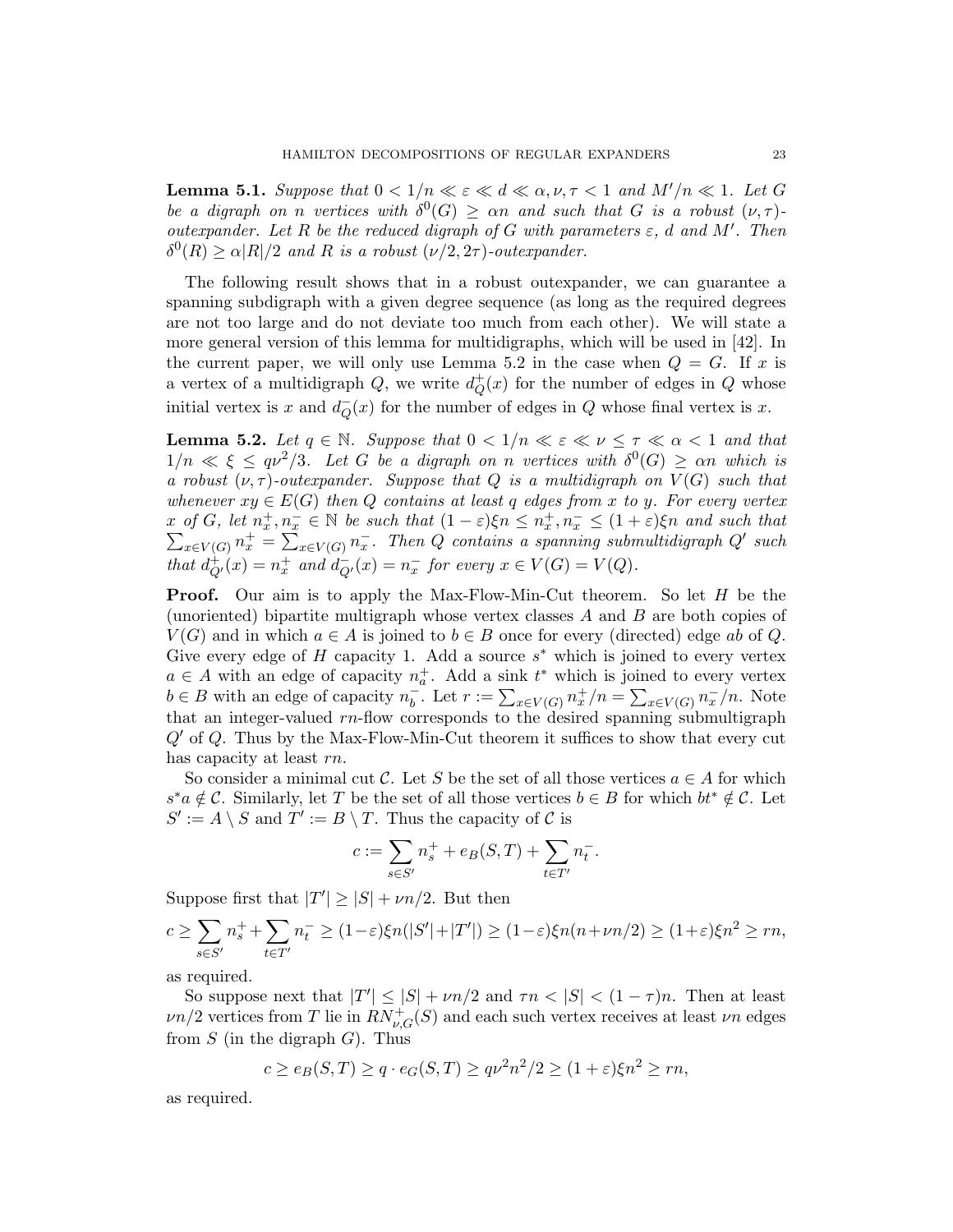**Lemma 5.1.** *Suppose that $0 < 1/n \ll \varepsilon \ll d \ll \alpha, \nu, \tau < 1$ and $M'/n \ll 1$. Let $G$ be a digraph on $n$ vertices with $\delta^0(G) \geq \alpha n$ and such that $G$ is a robust $(\nu, \tau)$-outexpander. Let $R$ be the reduced digraph of $G$ with parameters $\varepsilon$, $d$ and $M'$. Then $\delta^0(R) \geq \alpha|R|/2$ and $R$ is a robust $(\nu/2, 2\tau)$-outexpander.*

The following result shows that in a robust outexpander, we can guarantee a spanning subdigraph with a given degree sequence (as long as the required degrees are not too large and do not deviate too much from each other). We will state a more general version of this lemma for multidigraphs, which will be used in [42]. In the current paper, we will only use Lemma 5.2 in the case when $Q = G$. If $x$ is a vertex of a multidigraph $Q$, we write $d^+_Q(x)$ for the number of edges in $Q$ whose initial vertex is $x$ and $d^-_Q(x)$ for the number of edges in $Q$ whose final vertex is $x$.

**Lemma 5.2.** *Let $q \in \mathbb{N}$. Suppose that $0 < 1/n \ll \varepsilon \ll \nu \leq \tau \ll \alpha < 1$ and that $1/n \ll \xi \leq q\nu^2/3$. Let $G$ be a digraph on $n$ vertices with $\delta^0(G) \geq \alpha n$ which is a robust $(\nu, \tau)$-outexpander. Suppose that $Q$ is a multidigraph on $V(G)$ such that whenever $xy \in E(G)$ then $Q$ contains at least $q$ edges from $x$ to $y$. For every vertex $x$ of $G$, let $n^+_x, n^-_x \in \mathbb{N}$ be such that $(1-\varepsilon)\xi n \leq n^+_x, n^-_x \leq (1+\varepsilon)\xi n$ and such that $\sum_{x\in V(G)} n^+_x = \sum_{x \in V(G)} n^-_x$. Then $Q$ contains a spanning submultidigraph $Q'$ such that $d^+_{Q'}(x) = n^+_x$ and $d^-_{Q'}(x) = n^-_x$ for every $x \in V(G) = V(Q)$.*

**Proof.** Our aim is to apply the Max-Flow-Min-Cut theorem. So let $H$ be the (unoriented) bipartite multigraph whose vertex classes $A$ and $B$ are both copies of $V(G)$ and in which $a \in A$ is joined to $b \in B$ once for every (directed) edge $ab$ of $Q$. Give every edge of $H$ capacity 1. Add a source $s^*$ which is joined to every vertex $a \in A$ with an edge of capacity $n^+_a$. Add a sink $t^*$ which is joined to every vertex $b \in B$ with an edge of capacity $n^-_b$. Let $r := \sum_{x\in V(G)} n^+_x/n = \sum_{x\in V(G)} n^-_x/n$. Note that an integer-valued $rn$-flow corresponds to the desired spanning submultigraph $Q'$ of $Q$. Thus by the Max-Flow-Min-Cut theorem it suffices to show that every cut has capacity at least $rn$.

So consider a minimal cut $\mathcal{C}$. Let $S$ be the set of all those vertices $a \in A$ for which $s^*a \notin \mathcal{C}$. Similarly, let $T$ be the set of all those vertices $b \in B$ for which $bt^* \notin \mathcal{C}$. Let $S' := A \setminus S$ and $T' := B \setminus T$. Thus the capacity of $\mathcal{C}$ is

$$c := \sum_{s\in S'} n^+_s + e_B(S,T) + \sum_{t \in T'} n^-_t.$$

Suppose first that $|T'| \geq |S| + \nu n/2$. But then

$$c \geq \sum_{s\in S'} n^+_s + \sum_{t\in T'} n^-_t \geq (1-\varepsilon)\xi n(|S'|+|T'|) \geq (1-\varepsilon)\xi n(n+\nu n/2) \geq (1+\varepsilon)\xi n^2 \geq rn,$$

as required.

So suppose next that $|T'| \leq |S| + \nu n/2$ and $\tau n < |S| < (1-\tau)n$. Then at least $\nu n/2$ vertices from $T$ lie in $RN^+_{\nu,G}(S)$ and each such vertex receives at least $\nu n$ edges from $S$ (in the digraph $G$). Thus

$$c \geq e_B(S,T) \geq q \cdot e_G(S,T) \geq q\nu^2 n^2/2 \geq (1+\varepsilon)\xi n^2 \geq rn,$$

as required.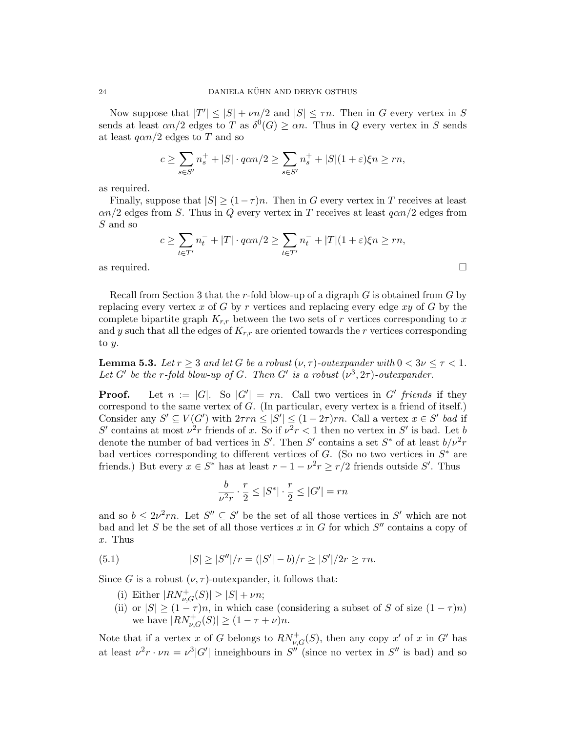Now suppose that $|T'| \leq |S| + \nu n/2$ and $|S| \leq \tau n$. Then in $G$ every vertex in $S$ sends at least $\alpha n/2$ edges to $T$ as $\delta^0(G) \geq \alpha n$. Thus in $Q$ every vertex in $S$ sends at least $q\alpha n/2$ edges to $T$ and so

$$c \geq \sum_{s \in S'} n_s^+ + |S| \cdot q\alpha n/2 \geq \sum_{s \in S'} n_s^+ + |S|(1+\varepsilon)\xi n \geq rn,$$

as required.

Finally, suppose that $|S| \geq (1-\tau)n$. Then in $G$ every vertex in $T$ receives at least $\alpha n/2$ edges from $S$. Thus in $Q$ every vertex in $T$ receives at least $q\alpha n/2$ edges from $S$ and so

$$c \geq \sum_{t \in T'} n_t^- + |T| \cdot q\alpha n/2 \geq \sum_{t \in T'} n_t^- + |T|(1+\varepsilon)\xi n \geq rn,$$

as required. □

Recall from Section 3 that the $r$-fold blow-up of a digraph $G$ is obtained from $G$ by replacing every vertex $x$ of $G$ by $r$ vertices and replacing every edge $xy$ of $G$ by the complete bipartite graph $K_{r,r}$ between the two sets of $r$ vertices corresponding to $x$ and $y$ such that all the edges of $K_{r,r}$ are oriented towards the $r$ vertices corresponding to $y$.

**Lemma 5.3.** *Let $r \geq 3$ and let $G$ be a robust $(\nu, \tau)$-outexpander with $0 < 3\nu \leq \tau < 1$. Let $G'$ be the $r$-fold blow-up of $G$. Then $G'$ is a robust $(\nu^3, 2\tau)$-outexpander.*

**Proof.** Let $n := |G|$. So $|G'| = rn$. Call two vertices in $G'$ *friends* if they correspond to the same vertex of $G$. (In particular, every vertex is a friend of itself.) Consider any $S' \subseteq V(G')$ with $2\tau rn \leq |S'| \leq (1-2\tau)rn$. Call a vertex $x \in S'$ *bad* if $S'$ contains at most $\nu^2 r$ friends of $x$. So if $\nu^2 r < 1$ then no vertex in $S'$ is bad. Let $b$ denote the number of bad vertices in $S'$. Then $S'$ contains a set $S^*$ of at least $b/\nu^2 r$ bad vertices corresponding to different vertices of $G$. (So no two vertices in $S^*$ are friends.) But every $x \in S^*$ has at least $r - 1 - \nu^2 r \geq r/2$ friends outside $S'$. Thus

$$\frac{b}{\nu^2 r} \cdot \frac{r}{2} \leq |S^*| \cdot \frac{r}{2} \leq |G'| = rn$$

and so $b \leq 2\nu^2 rn$. Let $S'' \subseteq S'$ be the set of all those vertices in $S'$ which are not bad and let $S$ be the set of all those vertices $x$ in $G$ for which $S''$ contains a copy of $x$. Thus

$$|S| \geq |S''|/r = (|S'| - b)/r \geq |S'|/2r \geq \tau n. \tag{5.1}$$

Since $G$ is a robust $(\nu, \tau)$-outexpander, it follows that:

(i) Either $|RN^+_{\nu,G}(S)| \geq |S| + \nu n$;

(ii) or $|S| \geq (1-\tau)n$, in which case (considering a subset of $S$ of size $(1-\tau)n$) we have $|RN^+_{\nu,G}(S)| \geq (1 - \tau + \nu)n$.

Note that if a vertex $x$ of $G$ belongs to $RN^+_{\nu,G}(S)$, then any copy $x'$ of $x$ in $G'$ has at least $\nu^2 r \cdot \nu n = \nu^3|G'|$ inneighbours in $S''$ (since no vertex in $S''$ is bad) and so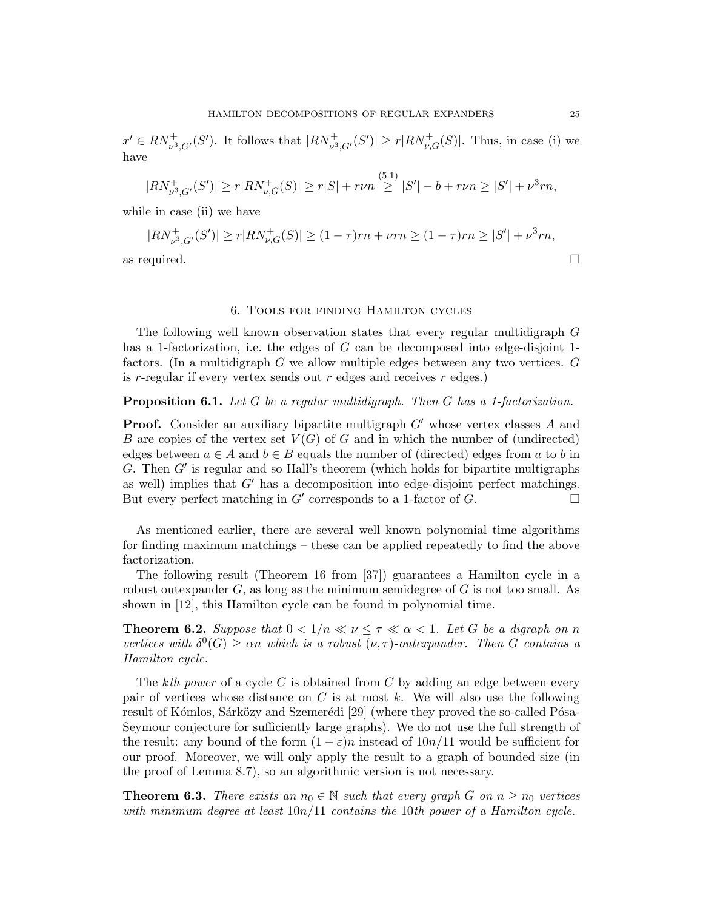$x' \in RN^+_{\nu^3,G'}(S')$. It follows that $|RN^+_{\nu^3,G'}(S')| \geq r|RN^+_{\nu,G}(S)|$. Thus, in case (i) we have

$$|RN^+_{\nu^3,G'}(S')| \geq r|RN^+_{\nu,G}(S)| \geq r|S| + r\nu n \overset{(5.1)}{\geq} |S'| - b + r\nu n \geq |S'| + \nu^3 rn,$$

while in case (ii) we have

$$|RN^+_{\nu^3,G'}(S')| \geq r|RN^+_{\nu,G}(S)| \geq (1-\tau)rn + \nu rn \geq (1-\tau)rn \geq |S'| + \nu^3 rn,$$

as required. $\square$

## 6. Tools for finding Hamilton cycles

The following well known observation states that every regular multidigraph $G$ has a 1-factorization, i.e. the edges of $G$ can be decomposed into edge-disjoint 1-factors. (In a multidigraph $G$ we allow multiple edges between any two vertices. $G$ is $r$-regular if every vertex sends out $r$ edges and receives $r$ edges.)

**Proposition 6.1.** *Let $G$ be a regular multidigraph. Then $G$ has a 1-factorization.*

**Proof.** Consider an auxiliary bipartite multigraph $G'$ whose vertex classes $A$ and $B$ are copies of the vertex set $V(G)$ of $G$ and in which the number of (undirected) edges between $a \in A$ and $b \in B$ equals the number of (directed) edges from $a$ to $b$ in $G$. Then $G'$ is regular and so Hall's theorem (which holds for bipartite multigraphs as well) implies that $G'$ has a decomposition into edge-disjoint perfect matchings. But every perfect matching in $G'$ corresponds to a 1-factor of $G$. $\square$

As mentioned earlier, there are several well known polynomial time algorithms for finding maximum matchings – these can be applied repeatedly to find the above factorization.

The following result (Theorem 16 from [37]) guarantees a Hamilton cycle in a robust outexpander $G$, as long as the minimum semidegree of $G$ is not too small. As shown in [12], this Hamilton cycle can be found in polynomial time.

**Theorem 6.2.** *Suppose that $0 < 1/n \ll \nu \leq \tau \ll \alpha < 1$. Let $G$ be a digraph on $n$ vertices with $\delta^0(G) \geq \alpha n$ which is a robust $(\nu, \tau)$-outexpander. Then $G$ contains a Hamilton cycle.*

The *kth power* of a cycle $C$ is obtained from $C$ by adding an edge between every pair of vertices whose distance on $C$ is at most $k$. We will also use the following result of Kómlos, Sárközy and Szemerédi [29] (where they proved the so-called Pósa-Seymour conjecture for sufficiently large graphs). We do not use the full strength of the result: any bound of the form $(1-\varepsilon)n$ instead of $10n/11$ would be sufficient for our proof. Moreover, we will only apply the result to a graph of bounded size (in the proof of Lemma 8.7), so an algorithmic version is not necessary.

**Theorem 6.3.** *There exists an $n_0 \in \mathbb{N}$ such that every graph $G$ on $n \geq n_0$ vertices with minimum degree at least $10n/11$ contains the $10$th power of a Hamilton cycle.*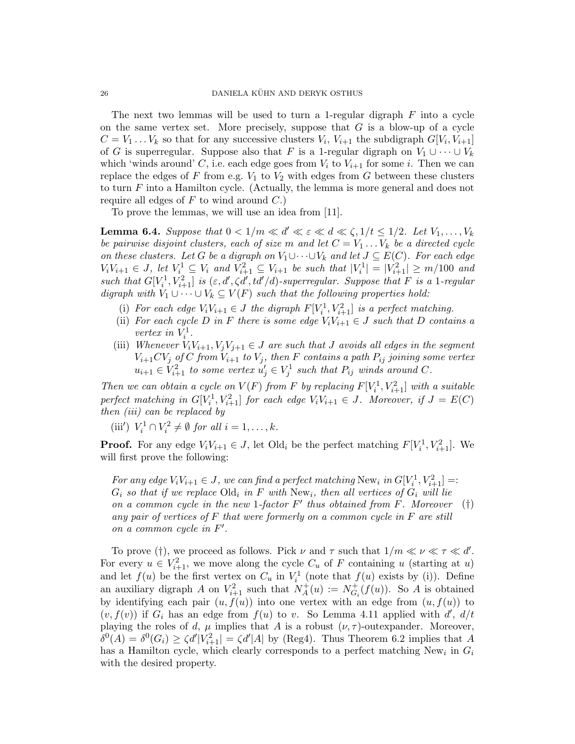The next two lemmas will be used to turn a 1-regular digraph $F$ into a cycle on the same vertex set. More precisely, suppose that $G$ is a blow-up of a cycle $C = V_1 \dots V_k$ so that for any successive clusters $V_i$, $V_{i+1}$ the subdigraph $G[V_i, V_{i+1}]$ of $G$ is superregular. Suppose also that $F$ is a 1-regular digraph on $V_1 \cup \dots \cup V_k$ which 'winds around' $C$, i.e. each edge goes from $V_i$ to $V_{i+1}$ for some $i$. Then we can replace the edges of $F$ from e.g. $V_1$ to $V_2$ with edges from $G$ between these clusters to turn $F$ into a Hamilton cycle. (Actually, the lemma is more general and does not require all edges of $F$ to wind around $C$.)

To prove the lemmas, we will use an idea from [11].

**Lemma 6.4.** *Suppose that $0 < 1/m \ll d' \ll \varepsilon \ll d \ll \zeta, 1/t \leq 1/2$. Let $V_1, \dots, V_k$ be pairwise disjoint clusters, each of size $m$ and let $C = V_1 \dots V_k$ be a directed cycle on these clusters. Let $G$ be a digraph on $V_1 \cup \dots \cup V_k$ and let $J \subseteq E(C)$. For each edge $V_iV_{i+1} \in J$, let $V_i^1 \subseteq V_i$ and $V_{i+1}^2 \subseteq V_{i+1}$ be such that $|V_i^1| = |V_{i+1}^2| \geq m/100$ and such that $G[V_i^1, V_{i+1}^2]$ is $(\varepsilon, d', \zeta d', td'/d)$-superregular. Suppose that $F$ is a 1-regular digraph with $V_1 \cup \dots \cup V_k \subseteq V(F)$ such that the following properties hold:*

- (i) *For each edge $V_iV_{i+1} \in J$ the digraph $F[V_i^1, V_{i+1}^2]$ is a perfect matching.*
- (ii) *For each cycle $D$ in $F$ there is some edge $V_iV_{i+1} \in J$ such that $D$ contains a vertex in $V_i^1$.*
- (iii) *Whenever $V_iV_{i+1}, V_jV_{j+1} \in J$ are such that $J$ avoids all edges in the segment $V_{i+1}CV_j$ of $C$ from $V_{i+1}$ to $V_j$, then $F$ contains a path $P_{ij}$ joining some vertex $u_{i+1} \in V_{i+1}^2$ to some vertex $u'_j \in V_j^1$ such that $P_{ij}$ winds around $C$.*

*Then we can obtain a cycle on $V(F)$ from $F$ by replacing $F[V_i^1, V_{i+1}^2]$ with a suitable perfect matching in $G[V_i^1, V_{i+1}^2]$ for each edge $V_iV_{i+1} \in J$. Moreover, if $J = E(C)$ then (iii) can be replaced by*

- (iii$'$) *$V_i^1 \cap V_i^2 \neq \emptyset$ for all $i = 1, \dots, k$.*

**Proof.** For any edge $V_iV_{i+1} \in J$, let $\mathrm{Old}_i$ be the perfect matching $F[V_i^1, V_{i+1}^2]$. We will first prove the following:

(†) *For any edge $V_iV_{i+1} \in J$, we can find a perfect matching $\mathrm{New}_i$ in $G[V_i^1, V_{i+1}^2] =: G_i$ so that if we replace $\mathrm{Old}_i$ in $F$ with $\mathrm{New}_i$, then all vertices of $G_i$ will lie on a common cycle in the new 1-factor $F'$ thus obtained from $F$. Moreover any pair of vertices of $F$ that were formerly on a common cycle in $F$ are still on a common cycle in $F'$.*

To prove (†), we proceed as follows. Pick $\nu$ and $\tau$ such that $1/m \ll \nu \ll \tau \ll d'$. For every $u \in V_{i+1}^2$, we move along the cycle $C_u$ of $F$ containing $u$ (starting at $u$) and let $f(u)$ be the first vertex on $C_u$ in $V_i^1$ (note that $f(u)$ exists by (i)). Define an auxiliary digraph $A$ on $V_{i+1}^2$ such that $N_A^+(u) := N_{G_i}^+(f(u))$. So $A$ is obtained by identifying each pair $(u, f(u))$ into one vertex with an edge from $(u, f(u))$ to $(v, f(v))$ if $G_i$ has an edge from $f(u)$ to $v$. So Lemma 4.11 applied with $d'$, $d/t$ playing the roles of $d$, $\mu$ implies that $A$ is a robust $(\nu, \tau)$-outexpander. Moreover, $\delta^0(A) = \delta^0(G_i) \geq \zeta d' |V_{i+1}^2| = \zeta d' |A|$ by (Reg4). Thus Theorem 6.2 implies that $A$ has a Hamilton cycle, which clearly corresponds to a perfect matching $\mathrm{New}_i$ in $G_i$ with the desired property.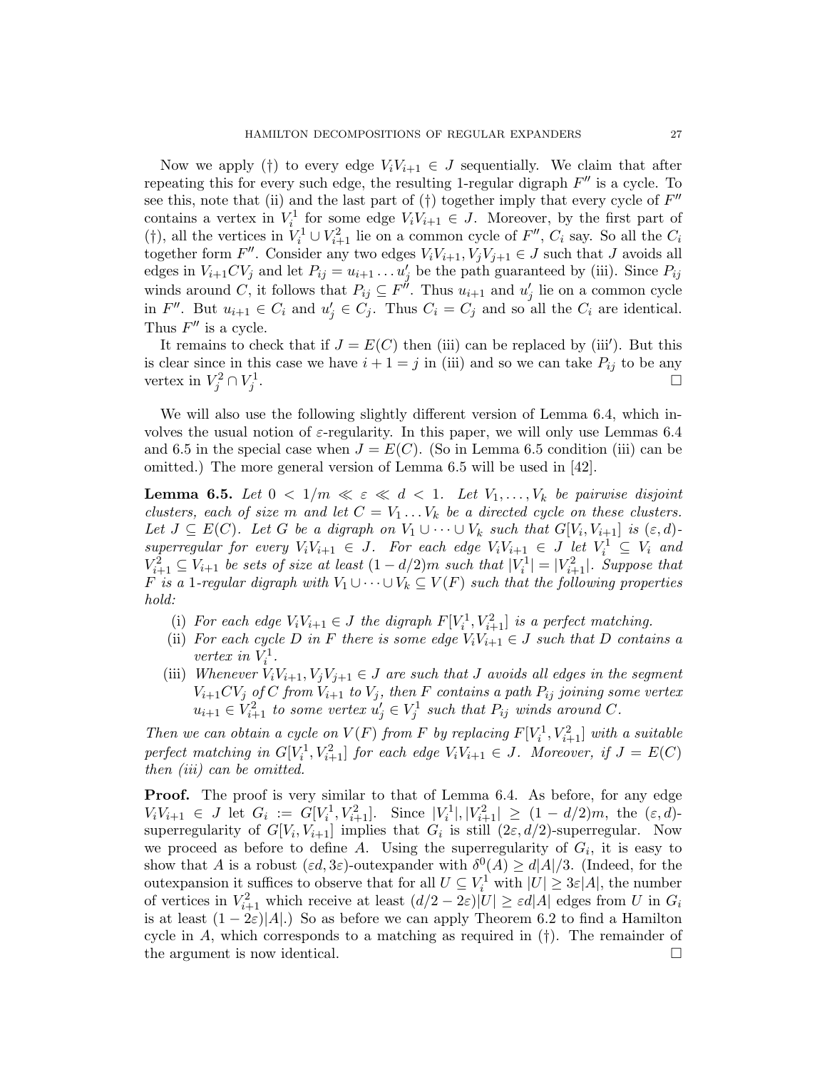Now we apply (†) to every edge $V_iV_{i+1} \in J$ sequentially. We claim that after repeating this for every such edge, the resulting 1-regular digraph $F''$ is a cycle. To see this, note that (ii) and the last part of (†) together imply that every cycle of $F''$ contains a vertex in $V_i^1$ for some edge $V_iV_{i+1} \in J$. Moreover, by the first part of (†), all the vertices in $V_i^1 \cup V_{i+1}^2$ lie on a common cycle of $F''$, $C_i$ say. So all the $C_i$ together form $F''$. Consider any two edges $V_iV_{i+1}, V_jV_{j+1} \in J$ such that $J$ avoids all edges in $V_{i+1}CV_j$ and let $P_{ij} = u_{i+1} \dots u'_j$ be the path guaranteed by (iii). Since $P_{ij}$ winds around $C$, it follows that $P_{ij} \subseteq F''$. Thus $u_{i+1}$ and $u'_j$ lie on a common cycle in $F''$. But $u_{i+1} \in C_i$ and $u'_j \in C_j$. Thus $C_i = C_j$ and so all the $C_i$ are identical. Thus $F''$ is a cycle.

It remains to check that if $J = E(C)$ then (iii) can be replaced by (iii′). But this is clear since in this case we have $i + 1 = j$ in (iii) and so we can take $P_{ij}$ to be any vertex in $V_j^2 \cap V_j^1$. □

We will also use the following slightly different version of Lemma 6.4, which involves the usual notion of $\varepsilon$-regularity. In this paper, we will only use Lemmas 6.4 and 6.5 in the special case when $J = E(C)$. (So in Lemma 6.5 condition (iii) can be omitted.) The more general version of Lemma 6.5 will be used in [42].

**Lemma 6.5.** *Let $0 < 1/m \ll \varepsilon \ll d < 1$. Let $V_1, \dots, V_k$ be pairwise disjoint clusters, each of size $m$ and let $C = V_1 \dots V_k$ be a directed cycle on these clusters. Let $J \subseteq E(C)$. Let $G$ be a digraph on $V_1 \cup \dots \cup V_k$ such that $G[V_i, V_{i+1}]$ is $(\varepsilon, d)$-superregular for every $V_iV_{i+1} \in J$. For each edge $V_iV_{i+1} \in J$ let $V_i^1 \subseteq V_i$ and $V_{i+1}^2 \subseteq V_{i+1}$ be sets of size at least $(1 - d/2)m$ such that $|V_i^1| = |V_{i+1}^2|$. Suppose that $F$ is a 1-regular digraph with $V_1 \cup \dots \cup V_k \subseteq V(F)$ such that the following properties hold:*

- (i) *For each edge $V_iV_{i+1} \in J$ the digraph $F[V_i^1, V_{i+1}^2]$ is a perfect matching.*
- (ii) *For each cycle $D$ in $F$ there is some edge $V_iV_{i+1} \in J$ such that $D$ contains a vertex in $V_i^1$.*
- (iii) *Whenever $V_iV_{i+1}, V_jV_{j+1} \in J$ are such that $J$ avoids all edges in the segment $V_{i+1}CV_j$ of $C$ from $V_{i+1}$ to $V_j$, then $F$ contains a path $P_{ij}$ joining some vertex $u_{i+1} \in V_{i+1}^2$ to some vertex $u'_j \in V_j^1$ such that $P_{ij}$ winds around $C$.*

*Then we can obtain a cycle on $V(F)$ from $F$ by replacing $F[V_i^1, V_{i+1}^2]$ with a suitable perfect matching in $G[V_i^1, V_{i+1}^2]$ for each edge $V_iV_{i+1} \in J$. Moreover, if $J = E(C)$ then (iii) can be omitted.*

**Proof.** The proof is very similar to that of Lemma 6.4. As before, for any edge $V_iV_{i+1} \in J$ let $G_i := G[V_i^1, V_{i+1}^2]$. Since $|V_i^1|, |V_{i+1}^2| \geq (1 - d/2)m$, the $(\varepsilon, d)$-superregularity of $G[V_i, V_{i+1}]$ implies that $G_i$ is still $(2\varepsilon, d/2)$-superregular. Now we proceed as before to define $A$. Using the superregularity of $G_i$, it is easy to show that $A$ is a robust $(\varepsilon d, 3\varepsilon)$-outexpander with $\delta^0(A) \geq d|A|/3$. (Indeed, for the outexpansion it suffices to observe that for all $U \subseteq V_i^1$ with $|U| \geq 3\varepsilon|A|$, the number of vertices in $V_{i+1}^2$ which receive at least $(d/2 - 2\varepsilon)|U| \geq \varepsilon d|A|$ edges from $U$ in $G_i$ is at least $(1 - 2\varepsilon)|A|$.) So as before we can apply Theorem 6.2 to find a Hamilton cycle in $A$, which corresponds to a matching as required in (†). The remainder of the argument is now identical. □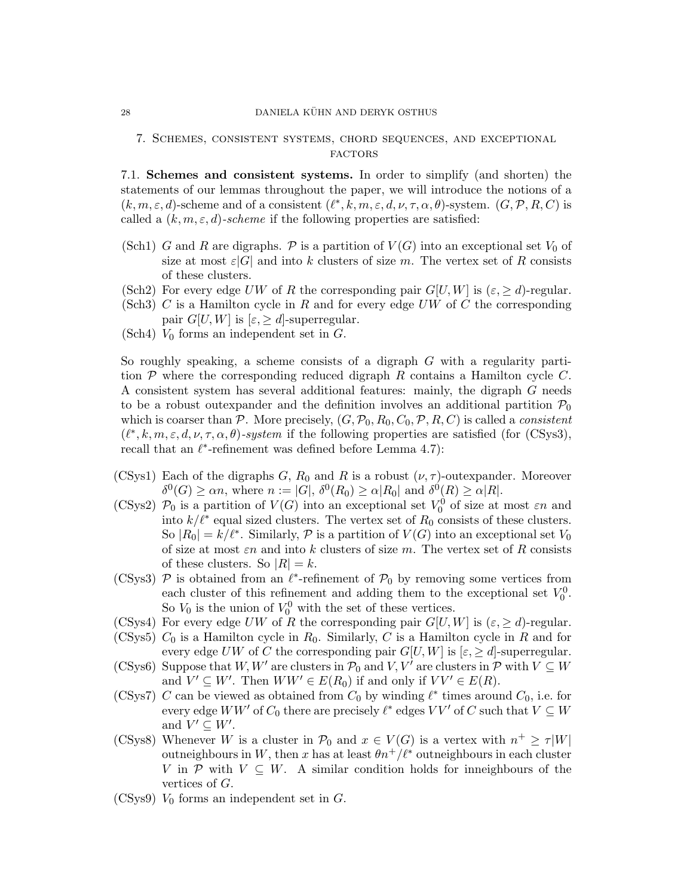## 7. Schemes, consistent systems, chord sequences, and exceptional factors

### 7.1. Schemes and consistent systems.

In order to simplify (and shorten) the statements of our lemmas throughout the paper, we will introduce the notions of a $(k, m, \varepsilon, d)$-scheme and of a consistent $(\ell^*, k, m, \varepsilon, d, \nu, \tau, \alpha, \theta)$-system. $(G, \mathcal{P}, R, C)$ is called a *$(k, m, \varepsilon, d)$-scheme* if the following properties are satisfied:

- (Sch1) $G$ and $R$ are digraphs. $\mathcal{P}$ is a partition of $V(G)$ into an exceptional set $V_0$ of size at most $\varepsilon|G|$ and into $k$ clusters of size $m$. The vertex set of $R$ consists of these clusters.
- (Sch2) For every edge $UW$ of $R$ the corresponding pair $G[U, W]$ is $(\varepsilon, \geq d)$-regular.
- (Sch3) $C$ is a Hamilton cycle in $R$ and for every edge $UW$ of $C$ the corresponding pair $G[U, W]$ is $[\varepsilon, \geq d]$-superregular.
- (Sch4) $V_0$ forms an independent set in $G$.

So roughly speaking, a scheme consists of a digraph $G$ with a regularity partition $\mathcal{P}$ where the corresponding reduced digraph $R$ contains a Hamilton cycle $C$. A consistent system has several additional features: mainly, the digraph $G$ needs to be a robust outexpander and the definition involves an additional partition $\mathcal{P}_0$ which is coarser than $\mathcal{P}$. More precisely, $(G, \mathcal{P}_0, R_0, C_0, \mathcal{P}, R, C)$ is called a *consistent $(\ell^*, k, m, \varepsilon, d, \nu, \tau, \alpha, \theta)$-system* if the following properties are satisfied (for (CSys3), recall that an $\ell^*$-refinement was defined before Lemma 4.7):

- (CSys1) Each of the digraphs $G$, $R_0$ and $R$ is a robust $(\nu, \tau)$-outexpander. Moreover $\delta^0(G) \geq \alpha n$, where $n := |G|$, $\delta^0(R_0) \geq \alpha|R_0|$ and $\delta^0(R) \geq \alpha|R|$.
- (CSys2) $\mathcal{P}_0$ is a partition of $V(G)$ into an exceptional set $V_0^0$ of size at most $\varepsilon n$ and into $k/\ell^*$ equal sized clusters. The vertex set of $R_0$ consists of these clusters. So $|R_0| = k/\ell^*$. Similarly, $\mathcal{P}$ is a partition of $V(G)$ into an exceptional set $V_0$ of size at most $\varepsilon n$ and into $k$ clusters of size $m$. The vertex set of $R$ consists of these clusters. So $|R| = k$.
- (CSys3) $\mathcal{P}$ is obtained from an $\ell^*$-refinement of $\mathcal{P}_0$ by removing some vertices from each cluster of this refinement and adding them to the exceptional set $V_0^0$. So $V_0$ is the union of $V_0^0$ with the set of these vertices.
- (CSys4) For every edge $UW$ of $R$ the corresponding pair $G[U, W]$ is $(\varepsilon, \geq d)$-regular.
- (CSys5) $C_0$ is a Hamilton cycle in $R_0$. Similarly, $C$ is a Hamilton cycle in $R$ and for every edge $UW$ of $C$ the corresponding pair $G[U, W]$ is $[\varepsilon, \geq d]$-superregular.
- (CSys6) Suppose that $W, W'$ are clusters in $\mathcal{P}_0$ and $V, V'$ are clusters in $\mathcal{P}$ with $V \subseteq W$ and $V' \subseteq W'$. Then $WW' \in E(R_0)$ if and only if $VV' \in E(R)$.
- (CSys7) $C$ can be viewed as obtained from $C_0$ by winding $\ell^*$ times around $C_0$, i.e. for every edge $WW'$ of $C_0$ there are precisely $\ell^*$ edges $VV'$ of $C$ such that $V \subseteq W$ and $V' \subseteq W'$.
- (CSys8) Whenever $W$ is a cluster in $\mathcal{P}_0$ and $x \in V(G)$ is a vertex with $n^+ \geq \tau|W|$ outneighbours in $W$, then $x$ has at least $\theta n^+/\ell^*$ outneighbours in each cluster $V$ in $\mathcal{P}$ with $V \subseteq W$. A similar condition holds for inneighbours of the vertices of $G$.
- (CSys9) $V_0$ forms an independent set in $G$.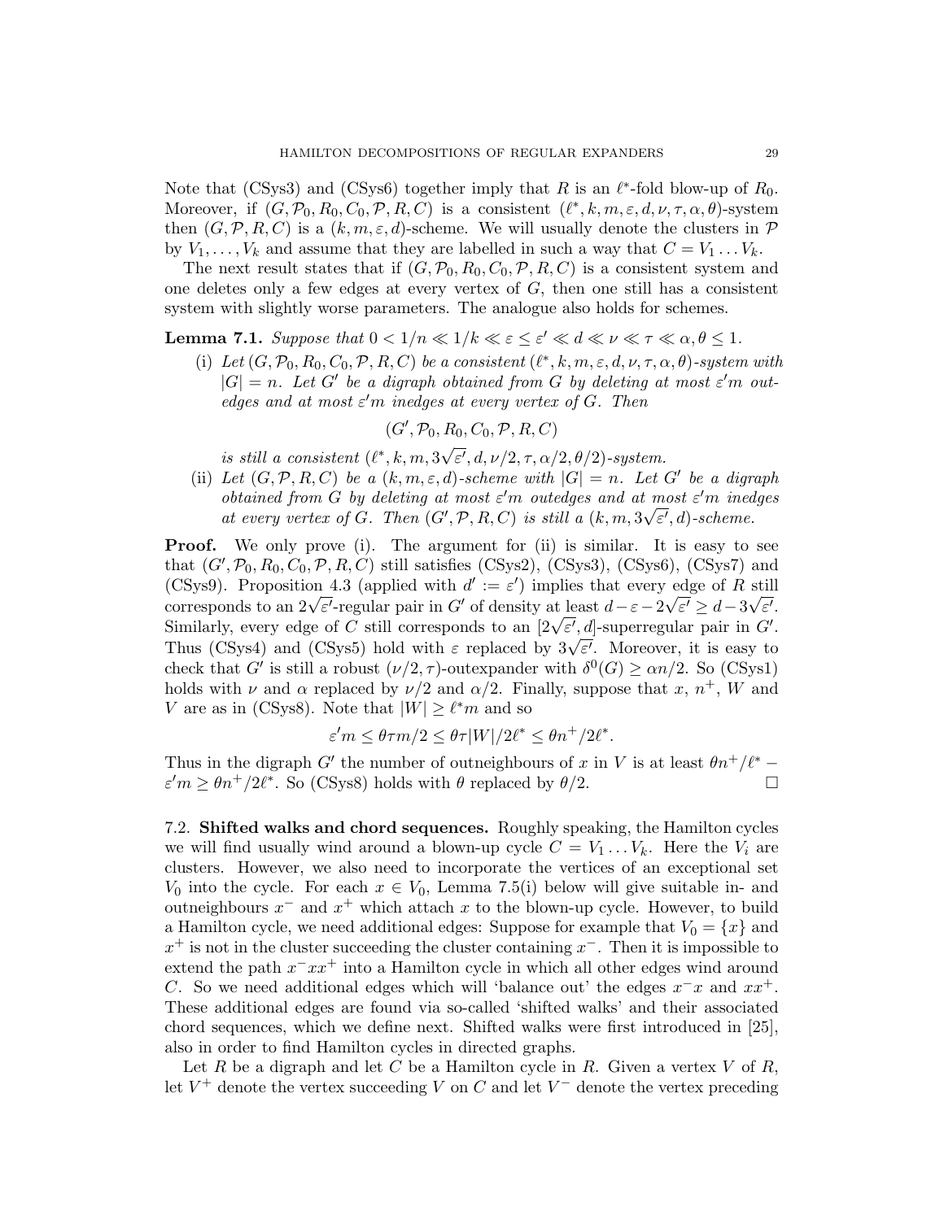Note that (CSys3) and (CSys6) together imply that $R$ is an $\ell^*$-fold blow-up of $R_0$. Moreover, if $(G, \mathcal{P}_0, R_0, C_0, \mathcal{P}, R, C)$ is a consistent $(\ell^*, k, m, \varepsilon, d, \nu, \tau, \alpha, \theta)$-system then $(G, \mathcal{P}, R, C)$ is a $(k, m, \varepsilon, d)$-scheme. We will usually denote the clusters in $\mathcal{P}$ by $V_1, \dots, V_k$ and assume that they are labelled in such a way that $C = V_1 \dots V_k$.

The next result states that if $(G, \mathcal{P}_0, R_0, C_0, \mathcal{P}, R, C)$ is a consistent system and one deletes only a few edges at every vertex of $G$, then one still has a consistent system with slightly worse parameters. The analogue also holds for schemes.

**Lemma 7.1.** *Suppose that $0 < 1/n \ll 1/k \ll \varepsilon \leq \varepsilon' \ll d \ll \nu \ll \tau \ll \alpha, \theta \leq 1$.*

- (i) *Let $(G, \mathcal{P}_0, R_0, C_0, \mathcal{P}, R, C)$ be a consistent $(\ell^*, k, m, \varepsilon, d, \nu, \tau, \alpha, \theta)$-system with $|G| = n$. Let $G'$ be a digraph obtained from $G$ by deleting at most $\varepsilon' m$ outedges and at most $\varepsilon' m$ inedges at every vertex of $G$. Then*
$$(G', \mathcal{P}_0, R_0, C_0, \mathcal{P}, R, C)$$
*is still a consistent $(\ell^*, k, m, 3\sqrt{\varepsilon'}, d, \nu/2, \tau, \alpha/2, \theta/2)$-system.*
- (ii) *Let $(G, \mathcal{P}, R, C)$ be a $(k, m, \varepsilon, d)$-scheme with $|G| = n$. Let $G'$ be a digraph obtained from $G$ by deleting at most $\varepsilon' m$ outedges and at most $\varepsilon' m$ inedges at every vertex of $G$. Then $(G', \mathcal{P}, R, C)$ is still a $(k, m, 3\sqrt{\varepsilon'}, d)$-scheme.*

**Proof.** We only prove (i). The argument for (ii) is similar. It is easy to see that $(G', \mathcal{P}_0, R_0, C_0, \mathcal{P}, R, C)$ still satisfies (CSys2), (CSys3), (CSys6), (CSys7) and (CSys9). Proposition 4.3 (applied with $d' := \varepsilon'$) implies that every edge of $R$ still corresponds to an $2\sqrt{\varepsilon'}$-regular pair in $G'$ of density at least $d - \varepsilon - 2\sqrt{\varepsilon'} \geq d - 3\sqrt{\varepsilon'}$. Similarly, every edge of $C$ still corresponds to an $[2\sqrt{\varepsilon'}, d]$-superregular pair in $G'$. Thus (CSys4) and (CSys5) hold with $\varepsilon$ replaced by $3\sqrt{\varepsilon'}$. Moreover, it is easy to check that $G'$ is still a robust $(\nu/2, \tau)$-outexpander with $\delta^0(G) \geq \alpha n/2$. So (CSys1) holds with $\nu$ and $\alpha$ replaced by $\nu/2$ and $\alpha/2$. Finally, suppose that $x$, $n^+$, $W$ and $V$ are as in (CSys8). Note that $|W| \geq \ell^* m$ and so
$$\varepsilon' m \leq \theta \tau m/2 \leq \theta \tau |W|/2\ell^* \leq \theta n^+/2\ell^*.$$
Thus in the digraph $G'$ the number of outneighbours of $x$ in $V$ is at least $\theta n^+/\ell^* - \varepsilon' m \geq \theta n^+/2\ell^*$. So (CSys8) holds with $\theta$ replaced by $\theta/2$. $\square$

## 7.2. Shifted walks and chord sequences.

Roughly speaking, the Hamilton cycles we will find usually wind around a blown-up cycle $C = V_1 \dots V_k$. Here the $V_i$ are clusters. However, we also need to incorporate the vertices of an exceptional set $V_0$ into the cycle. For each $x \in V_0$, Lemma 7.5(i) below will give suitable in- and outneighbours $x^-$ and $x^+$ which attach $x$ to the blown-up cycle. However, to build a Hamilton cycle, we need additional edges: Suppose for example that $V_0 = \{x\}$ and $x^+$ is not in the cluster succeeding the cluster containing $x^-$. Then it is impossible to extend the path $x^- x x^+$ into a Hamilton cycle in which all other edges wind around $C$. So we need additional edges which will 'balance out' the edges $x^- x$ and $x x^+$. These additional edges are found via so-called 'shifted walks' and their associated chord sequences, which we define next. Shifted walks were first introduced in [25], also in order to find Hamilton cycles in directed graphs.

Let $R$ be a digraph and let $C$ be a Hamilton cycle in $R$. Given a vertex $V$ of $R$, let $V^+$ denote the vertex succeeding $V$ on $C$ and let $V^-$ denote the vertex preceding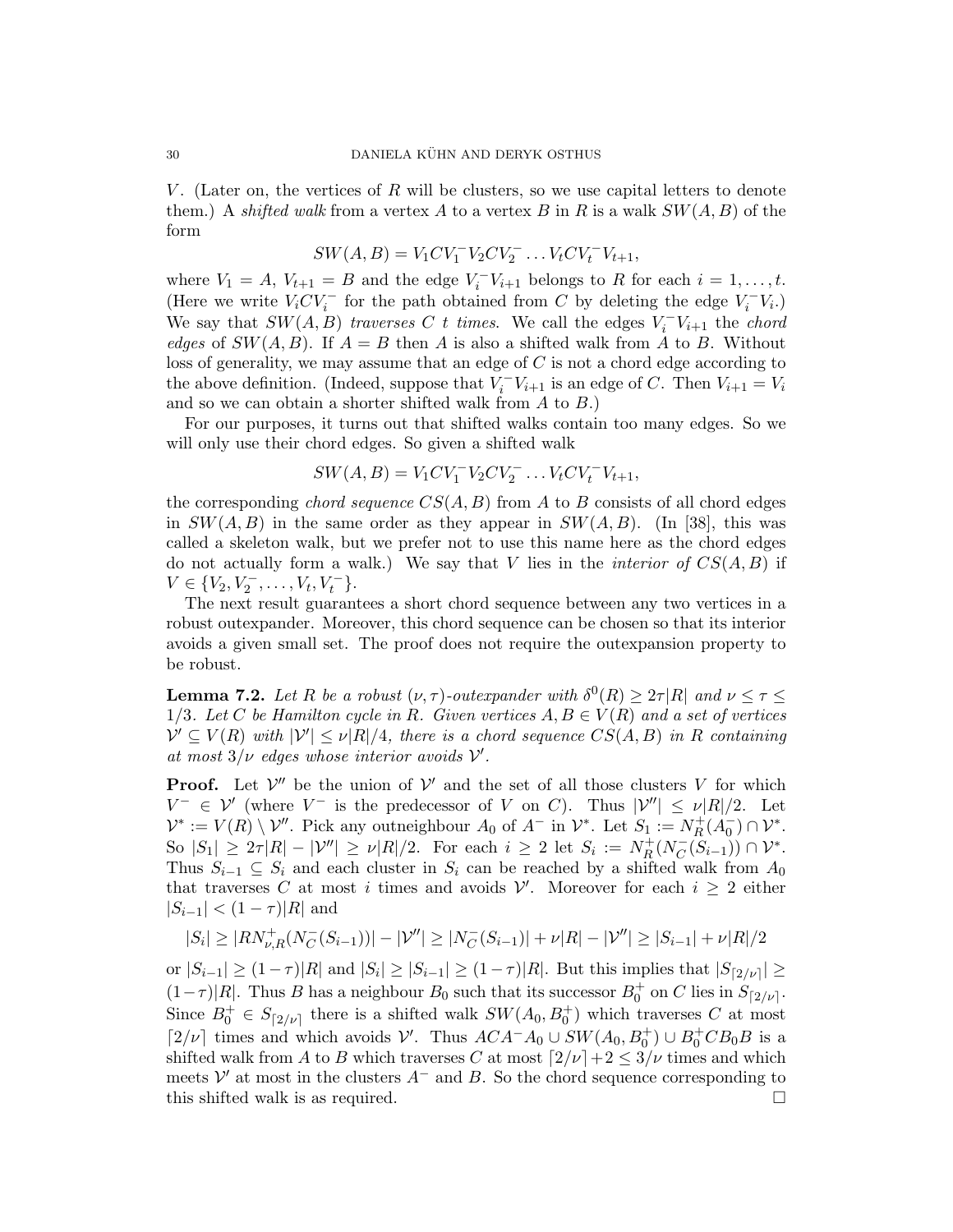$V$. (Later on, the vertices of $R$ will be clusters, so we use capital letters to denote them.) A *shifted walk* from a vertex $A$ to a vertex $B$ in $R$ is a walk $SW(A,B)$ of the form

$$SW(A,B) = V_1CV_1^-V_2CV_2^- \dots V_tCV_t^-V_{t+1},$$

where $V_1 = A$, $V_{t+1} = B$ and the edge $V_i^-V_{i+1}$ belongs to $R$ for each $i = 1, \dots, t$. (Here we write $V_iCV_i^-$ for the path obtained from $C$ by deleting the edge $V_i^-V_i$.) We say that $SW(A,B)$ *traverses $C$ $t$ times*. We call the edges $V_i^-V_{i+1}$ the *chord edges* of $SW(A,B)$. If $A = B$ then $A$ is also a shifted walk from $A$ to $B$. Without loss of generality, we may assume that an edge of $C$ is not a chord edge according to the above definition. (Indeed, suppose that $V_i^-V_{i+1}$ is an edge of $C$. Then $V_{i+1} = V_i$ and so we can obtain a shorter shifted walk from $A$ to $B$.)

For our purposes, it turns out that shifted walks contain too many edges. So we will only use their chord edges. So given a shifted walk

$$SW(A,B) = V_1CV_1^-V_2CV_2^- \dots V_tCV_t^-V_{t+1},$$

the corresponding *chord sequence* $CS(A,B)$ from $A$ to $B$ consists of all chord edges in $SW(A,B)$ in the same order as they appear in $SW(A,B)$. (In [38], this was called a skeleton walk, but we prefer not to use this name here as the chord edges do not actually form a walk.) We say that $V$ lies in the *interior of $CS(A,B)$* if $V \in \{V_2, V_2^-, \dots, V_t, V_t^-\}$.

The next result guarantees a short chord sequence between any two vertices in a robust outexpander. Moreover, this chord sequence can be chosen so that its interior avoids a given small set. The proof does not require the outexpansion property to be robust.

**Lemma 7.2.** *Let $R$ be a robust $(\nu,\tau)$-outexpander with $\delta^0(R) \geq 2\tau|R|$ and $\nu \leq \tau \leq 1/3$. Let $C$ be Hamilton cycle in $R$. Given vertices $A, B \in V(R)$ and a set of vertices $\mathcal{V}' \subseteq V(R)$ with $|\mathcal{V}'| \leq \nu|R|/4$, there is a chord sequence $CS(A,B)$ in $R$ containing at most $3/\nu$ edges whose interior avoids $\mathcal{V}'$.*

**Proof.** Let $\mathcal{V}''$ be the union of $\mathcal{V}'$ and the set of all those clusters $V$ for which $V^- \in \mathcal{V}'$ (where $V^-$ is the predecessor of $V$ on $C$). Thus $|\mathcal{V}''| \leq \nu|R|/2$. Let $\mathcal{V}^* := V(R) \setminus \mathcal{V}''$. Pick any outneighbour $A_0$ of $A^-$ in $\mathcal{V}^*$. Let $S_1 := N_R^+(A_0^-) \cap \mathcal{V}^*$. So $|S_1| \geq 2\tau|R| - |\mathcal{V}''| \geq \nu|R|/2$. For each $i \geq 2$ let $S_i := N_R^+(N_C^-(S_{i-1})) \cap \mathcal{V}^*$. Thus $S_{i-1} \subseteq S_i$ and each cluster in $S_i$ can be reached by a shifted walk from $A_0$ that traverses $C$ at most $i$ times and avoids $\mathcal{V}'$. Moreover for each $i \geq 2$ either $|S_{i-1}| < (1-\tau)|R|$ and

$$|S_i| \geq |RN^+_{\nu,R}(N_C^-(S_{i-1}))| - |\mathcal{V}''| \geq |N_C^-(S_{i-1})| + \nu|R| - |\mathcal{V}''| \geq |S_{i-1}| + \nu|R|/2$$

or $|S_{i-1}| \geq (1-\tau)|R|$ and $|S_i| \geq |S_{i-1}| \geq (1-\tau)|R|$. But this implies that $|S_{\lceil 2/\nu \rceil}| \geq (1-\tau)|R|$. Thus $B$ has a neighbour $B_0$ such that its successor $B_0^+$ on $C$ lies in $S_{\lceil 2/\nu \rceil}$. Since $B_0^+ \in S_{\lceil 2/\nu \rceil}$ there is a shifted walk $SW(A_0, B_0^+)$ which traverses $C$ at most $\lceil 2/\nu \rceil$ times and which avoids $\mathcal{V}'$. Thus $ACA^-A_0 \cup SW(A_0, B_0^+) \cup B_0^+CB_0B$ is a shifted walk from $A$ to $B$ which traverses $C$ at most $\lceil 2/\nu \rceil + 2 \leq 3/\nu$ times and which meets $\mathcal{V}'$ at most in the clusters $A^-$ and $B$. So the chord sequence corresponding to this shifted walk is as required. $\square$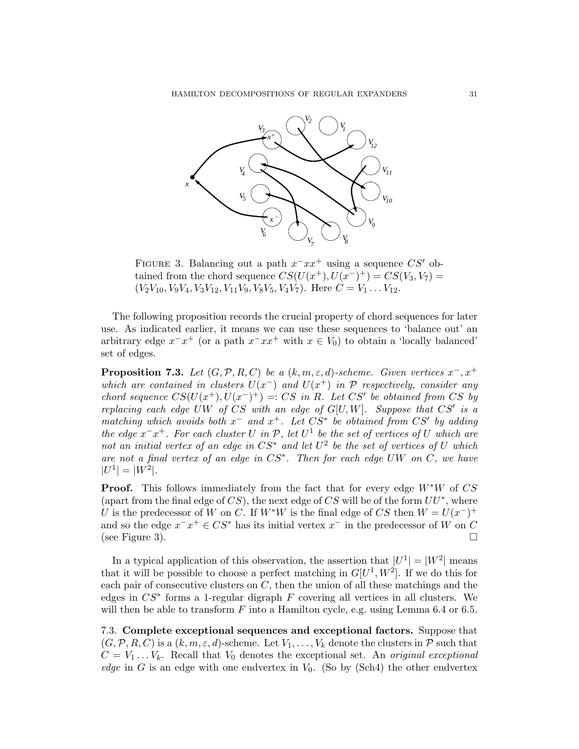Figure 3. Balancing out a path $x^-xx^+$ using a sequence $CS'$ obtained from the chord sequence $CS(U(x^+), U(x^-)^+) = CS(V_3, V_7) = (V_2V_{10}, V_9V_4, V_3V_{12}, V_{11}V_9, V_8V_5, V_4V_7)$. Here $C = V_1 \dots V_{12}$.

The following proposition records the crucial property of chord sequences for later use. As indicated earlier, it means we can use these sequences to 'balance out' an arbitrary edge $x^-x^+$ (or a path $x^-xx^+$ with $x \in V_0$) to obtain a 'locally balanced' set of edges.

**Proposition 7.3.** *Let $(G, \mathcal{P}, R, C)$ be a $(k, m, \varepsilon, d)$-scheme. Given vertices $x^-, x^+$ which are contained in clusters $U(x^-)$ and $U(x^+)$ in $\mathcal{P}$ respectively, consider any chord sequence $CS(U(x^+), U(x^-)^+) =: CS$ in $R$. Let $CS'$ be obtained from $CS$ by replacing each edge $UW$ of $CS$ with an edge of $G[U, W]$. Suppose that $CS'$ is a matching which avoids both $x^-$ and $x^+$. Let $CS^*$ be obtained from $CS'$ by adding the edge $x^-x^+$. For each cluster $U$ in $\mathcal{P}$, let $U^1$ be the set of vertices of $U$ which are not an initial vertex of an edge in $CS^*$ and let $U^2$ be the set of vertices of $U$ which are not a final vertex of an edge in $CS^*$. Then for each edge $UW$ on $C$, we have $|U^1| = |W^2|$.*

**Proof.** This follows immediately from the fact that for every edge $W^*W$ of $CS$ (apart from the final edge of $CS$), the next edge of $CS$ will be of the form $UU^*$, where $U$ is the predecessor of $W$ on $C$. If $W^*W$ is the final edge of $CS$ then $W = U(x^-)^+$ and so the edge $x^-x^+ \in CS^*$ has its initial vertex $x^-$ in the predecessor of $W$ on $C$ (see Figure 3). □

In a typical application of this observation, the assertion that $|U^1| = |W^2|$ means that it will be possible to choose a perfect matching in $G[U^1, W^2]$. If we do this for each pair of consecutive clusters on $C$, then the union of all these matchings and the edges in $CS^*$ forms a 1-regular digraph $F$ covering all vertices in all clusters. We will then be able to transform $F$ into a Hamilton cycle, e.g. using Lemma 6.4 or 6.5.

### 7.3. Complete exceptional sequences and exceptional factors.

Suppose that $(G, \mathcal{P}, R, C)$ is a $(k, m, \varepsilon, d)$-scheme. Let $V_1, \dots, V_k$ denote the clusters in $\mathcal{P}$ such that $C = V_1 \dots V_k$. Recall that $V_0$ denotes the exceptional set. An *original exceptional edge* in $G$ is an edge with one endvertex in $V_0$. (So by (Sch4) the other endvertex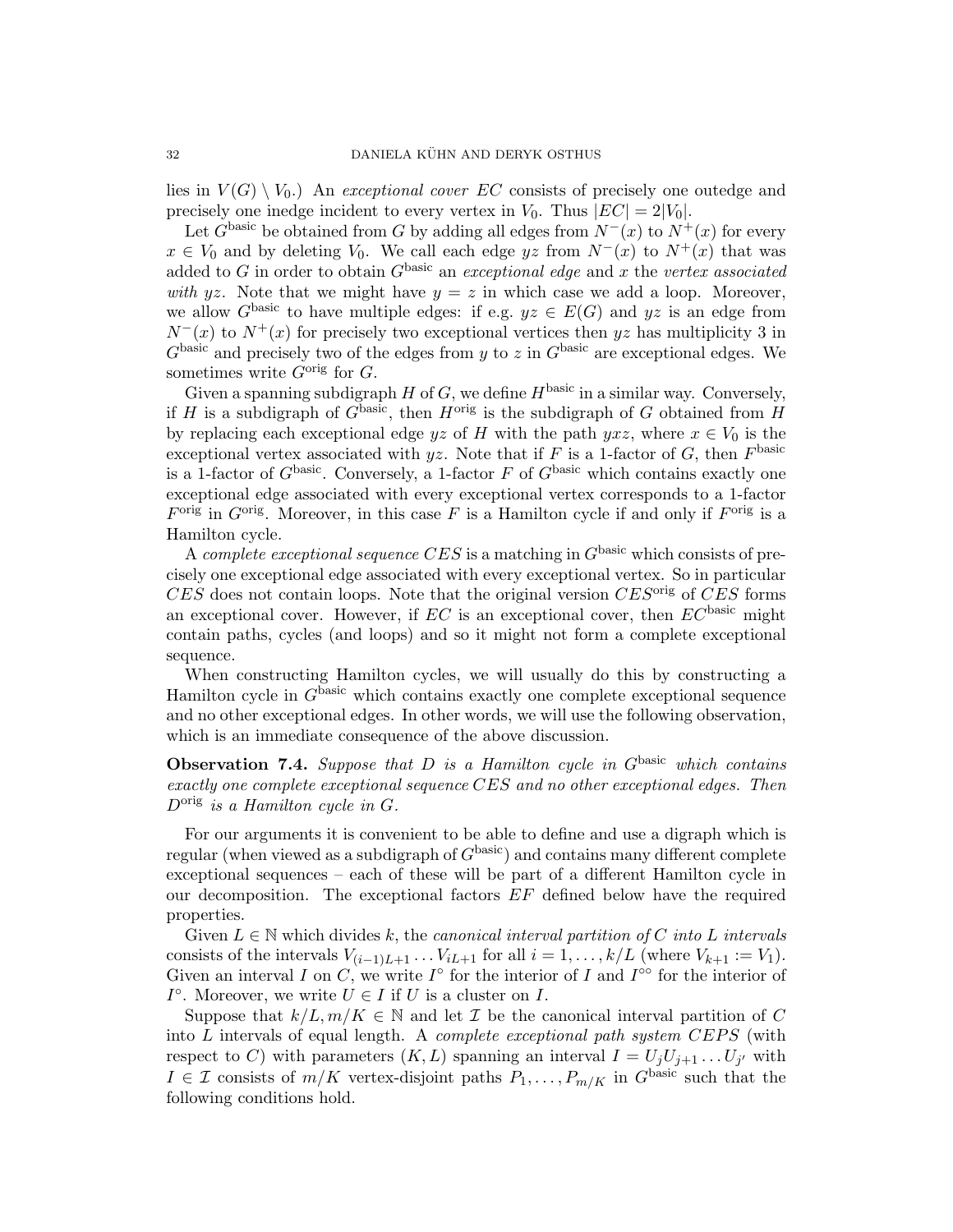lies in $V(G) \setminus V_0$.) An *exceptional cover* $EC$ consists of precisely one outedge and precisely one inedge incident to every vertex in $V_0$. Thus $|EC| = 2|V_0|$.

Let $G^{\rm basic}$ be obtained from $G$ by adding all edges from $N^-(x)$ to $N^+(x)$ for every $x \in V_0$ and by deleting $V_0$. We call each edge $yz$ from $N^-(x)$ to $N^+(x)$ that was added to $G$ in order to obtain $G^{\rm basic}$ an *exceptional edge* and $x$ the *vertex associated with* $yz$. Note that we might have $y = z$ in which case we add a loop. Moreover, we allow $G^{\rm basic}$ to have multiple edges: if e.g. $yz \in E(G)$ and $yz$ is an edge from $N^-(x)$ to $N^+(x)$ for precisely two exceptional vertices then $yz$ has multiplicity 3 in $G^{\rm basic}$ and precisely two of the edges from $y$ to $z$ in $G^{\rm basic}$ are exceptional edges. We sometimes write $G^{\rm orig}$ for $G$.

Given a spanning subdigraph $H$ of $G$, we define $H^{\rm basic}$ in a similar way. Conversely, if $H$ is a subdigraph of $G^{\rm basic}$, then $H^{\rm orig}$ is the subdigraph of $G$ obtained from $H$ by replacing each exceptional edge $yz$ of $H$ with the path $yxz$, where $x \in V_0$ is the exceptional vertex associated with $yz$. Note that if $F$ is a 1-factor of $G$, then $F^{\rm basic}$ is a 1-factor of $G^{\rm basic}$. Conversely, a 1-factor $F$ of $G^{\rm basic}$ which contains exactly one exceptional edge associated with every exceptional vertex corresponds to a 1-factor $F^{\rm orig}$ in $G^{\rm orig}$. Moreover, in this case $F$ is a Hamilton cycle if and only if $F^{\rm orig}$ is a Hamilton cycle.

A *complete exceptional sequence* $CES$ is a matching in $G^{\rm basic}$ which consists of precisely one exceptional edge associated with every exceptional vertex. So in particular $CES$ does not contain loops. Note that the original version $CES^{\rm orig}$ of $CES$ forms an exceptional cover. However, if $EC$ is an exceptional cover, then $EC^{\rm basic}$ might contain paths, cycles (and loops) and so it might not form a complete exceptional sequence.

When constructing Hamilton cycles, we will usually do this by constructing a Hamilton cycle in $G^{\rm basic}$ which contains exactly one complete exceptional sequence and no other exceptional edges. In other words, we will use the following observation, which is an immediate consequence of the above discussion.

**Observation 7.4.** *Suppose that $D$ is a Hamilton cycle in $G^{\rm basic}$ which contains exactly one complete exceptional sequence $CES$ and no other exceptional edges. Then $D^{\rm orig}$ is a Hamilton cycle in $G$.*

For our arguments it is convenient to be able to define and use a digraph which is regular (when viewed as a subdigraph of $G^{\rm basic}$) and contains many different complete exceptional sequences – each of these will be part of a different Hamilton cycle in our decomposition. The exceptional factors $EF$ defined below have the required properties.

Given $L \in \mathbb{N}$ which divides $k$, the *canonical interval partition of $C$ into $L$ intervals* consists of the intervals $V_{(i-1)L+1} \dots V_{iL+1}$ for all $i = 1, \dots, k/L$ (where $V_{k+1} := V_1$). Given an interval $I$ on $C$, we write $I^\circ$ for the interior of $I$ and $I^{\circ\circ}$ for the interior of $I^\circ$. Moreover, we write $U \in I$ if $U$ is a cluster on $I$.

Suppose that $k/L, m/K \in \mathbb{N}$ and let $\mathcal{I}$ be the canonical interval partition of $C$ into $L$ intervals of equal length. A *complete exceptional path system* $CEPS$ (with respect to $C$) with parameters $(K, L)$ spanning an interval $I = U_j U_{j+1} \dots U_{j'}$ with $I \in \mathcal{I}$ consists of $m/K$ vertex-disjoint paths $P_1, \dots, P_{m/K}$ in $G^{\rm basic}$ such that the following conditions hold.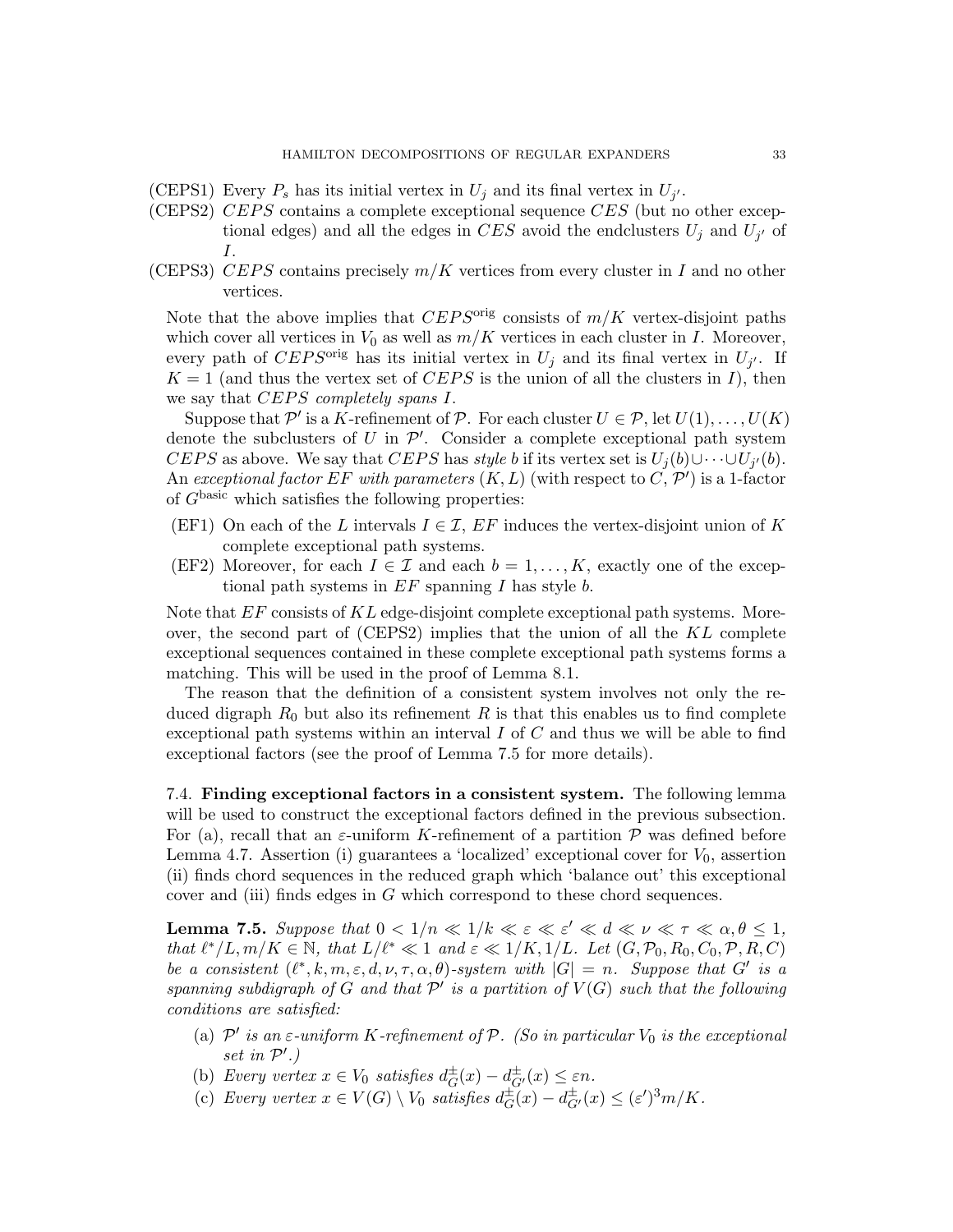(CEPS1) Every $P_s$ has its initial vertex in $U_j$ and its final vertex in $U_{j'}$.

(CEPS2) $CEPS$ contains a complete exceptional sequence $CES$ (but no other exceptional edges) and all the edges in $CES$ avoid the endclusters $U_j$ and $U_{j'}$ of $I$.

(CEPS3) $CEPS$ contains precisely $m/K$ vertices from every cluster in $I$ and no other vertices.

Note that the above implies that $CEPS^{\rm orig}$ consists of $m/K$ vertex-disjoint paths which cover all vertices in $V_0$ as well as $m/K$ vertices in each cluster in $I$. Moreover, every path of $CEPS^{\rm orig}$ has its initial vertex in $U_j$ and its final vertex in $U_{j'}$. If $K = 1$ (and thus the vertex set of $CEPS$ is the union of all the clusters in $I$), then we say that $CEPS$ *completely spans* $I$.

Suppose that $\mathcal{P}'$ is a $K$-refinement of $\mathcal{P}$. For each cluster $U \in \mathcal{P}$, let $U(1), \dots, U(K)$ denote the subclusters of $U$ in $\mathcal{P}'$. Consider a complete exceptional path system $CEPS$ as above. We say that $CEPS$ has *style* $b$ if its vertex set is $U_j(b) \cup \dots \cup U_{j'}(b)$. An *exceptional factor* $EF$ *with parameters* $(K, L)$ (with respect to $C$, $\mathcal{P}'$) is a 1-factor of $G^{\rm basic}$ which satisfies the following properties:

(EF1) On each of the $L$ intervals $I \in \mathcal{I}$, $EF$ induces the vertex-disjoint union of $K$ complete exceptional path systems.

(EF2) Moreover, for each $I \in \mathcal{I}$ and each $b = 1, \dots, K$, exactly one of the exceptional path systems in $EF$ spanning $I$ has style $b$.

Note that $EF$ consists of $KL$ edge-disjoint complete exceptional path systems. Moreover, the second part of (CEPS2) implies that the union of all the $KL$ complete exceptional sequences contained in these complete exceptional path systems forms a matching. This will be used in the proof of Lemma 8.1.

The reason that the definition of a consistent system involves not only the reduced digraph $R_0$ but also its refinement $R$ is that this enables us to find complete exceptional path systems within an interval $I$ of $C$ and thus we will be able to find exceptional factors (see the proof of Lemma 7.5 for more details).

## 7.4. Finding exceptional factors in a consistent system.

The following lemma will be used to construct the exceptional factors defined in the previous subsection. For (a), recall that an $\varepsilon$-uniform $K$-refinement of a partition $\mathcal{P}$ was defined before Lemma 4.7. Assertion (i) guarantees a 'localized' exceptional cover for $V_0$, assertion (ii) finds chord sequences in the reduced graph which 'balance out' this exceptional cover and (iii) finds edges in $G$ which correspond to these chord sequences.

**Lemma 7.5.** *Suppose that $0 < 1/n \ll 1/k \ll \varepsilon \ll \varepsilon' \ll d \ll \nu \ll \tau \ll \alpha, \theta \leq 1$, that $\ell^*/L, m/K \in \mathbb{N}$, that $L/\ell^* \ll 1$ and $\varepsilon \ll 1/K, 1/L$. Let $(G, \mathcal{P}_0, R_0, C_0, \mathcal{P}, R, C)$ be a consistent $(\ell^*, k, m, \varepsilon, d, \nu, \tau, \alpha, \theta)$-system with $|G| = n$. Suppose that $G'$ is a spanning subgraph of $G$ and that $\mathcal{P}'$ is a partition of $V(G)$ such that the following conditions are satisfied:*

(a) *$\mathcal{P}'$ is an $\varepsilon$-uniform $K$-refinement of $\mathcal{P}$. (So in particular $V_0$ is the exceptional set in $\mathcal{P}'$.)*

(b) *Every vertex $x \in V_0$ satisfies $d^{\pm}_G(x) - d^{\pm}_{G'}(x) \leq \varepsilon n$.*

(c) *Every vertex $x \in V(G) \setminus V_0$ satisfies $d^{\pm}_G(x) - d^{\pm}_{G'}(x) \leq (\varepsilon')^3 m/K$.*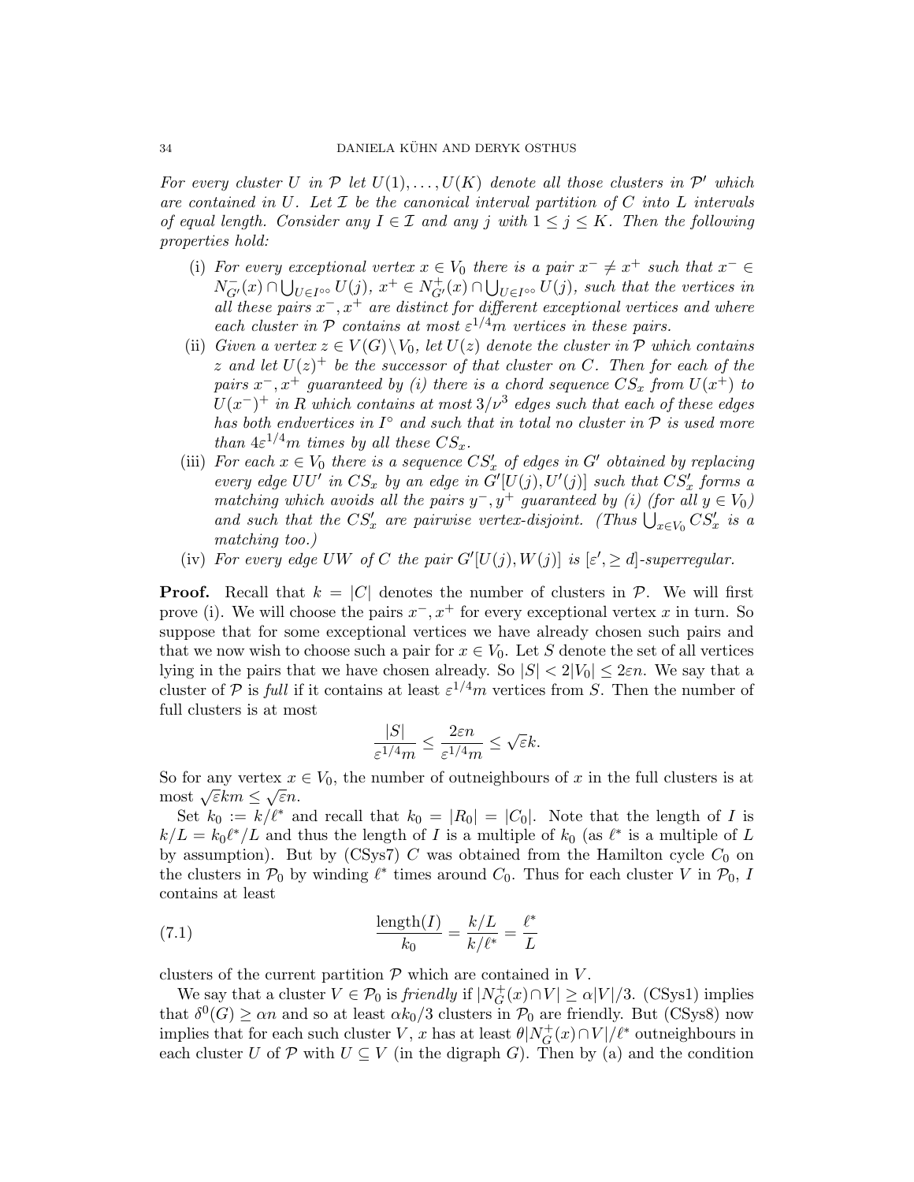*For every cluster $U$ in $\mathcal{P}$ let $U(1),\dots,U(K)$ denote all those clusters in $\mathcal{P}'$ which are contained in $U$. Let $\mathcal{I}$ be the canonical interval partition of $C$ into $L$ intervals of equal length. Consider any $I \in \mathcal{I}$ and any $j$ with $1 \le j \le K$. Then the following properties hold:*

- (i) *For every exceptional vertex $x \in V_0$ there is a pair $x^- \neq x^+$ such that $x^- \in N^-_{G'}(x) \cap \bigcup_{U \in I^{\circ\circ}} U(j)$, $x^+ \in N^+_{G'}(x) \cap \bigcup_{U \in I^{\circ\circ}} U(j)$, such that the vertices in all these pairs $x^-, x^+$ are distinct for different exceptional vertices and where each cluster in $\mathcal{P}$ contains at most $\varepsilon^{1/4} m$ vertices in these pairs.*
- (ii) *Given a vertex $z \in V(G)\setminus V_0$, let $U(z)$ denote the cluster in $\mathcal{P}$ which contains $z$ and let $U(z)^+$ be the successor of that cluster on $C$. Then for each of the pairs $x^-, x^+$ guaranteed by (i) there is a chord sequence $CS_x$ from $U(x^+)$ to $U(x^-)^+$ in $R$ which contains at most $3/\nu^3$ edges such that each of these edges has both endvertices in $I^\circ$ and such that in total no cluster in $\mathcal{P}$ is used more than $4\varepsilon^{1/4} m$ times by all these $CS_x$.*
- (iii) *For each $x \in V_0$ there is a sequence $CS'_x$ of edges in $G'$ obtained by replacing every edge $UU'$ in $CS_x$ by an edge in $G'[U(j), U'(j)]$ such that $CS'_x$ forms a matching which avoids all the pairs $y^-, y^+$ guaranteed by (i) (for all $y \in V_0$) and such that the $CS'_x$ are pairwise vertex-disjoint. (Thus $\bigcup_{x \in V_0} CS'_x$ is a matching too.)*
- (iv) *For every edge $UW$ of $C$ the pair $G'[U(j), W(j)]$ is $[\varepsilon', \ge d]$-superregular.*

**Proof.** Recall that $k = |C|$ denotes the number of clusters in $\mathcal{P}$. We will first prove (i). We will choose the pairs $x^-, x^+$ for every exceptional vertex $x$ in turn. So suppose that for some exceptional vertices we have already chosen such pairs and that we now wish to choose such a pair for $x \in V_0$. Let $S$ denote the set of all vertices lying in the pairs that we have chosen already. So $|S| < 2|V_0| \le 2\varepsilon n$. We say that a cluster of $\mathcal{P}$ is *full* if it contains at least $\varepsilon^{1/4} m$ vertices from $S$. Then the number of full clusters is at most

$$\frac{|S|}{\varepsilon^{1/4} m} \le \frac{2\varepsilon n}{\varepsilon^{1/4} m} \le \sqrt{\varepsilon} k.$$

So for any vertex $x \in V_0$, the number of outneighbours of $x$ in the full clusters is at most $\sqrt{\varepsilon} k m \le \sqrt{\varepsilon} n$.

Set $k_0 := k/\ell^*$ and recall that $k_0 = |R_0| = |C_0|$. Note that the length of $I$ is $k/L = k_0 \ell^*/L$ and thus the length of $I$ is a multiple of $k_0$ (as $\ell^*$ is a multiple of $L$ by assumption). But by (CSys7) $C$ was obtained from the Hamilton cycle $C_0$ on the clusters in $\mathcal{P}_0$ by winding $\ell^*$ times around $C_0$. Thus for each cluster $V$ in $\mathcal{P}_0$, $I$ contains at least

$$\frac{\text{length}(I)}{k_0} = \frac{k/L}{k/\ell^*} = \frac{\ell^*}{L} \tag{7.1}$$

clusters of the current partition $\mathcal{P}$ which are contained in $V$.

We say that a cluster $V \in \mathcal{P}_0$ is *friendly* if $|N^+_G(x) \cap V| \ge \alpha|V|/3$. (CSys1) implies that $\delta^0(G) \ge \alpha n$ and so at least $\alpha k_0/3$ clusters in $\mathcal{P}_0$ are friendly. But (CSys8) now implies that for each such cluster $V$, $x$ has at least $\theta |N^+_G(x) \cap V|/\ell^*$ outneighbours in each cluster $U$ of $\mathcal{P}$ with $U \subseteq V$ (in the digraph $G$). Then by (a) and the condition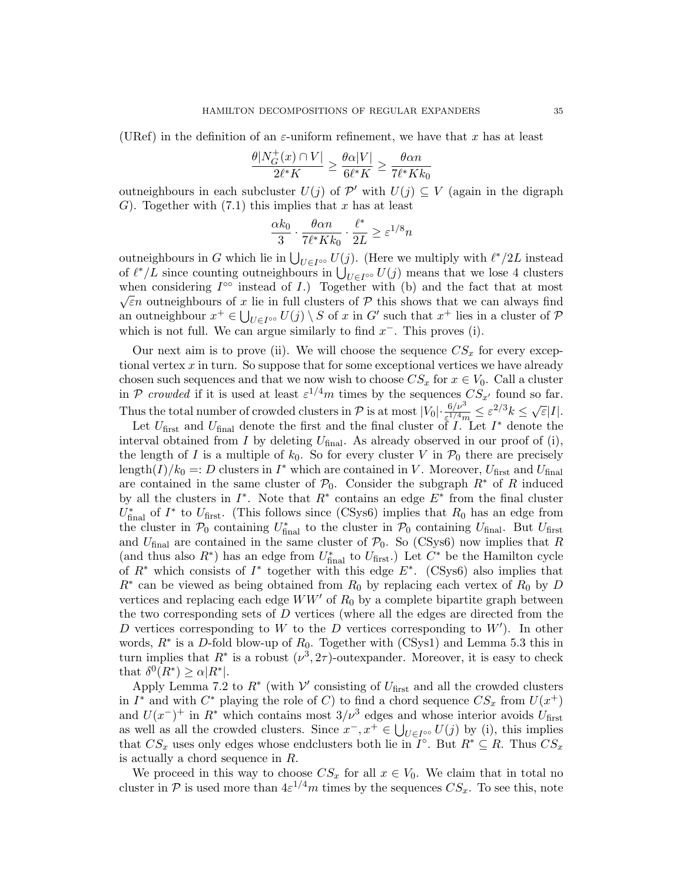(URef) in the definition of an $\varepsilon$-uniform refinement, we have that $x$ has at least

$$\frac{\theta |N_G^+(x) \cap V|}{2\ell^* K} \geq \frac{\theta \alpha |V|}{6\ell^* K} \geq \frac{\theta \alpha n}{7\ell^* K k_0}$$

outneighbours in each subcluster $U(j)$ of $\mathcal{P}'$ with $U(j) \subseteq V$ (again in the digraph $G$). Together with (7.1) this implies that $x$ has at least

$$\frac{\alpha k_0}{3} \cdot \frac{\theta \alpha n}{7\ell^* K k_0} \cdot \frac{\ell^*}{2L} \geq \varepsilon^{1/8} n$$

outneighbours in $G$ which lie in $\bigcup_{U \in I^{\circ\circ}} U(j)$. (Here we multiply with $\ell^*/2L$ instead of $\ell^*/L$ since counting outneighbours in $\bigcup_{U \in I^{\circ\circ}} U(j)$ means that we lose 4 clusters when considering $I^{\circ\circ}$ instead of $I$.) Together with (b) and the fact that at most $\sqrt{\varepsilon} n$ outneighbours of $x$ lie in full clusters of $\mathcal{P}$ this shows that we can always find an outneighbour $x^+ \in \bigcup_{U \in I^{\circ\circ}} U(j) \setminus S$ of $x$ in $G'$ such that $x^+$ lies in a cluster of $\mathcal{P}$ which is not full. We can argue similarly to find $x^-$. This proves (i).

Our next aim is to prove (ii). We will choose the sequence $CS_x$ for every exceptional vertex $x$ in turn. So suppose that for some exceptional vertices we have already chosen such sequences and that we now wish to choose $CS_x$ for $x \in V_0$. Call a cluster in $\mathcal{P}$ *crowded* if it is used at least $\varepsilon^{1/4} m$ times by the sequences $CS_{x'}$ found so far. Thus the total number of crowded clusters in $\mathcal{P}$ is at most $|V_0| \cdot \frac{6/\nu^3}{\varepsilon^{1/4} m} \leq \varepsilon^{2/3} k \leq \sqrt{\varepsilon} |I|$.

Let $U_{\rm first}$ and $U_{\rm final}$ denote the first and the final cluster of $I$. Let $I^*$ denote the interval obtained from $I$ by deleting $U_{\rm final}$. As already observed in our proof of (i), the length of $I$ is a multiple of $k_0$. So for every cluster $V$ in $\mathcal{P}_0$ there are precisely ${\rm length}(I)/k_0 =: D$ clusters in $I^*$ which are contained in $V$. Moreover, $U_{\rm first}$ and $U_{\rm final}$ are contained in the same cluster of $\mathcal{P}_0$. Consider the subgraph $R^*$ of $R$ induced by all the clusters in $I^*$. Note that $R^*$ contains an edge $E^*$ from the final cluster $U^*_{\rm final}$ of $I^*$ to $U_{\rm first}$. (This follows since (CSys6) implies that $R_0$ has an edge from the cluster in $\mathcal{P}_0$ containing $U^*_{\rm final}$ to the cluster in $\mathcal{P}_0$ containing $U_{\rm final}$. But $U_{\rm first}$ and $U_{\rm final}$ are contained in the same cluster of $\mathcal{P}_0$. So (CSys6) now implies that $R$ (and thus also $R^*$) has an edge from $U^*_{\rm final}$ to $U_{\rm first}$.) Let $C^*$ be the Hamilton cycle of $R^*$ which consists of $I^*$ together with this edge $E^*$. (CSys6) also implies that $R^*$ can be viewed as being obtained from $R_0$ by replacing each vertex of $R_0$ by $D$ vertices and replacing each edge $WW'$ of $R_0$ by a complete bipartite graph between the two corresponding sets of $D$ vertices (where all the edges are directed from the $D$ vertices corresponding to $W$ to the $D$ vertices corresponding to $W'$). In other words, $R^*$ is a $D$-fold blow-up of $R_0$. Together with (CSys1) and Lemma 5.3 this in turn implies that $R^*$ is a robust $(\nu^3, 2\tau)$-outexpander. Moreover, it is easy to check that $\delta^0(R^*) \geq \alpha |R^*|$.

Apply Lemma 7.2 to $R^*$ (with $\mathcal{V}'$ consisting of $U_{\rm first}$ and all the crowded clusters in $I^*$ and with $C^*$ playing the role of $C$) to find a chord sequence $CS_x$ from $U(x^+)$ and $U(x^-)^+$ in $R^*$ which contains most $3/\nu^3$ edges and whose interior avoids $U_{\rm first}$ as well as all the crowded clusters. Since $x^-, x^+ \in \bigcup_{U \in I^{\circ\circ}} U(j)$ by (i), this implies that $CS_x$ uses only edges whose endclusters both lie in $I^\circ$. But $R^* \subseteq R$. Thus $CS_x$ is actually a chord sequence in $R$.

We proceed in this way to choose $CS_x$ for all $x \in V_0$. We claim that in total no cluster in $\mathcal{P}$ is used more than $4\varepsilon^{1/4} m$ times by the sequences $CS_x$. To see this, note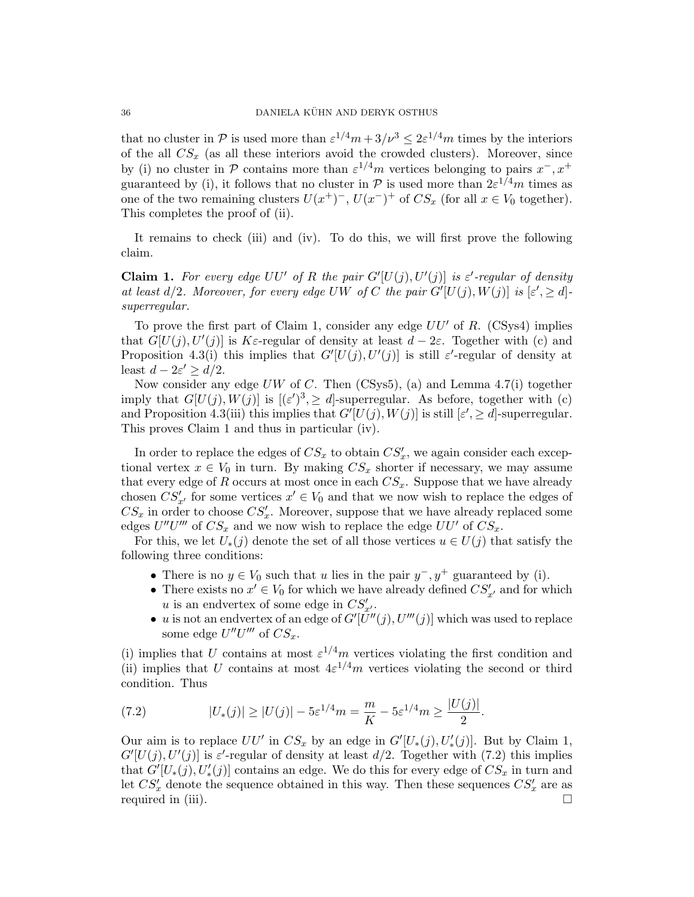that no cluster in $\mathcal{P}$ is used more than $\varepsilon^{1/4}m + 3/\nu^3 \le 2\varepsilon^{1/4}m$ times by the interiors of the all $CS_x$ (as all these interiors avoid the crowded clusters). Moreover, since by (i) no cluster in $\mathcal{P}$ contains more than $\varepsilon^{1/4}m$ vertices belonging to pairs $x^-, x^+$ guaranteed by (i), it follows that no cluster in $\mathcal{P}$ is used more than $2\varepsilon^{1/4}m$ times as one of the two remaining clusters $U(x^+)^-$, $U(x^-)^+$ of $CS_x$ (for all $x \in V_0$ together). This completes the proof of (ii).

It remains to check (iii) and (iv). To do this, we will first prove the following claim.

**Claim 1.** *For every edge $UU'$ of $R$ the pair $G'[U(j), U'(j)]$ is $\varepsilon'$-regular of density at least $d/2$. Moreover, for every edge $UW$ of $C$ the pair $G'[U(j), W(j)]$ is $[\varepsilon', \ge d]$-superregular.*

To prove the first part of Claim 1, consider any edge $UU'$ of $R$. (CSys4) implies that $G[U(j), U'(j)]$ is $K\varepsilon$-regular of density at least $d - 2\varepsilon$. Together with (c) and Proposition 4.3(i) this implies that $G'[U(j), U'(j)]$ is still $\varepsilon'$-regular of density at least $d - 2\varepsilon' \ge d/2$.

Now consider any edge $UW$ of $C$. Then (CSys5), (a) and Lemma 4.7(i) together imply that $G[U(j), W(j)]$ is $[(\varepsilon')^3, \ge d]$-superregular. As before, together with (c) and Proposition 4.3(iii) this implies that $G'[U(j), W(j)]$ is still $[\varepsilon', \ge d]$-superregular. This proves Claim 1 and thus in particular (iv).

In order to replace the edges of $CS_x$ to obtain $CS'_x$, we again consider each exceptional vertex $x \in V_0$ in turn. By making $CS_x$ shorter if necessary, we may assume that every edge of $R$ occurs at most once in each $CS_x$. Suppose that we have already chosen $CS'_{x'}$ for some vertices $x' \in V_0$ and that we now wish to replace the edges of $CS_x$ in order to choose $CS'_x$. Moreover, suppose that we have already replaced some edges $U''U'''$ of $CS_x$ and we now wish to replace the edge $UU'$ of $CS_x$.

For this, we let $U_*(j)$ denote the set of all those vertices $u \in U(j)$ that satisfy the following three conditions:

- There is no $y \in V_0$ such that $u$ lies in the pair $y^-, y^+$ guaranteed by (i).
- There exists no $x' \in V_0$ for which we have already defined $CS'_{x'}$ and for which $u$ is an endvertex of some edge in $CS'_{x'}$.
- $u$ is not an endvertex of an edge of $G'[U''(j), U'''(j)]$ which was used to replace some edge $U''U'''$ of $CS_x$.

(i) implies that $U$ contains at most $\varepsilon^{1/4}m$ vertices violating the first condition and (ii) implies that $U$ contains at most $4\varepsilon^{1/4}m$ vertices violating the second or third condition. Thus

$$|U_*(j)| \ge |U(j)| - 5\varepsilon^{1/4}m = \frac{m}{K} - 5\varepsilon^{1/4}m \ge \frac{|U(j)|}{2}. \tag{7.2}$$

Our aim is to replace $UU'$ in $CS_x$ by an edge in $G'[U_*(j), U'_*(j)]$. But by Claim 1, $G'[U(j), U'(j)]$ is $\varepsilon'$-regular of density at least $d/2$. Together with (7.2) this implies that $G'[U_*(j), U'_*(j)]$ contains an edge. We do this for every edge of $CS_x$ in turn and let $CS'_x$ denote the sequence obtained in this way. Then these sequences $CS'_x$ are as required in (iii). $\square$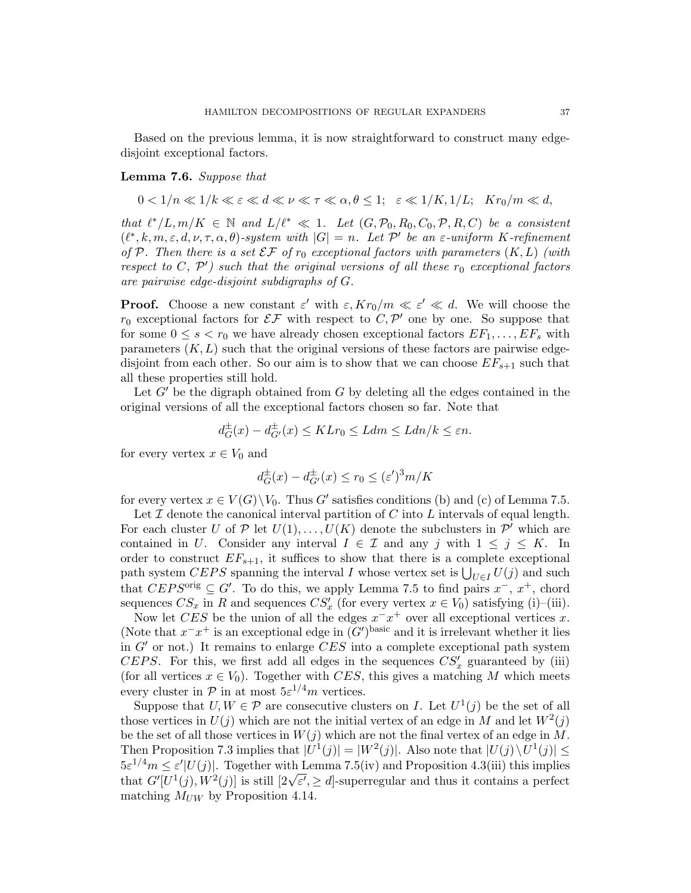Based on the previous lemma, it is now straightforward to construct many edge-disjoint exceptional factors.

**Lemma 7.6.** *Suppose that*

$$0 < 1/n \ll 1/k \ll \varepsilon \ll d \ll \nu \ll \tau \ll \alpha, \theta \leq 1; \quad \varepsilon \ll 1/K, 1/L; \quad Kr_0/m \ll d,$$

*that* $\ell^*/L, m/K \in \mathbb{N}$ *and* $L/\ell^* \ll 1$. *Let* $(G, \mathcal{P}_0, R_0, C_0, \mathcal{P}, R, C)$ *be a consistent* $(\ell^*, k, m, \varepsilon, d, \nu, \tau, \alpha, \theta)$*-system with* $|G| = n$. *Let* $\mathcal{P}'$ *be an* $\varepsilon$*-uniform* $K$*-refinement of* $\mathcal{P}$. *Then there is a set* $\mathcal{EF}$ *of* $r_0$ *exceptional factors with parameters* $(K, L)$ *(with respect to* $C$, $\mathcal{P}'$*) such that the original versions of all these* $r_0$ *exceptional factors are pairwise edge-disjoint subdigraphs of* $G$.

**Proof.** Choose a new constant $\varepsilon'$ with $\varepsilon, Kr_0/m \ll \varepsilon' \ll d$. We will choose the $r_0$ exceptional factors for $\mathcal{EF}$ with respect to $C, \mathcal{P}'$ one by one. So suppose that for some $0 \leq s < r_0$ we have already chosen exceptional factors $EF_1, \dots, EF_s$ with parameters $(K, L)$ such that the original versions of these factors are pairwise edge-disjoint from each other. So our aim is to show that we can choose $EF_{s+1}$ such that all these properties still hold.

Let $G'$ be the digraph obtained from $G$ by deleting all the edges contained in the original versions of all the exceptional factors chosen so far. Note that

$$d^{\pm}_G(x) - d^{\pm}_{G'}(x) \leq KLr_0 \leq Ldm \leq Ldn/k \leq \varepsilon n.$$

for every vertex $x \in V_0$ and

$$d^{\pm}_G(x) - d^{\pm}_{G'}(x) \leq r_0 \leq (\varepsilon')^3 m/K$$

for every vertex $x \in V(G) \setminus V_0$. Thus $G'$ satisfies conditions (b) and (c) of Lemma 7.5.

Let $\mathcal{I}$ denote the canonical interval partition of $C$ into $L$ intervals of equal length. For each cluster $U$ of $\mathcal{P}$ let $U(1), \dots, U(K)$ denote the subclusters in $\mathcal{P}'$ which are contained in $U$. Consider any interval $I \in \mathcal{I}$ and any $j$ with $1 \leq j \leq K$. In order to construct $EF_{s+1}$, it suffices to show that there is a complete exceptional path system $CEPS$ spanning the interval $I$ whose vertex set is $\bigcup_{U \in I} U(j)$ and such that $CEPS^{\rm orig} \subseteq G'$. To do this, we apply Lemma 7.5 to find pairs $x^-$, $x^+$, chord sequences $CS_x$ in $R$ and sequences $CS'_x$ (for every vertex $x \in V_0$) satisfying (i)–(iii).

Now let $CES$ be the union of all the edges $x^-x^+$ over all exceptional vertices $x$. (Note that $x^-x^+$ is an exceptional edge in $(G')^{\rm basic}$ and it is irrelevant whether it lies in $G'$ or not.) It remains to enlarge $CES$ into a complete exceptional path system $CEPS$. For this, we first add all edges in the sequences $CS'_x$ guaranteed by (iii) (for all vertices $x \in V_0$). Together with $CES$, this gives a matching $M$ which meets every cluster in $\mathcal{P}$ in at most $5\varepsilon^{1/4}m$ vertices.

Suppose that $U, W \in \mathcal{P}$ are consecutive clusters on $I$. Let $U^1(j)$ be the set of all those vertices in $U(j)$ which are not the initial vertex of an edge in $M$ and let $W^2(j)$ be the set of all those vertices in $W(j)$ which are not the final vertex of an edge in $M$. Then Proposition 7.3 implies that $|U^1(j)| = |W^2(j)|$. Also note that $|U(j) \setminus U^1(j)| \leq 5\varepsilon^{1/4}m \leq \varepsilon'|U(j)|$. Together with Lemma 7.5(iv) and Proposition 4.3(iii) this implies that $G'[U^1(j), W^2(j)]$ is still $[2\sqrt{\varepsilon'}, \geq d]$-superregular and thus it contains a perfect matching $M_{UW}$ by Proposition 4.14.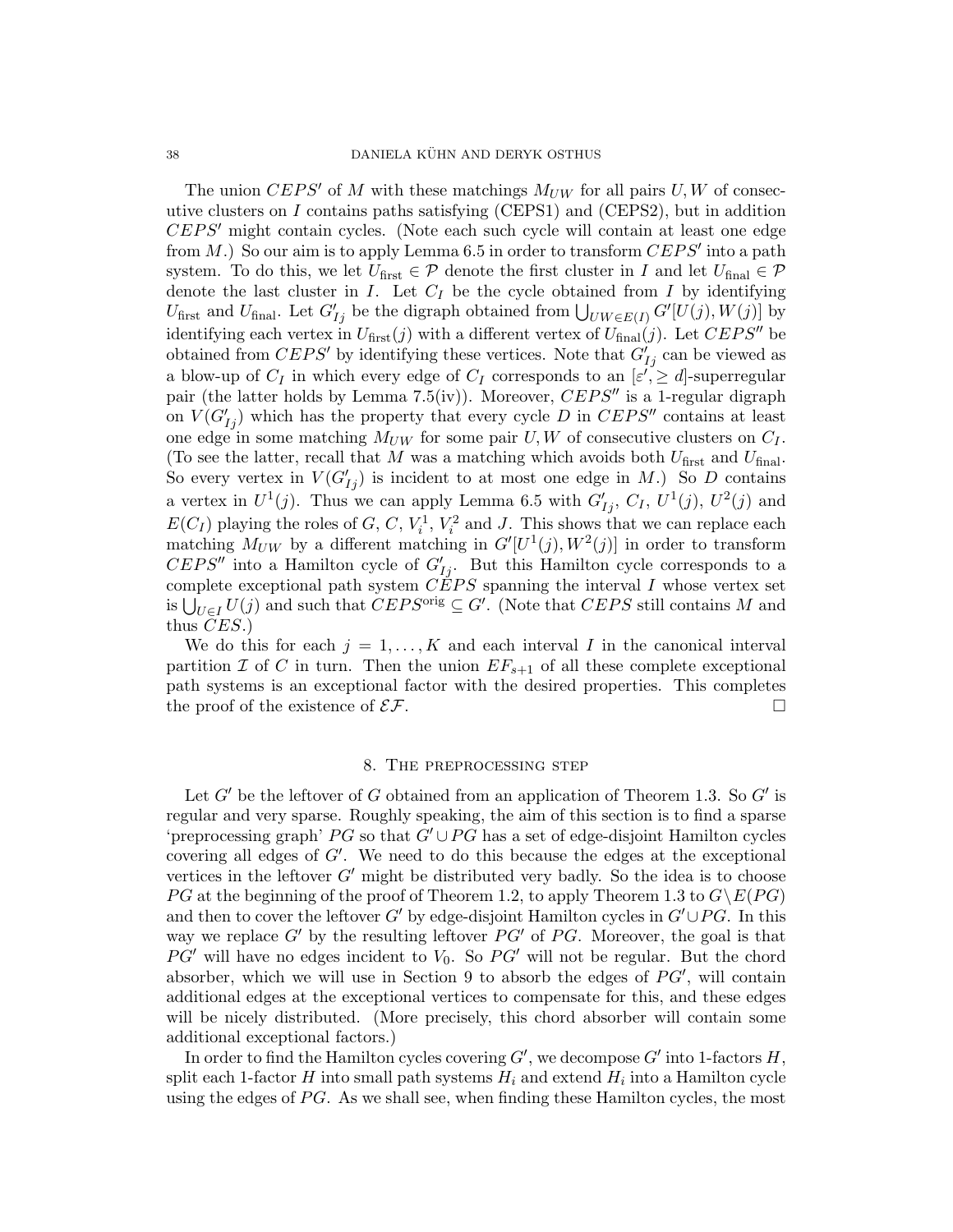The union $CEPS'$ of $M$ with these matchings $M_{UW}$ for all pairs $U, W$ of consecutive clusters on $I$ contains paths satisfying (CEPS1) and (CEPS2), but in addition $CEPS'$ might contain cycles. (Note each such cycle will contain at least one edge from $M$.) So our aim is to apply Lemma 6.5 in order to transform $CEPS'$ into a path system. To do this, we let $U_{\rm first} \in \mathcal{P}$ denote the first cluster in $I$ and let $U_{\rm final} \in \mathcal{P}$ denote the last cluster in $I$. Let $C_I$ be the cycle obtained from $I$ by identifying $U_{\rm first}$ and $U_{\rm final}$. Let $G'_{Ij}$ be the digraph obtained from $\bigcup_{UW \in E(I)} G'[U(j), W(j)]$ by identifying each vertex in $U_{\rm first}(j)$ with a different vertex of $U_{\rm final}(j)$. Let $CEPS''$ be obtained from $CEPS'$ by identifying these vertices. Note that $G'_{Ij}$ can be viewed as a blow-up of $C_I$ in which every edge of $C_I$ corresponds to an $[\varepsilon', \geq d]$-superregular pair (the latter holds by Lemma 7.5(iv)). Moreover, $CEPS''$ is a 1-regular digraph on $V(G'_{Ij})$ which has the property that every cycle $D$ in $CEPS''$ contains at least one edge in some matching $M_{UW}$ for some pair $U, W$ of consecutive clusters on $C_I$. (To see the latter, recall that $M$ was a matching which avoids both $U_{\rm first}$ and $U_{\rm final}$. So every vertex in $V(G'_{Ij})$ is incident to at most one edge in $M$.) So $D$ contains a vertex in $U^1(j)$. Thus we can apply Lemma 6.5 with $G'_{Ij}$, $C_I$, $U^1(j)$, $U^2(j)$ and $E(C_I)$ playing the roles of $G$, $C$, $V_i^1$, $V_i^2$ and $J$. This shows that we can replace each matching $M_{UW}$ by a different matching in $G'[U^1(j), W^2(j)]$ in order to transform $CEPS''$ into a Hamilton cycle of $G'_{Ij}$. But this Hamilton cycle corresponds to a complete exceptional path system $CEPS$ spanning the interval $I$ whose vertex set is $\bigcup_{U \in I} U(j)$ and such that $CEPS^{\rm orig} \subseteq G'$. (Note that $CEPS$ still contains $M$ and thus $CES$.)

We do this for each $j = 1, \dots, K$ and each interval $I$ in the canonical interval partition $\mathcal{I}$ of $C$ in turn. Then the union $EF_{s+1}$ of all these complete exceptional path systems is an exceptional factor with the desired properties. This completes the proof of the existence of $\mathcal{EF}$. $\square$

## 8. The preprocessing step

Let $G'$ be the leftover of $G$ obtained from an application of Theorem 1.3. So $G'$ is regular and very sparse. Roughly speaking, the aim of this section is to find a sparse 'preprocessing graph' $PG$ so that $G' \cup PG$ has a set of edge-disjoint Hamilton cycles covering all edges of $G'$. We need to do this because the edges at the exceptional vertices in the leftover $G'$ might be distributed very badly. So the idea is to choose $PG$ at the beginning of the proof of Theorem 1.2, to apply Theorem 1.3 to $G \setminus E(PG)$ and then to cover the leftover $G'$ by edge-disjoint Hamilton cycles in $G' \cup PG$. In this way we replace $G'$ by the resulting leftover $PG'$ of $PG$. Moreover, the goal is that $PG'$ will have no edges incident to $V_0$. So $PG'$ will not be regular. But the chord absorber, which we will use in Section 9 to absorb the edges of $PG'$, will contain additional edges at the exceptional vertices to compensate for this, and these edges will be nicely distributed. (More precisely, this chord absorber will contain some additional exceptional factors.)

In order to find the Hamilton cycles covering $G'$, we decompose $G'$ into 1-factors $H$, split each 1-factor $H$ into small path systems $H_i$ and extend $H_i$ into a Hamilton cycle using the edges of $PG$. As we shall see, when finding these Hamilton cycles, the most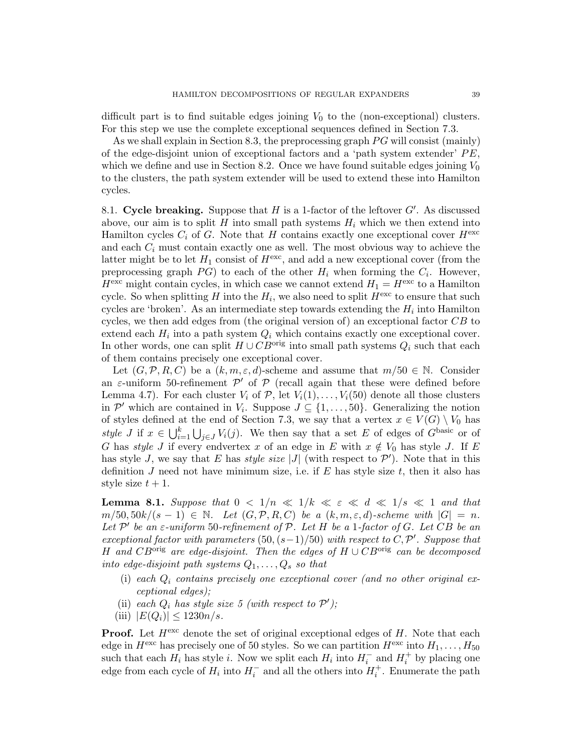difficult part is to find suitable edges joining $V_0$ to the (non-exceptional) clusters. For this step we use the complete exceptional sequences defined in Section 7.3.

As we shall explain in Section 8.3, the preprocessing graph $PG$ will consist (mainly) of the edge-disjoint union of exceptional factors and a 'path system extender' $PE$, which we define and use in Section 8.2. Once we have found suitable edges joining $V_0$ to the clusters, the path system extender will be used to extend these into Hamilton cycles.

**8.1. Cycle breaking.** Suppose that $H$ is a 1-factor of the leftover $G'$. As discussed above, our aim is to split $H$ into small path systems $H_i$ which we then extend into Hamilton cycles $C_i$ of $G$. Note that $H$ contains exactly one exceptional cover $H^{\rm exc}$ and each $C_i$ must contain exactly one as well. The most obvious way to achieve the latter might be to let $H_1$ consist of $H^{\rm exc}$, and add a new exceptional cover (from the preprocessing graph $PG$) to each of the other $H_i$ when forming the $C_i$. However, $H^{\rm exc}$ might contain cycles, in which case we cannot extend $H_1 = H^{\rm exc}$ to a Hamilton cycle. So when splitting $H$ into the $H_i$, we also need to split $H^{\rm exc}$ to ensure that such cycles are 'broken'. As an intermediate step towards extending the $H_i$ into Hamilton cycles, we then add edges from (the original version of) an exceptional factor $CB$ to extend each $H_i$ into a path system $Q_i$ which contains exactly one exceptional cover. In other words, one can split $H \cup CB^{\rm orig}$ into small path systems $Q_i$ such that each of them contains precisely one exceptional cover.

Let $(G, \mathcal{P}, R, C)$ be a $(k, m, \varepsilon, d)$-scheme and assume that $m/50 \in \mathbb{N}$. Consider an $\varepsilon$-uniform 50-refinement $\mathcal{P}'$ of $\mathcal{P}$ (recall again that these were defined before Lemma 4.7). For each cluster $V_i$ of $\mathcal{P}$, let $V_i(1), \dots, V_i(50)$ denote all those clusters in $\mathcal{P}'$ which are contained in $V_i$. Suppose $J \subseteq \{1, \dots, 50\}$. Generalizing the notion of styles defined at the end of Section 7.3, we say that a vertex $x \in V(G) \setminus V_0$ has *style* $J$ if $x \in \bigcup_{i=1}^k \bigcup_{j \in J} V_i(j)$. We then say that a set $E$ of edges of $G^{\rm basic}$ or of $G$ has *style* $J$ if every endvertex $x$ of an edge in $E$ with $x \notin V_0$ has style $J$. If $E$ has style $J$, we say that $E$ has *style size* $|J|$ (with respect to $\mathcal{P}'$). Note that in this definition $J$ need not have minimum size, i.e. if $E$ has style size $t$, then it also has style size $t+1$.

**Lemma 8.1.** *Suppose that $0 < 1/n \ll 1/k \ll \varepsilon \ll d \ll 1/s \ll 1$ and that $m/50, 50k/(s-1) \in \mathbb{N}$. Let $(G, \mathcal{P}, R, C)$ be a $(k, m, \varepsilon, d)$-scheme with $|G| = n$. Let $\mathcal{P}'$ be an $\varepsilon$-uniform 50-refinement of $\mathcal{P}$. Let $H$ be a 1-factor of $G$. Let $CB$ be an exceptional factor with parameters $(50, (s-1)/50)$ with respect to $C, \mathcal{P}'$. Suppose that $H$ and $CB^{\rm orig}$ are edge-disjoint. Then the edges of $H \cup CB^{\rm orig}$ can be decomposed into edge-disjoint path systems $Q_1, \dots, Q_s$ so that*

(i) *each $Q_i$ contains precisely one exceptional cover (and no other original exceptional edges);*
(ii) *each $Q_i$ has style size 5 (with respect to $\mathcal{P}'$);*
(iii) $|E(Q_i)| \le 1230n/s$.

**Proof.** Let $H^{\rm exc}$ denote the set of original exceptional edges of $H$. Note that each edge in $H^{\rm exc}$ has precisely one of 50 styles. So we can partition $H^{\rm exc}$ into $H_1, \dots, H_{50}$ such that each $H_i$ has style $i$. Now we split each $H_i$ into $H_i^-$ and $H_i^+$ by placing one edge from each cycle of $H_i$ into $H_i^-$ and all the others into $H_i^+$. Enumerate the path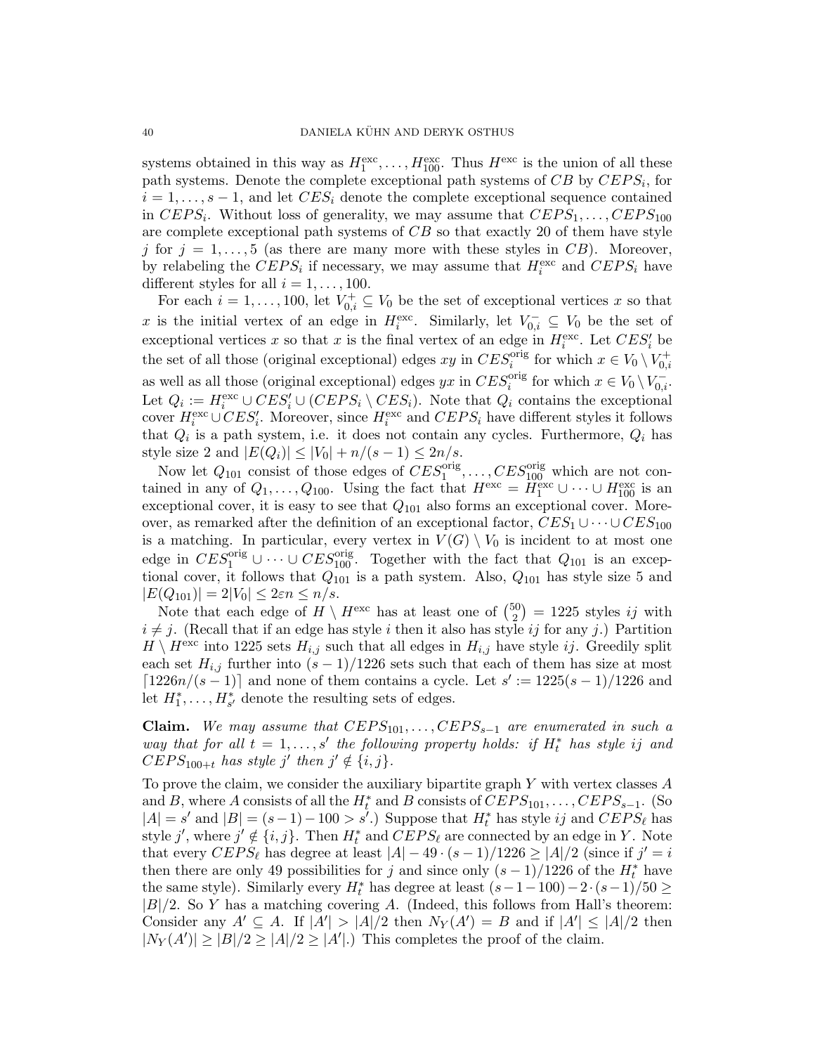systems obtained in this way as $H_1^{\rm exc}, \dots, H_{100}^{\rm exc}$. Thus $H^{\rm exc}$ is the union of all these path systems. Denote the complete exceptional path systems of $CB$ by $CEPS_i$, for $i = 1, \dots, s-1$, and let $CES_i$ denote the complete exceptional sequence contained in $CEPS_i$. Without loss of generality, we may assume that $CEPS_1, \dots, CEPS_{100}$ are complete exceptional path systems of $CB$ so that exactly 20 of them have style $j$ for $j = 1, \dots, 5$ (as there are many more with these styles in $CB$). Moreover, by relabeling the $CEPS_i$ if necessary, we may assume that $H_i^{\rm exc}$ and $CEPS_i$ have different styles for all $i = 1, \dots, 100$.

For each $i = 1, \dots, 100$, let $V_{0,i}^+ \subseteq V_0$ be the set of exceptional vertices $x$ so that $x$ is the initial vertex of an edge in $H_i^{\rm exc}$. Similarly, let $V_{0,i}^- \subseteq V_0$ be the set of exceptional vertices $x$ so that $x$ is the final vertex of an edge in $H_i^{\rm exc}$. Let $CES_i'$ be the set of all those (original exceptional) edges $xy$ in $CES_i^{\rm orig}$ for which $x \in V_0 \setminus V_{0,i}^+$ as well as all those (original exceptional) edges $yx$ in $CES_i^{\rm orig}$ for which $x \in V_0 \setminus V_{0,i}^-$. Let $Q_i := H_i^{\rm exc} \cup CES_i' \cup (CEPS_i \setminus CES_i)$. Note that $Q_i$ contains the exceptional cover $H_i^{\rm exc} \cup CES_i'$. Moreover, since $H_i^{\rm exc}$ and $CEPS_i$ have different styles it follows that $Q_i$ is a path system, i.e. it does not contain any cycles. Furthermore, $Q_i$ has style size 2 and $|E(Q_i)| \le |V_0| + n/(s-1) \le 2n/s$.

Now let $Q_{101}$ consist of those edges of $CES_1^{\rm orig}, \dots, CES_{100}^{\rm orig}$ which are not contained in any of $Q_1, \dots, Q_{100}$. Using the fact that $H^{\rm exc} = H_1^{\rm exc} \cup \dots \cup H_{100}^{\rm exc}$ is an exceptional cover, it is easy to see that $Q_{101}$ also forms an exceptional cover. Moreover, as remarked after the definition of an exceptional factor, $CES_1 \cup \dots \cup CES_{100}$ is a matching. In particular, every vertex in $V(G) \setminus V_0$ is incident to at most one edge in $CES_1^{\rm orig} \cup \dots \cup CES_{100}^{\rm orig}$. Together with the fact that $Q_{101}$ is an exceptional cover, it follows that $Q_{101}$ is a path system. Also, $Q_{101}$ has style size 5 and $|E(Q_{101})| = 2|V_0| \le 2\varepsilon n \le n/s$.

Note that each edge of $H \setminus H^{\rm exc}$ has at least one of $\binom{50}{2} = 1225$ styles $ij$ with $i \neq j$. (Recall that if an edge has style $i$ then it also has style $ij$ for any $j$.) Partition $H \setminus H^{\rm exc}$ into 1225 sets $H_{i,j}$ such that all edges in $H_{i,j}$ have style $ij$. Greedily split each set $H_{i,j}$ further into $(s-1)/1226$ sets such that each of them has size at most $\lceil 1226n/(s-1) \rceil$ and none of them contains a cycle. Let $s' := 1225(s-1)/1226$ and let $H_1^*, \dots, H_{s'}^*$ denote the resulting sets of edges.

**Claim.** *We may assume that $CEPS_{101}, \dots, CEPS_{s-1}$ are enumerated in such a way that for all $t = 1, \dots, s'$ the following property holds: if $H_t^*$ has style $ij$ and $CEPS_{100+t}$ has style $j'$ then $j' \notin \{i, j\}$.*

To prove the claim, we consider the auxiliary bipartite graph $Y$ with vertex classes $A$ and $B$, where $A$ consists of all the $H_t^*$ and $B$ consists of $CEPS_{101}, \dots, CEPS_{s-1}$. (So $|A| = s'$ and $|B| = (s-1) - 100 > s'$.) Suppose that $H_t^*$ has style $ij$ and $CEPS_\ell$ has style $j'$, where $j' \notin \{i, j\}$. Then $H_t^*$ and $CEPS_\ell$ are connected by an edge in $Y$. Note that every $CEPS_\ell$ has degree at least $|A| - 49 \cdot (s-1)/1226 \ge |A|/2$ (since if $j' = i$ then there are only 49 possibilities for $j$ and since only $(s-1)/1226$ of the $H_t^*$ have the same style). Similarly every $H_t^*$ has degree at least $(s-1-100) - 2 \cdot (s-1)/50 \ge |B|/2$. So $Y$ has a matching covering $A$. (Indeed, this follows from Hall's theorem: Consider any $A' \subseteq A$. If $|A'| > |A|/2$ then $N_Y(A') = B$ and if $|A'| \le |A|/2$ then $|N_Y(A')| \ge |B|/2 \ge |A|/2 \ge |A'|$.) This completes the proof of the claim.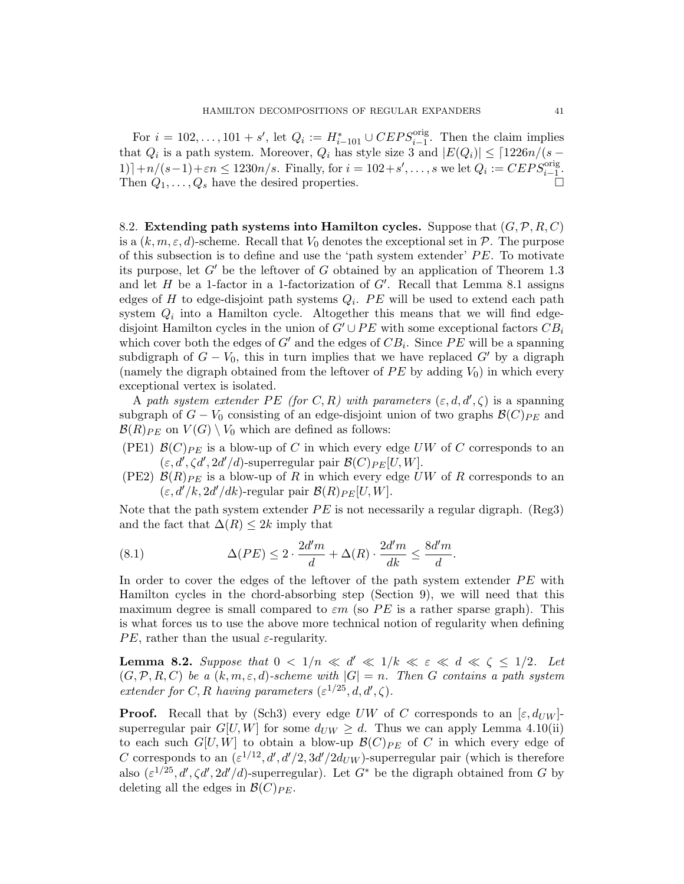For $i = 102, \dots, 101 + s'$, let $Q_i := H^*_{i-101} \cup CEPS^{\rm orig}_{i-1}$. Then the claim implies that $Q_i$ is a path system. Moreover, $Q_i$ has style size 3 and $|E(Q_i)| \le \lceil 1226n/(s-1)\rceil + n/(s-1) + \varepsilon n \le 1230n/s$. Finally, for $i = 102 + s', \dots, s$ we let $Q_i := CEPS^{\rm orig}_{i-1}$. Then $Q_1, \dots, Q_s$ have the desired properties. $\square$

8.2. **Extending path systems into Hamilton cycles.** Suppose that $(G, \mathcal{P}, R, C)$ is a $(k, m, \varepsilon, d)$-scheme. Recall that $V_0$ denotes the exceptional set in $\mathcal{P}$. The purpose of this subsection is to define and use the 'path system extender' $PE$. To motivate its purpose, let $G'$ be the leftover of $G$ obtained by an application of Theorem 1.3 and let $H$ be a 1-factor in a 1-factorization of $G'$. Recall that Lemma 8.1 assigns edges of $H$ to edge-disjoint path systems $Q_i$. $PE$ will be used to extend each path system $Q_i$ into a Hamilton cycle. Altogether this means that we will find edge-disjoint Hamilton cycles in the union of $G' \cup PE$ with some exceptional factors $CB_i$ which cover both the edges of $G'$ and the edges of $CB_i$. Since $PE$ will be a spanning subdigraph of $G - V_0$, this in turn implies that we have replaced $G'$ by a digraph (namely the digraph obtained from the leftover of $PE$ by adding $V_0$) in which every exceptional vertex is isolated.

A *path system extender $PE$ (for $C, R$) with parameters $(\varepsilon, d, d', \zeta)$* is a spanning subgraph of $G - V_0$ consisting of an edge-disjoint union of two graphs $\mathcal{B}(C)_{PE}$ and $\mathcal{B}(R)_{PE}$ on $V(G) \setminus V_0$ which are defined as follows:

(PE1) $\mathcal{B}(C)_{PE}$ is a blow-up of $C$ in which every edge $UW$ of $C$ corresponds to an $(\varepsilon, d', \zeta d', 2d'/d)$-superregular pair $\mathcal{B}(C)_{PE}[U, W]$.

(PE2) $\mathcal{B}(R)_{PE}$ is a blow-up of $R$ in which every edge $UW$ of $R$ corresponds to an $(\varepsilon, d'/k, 2d'/dk)$-regular pair $\mathcal{B}(R)_{PE}[U, W]$.

Note that the path system extender $PE$ is not necessarily a regular digraph. (Reg3) and the fact that $\Delta(R) \le 2k$ imply that

$$\Delta(PE) \le 2 \cdot \frac{2d'm}{d} + \Delta(R) \cdot \frac{2d'm}{dk} \le \frac{8d'm}{d}. \tag{8.1}$$

In order to cover the edges of the leftover of the path system extender $PE$ with Hamilton cycles in the chord-absorbing step (Section 9), we will need that this maximum degree is small compared to $\varepsilon m$ (so $PE$ is a rather sparse graph). This is what forces us to use the above more technical notion of regularity when defining $PE$, rather than the usual $\varepsilon$-regularity.

**Lemma 8.2.** *Suppose that $0 < 1/n \ll d' \ll 1/k \ll \varepsilon \ll d \ll \zeta \le 1/2$. Let $(G, \mathcal{P}, R, C)$ be a $(k, m, \varepsilon, d)$-scheme with $|G| = n$. Then $G$ contains a path system extender for $C, R$ having parameters $(\varepsilon^{1/25}, d, d', \zeta)$.*

**Proof.** Recall that by (Sch3) every edge $UW$ of $C$ corresponds to an $[\varepsilon, d_{UW}]$-superregular pair $G[U, W]$ for some $d_{UW} \ge d$. Thus we can apply Lemma 4.10(ii) to each such $G[U, W]$ to obtain a blow-up $\mathcal{B}(C)_{PE}$ of $C$ in which every edge of $C$ corresponds to an $(\varepsilon^{1/12}, d', d'/2, 3d'/2d_{UW})$-superregular pair (which is therefore also $(\varepsilon^{1/25}, d', \zeta d', 2d'/d)$-superregular). Let $G^*$ be the digraph obtained from $G$ by deleting all the edges in $\mathcal{B}(C)_{PE}$.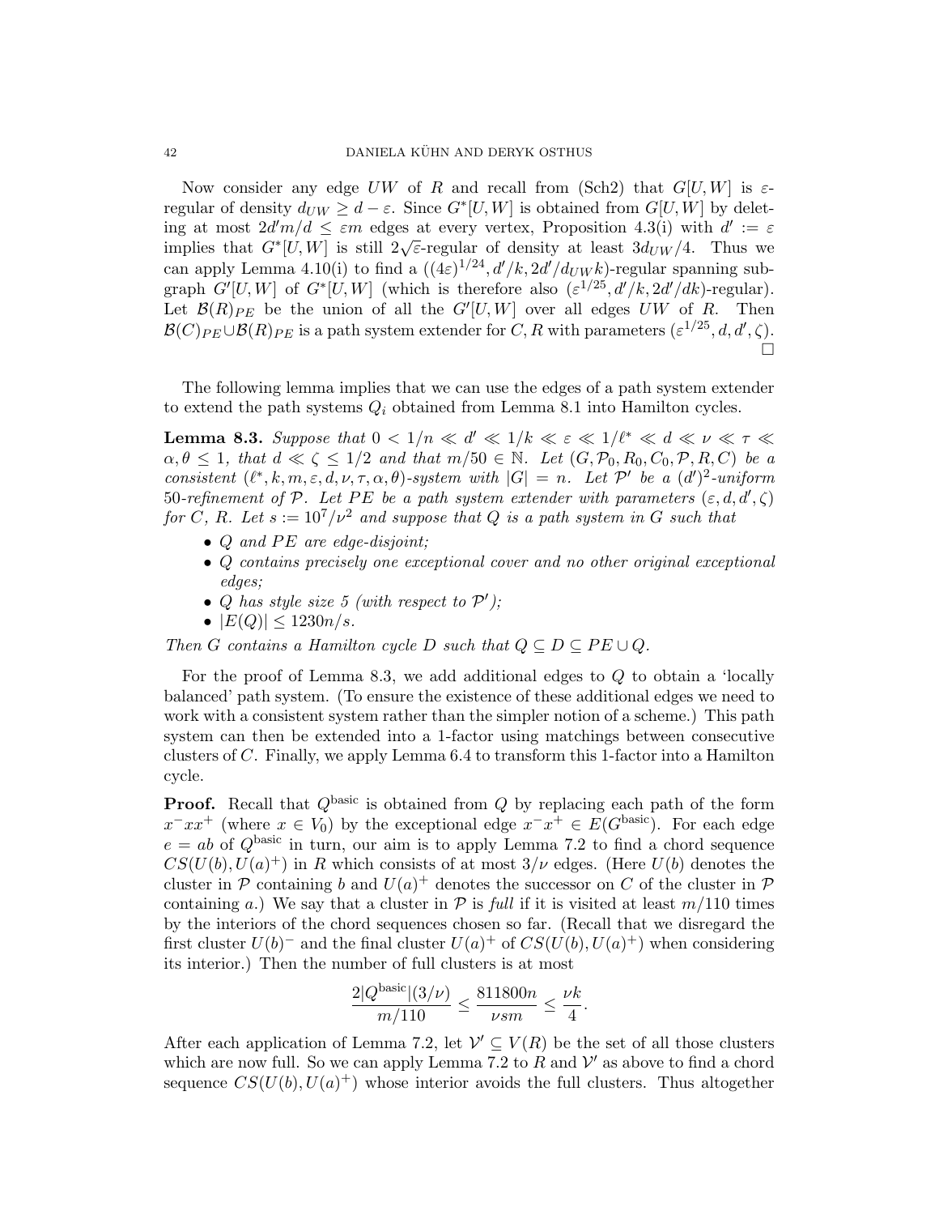Now consider any edge $UW$ of $R$ and recall from (Sch2) that $G[U,W]$ is $\varepsilon$-regular of density $d_{UW} \geq d - \varepsilon$. Since $G^*[U,W]$ is obtained from $G[U,W]$ by deleting at most $2d'm/d \leq \varepsilon m$ edges at every vertex, Proposition 4.3(i) with $d' := \varepsilon$ implies that $G^*[U,W]$ is still $2\sqrt{\varepsilon}$-regular of density at least $3d_{UW}/4$. Thus we can apply Lemma 4.10(i) to find a $((4\varepsilon)^{1/24}, d'/k, 2d'/d_{UW}k)$-regular spanning subgraph $G'[U,W]$ of $G^*[U,W]$ (which is therefore also $(\varepsilon^{1/25}, d'/k, 2d'/dk)$-regular). Let $\mathcal{B}(R)_{PE}$ be the union of all the $G'[U,W]$ over all edges $UW$ of $R$. Then $\mathcal{B}(C)_{PE} \cup \mathcal{B}(R)_{PE}$ is a path system extender for $C, R$ with parameters $(\varepsilon^{1/25}, d, d', \zeta)$. □

The following lemma implies that we can use the edges of a path system extender to extend the path systems $Q_i$ obtained from Lemma 8.1 into Hamilton cycles.

**Lemma 8.3.** *Suppose that $0 < 1/n \ll d' \ll 1/k \ll \varepsilon \ll 1/\ell^* \ll d \ll \nu \ll \tau \ll \alpha, \theta \leq 1$, that $d \ll \zeta \leq 1/2$ and that $m/50 \in \mathbb{N}$. Let $(G, \mathcal{P}_0, R_0, C_0, \mathcal{P}, R, C)$ be a consistent $(\ell^*, k, m, \varepsilon, d, \nu, \tau, \alpha, \theta)$-system with $|G| = n$. Let $\mathcal{P}'$ be a $(d')^2$-uniform 50-refinement of $\mathcal{P}$. Let $PE$ be a path system extender with parameters $(\varepsilon, d, d', \zeta)$ for $C$, $R$. Let $s := 10^7/\nu^2$ and suppose that $Q$ is a path system in $G$ such that*

- *$Q$ and $PE$ are edge-disjoint;*
- *$Q$ contains precisely one exceptional cover and no other original exceptional edges;*
- *$Q$ has style size 5 (with respect to $\mathcal{P}'$);*
- *$|E(Q)| \leq 1230n/s$.*

*Then $G$ contains a Hamilton cycle $D$ such that $Q \subseteq D \subseteq PE \cup Q$.*

For the proof of Lemma 8.3, we add additional edges to $Q$ to obtain a 'locally balanced' path system. (To ensure the existence of these additional edges we need to work with a consistent system rather than the simpler notion of a scheme.) This path system can then be extended into a 1-factor using matchings between consecutive clusters of $C$. Finally, we apply Lemma 6.4 to transform this 1-factor into a Hamilton cycle.

**Proof.** Recall that $Q^{\text{basic}}$ is obtained from $Q$ by replacing each path of the form $x^- x x^+$ (where $x \in V_0$) by the exceptional edge $x^- x^+ \in E(G^{\text{basic}})$. For each edge $e = ab$ of $Q^{\text{basic}}$ in turn, our aim is to apply Lemma 7.2 to find a chord sequence $CS(U(b), U(a)^+)$ in $R$ which consists of at most $3/\nu$ edges. (Here $U(b)$ denotes the cluster in $\mathcal{P}$ containing $b$ and $U(a)^+$ denotes the successor on $C$ of the cluster in $\mathcal{P}$ containing $a$.) We say that a cluster in $\mathcal{P}$ is *full* if it is visited at least $m/110$ times by the interiors of the chord sequences chosen so far. (Recall that we disregard the first cluster $U(b)^-$ and the final cluster $U(a)^+$ of $CS(U(b), U(a)^+)$ when considering its interior.) Then the number of full clusters is at most

$$\frac{2|Q^{\text{basic}}|(3/\nu)}{m/110} \leq \frac{811800n}{\nu sm} \leq \frac{\nu k}{4}.$$

After each application of Lemma 7.2, let $\mathcal{V}' \subseteq V(R)$ be the set of all those clusters which are now full. So we can apply Lemma 7.2 to $R$ and $\mathcal{V}'$ as above to find a chord sequence $CS(U(b), U(a)^+)$ whose interior avoids the full clusters. Thus altogether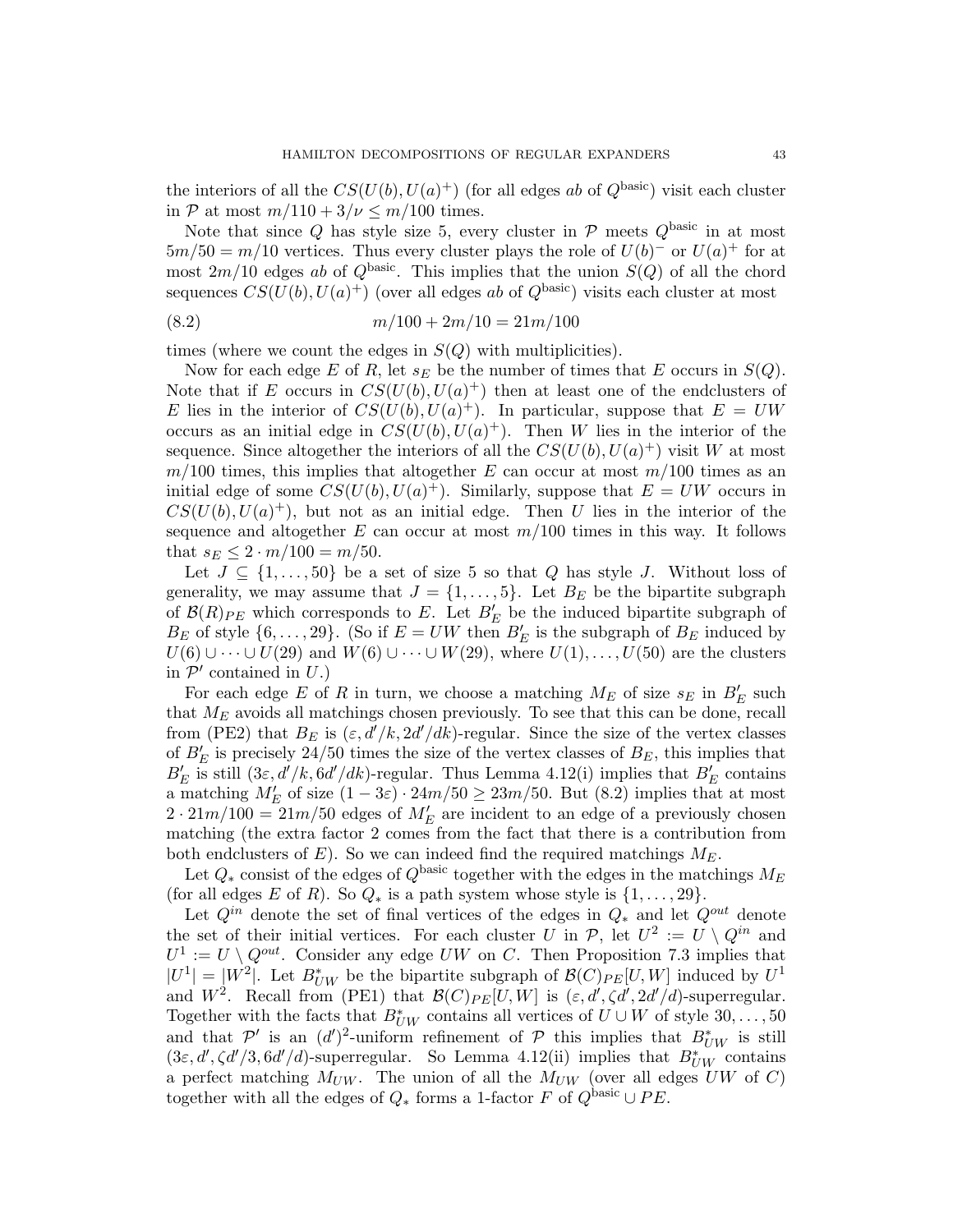the interiors of all the $CS(U(b), U(a)^+)$ (for all edges $ab$ of $Q^{\rm basic}$) visit each cluster in $\mathcal{P}$ at most $m/110 + 3/\nu \le m/100$ times.

Note that since $Q$ has style size 5, every cluster in $\mathcal{P}$ meets $Q^{\rm basic}$ in at most $5m/50 = m/10$ vertices. Thus every cluster plays the role of $U(b)^-$ or $U(a)^+$ for at most $2m/10$ edges $ab$ of $Q^{\rm basic}$. This implies that the union $S(Q)$ of all the chord sequences $CS(U(b), U(a)^+)$ (over all edges $ab$ of $Q^{\rm basic}$) visits each cluster at most

$$m/100 + 2m/10 = 21m/100 \tag{8.2}$$

times (where we count the edges in $S(Q)$ with multiplicities).

Now for each edge $E$ of $R$, let $s_E$ be the number of times that $E$ occurs in $S(Q)$. Note that if $E$ occurs in $CS(U(b), U(a)^+)$ then at least one of the endclusters of $E$ lies in the interior of $CS(U(b), U(a)^+)$. In particular, suppose that $E = UW$ occurs as an initial edge in $CS(U(b), U(a)^+)$. Then $W$ lies in the interior of the sequence. Since altogether the interiors of all the $CS(U(b), U(a)^+)$ visit $W$ at most $m/100$ times, this implies that altogether $E$ can occur at most $m/100$ times as an initial edge of some $CS(U(b), U(a)^+)$. Similarly, suppose that $E = UW$ occurs in $CS(U(b), U(a)^+)$, but not as an initial edge. Then $U$ lies in the interior of the sequence and altogether $E$ can occur at most $m/100$ times in this way. It follows that $s_E \le 2 \cdot m/100 = m/50$.

Let $J \subseteq \{1, \dots, 50\}$ be a set of size 5 so that $Q$ has style $J$. Without loss of generality, we may assume that $J = \{1, \dots, 5\}$. Let $B_E$ be the bipartite subgraph of $\mathcal{B}(R)_{PE}$ which corresponds to $E$. Let $B'_E$ be the induced bipartite subgraph of $B_E$ of style $\{6, \dots, 29\}$. (So if $E = UW$ then $B'_E$ is the subgraph of $B_E$ induced by $U(6) \cup \dots \cup U(29)$ and $W(6) \cup \dots \cup W(29)$, where $U(1), \dots, U(50)$ are the clusters in $\mathcal{P}'$ contained in $U$.)

For each edge $E$ of $R$ in turn, we choose a matching $M_E$ of size $s_E$ in $B'_E$ such that $M_E$ avoids all matchings chosen previously. To see that this can be done, recall from (PE2) that $B_E$ is $(\varepsilon, d'/k, 2d'/dk)$-regular. Since the size of the vertex classes of $B'_E$ is precisely $24/50$ times the size of the vertex classes of $B_E$, this implies that $B'_E$ is still $(3\varepsilon, d'/k, 6d'/dk)$-regular. Thus Lemma 4.12(i) implies that $B'_E$ contains a matching $M'_E$ of size $(1 - 3\varepsilon) \cdot 24m/50 \ge 23m/50$. But (8.2) implies that at most $2 \cdot 21m/100 = 21m/50$ edges of $M'_E$ are incident to an edge of a previously chosen matching (the extra factor 2 comes from the fact that there is a contribution from both endclusters of $E$). So we can indeed find the required matchings $M_E$.

Let $Q_*$ consist of the edges of $Q^{\rm basic}$ together with the edges in the matchings $M_E$ (for all edges $E$ of $R$). So $Q_*$ is a path system whose style is $\{1, \dots, 29\}$.

Let $Q^{in}$ denote the set of final vertices of the edges in $Q_*$ and let $Q^{out}$ denote the set of their initial vertices. For each cluster $U$ in $\mathcal{P}$, let $U^2 := U \setminus Q^{in}$ and $U^1 := U \setminus Q^{out}$. Consider any edge $UW$ on $C$. Then Proposition 7.3 implies that $|U^1| = |W^2|$. Let $B^*_{UW}$ be the bipartite subgraph of $\mathcal{B}(C)_{PE}[U, W]$ induced by $U^1$ and $W^2$. Recall from (PE1) that $\mathcal{B}(C)_{PE}[U, W]$ is $(\varepsilon, d', \zeta d', 2d'/d)$-superregular. Together with the facts that $B^*_{UW}$ contains all vertices of $U \cup W$ of style $30, \dots, 50$ and that $\mathcal{P}'$ is an $(d')^2$-uniform refinement of $\mathcal{P}$ this implies that $B^*_{UW}$ is still $(3\varepsilon, d', \zeta d'/3, 6d'/d)$-superregular. So Lemma 4.12(ii) implies that $B^*_{UW}$ contains a perfect matching $M_{UW}$. The union of all the $M_{UW}$ (over all edges $UW$ of $C$) together with all the edges of $Q_*$ forms a 1-factor $F$ of $Q^{\rm basic} \cup PE$.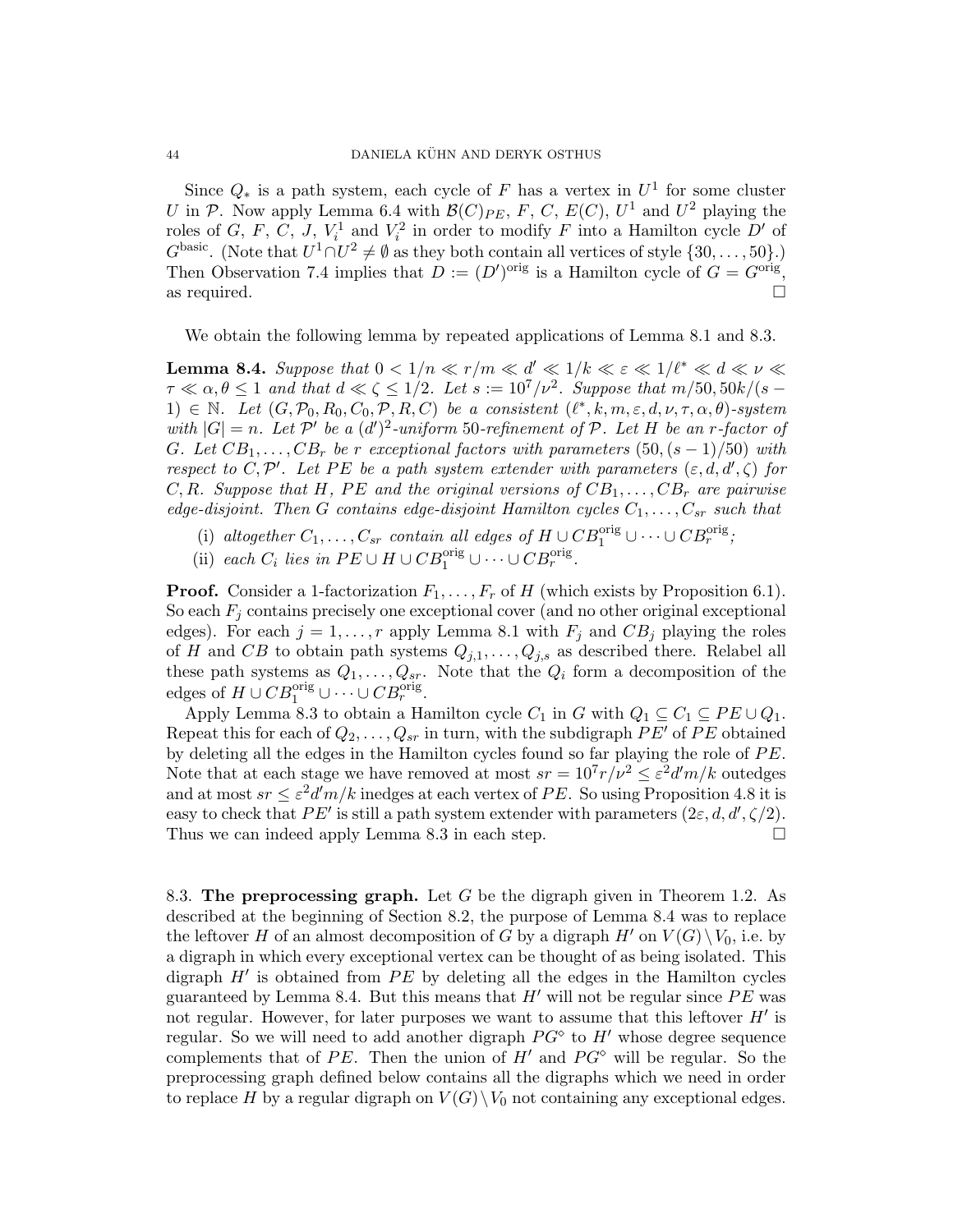Since $Q_*$ is a path system, each cycle of $F$ has a vertex in $U^1$ for some cluster $U$ in $\mathcal{P}$. Now apply Lemma 6.4 with $\mathcal{B}(C)_{PE}$, $F$, $C$, $E(C)$, $U^1$ and $U^2$ playing the roles of $G$, $F$, $C$, $J$, $V_i^1$ and $V_i^2$ in order to modify $F$ into a Hamilton cycle $D'$ of $G^{\rm basic}$. (Note that $U^1 \cap U^2 \neq \emptyset$ as they both contain all vertices of style $\{30, \dots, 50\}$.) Then Observation 7.4 implies that $D := (D')^{\rm orig}$ is a Hamilton cycle of $G = G^{\rm orig}$, as required. □

We obtain the following lemma by repeated applications of Lemma 8.1 and 8.3.

**Lemma 8.4.** *Suppose that $0 < 1/n \ll r/m \ll d' \ll 1/k \ll \varepsilon \ll 1/\ell^* \ll d \ll \nu \ll \tau \ll \alpha, \theta \leq 1$ and that $d \ll \zeta \leq 1/2$. Let $s := 10^7/\nu^2$. Suppose that $m/50, 50k/(s-1) \in \mathbb{N}$. Let $(G, \mathcal{P}_0, R_0, C_0, \mathcal{P}, R, C)$ be a consistent $(\ell^*, k, m, \varepsilon, d, \nu, \tau, \alpha, \theta)$-system with $|G| = n$. Let $\mathcal{P}'$ be a $(d')^2$-uniform 50-refinement of $\mathcal{P}$. Let $H$ be an $r$-factor of $G$. Let $CB_1, \dots, CB_r$ be $r$ exceptional factors with parameters $(50, (s-1)/50)$ with respect to $C, \mathcal{P}'$. Let $PE$ be a path system extender with parameters $(\varepsilon, d, d', \zeta)$ for $C, R$. Suppose that $H$, $PE$ and the original versions of $CB_1, \dots, CB_r$ are pairwise edge-disjoint. Then $G$ contains edge-disjoint Hamilton cycles $C_1, \dots, C_{sr}$ such that*

(i) *altogether $C_1, \dots, C_{sr}$ contain all edges of $H \cup CB_1^{\rm orig} \cup \dots \cup CB_r^{\rm orig}$;*
(ii) *each $C_i$ lies in $PE \cup H \cup CB_1^{\rm orig} \cup \dots \cup CB_r^{\rm orig}$.*

**Proof.** Consider a 1-factorization $F_1, \dots, F_r$ of $H$ (which exists by Proposition 6.1). So each $F_j$ contains precisely one exceptional cover (and no other original exceptional edges). For each $j = 1, \dots, r$ apply Lemma 8.1 with $F_j$ and $CB_j$ playing the roles of $H$ and $CB$ to obtain path systems $Q_{j,1}, \dots, Q_{j,s}$ as described there. Relabel all these path systems as $Q_1, \dots, Q_{sr}$. Note that the $Q_i$ form a decomposition of the edges of $H \cup CB_1^{\rm orig} \cup \dots \cup CB_r^{\rm orig}$.

Apply Lemma 8.3 to obtain a Hamilton cycle $C_1$ in $G$ with $Q_1 \subseteq C_1 \subseteq PE \cup Q_1$. Repeat this for each of $Q_2, \dots, Q_{sr}$ in turn, with the subdigraph $PE'$ of $PE$ obtained by deleting all the edges in the Hamilton cycles found so far playing the role of $PE$. Note that at each stage we have removed at most $sr = 10^7 r/\nu^2 \leq \varepsilon^2 d' m/k$ outedges and at most $sr \leq \varepsilon^2 d' m/k$ inedges at each vertex of $PE$. So using Proposition 4.8 it is easy to check that $PE'$ is still a path system extender with parameters $(2\varepsilon, d, d', \zeta/2)$. Thus we can indeed apply Lemma 8.3 in each step. □

8.3. **The preprocessing graph.** Let $G$ be the digraph given in Theorem 1.2. As described at the beginning of Section 8.2, the purpose of Lemma 8.4 was to replace the leftover $H$ of an almost decomposition of $G$ by a digraph $H'$ on $V(G) \setminus V_0$, i.e. by a digraph in which every exceptional vertex can be thought of as being isolated. This digraph $H'$ is obtained from $PE$ by deleting all the edges in the Hamilton cycles guaranteed by Lemma 8.4. But this means that $H'$ will not be regular since $PE$ was not regular. However, for later purposes we want to assume that this leftover $H'$ is regular. So we will need to add another digraph $PG^\diamond$ to $H'$ whose degree sequence complements that of $PE$. Then the union of $H'$ and $PG^\diamond$ will be regular. So the preprocessing graph defined below contains all the digraphs which we need in order to replace $H$ by a regular digraph on $V(G) \setminus V_0$ not containing any exceptional edges.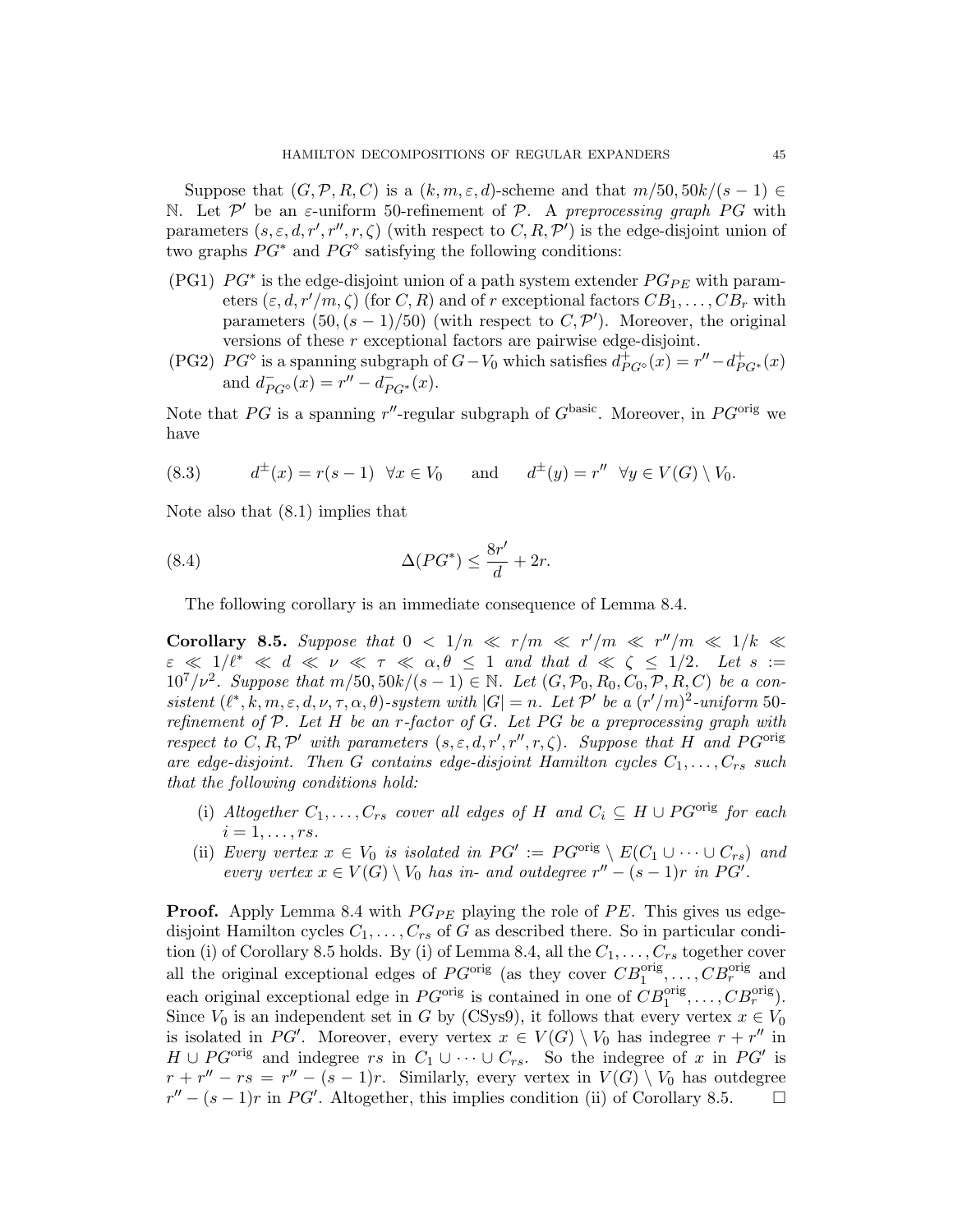Suppose that $(G, \mathcal{P}, R, C)$ is a $(k, m, \varepsilon, d)$-scheme and that $m/50, 50k/(s-1) \in \mathbb{N}$. Let $\mathcal{P}'$ be an $\varepsilon$-uniform 50-refinement of $\mathcal{P}$. A *preprocessing graph* $PG$ with parameters $(s, \varepsilon, d, r', r'', r, \zeta)$ (with respect to $C, R, \mathcal{P}'$) is the edge-disjoint union of two graphs $PG^*$ and $PG^\diamond$ satisfying the following conditions:

- (PG1) $PG^*$ is the edge-disjoint union of a path system extender $PG_{PE}$ with parameters $(\varepsilon, d, r'/m, \zeta)$ (for $C, R$) and of $r$ exceptional factors $CB_1, \dots, CB_r$ with parameters $(50, (s-1)/50)$ (with respect to $C, \mathcal{P}'$). Moreover, the original versions of these $r$ exceptional factors are pairwise edge-disjoint.
- (PG2) $PG^\diamond$ is a spanning subgraph of $G - V_0$ which satisfies $d^+_{PG^\diamond}(x) = r'' - d^+_{PG^*}(x)$ and $d^-_{PG^\diamond}(x) = r'' - d^-_{PG^*}(x)$.

Note that $PG$ is a spanning $r''$-regular subgraph of $G^{\rm basic}$. Moreover, in $PG^{\rm orig}$ we have

$$d^{\pm}(x) = r(s-1) \quad \forall x \in V_0 \qquad \text{and} \qquad d^{\pm}(y) = r'' \quad \forall y \in V(G) \setminus V_0. \tag{8.3}$$

Note also that (8.1) implies that

$$\Delta(PG^*) \leq \frac{8r'}{d} + 2r. \tag{8.4}$$

The following corollary is an immediate consequence of Lemma 8.4.

**Corollary 8.5.** *Suppose that $0 < 1/n \ll r/m \ll r'/m \ll r''/m \ll 1/k \ll \varepsilon \ll 1/\ell^* \ll d \ll \nu \ll \tau \ll \alpha, \theta \leq 1$ and that $d \ll \zeta \leq 1/2$. Let $s := 10^7/\nu^2$. Suppose that $m/50, 50k/(s-1) \in \mathbb{N}$. Let $(G, \mathcal{P}_0, R_0, C_0, \mathcal{P}, R, C)$ be a consistent $(\ell^*, k, m, \varepsilon, d, \nu, \tau, \alpha, \theta)$-system with $|G| = n$. Let $\mathcal{P}'$ be a $(r'/m)^2$-uniform 50-refinement of $\mathcal{P}$. Let $H$ be an $r$-factor of $G$. Let $PG$ be a preprocessing graph with respect to $C, R, \mathcal{P}'$ with parameters $(s, \varepsilon, d, r', r'', r, \zeta)$. Suppose that $H$ and $PG^{\rm orig}$ are edge-disjoint. Then $G$ contains edge-disjoint Hamilton cycles $C_1, \dots, C_{rs}$ such that the following conditions hold:*

- (i) *Altogether $C_1, \dots, C_{rs}$ cover all edges of $H$ and $C_i \subseteq H \cup PG^{\rm orig}$ for each $i = 1, \dots, rs$.*
- (ii) *Every vertex $x \in V_0$ is isolated in $PG' := PG^{\rm orig} \setminus E(C_1 \cup \dots \cup C_{rs})$ and every vertex $x \in V(G) \setminus V_0$ has in- and outdegree $r'' - (s-1)r$ in $PG'$.*

**Proof.** Apply Lemma 8.4 with $PG_{PE}$ playing the role of $PE$. This gives us edge-disjoint Hamilton cycles $C_1, \dots, C_{rs}$ of $G$ as described there. So in particular condition (i) of Corollary 8.5 holds. By (i) of Lemma 8.4, all the $C_1, \dots, C_{rs}$ together cover all the original exceptional edges of $PG^{\rm orig}$ (as they cover $CB_1^{\rm orig}, \dots, CB_r^{\rm orig}$ and each original exceptional edge in $PG^{\rm orig}$ is contained in one of $CB_1^{\rm orig}, \dots, CB_r^{\rm orig}$). Since $V_0$ is an independent set in $G$ by (CSys9), it follows that every vertex $x \in V_0$ is isolated in $PG'$. Moreover, every vertex $x \in V(G) \setminus V_0$ has indegree $r + r''$ in $H \cup PG^{\rm orig}$ and indegree $rs$ in $C_1 \cup \dots \cup C_{rs}$. So the indegree of $x$ in $PG'$ is $r + r'' - rs = r'' - (s-1)r$. Similarly, every vertex in $V(G) \setminus V_0$ has outdegree $r'' - (s-1)r$ in $PG'$. Altogether, this implies condition (ii) of Corollary 8.5. $\square$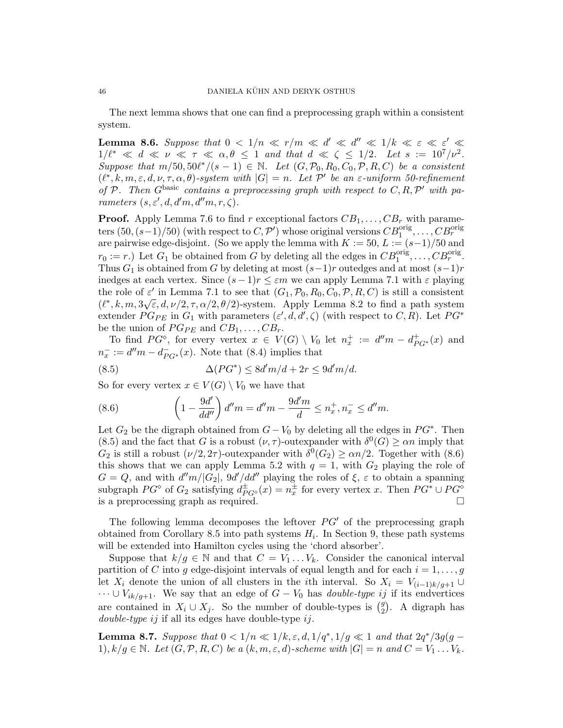The next lemma shows that one can find a preprocessing graph within a consistent system.

**Lemma 8.6.** *Suppose that $0 < 1/n \ll r/m \ll d' \ll d'' \ll 1/k \ll \varepsilon \ll \varepsilon' \ll 1/\ell^* \ll d \ll \nu \ll \tau \ll \alpha, \theta \leq 1$ and that $d \ll \zeta \leq 1/2$. Let $s := 10^7/\nu^2$. Suppose that $m/50, 50\ell^*/(s-1) \in \mathbb{N}$. Let $(G, \mathcal{P}_0, R_0, C_0, \mathcal{P}, R, C)$ be a consistent $(\ell^*, k, m, \varepsilon, d, \nu, \tau, \alpha, \theta)$-system with $|G| = n$. Let $\mathcal{P}'$ be an $\varepsilon$-uniform 50-refinement of $\mathcal{P}$. Then $G^{\rm basic}$ contains a preprocessing graph with respect to $C, R, \mathcal{P}'$ with parameters $(s, \varepsilon', d, d'm, d''m, r, \zeta)$.*

**Proof.** Apply Lemma 7.6 to find $r$ exceptional factors $CB_1, \dots, CB_r$ with parameters $(50, (s-1)/50)$ (with respect to $C, \mathcal{P}'$) whose original versions $CB_1^{\rm orig}, \dots, CB_r^{\rm orig}$ are pairwise edge-disjoint. (So we apply the lemma with $K := 50$, $L := (s-1)/50$ and $r_0 := r$.) Let $G_1$ be obtained from $G$ by deleting all the edges in $CB_1^{\rm orig}, \dots, CB_r^{\rm orig}$. Thus $G_1$ is obtained from $G$ by deleting at most $(s-1)r$ outedges and at most $(s-1)r$ inedges at each vertex. Since $(s-1)r \leq \varepsilon m$ we can apply Lemma 7.1 with $\varepsilon$ playing the role of $\varepsilon'$ in Lemma 7.1 to see that $(G_1, \mathcal{P}_0, R_0, C_0, \mathcal{P}, R, C)$ is still a consistent $(\ell^*, k, m, 3\sqrt{\varepsilon}, d, \nu/2, \tau, \alpha/2, \theta/2)$-system. Apply Lemma 8.2 to find a path system extender $PG_{PE}$ in $G_1$ with parameters $(\varepsilon', d, d', \zeta)$ (with respect to $C, R$). Let $PG^*$ be the union of $PG_{PE}$ and $CB_1, \dots, CB_r$.

To find $PG^\diamond$, for every vertex $x \in V(G) \setminus V_0$ let $n_x^+ := d''m - d^+_{PG^*}(x)$ and $n_x^- := d''m - d^-_{PG^*}(x)$. Note that (8.4) implies that

$$\Delta(PG^*) \leq 8d'm/d + 2r \leq 9d'm/d. \tag{8.5}$$

So for every vertex $x \in V(G) \setminus V_0$ we have that

$$\left(1 - \frac{9d'}{dd''}\right) d''m = d''m - \frac{9d'm}{d} \leq n_x^+, n_x^- \leq d''m. \tag{8.6}$$

Let $G_2$ be the digraph obtained from $G - V_0$ by deleting all the edges in $PG^*$. Then (8.5) and the fact that $G$ is a robust $(\nu, \tau)$-outexpander with $\delta^0(G) \geq \alpha n$ imply that $G_2$ is still a robust $(\nu/2, 2\tau)$-outexpander with $\delta^0(G_2) \geq \alpha n/2$. Together with (8.6) this shows that we can apply Lemma 5.2 with $q = 1$, with $G_2$ playing the role of $G = Q$, and with $d''m/|G_2|$, $9d'/dd''$ playing the roles of $\xi$, $\varepsilon$ to obtain a spanning subgraph $PG^\diamond$ of $G_2$ satisfying $d^\pm_{PG^\diamond}(x) = n_x^\pm$ for every vertex $x$. Then $PG^* \cup PG^\diamond$ is a preprocessing graph as required. $\square$

The following lemma decomposes the leftover $PG'$ of the preprocessing graph obtained from Corollary 8.5 into path systems $H_i$. In Section 9, these path systems will be extended into Hamilton cycles using the 'chord absorber'.

Suppose that $k/g \in \mathbb{N}$ and that $C = V_1 \dots V_k$. Consider the canonical interval partition of $C$ into $g$ edge-disjoint intervals of equal length and for each $i = 1, \dots, g$ let $X_i$ denote the union of all clusters in the $i$th interval. So $X_i = V_{(i-1)k/g+1} \cup \dots \cup V_{ik/g+1}$. We say that an edge of $G - V_0$ has *double-type* $ij$ if its endvertices are contained in $X_i \cup X_j$. So the number of double-types is $\binom{g}{2}$. A digraph has *double-type* $ij$ if all its edges have double-type $ij$.

**Lemma 8.7.** *Suppose that $0 < 1/n \ll 1/k, \varepsilon, d, 1/q^*, 1/g \ll 1$ and that $2q^*/3g(g-1), k/g \in \mathbb{N}$. Let $(G, \mathcal{P}, R, C)$ be a $(k, m, \varepsilon, d)$-scheme with $|G| = n$ and $C = V_1 \dots V_k$.*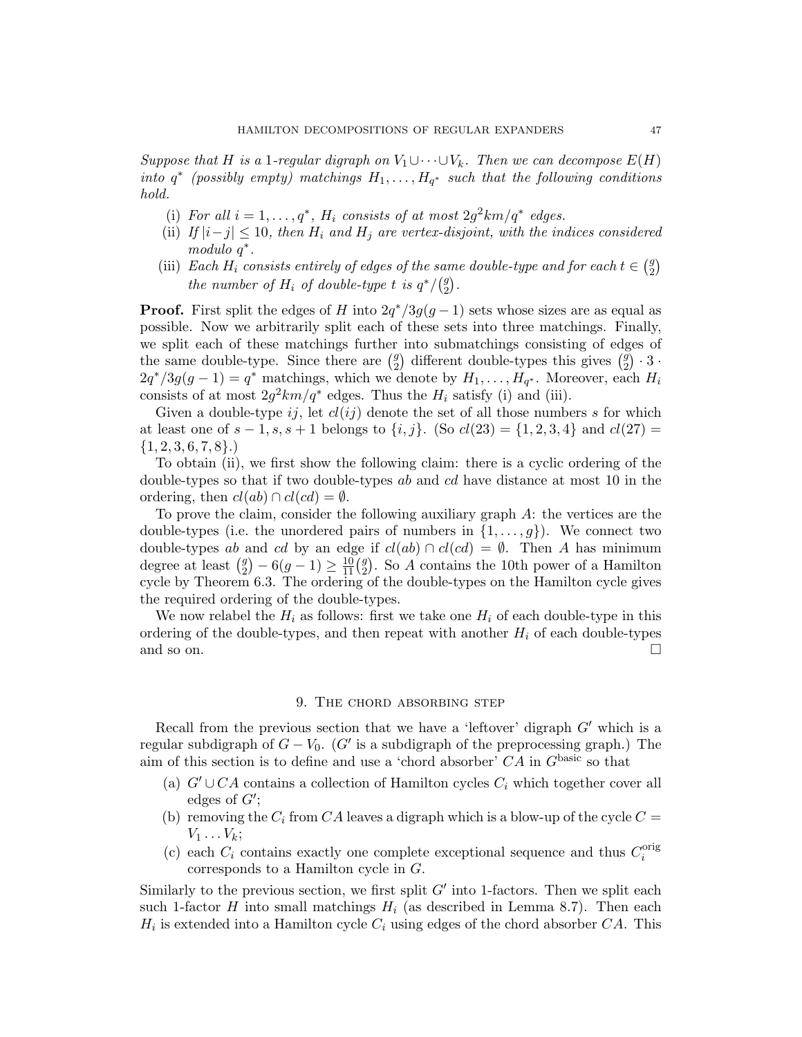*Suppose that $H$ is a 1-regular digraph on $V_1 \cup \cdots \cup V_k$. Then we can decompose $E(H)$ into $q^*$ (possibly empty) matchings $H_1, \ldots, H_{q^*}$ such that the following conditions hold.*

- (i) *For all $i = 1, \ldots, q^*$, $H_i$ consists of at most $2g^2 km/q^*$ edges.*
- (ii) *If $|i-j| \leq 10$, then $H_i$ and $H_j$ are vertex-disjoint, with the indices considered modulo $q^*$.*
- (iii) *Each $H_i$ consists entirely of edges of the same double-type and for each $t \in \binom{g}{2}$ the number of $H_i$ of double-type $t$ is $q^*/\binom{g}{2}$.*

**Proof.** First split the edges of $H$ into $2q^*/3g(g-1)$ sets whose sizes are as equal as possible. Now we arbitrarily split each of these sets into three matchings. Finally, we split each of these matchings further into submatchings consisting of edges of the same double-type. Since there are $\binom{g}{2}$ different double-types this gives $\binom{g}{2} \cdot 3 \cdot 2q^*/3g(g-1) = q^*$ matchings, which we denote by $H_1, \ldots, H_{q^*}$. Moreover, each $H_i$ consists of at most $2g^2 km/q^*$ edges. Thus the $H_i$ satisfy (i) and (iii).

Given a double-type $ij$, let $cl(ij)$ denote the set of all those numbers $s$ for which at least one of $s-1, s, s+1$ belongs to $\{i, j\}$. (So $cl(23) = \{1, 2, 3, 4\}$ and $cl(27) = \{1, 2, 3, 6, 7, 8\}$.)

To obtain (ii), we first show the following claim: there is a cyclic ordering of the double-types so that if two double-types $ab$ and $cd$ have distance at most 10 in the ordering, then $cl(ab) \cap cl(cd) = \emptyset$.

To prove the claim, consider the following auxiliary graph $A$: the vertices are the double-types (i.e. the unordered pairs of numbers in $\{1, \ldots, g\}$). We connect two double-types $ab$ and $cd$ by an edge if $cl(ab) \cap cl(cd) = \emptyset$. Then $A$ has minimum degree at least $\binom{g}{2} - 6(g-1) \geq \frac{10}{11}\binom{g}{2}$. So $A$ contains the 10th power of a Hamilton cycle by Theorem 6.3. The ordering of the double-types on the Hamilton cycle gives the required ordering of the double-types.

We now relabel the $H_i$ as follows: first we take one $H_i$ of each double-type in this ordering of the double-types, and then repeat with another $H_i$ of each double-types and so on. □

## 9. The chord absorbing step

Recall from the previous section that we have a 'leftover' digraph $G'$ which is a regular subdigraph of $G - V_0$. ($G'$ is a subdigraph of the preprocessing graph.) The aim of this section is to define and use a 'chord absorber' $CA$ in $G^{\text{basic}}$ so that

- (a) $G' \cup CA$ contains a collection of Hamilton cycles $C_i$ which together cover all edges of $G'$;
- (b) removing the $C_i$ from $CA$ leaves a digraph which is a blow-up of the cycle $C = V_1 \ldots V_k$;
- (c) each $C_i$ contains exactly one complete exceptional sequence and thus $C_i^{\text{orig}}$ corresponds to a Hamilton cycle in $G$.

Similarly to the previous section, we first split $G'$ into 1-factors. Then we split each such 1-factor $H$ into small matchings $H_i$ (as described in Lemma 8.7). Then each $H_i$ is extended into a Hamilton cycle $C_i$ using edges of the chord absorber $CA$. This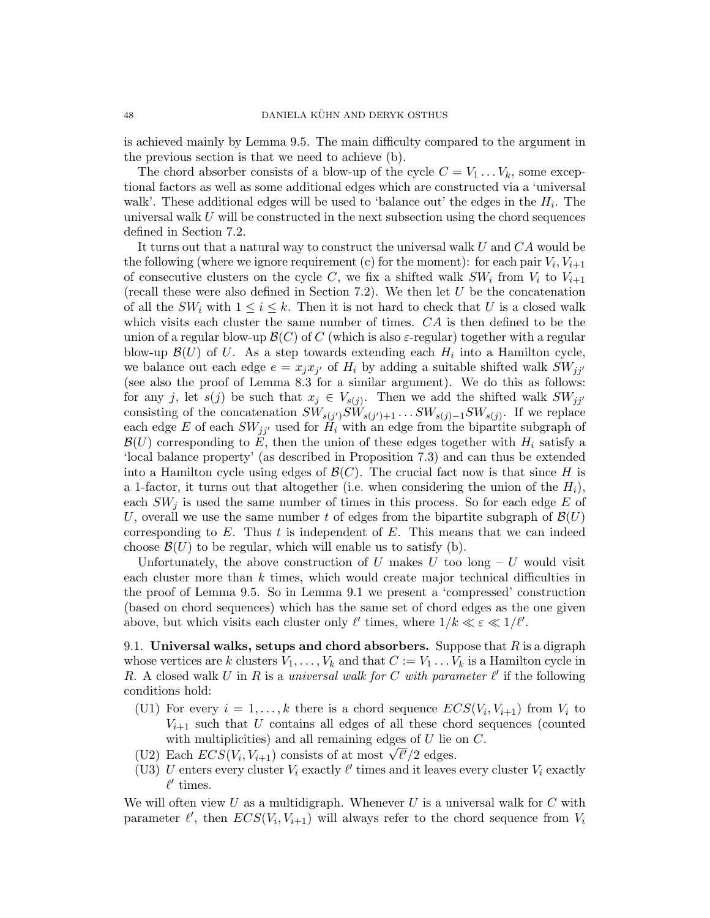is achieved mainly by Lemma 9.5. The main difficulty compared to the argument in the previous section is that we need to achieve (b).

The chord absorber consists of a blow-up of the cycle $C = V_1 \dots V_k$, some exceptional factors as well as some additional edges which are constructed via a 'universal walk'. These additional edges will be used to 'balance out' the edges in the $H_i$. The universal walk $U$ will be constructed in the next subsection using the chord sequences defined in Section 7.2.

It turns out that a natural way to construct the universal walk $U$ and $CA$ would be the following (where we ignore requirement (c) for the moment): for each pair $V_i, V_{i+1}$ of consecutive clusters on the cycle $C$, we fix a shifted walk $SW_i$ from $V_i$ to $V_{i+1}$ (recall these were also defined in Section 7.2). We then let $U$ be the concatenation of all the $SW_i$ with $1 \le i \le k$. Then it is not hard to check that $U$ is a closed walk which visits each cluster the same number of times. $CA$ is then defined to be the union of a regular blow-up $\mathcal{B}(C)$ of $C$ (which is also $\varepsilon$-regular) together with a regular blow-up $\mathcal{B}(U)$ of $U$. As a step towards extending each $H_i$ into a Hamilton cycle, we balance out each edge $e = x_j x_{j'}$ of $H_i$ by adding a suitable shifted walk $SW_{jj'}$ (see also the proof of Lemma 8.3 for a similar argument). We do this as follows: for any $j$, let $s(j)$ be such that $x_j \in V_{s(j)}$. Then we add the shifted walk $SW_{jj'}$ consisting of the concatenation $SW_{s(j')} SW_{s(j')+1} \dots SW_{s(j)-1} SW_{s(j)}$. If we replace each edge $E$ of each $SW_{jj'}$ used for $H_i$ with an edge from the bipartite subgraph of $\mathcal{B}(U)$ corresponding to $E$, then the union of these edges together with $H_i$ satisfy a 'local balance property' (as described in Proposition 7.3) and can thus be extended into a Hamilton cycle using edges of $\mathcal{B}(C)$. The crucial fact now is that since $H$ is a 1-factor, it turns out that altogether (i.e. when considering the union of the $H_i$), each $SW_j$ is used the same number of times in this process. So for each edge $E$ of $U$, overall we use the same number $t$ of edges from the bipartite subgraph of $\mathcal{B}(U)$ corresponding to $E$. Thus $t$ is independent of $E$. This means that we can indeed choose $\mathcal{B}(U)$ to be regular, which will enable us to satisfy (b).

Unfortunately, the above construction of $U$ makes $U$ too long – $U$ would visit each cluster more than $k$ times, which would create major technical difficulties in the proof of Lemma 9.5. So in Lemma 9.1 we present a 'compressed' construction (based on chord sequences) which has the same set of chord edges as the one given above, but which visits each cluster only $\ell'$ times, where $1/k \ll \varepsilon \ll 1/\ell'$.

## 9.1. Universal walks, setups and chord absorbers.

Suppose that $R$ is a digraph whose vertices are $k$ clusters $V_1, \dots, V_k$ and that $C := V_1 \dots V_k$ is a Hamilton cycle in $R$. A closed walk $U$ in $R$ is a *universal walk for $C$ with parameter $\ell'$* if the following conditions hold:

- (U1) For every $i = 1, \dots, k$ there is a chord sequence $ECS(V_i, V_{i+1})$ from $V_i$ to $V_{i+1}$ such that $U$ contains all edges of all these chord sequences (counted with multiplicities) and all remaining edges of $U$ lie on $C$.
- (U2) Each $ECS(V_i, V_{i+1})$ consists of at most $\sqrt{\ell'}/2$ edges.
- (U3) $U$ enters every cluster $V_i$ exactly $\ell'$ times and it leaves every cluster $V_i$ exactly $\ell'$ times.

We will often view $U$ as a multidigraph. Whenever $U$ is a universal walk for $C$ with parameter $\ell'$, then $ECS(V_i, V_{i+1})$ will always refer to the chord sequence from $V_i$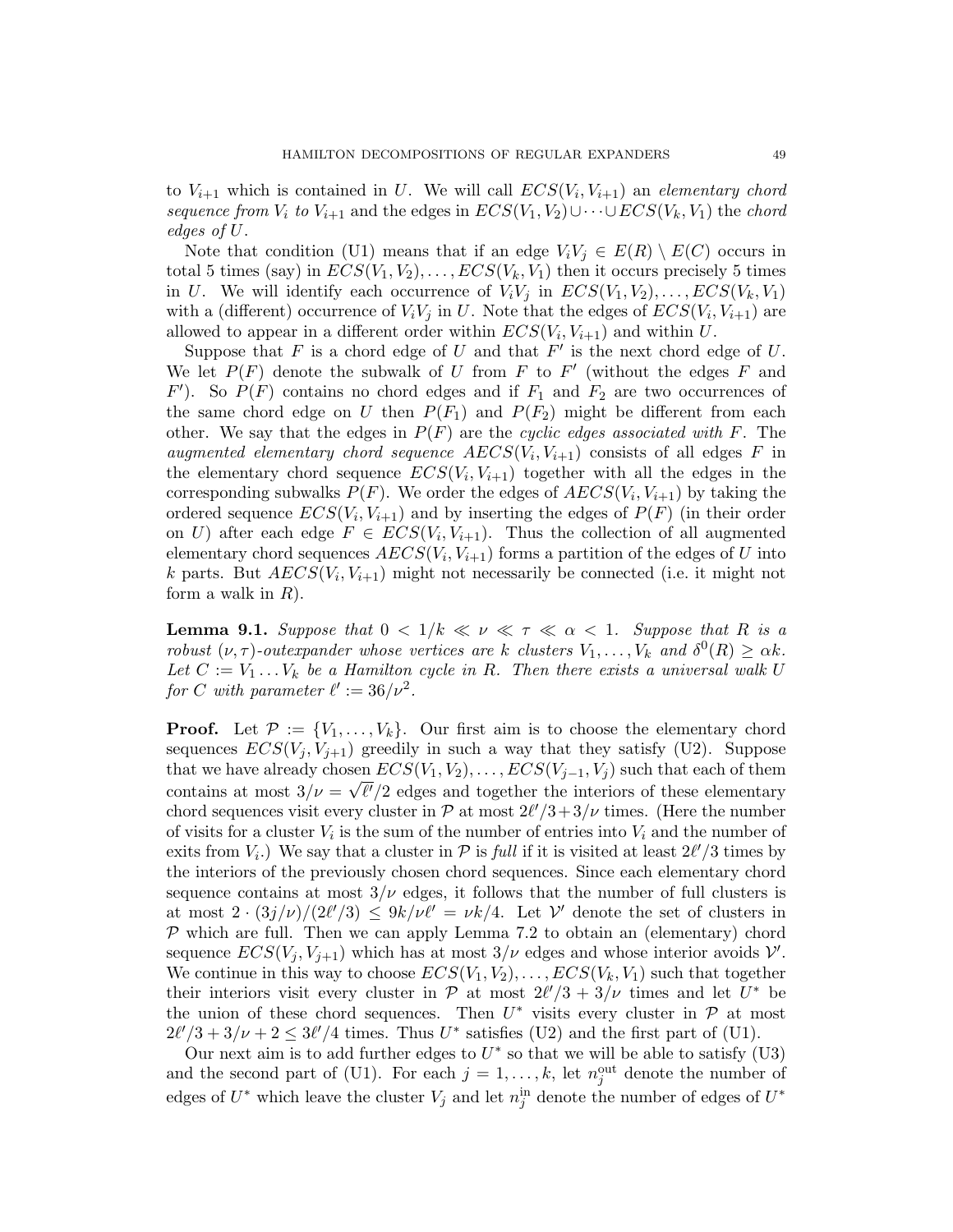to $V_{i+1}$ which is contained in $U$. We will call $ECS(V_i, V_{i+1})$ an *elementary chord sequence from $V_i$ to $V_{i+1}$* and the edges in $ECS(V_1, V_2) \cup \dots \cup ECS(V_k, V_1)$ the *chord edges of $U$*.

Note that condition (U1) means that if an edge $V_iV_j \in E(R) \setminus E(C)$ occurs in total 5 times (say) in $ECS(V_1, V_2), \dots, ECS(V_k, V_1)$ then it occurs precisely 5 times in $U$. We will identify each occurrence of $V_iV_j$ in $ECS(V_1, V_2), \dots, ECS(V_k, V_1)$ with a (different) occurrence of $V_iV_j$ in $U$. Note that the edges of $ECS(V_i, V_{i+1})$ are allowed to appear in a different order within $ECS(V_i, V_{i+1})$ and within $U$.

Suppose that $F$ is a chord edge of $U$ and that $F'$ is the next chord edge of $U$. We let $P(F)$ denote the subwalk of $U$ from $F$ to $F'$ (without the edges $F$ and $F'$). So $P(F)$ contains no chord edges and if $F_1$ and $F_2$ are two occurrences of the same chord edge on $U$ then $P(F_1)$ and $P(F_2)$ might be different from each other. We say that the edges in $P(F)$ are the *cyclic edges associated with $F$*. The *augmented elementary chord sequence* $AECS(V_i, V_{i+1})$ consists of all edges $F$ in the elementary chord sequence $ECS(V_i, V_{i+1})$ together with all the edges in the corresponding subwalks $P(F)$. We order the edges of $AECS(V_i, V_{i+1})$ by taking the ordered sequence $ECS(V_i, V_{i+1})$ and by inserting the edges of $P(F)$ (in their order on $U$) after each edge $F \in ECS(V_i, V_{i+1})$. Thus the collection of all augmented elementary chord sequences $AECS(V_i, V_{i+1})$ forms a partition of the edges of $U$ into $k$ parts. But $AECS(V_i, V_{i+1})$ might not necessarily be connected (i.e. it might not form a walk in $R$).

**Lemma 9.1.** *Suppose that $0 < 1/k \ll \nu \ll \tau \ll \alpha < 1$. Suppose that $R$ is a robust $(\nu, \tau)$-outexpander whose vertices are $k$ clusters $V_1, \dots, V_k$ and $\delta^0(R) \geq \alpha k$. Let $C := V_1 \dots V_k$ be a Hamilton cycle in $R$. Then there exists a universal walk $U$ for $C$ with parameter $\ell' := 36/\nu^2$.*

**Proof.** Let $\mathcal{P} := \{V_1, \dots, V_k\}$. Our first aim is to choose the elementary chord sequences $ECS(V_j, V_{j+1})$ greedily in such a way that they satisfy (U2). Suppose that we have already chosen $ECS(V_1, V_2), \dots, ECS(V_{j-1}, V_j)$ such that each of them contains at most $3/\nu = \sqrt{\ell'}/2$ edges and together the interiors of these elementary chord sequences visit every cluster in $\mathcal{P}$ at most $2\ell'/3 + 3/\nu$ times. (Here the number of visits for a cluster $V_i$ is the sum of the number of entries into $V_i$ and the number of exits from $V_i$.) We say that a cluster in $\mathcal{P}$ is *full* if it is visited at least $2\ell'/3$ times by the interiors of the previously chosen chord sequences. Since each elementary chord sequence contains at most $3/\nu$ edges, it follows that the number of full clusters is at most $2 \cdot (3j/\nu)/(2\ell'/3) \leq 9k/\nu\ell' = \nu k/4$. Let $\mathcal{V}'$ denote the set of clusters in $\mathcal{P}$ which are full. Then we can apply Lemma 7.2 to obtain an (elementary) chord sequence $ECS(V_j, V_{j+1})$ which has at most $3/\nu$ edges and whose interior avoids $\mathcal{V}'$. We continue in this way to choose $ECS(V_1, V_2), \dots, ECS(V_k, V_1)$ such that together their interiors visit every cluster in $\mathcal{P}$ at most $2\ell'/3 + 3/\nu$ times and let $U^*$ be the union of these chord sequences. Then $U^*$ visits every cluster in $\mathcal{P}$ at most $2\ell'/3 + 3/\nu + 2 \leq 3\ell'/4$ times. Thus $U^*$ satisfies (U2) and the first part of (U1).

Our next aim is to add further edges to $U^*$ so that we will be able to satisfy (U3) and the second part of (U1). For each $j = 1, \dots, k$, let $n_j^{\mathrm{out}}$ denote the number of edges of $U^*$ which leave the cluster $V_j$ and let $n_j^{\mathrm{in}}$ denote the number of edges of $U^*$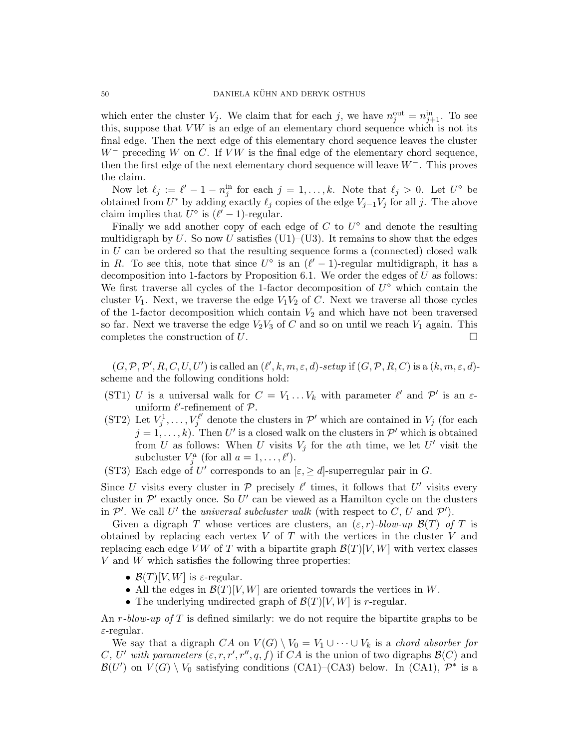which enter the cluster $V_j$. We claim that for each $j$, we have $n_j^{\rm out} = n_{j+1}^{\rm in}$. To see this, suppose that $VW$ is an edge of an elementary chord sequence which is not its final edge. Then the next edge of this elementary chord sequence leaves the cluster $W^-$ preceding $W$ on $C$. If $VW$ is the final edge of the elementary chord sequence, then the first edge of the next elementary chord sequence will leave $W^-$. This proves the claim.

Now let $\ell_j := \ell' - 1 - n_j^{\rm in}$ for each $j = 1, \dots, k$. Note that $\ell_j > 0$. Let $U^\diamond$ be obtained from $U^*$ by adding exactly $\ell_j$ copies of the edge $V_{j-1}V_j$ for all $j$. The above claim implies that $U^\diamond$ is $(\ell' - 1)$-regular.

Finally we add another copy of each edge of $C$ to $U^\diamond$ and denote the resulting multidigraph by $U$. So now $U$ satisfies (U1)–(U3). It remains to show that the edges in $U$ can be ordered so that the resulting sequence forms a (connected) closed walk in $R$. To see this, note that since $U^\diamond$ is an $(\ell' - 1)$-regular multidigraph, it has a decomposition into 1-factors by Proposition 6.1. We order the edges of $U$ as follows: We first traverse all cycles of the 1-factor decomposition of $U^\diamond$ which contain the cluster $V_1$. Next, we traverse the edge $V_1V_2$ of $C$. Next we traverse all those cycles of the 1-factor decomposition which contain $V_2$ and which have not been traversed so far. Next we traverse the edge $V_2V_3$ of $C$ and so on until we reach $V_1$ again. This completes the construction of $U$. □

$(G, \mathcal{P}, \mathcal{P}', R, C, U, U')$ is called an $(\ell', k, m, \varepsilon, d)$*-setup* if $(G, \mathcal{P}, R, C)$ is a $(k, m, \varepsilon, d)$-scheme and the following conditions hold:

- (ST1) $U$ is a universal walk for $C = V_1 \dots V_k$ with parameter $\ell'$ and $\mathcal{P}'$ is an $\varepsilon$-uniform $\ell'$-refinement of $\mathcal{P}$.
- (ST2) Let $V_j^1, \dots, V_j^{\ell'}$ denote the clusters in $\mathcal{P}'$ which are contained in $V_j$ (for each $j = 1, \dots, k$). Then $U'$ is a closed walk on the clusters in $\mathcal{P}'$ which is obtained from $U$ as follows: When $U$ visits $V_j$ for the $a$th time, we let $U'$ visit the subcluster $V_j^a$ (for all $a = 1, \dots, \ell'$).
- (ST3) Each edge of $U'$ corresponds to an $[\varepsilon, \geq d]$-superregular pair in $G$.

Since $U$ visits every cluster in $\mathcal{P}$ precisely $\ell'$ times, it follows that $U'$ visits every cluster in $\mathcal{P}'$ exactly once. So $U'$ can be viewed as a Hamilton cycle on the clusters in $\mathcal{P}'$. We call $U'$ the *universal subcluster walk* (with respect to $C$, $U$ and $\mathcal{P}'$).

Given a digraph $T$ whose vertices are clusters, an $(\varepsilon, r)$*-blow-up* $\mathcal{B}(T)$ *of* $T$ is obtained by replacing each vertex $V$ of $T$ with the vertices in the cluster $V$ and replacing each edge $VW$ of $T$ with a bipartite graph $\mathcal{B}(T)[V, W]$ with vertex classes $V$ and $W$ which satisfies the following three properties:

- $\mathcal{B}(T)[V, W]$ is $\varepsilon$-regular.
- All the edges in $\mathcal{B}(T)[V, W]$ are oriented towards the vertices in $W$.
- The underlying undirected graph of $\mathcal{B}(T)[V, W]$ is $r$-regular.

An $r$*-blow-up of* $T$ is defined similarly: we do not require the bipartite graphs to be $\varepsilon$-regular.

We say that a digraph $CA$ on $V(G) \setminus V_0 = V_1 \cup \dots \cup V_k$ is a *chord absorber for* $C$*,* $U'$ *with parameters* $(\varepsilon, r, r', r'', q, f)$ if $CA$ is the union of two digraphs $\mathcal{B}(C)$ and $\mathcal{B}(U')$ on $V(G) \setminus V_0$ satisfying conditions (CA1)–(CA3) below. In (CA1), $\mathcal{P}^*$ is a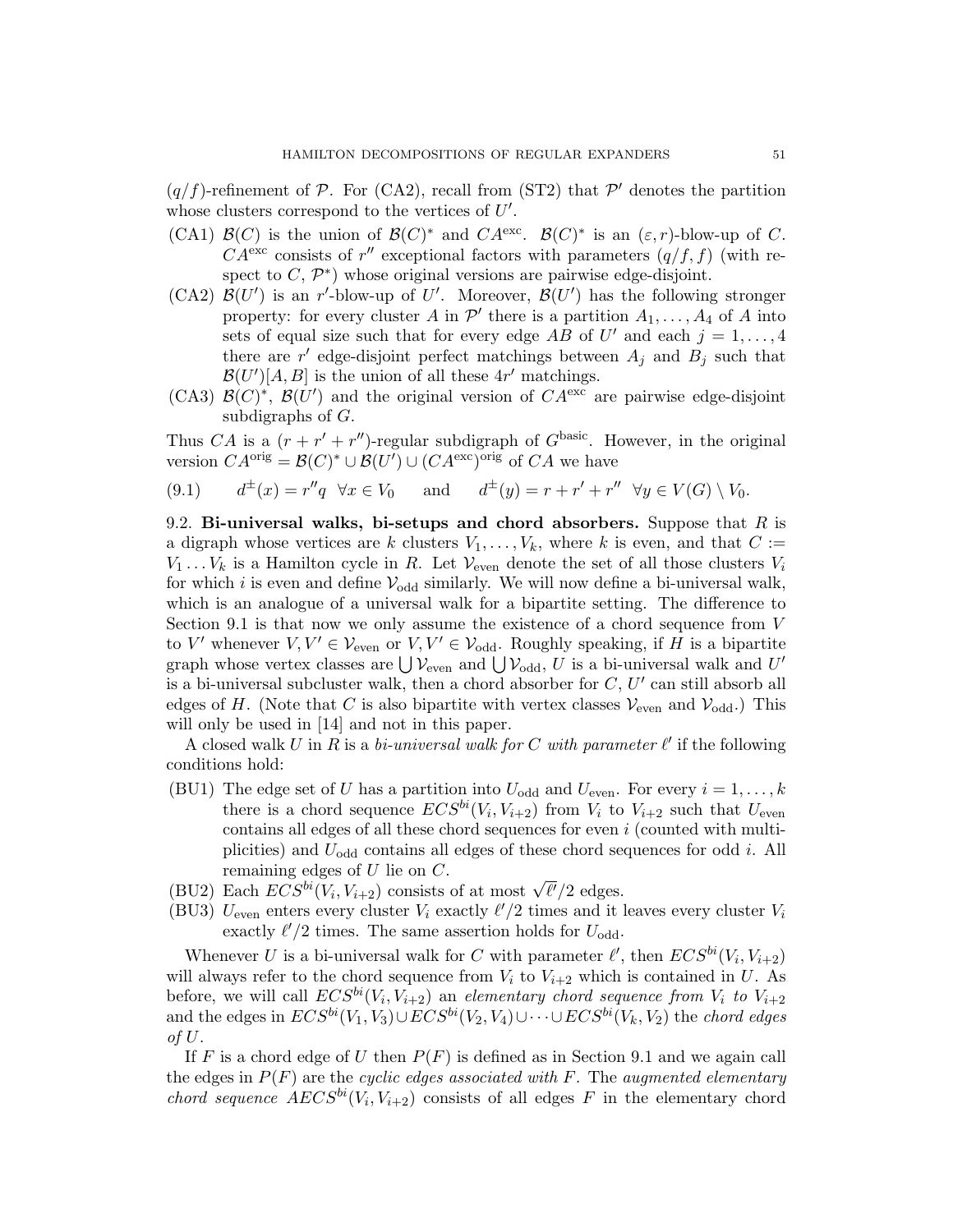$(q/f)$-refinement of $\mathcal{P}$. For (CA2), recall from (ST2) that $\mathcal{P}'$ denotes the partition whose clusters correspond to the vertices of $U'$.

- (CA1) $\mathcal{B}(C)$ is the union of $\mathcal{B}(C)^*$ and $CA^{\rm exc}$. $\mathcal{B}(C)^*$ is an $(\varepsilon, r)$-blow-up of $C$. $CA^{\rm exc}$ consists of $r''$ exceptional factors with parameters $(q/f, f)$ (with respect to $C$, $\mathcal{P}^*$) whose original versions are pairwise edge-disjoint.
- (CA2) $\mathcal{B}(U')$ is an $r'$-blow-up of $U'$. Moreover, $\mathcal{B}(U')$ has the following stronger property: for every cluster $A$ in $\mathcal{P}'$ there is a partition $A_1, \dots, A_4$ of $A$ into sets of equal size such that for every edge $AB$ of $U'$ and each $j = 1, \dots, 4$ there are $r'$ edge-disjoint perfect matchings between $A_j$ and $B_j$ such that $\mathcal{B}(U')[A, B]$ is the union of all these $4r'$ matchings.
- (CA3) $\mathcal{B}(C)^*$, $\mathcal{B}(U')$ and the original version of $CA^{\rm exc}$ are pairwise edge-disjoint subdigraphs of $G$.

Thus $CA$ is a $(r + r' + r'')$-regular subdigraph of $G^{\rm basic}$. However, in the original version $CA^{\rm orig} = \mathcal{B}(C)^* \cup \mathcal{B}(U') \cup (CA^{\rm exc})^{\rm orig}$ of $CA$ we have

$$d^{\pm}(x) = r''q \ \ \forall x \in V_0 \qquad \text{and} \qquad d^{\pm}(y) = r + r' + r'' \ \ \forall y \in V(G) \setminus V_0. \tag{9.1}$$

## 9.2. Bi-universal walks, bi-setups and chord absorbers.

Suppose that $R$ is a digraph whose vertices are $k$ clusters $V_1, \dots, V_k$, where $k$ is even, and that $C := V_1 \dots V_k$ is a Hamilton cycle in $R$. Let $\mathcal{V}_{\rm even}$ denote the set of all those clusters $V_i$ for which $i$ is even and define $\mathcal{V}_{\rm odd}$ similarly. We will now define a bi-universal walk, which is an analogue of a universal walk for a bipartite setting. The difference to Section 9.1 is that now we only assume the existence of a chord sequence from $V$ to $V'$ whenever $V, V' \in \mathcal{V}_{\rm even}$ or $V, V' \in \mathcal{V}_{\rm odd}$. Roughly speaking, if $H$ is a bipartite graph whose vertex classes are $\bigcup \mathcal{V}_{\rm even}$ and $\bigcup \mathcal{V}_{\rm odd}$, $U$ is a bi-universal walk and $U'$ is a bi-universal subcluster walk, then a chord absorber for $C$, $U'$ can still absorb all edges of $H$. (Note that $C$ is also bipartite with vertex classes $\mathcal{V}_{\rm even}$ and $\mathcal{V}_{\rm odd}$.) This will only be used in [14] and not in this paper.

A closed walk $U$ in $R$ is a *bi-universal walk for $C$ with parameter $\ell'$* if the following conditions hold:

- (BU1) The edge set of $U$ has a partition into $U_{\rm odd}$ and $U_{\rm even}$. For every $i = 1, \dots, k$ there is a chord sequence $ECS^{bi}(V_i, V_{i+2})$ from $V_i$ to $V_{i+2}$ such that $U_{\rm even}$ contains all edges of all these chord sequences for even $i$ (counted with multiplicities) and $U_{\rm odd}$ contains all edges of these chord sequences for odd $i$. All remaining edges of $U$ lie on $C$.
- (BU2) Each $ECS^{bi}(V_i, V_{i+2})$ consists of at most $\sqrt{\ell'}/2$ edges.
- (BU3) $U_{\rm even}$ enters every cluster $V_i$ exactly $\ell'/2$ times and it leaves every cluster $V_i$ exactly $\ell'/2$ times. The same assertion holds for $U_{\rm odd}$.

Whenever $U$ is a bi-universal walk for $C$ with parameter $\ell'$, then $ECS^{bi}(V_i, V_{i+2})$ will always refer to the chord sequence from $V_i$ to $V_{i+2}$ which is contained in $U$. As before, we will call $ECS^{bi}(V_i, V_{i+2})$ an *elementary chord sequence from $V_i$ to $V_{i+2}$* and the edges in $ECS^{bi}(V_1, V_3) \cup ECS^{bi}(V_2, V_4) \cup \dots \cup ECS^{bi}(V_k, V_2)$ the *chord edges of $U$*.

If $F$ is a chord edge of $U$ then $P(F)$ is defined as in Section 9.1 and we again call the edges in $P(F)$ are the *cyclic edges associated with $F$*. The *augmented elementary chord sequence* $AECS^{bi}(V_i, V_{i+2})$ consists of all edges $F$ in the elementary chord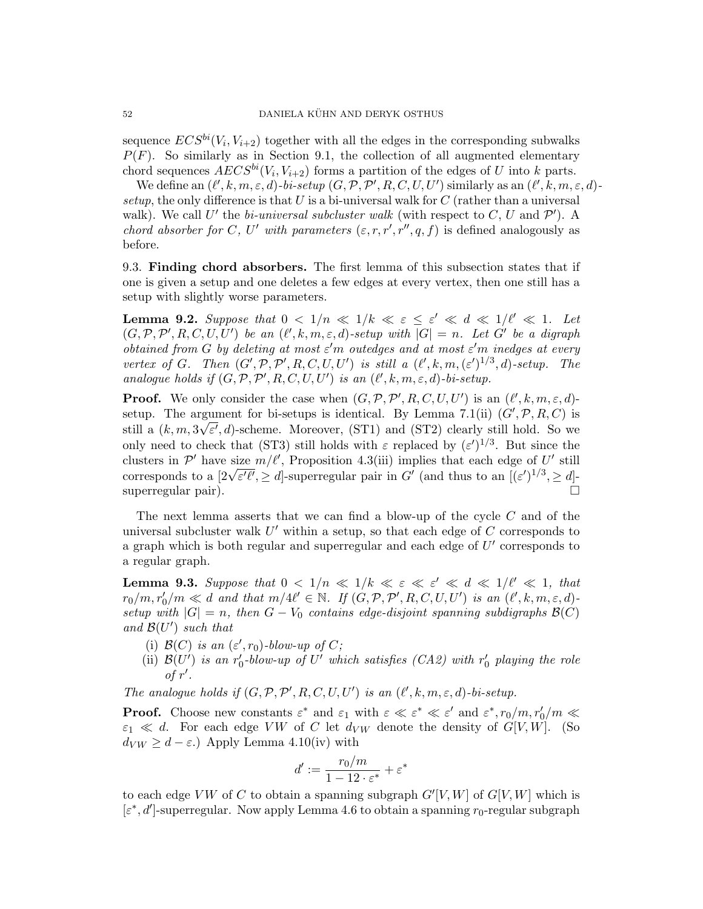sequence $ECS^{bi}(V_i, V_{i+2})$ together with all the edges in the corresponding subwalks $P(F)$. So similarly as in Section 9.1, the collection of all augmented elementary chord sequences $AECS^{bi}(V_i, V_{i+2})$ forms a partition of the edges of $U$ into $k$ parts.

We define an $(\ell', k, m, \varepsilon, d)$-*bi-setup* $(G, \mathcal{P}, \mathcal{P}', R, C, U, U')$ similarly as an $(\ell', k, m, \varepsilon, d)$-*setup*, the only difference is that $U$ is a bi-universal walk for $C$ (rather than a universal walk). We call $U'$ the *bi-universal subcluster walk* (with respect to $C$, $U$ and $\mathcal{P}'$). A *chord absorber for $C$, $U'$ with parameters $(\varepsilon, r, r', r'', q, f)$* is defined analogously as before.

## 9.3. Finding chord absorbers.

The first lemma of this subsection states that if one is given a setup and one deletes a few edges at every vertex, then one still has a setup with slightly worse parameters.

**Lemma 9.2.** *Suppose that $0 < 1/n \ll 1/k \ll \varepsilon \leq \varepsilon' \ll d \ll 1/\ell' \ll 1$. Let $(G, \mathcal{P}, \mathcal{P}', R, C, U, U')$ be an $(\ell', k, m, \varepsilon, d)$-setup with $|G| = n$. Let $G'$ be a digraph obtained from $G$ by deleting at most $\varepsilon' m$ outedges and at most $\varepsilon' m$ inedges at every vertex of $G$. Then $(G', \mathcal{P}, \mathcal{P}', R, C, U, U')$ is still a $(\ell', k, m, (\varepsilon')^{1/3}, d)$-setup. The analogue holds if $(G, \mathcal{P}, \mathcal{P}', R, C, U, U')$ is an $(\ell', k, m, \varepsilon, d)$-bi-setup.*

**Proof.** We only consider the case when $(G, \mathcal{P}, \mathcal{P}', R, C, U, U')$ is an $(\ell', k, m, \varepsilon, d)$-setup. The argument for bi-setups is identical. By Lemma 7.1(ii) $(G', \mathcal{P}, R, C)$ is still a $(k, m, 3\sqrt{\varepsilon'}, d)$-scheme. Moreover, (ST1) and (ST2) clearly still hold. So we only need to check that (ST3) still holds with $\varepsilon$ replaced by $(\varepsilon')^{1/3}$. But since the clusters in $\mathcal{P}'$ have size $m/\ell'$, Proposition 4.3(iii) implies that each edge of $U'$ still corresponds to a $[2\sqrt{\varepsilon'\ell'}, \geq d]$-superregular pair in $G'$ (and thus to an $[(\varepsilon')^{1/3}, \geq d]$-superregular pair). $\square$

The next lemma asserts that we can find a blow-up of the cycle $C$ and of the universal subcluster walk $U'$ within a setup, so that each edge of $C$ corresponds to a graph which is both regular and superregular and each edge of $U'$ corresponds to a regular graph.

**Lemma 9.3.** *Suppose that $0 < 1/n \ll 1/k \ll \varepsilon \ll \varepsilon' \ll d \ll 1/\ell' \ll 1$, that $r_0/m, r_0'/m \ll d$ and that $m/4\ell' \in \mathbb{N}$. If $(G, \mathcal{P}, \mathcal{P}', R, C, U, U')$ is an $(\ell', k, m, \varepsilon, d)$-setup with $|G| = n$, then $G - V_0$ contains edge-disjoint spanning subdigraphs $\mathcal{B}(C)$ and $\mathcal{B}(U')$ such that*

- (i) *$\mathcal{B}(C)$ is an $(\varepsilon', r_0)$-blow-up of $C$;*
- (ii) *$\mathcal{B}(U')$ is an $r_0'$-blow-up of $U'$ which satisfies (CA2) with $r_0'$ playing the role of $r'$.*

*The analogue holds if $(G, \mathcal{P}, \mathcal{P}', R, C, U, U')$ is an $(\ell', k, m, \varepsilon, d)$-bi-setup.*

**Proof.** Choose new constants $\varepsilon^*$ and $\varepsilon_1$ with $\varepsilon \ll \varepsilon^* \ll \varepsilon'$ and $\varepsilon^*, r_0/m, r_0'/m \ll \varepsilon_1 \ll d$. For each edge $VW$ of $C$ let $d_{VW}$ denote the density of $G[V, W]$. (So $d_{VW} \geq d - \varepsilon$.) Apply Lemma 4.10(iv) with

$$d' := \frac{r_0/m}{1 - 12 \cdot \varepsilon^*} + \varepsilon^*$$

to each edge $VW$ of $C$ to obtain a spanning subgraph $G'[V, W]$ of $G[V, W]$ which is $[\varepsilon^*, d']$-superregular. Now apply Lemma 4.6 to obtain a spanning $r_0$-regular subgraph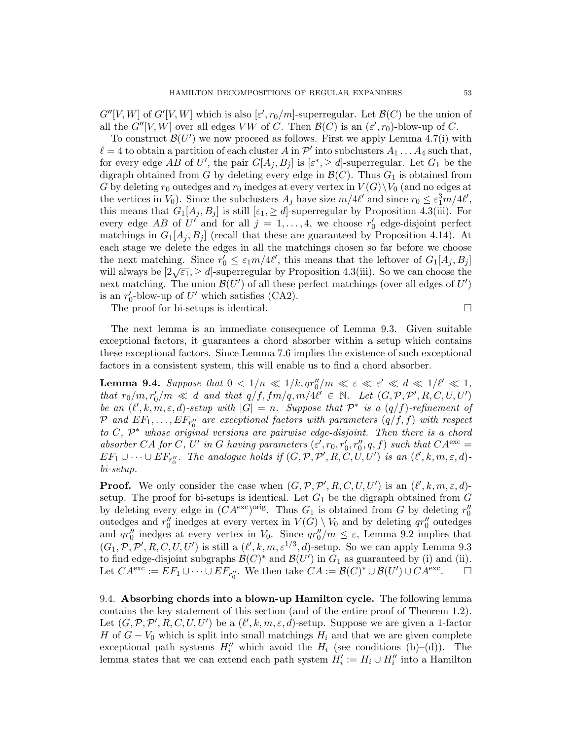$G''[V,W]$ of $G'[V,W]$ which is also $[\varepsilon', r_0/m]$-superregular. Let $\mathcal{B}(C)$ be the union of all the $G''[V,W]$ over all edges $VW$ of $C$. Then $\mathcal{B}(C)$ is an $(\varepsilon', r_0)$-blow-up of $C$.

To construct $\mathcal{B}(U')$ we now proceed as follows. First we apply Lemma 4.7(i) with $\ell = 4$ to obtain a partition of each cluster $A$ in $\mathcal{P}'$ into subclusters $A_1 \dots A_4$ such that, for every edge $AB$ of $U'$, the pair $G[A_j, B_j]$ is $[\varepsilon^*, \geq d]$-superregular. Let $G_1$ be the digraph obtained from $G$ by deleting every edge in $\mathcal{B}(C)$. Thus $G_1$ is obtained from $G$ by deleting $r_0$ outedges and $r_0$ inedges at every vertex in $V(G)\setminus V_0$ (and no edges at the vertices in $V_0$). Since the subclusters $A_j$ have size $m/4\ell'$ and since $r_0 \leq \varepsilon_1^3 m/4\ell'$, this means that $G_1[A_j, B_j]$ is still $[\varepsilon_1, \geq d]$-superregular by Proposition 4.3(iii). For every edge $AB$ of $U'$ and for all $j = 1, \dots, 4$, we choose $r_0'$ edge-disjoint perfect matchings in $G_1[A_j, B_j]$ (recall that these are guaranteed by Proposition 4.14). At each stage we delete the edges in all the matchings chosen so far before we choose the next matching. Since $r_0' \leq \varepsilon_1 m/4\ell'$, this means that the leftover of $G_1[A_j, B_j]$ will always be $[2\sqrt{\varepsilon_1}, \geq d]$-superregular by Proposition 4.3(iii). So we can choose the next matching. The union $\mathcal{B}(U')$ of all these perfect matchings (over all edges of $U'$) is an $r_0'$-blow-up of $U'$ which satisfies (CA2).

The proof for bi-setups is identical. □

The next lemma is an immediate consequence of Lemma 9.3. Given suitable exceptional factors, it guarantees a chord absorber within a setup which contains these exceptional factors. Since Lemma 7.6 implies the existence of such exceptional factors in a consistent system, this will enable us to find a chord absorber.

**Lemma 9.4.** *Suppose that $0 < 1/n \ll 1/k, qr_0''/m \ll \varepsilon \ll \varepsilon' \ll d \ll 1/\ell' \ll 1$, that $r_0/m, r_0'/m \ll d$ and that $q/f, fm/q, m/4\ell' \in \mathbb{N}$. Let $(G, \mathcal{P}, \mathcal{P}', R, C, U, U')$ be an $(\ell', k, m, \varepsilon, d)$-setup with $|G| = n$. Suppose that $\mathcal{P}^*$ is a $(q/f)$-refinement of $\mathcal{P}$ and $EF_1, \dots, EF_{r_0''}$ are exceptional factors with parameters $(q/f, f)$ with respect to $C$, $\mathcal{P}^*$ whose original versions are pairwise edge-disjoint. Then there is a chord absorber $CA$ for $C$, $U'$ in $G$ having parameters $(\varepsilon', r_0, r_0', r_0'', q, f)$ such that $CA^{\rm exc} = EF_1 \cup \dots \cup EF_{r_0''}$. The analogue holds if $(G, \mathcal{P}, \mathcal{P}', R, C, U, U')$ is an $(\ell', k, m, \varepsilon, d)$-bi-setup.*

**Proof.** We only consider the case when $(G, \mathcal{P}, \mathcal{P}', R, C, U, U')$ is an $(\ell', k, m, \varepsilon, d)$-setup. The proof for bi-setups is identical. Let $G_1$ be the digraph obtained from $G$ by deleting every edge in $(CA^{\rm exc})^{\rm orig}$. Thus $G_1$ is obtained from $G$ by deleting $r_0''$ outedges and $r_0''$ inedges at every vertex in $V(G) \setminus V_0$ and by deleting $qr_0''$ outedges and $qr_0''$ inedges at every vertex in $V_0$. Since $qr_0''/m \leq \varepsilon$, Lemma 9.2 implies that $(G_1, \mathcal{P}, \mathcal{P}', R, C, U, U')$ is still a $(\ell', k, m, \varepsilon^{1/3}, d)$-setup. So we can apply Lemma 9.3 to find edge-disjoint subgraphs $\mathcal{B}(C)^*$ and $\mathcal{B}(U')$ in $G_1$ as guaranteed by (i) and (ii). Let $CA^{\rm exc} := EF_1 \cup \dots \cup EF_{r_0''}$. We then take $CA := \mathcal{B}(C)^* \cup \mathcal{B}(U') \cup CA^{\rm exc}$. □

9.4. **Absorbing chords into a blown-up Hamilton cycle.** The following lemma contains the key statement of this section (and of the entire proof of Theorem 1.2). Let $(G, \mathcal{P}, \mathcal{P}', R, C, U, U')$ be a $(\ell', k, m, \varepsilon, d)$-setup. Suppose we are given a 1-factor $H$ of $G - V_0$ which is split into small matchings $H_i$ and that we are given complete exceptional path systems $H_i''$ which avoid the $H_i$ (see conditions (b)–(d)). The lemma states that we can extend each path system $H_i' := H_i \cup H_i''$ into a Hamilton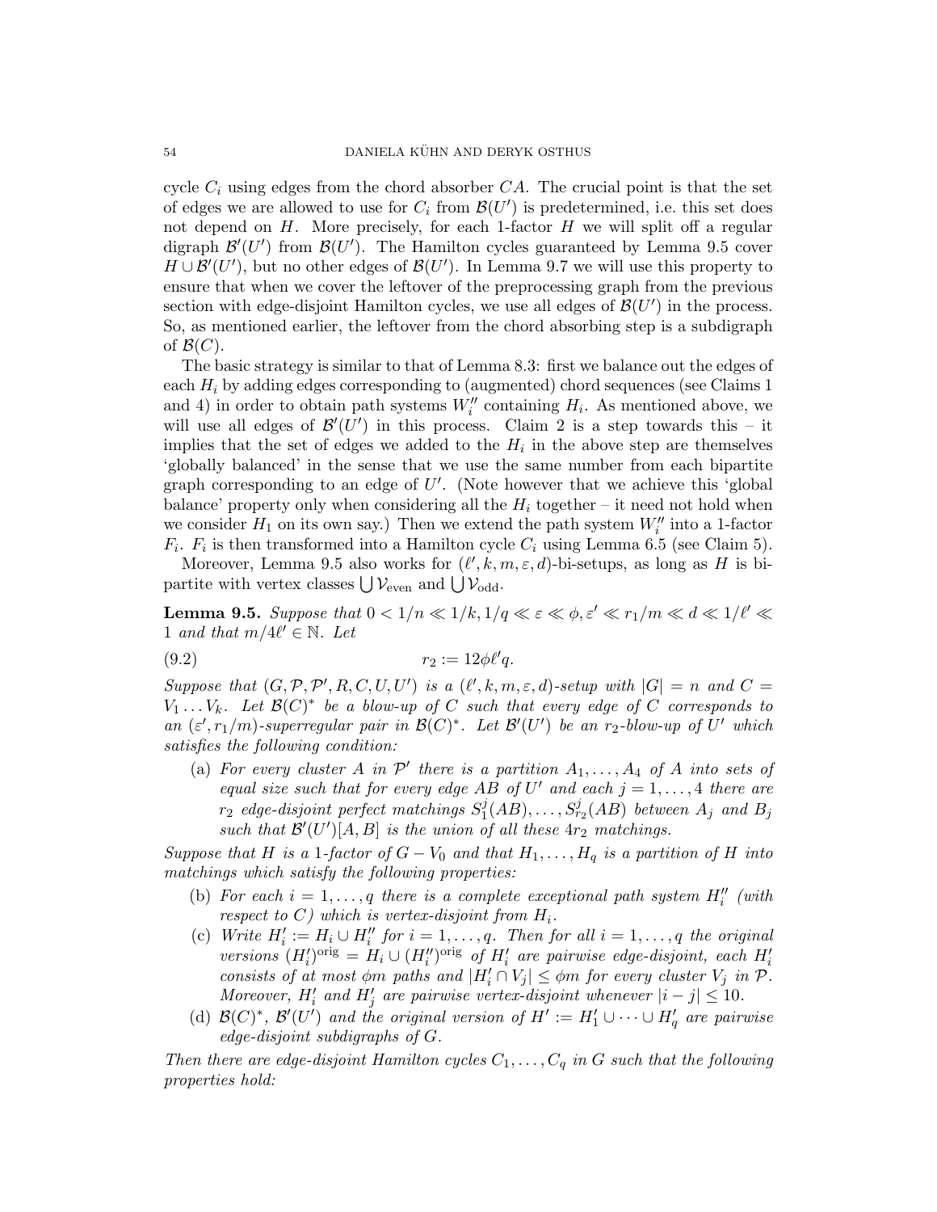cycle $C_i$ using edges from the chord absorber $CA$. The crucial point is that the set of edges we are allowed to use for $C_i$ from $\mathcal{B}(U')$ is predetermined, i.e. this set does not depend on $H$. More precisely, for each 1-factor $H$ we will split off a regular digraph $\mathcal{B}'(U')$ from $\mathcal{B}(U')$. The Hamilton cycles guaranteed by Lemma 9.5 cover $H \cup \mathcal{B}'(U')$, but no other edges of $\mathcal{B}(U')$. In Lemma 9.7 we will use this property to ensure that when we cover the leftover of the preprocessing graph from the previous section with edge-disjoint Hamilton cycles, we use all edges of $\mathcal{B}(U')$ in the process. So, as mentioned earlier, the leftover from the chord absorbing step is a subdigraph of $\mathcal{B}(C)$.

The basic strategy is similar to that of Lemma 8.3: first we balance out the edges of each $H_i$ by adding edges corresponding to (augmented) chord sequences (see Claims 1 and 4) in order to obtain path systems $W_i''$ containing $H_i$. As mentioned above, we will use all edges of $\mathcal{B}'(U')$ in this process. Claim 2 is a step towards this – it implies that the set of edges we added to the $H_i$ in the above step are themselves 'globally balanced' in the sense that we use the same number from each bipartite graph corresponding to an edge of $U'$. (Note however that we achieve this 'global balance' property only when considering all the $H_i$ together – it need not hold when we consider $H_1$ on its own say.) Then we extend the path system $W_i''$ into a 1-factor $F_i$. $F_i$ is then transformed into a Hamilton cycle $C_i$ using Lemma 6.5 (see Claim 5).

Moreover, Lemma 9.5 also works for $(\ell', k, m, \varepsilon, d)$-bi-setups, as long as $H$ is bipartite with vertex classes $\bigcup \mathcal{V}_{\rm even}$ and $\bigcup \mathcal{V}_{\rm odd}$.

**Lemma 9.5.** *Suppose that $0 < 1/n \ll 1/k, 1/q \ll \varepsilon \ll \phi, \varepsilon' \ll r_1/m \ll d \ll 1/\ell' \ll 1$ and that $m/4\ell' \in \mathbb{N}$. Let*

$$r_2 := 12\phi\ell' q. \tag{9.2}$$

*Suppose that $(G, \mathcal{P}, \mathcal{P}', R, C, U, U')$ is a $(\ell', k, m, \varepsilon, d)$-setup with $|G| = n$ and $C = V_1 \dots V_k$. Let $\mathcal{B}(C)^*$ be a blow-up of $C$ such that every edge of $C$ corresponds to an $(\varepsilon', r_1/m)$-superregular pair in $\mathcal{B}(C)^*$. Let $\mathcal{B}'(U')$ be an $r_2$-blow-up of $U'$ which satisfies the following condition:*

- (a) *For every cluster $A$ in $\mathcal{P}'$ there is a partition $A_1, \dots, A_4$ of $A$ into sets of equal size such that for every edge $AB$ of $U'$ and each $j = 1, \dots, 4$ there are $r_2$ edge-disjoint perfect matchings $S_1^j(AB), \dots, S_{r_2}^j(AB)$ between $A_j$ and $B_j$ such that $\mathcal{B}'(U')[A, B]$ is the union of all these $4r_2$ matchings.*

*Suppose that $H$ is a 1-factor of $G - V_0$ and that $H_1, \dots, H_q$ is a partition of $H$ into matchings which satisfy the following properties:*

- (b) *For each $i = 1, \dots, q$ there is a complete exceptional path system $H_i''$ (with respect to $C$) which is vertex-disjoint from $H_i$.*
- (c) *Write $H_i' := H_i \cup H_i''$ for $i = 1, \dots, q$. Then for all $i = 1, \dots, q$ the original versions $(H_i')^{\rm orig} = H_i \cup (H_i'')^{\rm orig}$ of $H_i'$ are pairwise edge-disjoint, each $H_i'$ consists of at most $\phi m$ paths and $|H_i' \cap V_j| \le \phi m$ for every cluster $V_j$ in $\mathcal{P}$. Moreover, $H_i'$ and $H_j'$ are pairwise vertex-disjoint whenever $|i - j| \le 10$.*
- (d) *$\mathcal{B}(C)^*$, $\mathcal{B}'(U')$ and the original version of $H' := H_1' \cup \dots \cup H_q'$ are pairwise edge-disjoint subdigraphs of $G$.*

*Then there are edge-disjoint Hamilton cycles $C_1, \dots, C_q$ in $G$ such that the following properties hold:*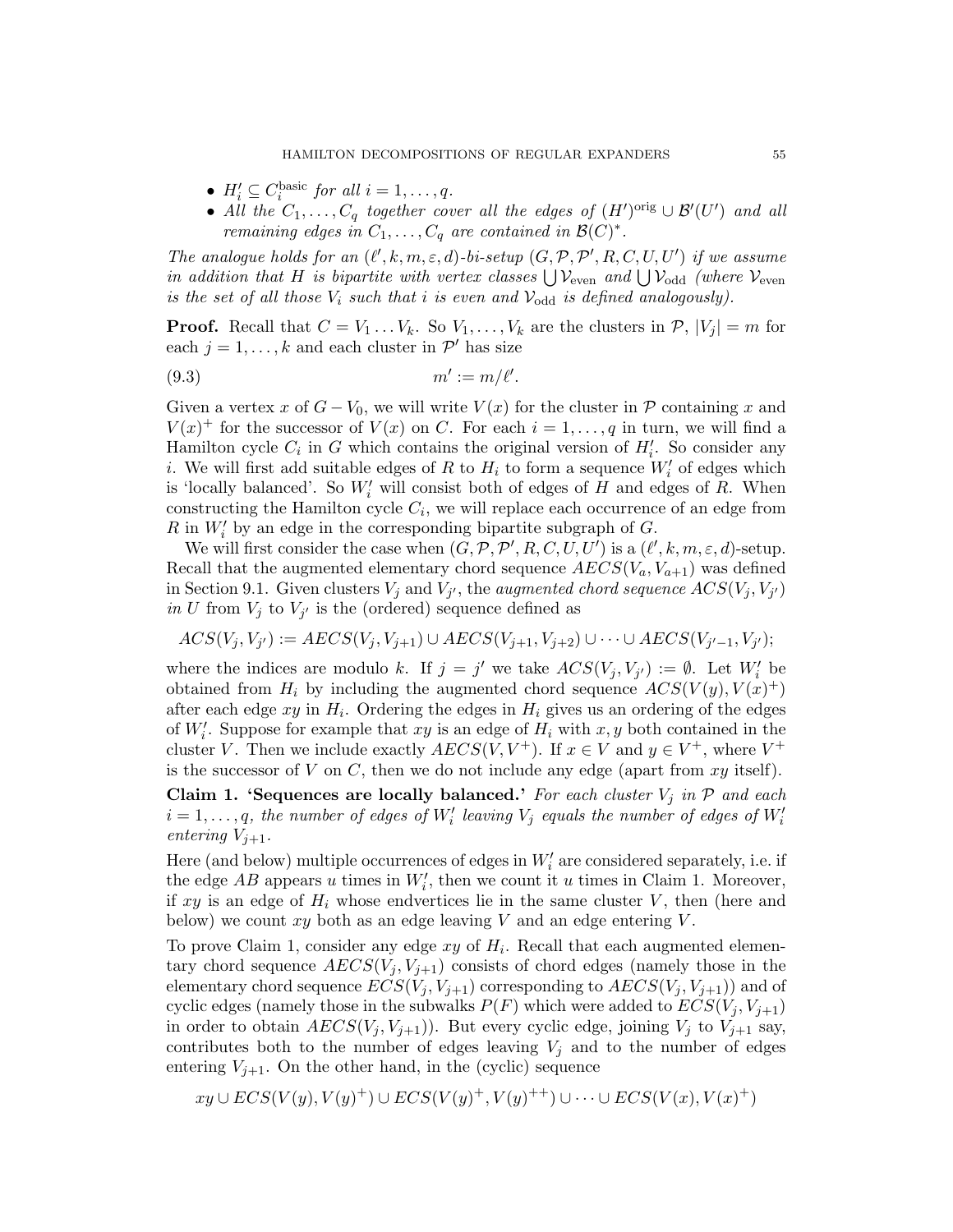- $H'_i \subseteq C_i^{\text{basic}}$ *for all* $i = 1, \dots, q$.
- *All the* $C_1, \dots, C_q$ *together cover all the edges of* $(H')^{\text{orig}} \cup \mathcal{B}'(U')$ *and all remaining edges in* $C_1, \dots, C_q$ *are contained in* $\mathcal{B}(C)^*$.

*The analogue holds for an* $(\ell', k, m, \varepsilon, d)$*-bi-setup* $(G, \mathcal{P}, \mathcal{P}', R, C, U, U')$ *if we assume in addition that* $H$ *is bipartite with vertex classes* $\bigcup \mathcal{V}_{\text{even}}$ *and* $\bigcup \mathcal{V}_{\text{odd}}$ *(where* $\mathcal{V}_{\text{even}}$ *is the set of all those* $V_i$ *such that* $i$ *is even and* $\mathcal{V}_{\text{odd}}$ *is defined analogously).*

**Proof.** Recall that $C = V_1 \dots V_k$. So $V_1, \dots, V_k$ are the clusters in $\mathcal{P}$, $|V_j| = m$ for each $j = 1, \dots, k$ and each cluster in $\mathcal{P}'$ has size

$$m' := m/\ell'. \tag{9.3}$$

Given a vertex $x$ of $G - V_0$, we will write $V(x)$ for the cluster in $\mathcal{P}$ containing $x$ and $V(x)^+$ for the successor of $V(x)$ on $C$. For each $i = 1, \dots, q$ in turn, we will find a Hamilton cycle $C_i$ in $G$ which contains the original version of $H'_i$. So consider any $i$. We will first add suitable edges of $R$ to $H_i$ to form a sequence $W'_i$ of edges which is 'locally balanced'. So $W'_i$ will consist both of edges of $H$ and edges of $R$. When constructing the Hamilton cycle $C_i$, we will replace each occurrence of an edge from $R$ in $W'_i$ by an edge in the corresponding bipartite subgraph of $G$.

We will first consider the case when $(G, \mathcal{P}, \mathcal{P}', R, C, U, U')$ is a $(\ell', k, m, \varepsilon, d)$-setup. Recall that the augmented elementary chord sequence $AECS(V_a, V_{a+1})$ was defined in Section 9.1. Given clusters $V_j$ and $V_{j'}$, the *augmented chord sequence* $ACS(V_j, V_{j'})$ *in* $U$ from $V_j$ to $V_{j'}$ is the (ordered) sequence defined as

$$ACS(V_j, V_{j'}) := AECS(V_j, V_{j+1}) \cup AECS(V_{j+1}, V_{j+2}) \cup \dots \cup AECS(V_{j'-1}, V_{j'});$$

where the indices are modulo $k$. If $j = j'$ we take $ACS(V_j, V_{j'}) := \emptyset$. Let $W'_i$ be obtained from $H_i$ by including the augmented chord sequence $ACS(V(y), V(x)^+)$ after each edge $xy$ in $H_i$. Ordering the edges in $H_i$ gives us an ordering of the edges of $W'_i$. Suppose for example that $xy$ is an edge of $H_i$ with $x, y$ both contained in the cluster $V$. Then we include exactly $AECS(V, V^+)$. If $x \in V$ and $y \in V^+$, where $V^+$ is the successor of $V$ on $C$, then we do not include any edge (apart from $xy$ itself).

**Claim 1. 'Sequences are locally balanced.'** *For each cluster* $V_j$ *in* $\mathcal{P}$ *and each* $i = 1, \dots, q$*, the number of edges of* $W'_i$ *leaving* $V_j$ *equals the number of edges of* $W'_i$ *entering* $V_{j+1}$.

Here (and below) multiple occurrences of edges in $W'_i$ are considered separately, i.e. if the edge $AB$ appears $u$ times in $W'_i$, then we count it $u$ times in Claim 1. Moreover, if $xy$ is an edge of $H_i$ whose endvertices lie in the same cluster $V$, then (here and below) we count $xy$ both as an edge leaving $V$ and an edge entering $V$.

To prove Claim 1, consider any edge $xy$ of $H_i$. Recall that each augmented elementary chord sequence $AECS(V_j, V_{j+1})$ consists of chord edges (namely those in the elementary chord sequence $ECS(V_j, V_{j+1})$ corresponding to $AECS(V_j, V_{j+1})$) and of cyclic edges (namely those in the subwalks $P(F)$ which were added to $ECS(V_j, V_{j+1})$ in order to obtain $AECS(V_j, V_{j+1})$). But every cyclic edge, joining $V_j$ to $V_{j+1}$ say, contributes both to the number of edges leaving $V_j$ and to the number of edges entering $V_{j+1}$. On the other hand, in the (cyclic) sequence

$$xy \cup ECS(V(y), V(y)^+) \cup ECS(V(y)^+, V(y)^{++}) \cup \dots \cup ECS(V(x), V(x)^+)$$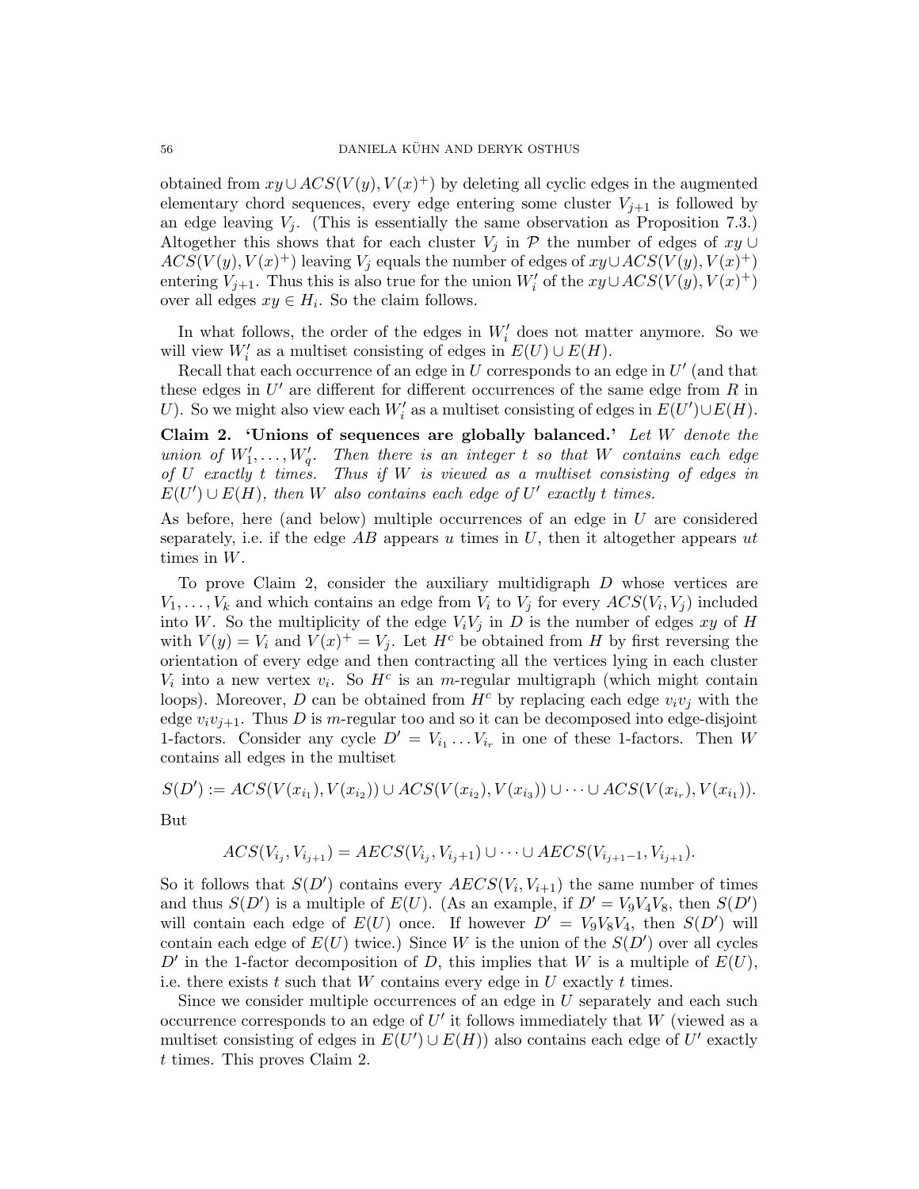obtained from $xy \cup ACS(V(y), V(x)^+)$ by deleting all cyclic edges in the augmented elementary chord sequences, every edge entering some cluster $V_{j+1}$ is followed by an edge leaving $V_j$. (This is essentially the same observation as Proposition 7.3.) Altogether this shows that for each cluster $V_j$ in $\mathcal{P}$ the number of edges of $xy \cup ACS(V(y), V(x)^+)$ leaving $V_j$ equals the number of edges of $xy \cup ACS(V(y), V(x)^+)$ entering $V_{j+1}$. Thus this is also true for the union $W_i'$ of the $xy \cup ACS(V(y), V(x)^+)$ over all edges $xy \in H_i$. So the claim follows.

In what follows, the order of the edges in $W_i'$ does not matter anymore. So we will view $W_i'$ as a multiset consisting of edges in $E(U) \cup E(H)$.

Recall that each occurrence of an edge in $U$ corresponds to an edge in $U'$ (and that these edges in $U'$ are different for different occurrences of the same edge from $R$ in $U$). So we might also view each $W_i'$ as a multiset consisting of edges in $E(U') \cup E(H)$.

**Claim 2. 'Unions of sequences are globally balanced.'** *Let $W$ denote the union of $W_1', \dots, W_q'$. Then there is an integer $t$ so that $W$ contains each edge of $U$ exactly $t$ times. Thus if $W$ is viewed as a multiset consisting of edges in $E(U') \cup E(H)$, then $W$ also contains each edge of $U'$ exactly $t$ times.*

As before, here (and below) multiple occurrences of an edge in $U$ are considered separately, i.e. if the edge $AB$ appears $u$ times in $U$, then it altogether appears $ut$ times in $W$.

To prove Claim 2, consider the auxiliary multidigraph $D$ whose vertices are $V_1, \dots, V_k$ and which contains an edge from $V_i$ to $V_j$ for every $ACS(V_i, V_j)$ included into $W$. So the multiplicity of the edge $V_iV_j$ in $D$ is the number of edges $xy$ of $H$ with $V(y) = V_i$ and $V(x)^+ = V_j$. Let $H^c$ be obtained from $H$ by first reversing the orientation of every edge and then contracting all the vertices lying in each cluster $V_i$ into a new vertex $v_i$. So $H^c$ is an $m$-regular multigraph (which might contain loops). Moreover, $D$ can be obtained from $H^c$ by replacing each edge $v_iv_j$ with the edge $v_iv_{j+1}$. Thus $D$ is $m$-regular too and so it can be decomposed into edge-disjoint 1-factors. Consider any cycle $D' = V_{i_1} \dots V_{i_r}$ in one of these 1-factors. Then $W$ contains all edges in the multiset

$$S(D') := ACS(V(x_{i_1}), V(x_{i_2})) \cup ACS(V(x_{i_2}), V(x_{i_3})) \cup \dots \cup ACS(V(x_{i_r}), V(x_{i_1})).$$

But

$$ACS(V_{i_j}, V_{i_{j+1}}) = AECS(V_{i_j}, V_{i_j+1}) \cup \dots \cup AECS(V_{i_{j+1}-1}, V_{i_{j+1}}).$$

So it follows that $S(D')$ contains every $AECS(V_i, V_{i+1})$ the same number of times and thus $S(D')$ is a multiple of $E(U)$. (As an example, if $D' = V_9V_4V_8$, then $S(D')$ will contain each edge of $E(U)$ once. If however $D' = V_9V_8V_4$, then $S(D')$ will contain each edge of $E(U)$ twice.) Since $W$ is the union of the $S(D')$ over all cycles $D'$ in the 1-factor decomposition of $D$, this implies that $W$ is a multiple of $E(U)$, i.e. there exists $t$ such that $W$ contains every edge in $U$ exactly $t$ times.

Since we consider multiple occurrences of an edge in $U$ separately and each such occurrence corresponds to an edge of $U'$ it follows immediately that $W$ (viewed as a multiset consisting of edges in $E(U') \cup E(H)$) also contains each edge of $U'$ exactly $t$ times. This proves Claim 2.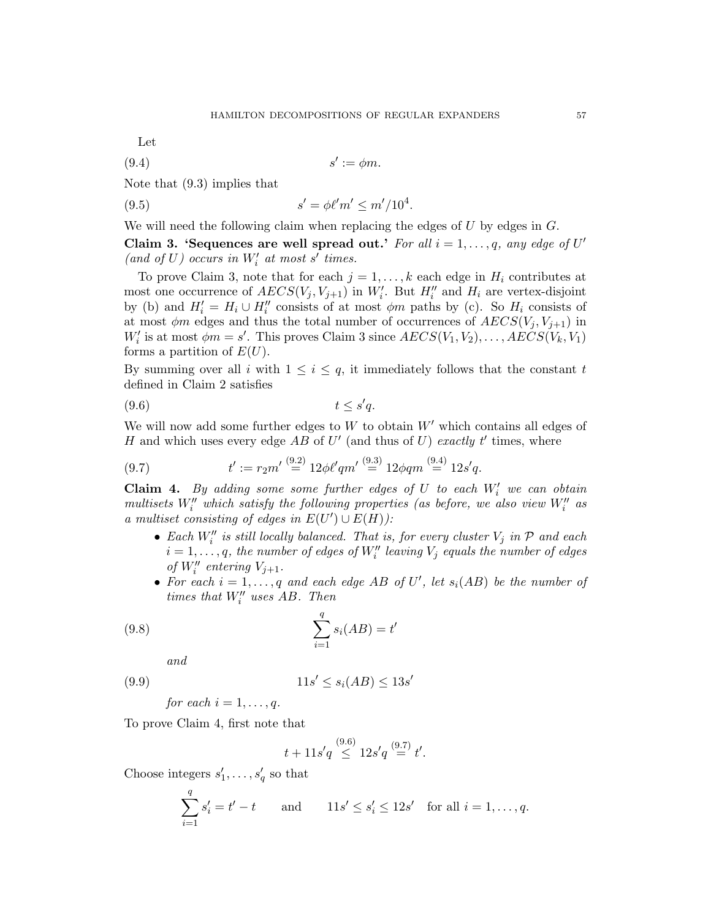Let

$$s' := \phi m. \tag{9.4}$$

Note that (9.3) implies that

$$s' = \phi \ell' m' \leq m'/10^4. \tag{9.5}$$

We will need the following claim when replacing the edges of $U$ by edges in $G$.

**Claim 3. 'Sequences are well spread out.'** *For all $i = 1, \dots, q$, any edge of $U'$ (and of $U$) occurs in $W_i'$ at most $s'$ times.*

To prove Claim 3, note that for each $j = 1, \dots, k$ each edge in $H_i$ contributes at most one occurrence of $AECS(V_j, V_{j+1})$ in $W_i'$. But $H_i''$ and $H_i$ are vertex-disjoint by (b) and $H_i' = H_i \cup H_i''$ consists of at most $\phi m$ paths by (c). So $H_i$ consists of at most $\phi m$ edges and thus the total number of occurrences of $AECS(V_j, V_{j+1})$ in $W_i'$ is at most $\phi m = s'$. This proves Claim 3 since $AECS(V_1, V_2), \dots, AECS(V_k, V_1)$ forms a partition of $E(U)$.

By summing over all $i$ with $1 \leq i \leq q$, it immediately follows that the constant $t$ defined in Claim 2 satisfies

$$t \leq s'q. \tag{9.6}$$

We will now add some further edges to $W$ to obtain $W'$ which contains all edges of $H$ and which uses every edge $AB$ of $U'$ (and thus of $U$) *exactly* $t'$ times, where

$$t' := r_2 m' \overset{(9.2)}{=} 12\phi\ell' q m' \overset{(9.3)}{=} 12\phi q m \overset{(9.4)}{=} 12 s' q. \tag{9.7}$$

**Claim 4.** *By adding some some further edges of $U$ to each $W_i'$ we can obtain multisets $W_i''$ which satisfy the following properties (as before, we also view $W_i''$ as a multiset consisting of edges in $E(U') \cup E(H)$):*

- *Each $W_i''$ is still locally balanced. That is, for every cluster $V_j$ in $\mathcal{P}$ and each $i = 1, \dots, q$, the number of edges of $W_i''$ leaving $V_j$ equals the number of edges of $W_i''$ entering $V_{j+1}$.*
- *For each $i = 1, \dots, q$ and each edge $AB$ of $U'$, let $s_i(AB)$ be the number of times that $W_i''$ uses $AB$. Then*

$$\sum_{i=1}^{q} s_i(AB) = t' \tag{9.8}$$

*and*

$$11s' \leq s_i(AB) \leq 13s' \tag{9.9}$$

*for each $i = 1, \dots, q$.*

To prove Claim 4, first note that

$$t + 11s'q \overset{(9.6)}{\leq} 12s'q \overset{(9.7)}{=} t'.$$

Choose integers $s_1', \dots, s_q'$ so that

$$\sum_{i=1}^{q} s_i' = t' - t \qquad \text{and} \qquad 11s' \leq s_i' \leq 12s' \quad \text{for all } i = 1, \dots, q.$$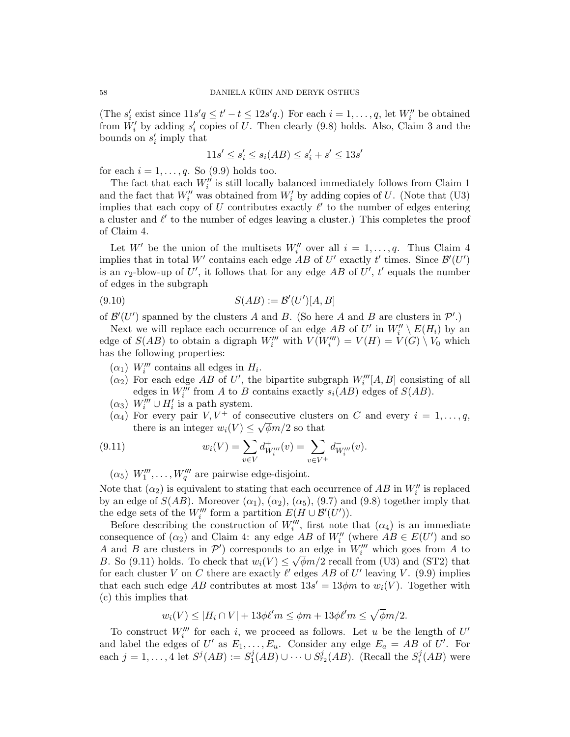(The $s'_i$ exist since $11s'q \le t' - t \le 12s'q$.) For each $i = 1, \dots, q$, let $W''_i$ be obtained from $W'_i$ by adding $s'_i$ copies of $U$. Then clearly (9.8) holds. Also, Claim 3 and the bounds on $s'_i$ imply that

$$11s' \le s'_i \le s_i(AB) \le s'_i + s' \le 13s'$$

for each $i = 1, \dots, q$. So (9.9) holds too.

The fact that each $W''_i$ is still locally balanced immediately follows from Claim 1 and the fact that $W''_i$ was obtained from $W'_i$ by adding copies of $U$. (Note that (U3) implies that each copy of $U$ contributes exactly $\ell'$ to the number of edges entering a cluster and $\ell'$ to the number of edges leaving a cluster.) This completes the proof of Claim 4.

Let $W'$ be the union of the multisets $W''_i$ over all $i = 1, \dots, q$. Thus Claim 4 implies that in total $W'$ contains each edge $AB$ of $U'$ exactly $t'$ times. Since $\mathcal{B}'(U')$ is an $r_2$-blow-up of $U'$, it follows that for any edge $AB$ of $U'$, $t'$ equals the number of edges in the subgraph

$$S(AB) := \mathcal{B}'(U')[A, B] \tag{9.10}$$

of $\mathcal{B}'(U')$ spanned by the clusters $A$ and $B$. (So here $A$ and $B$ are clusters in $\mathcal{P}'$.)

Next we will replace each occurrence of an edge $AB$ of $U'$ in $W''_i \setminus E(H_i)$ by an edge of $S(AB)$ to obtain a digraph $W'''_i$ with $V(W'''_i) = V(H) = V(G) \setminus V_0$ which has the following properties:

- ($\alpha_1$) $W'''_i$ contains all edges in $H_i$.
- ($\alpha_2$) For each edge $AB$ of $U'$, the bipartite subgraph $W'''_i[A, B]$ consisting of all edges in $W'''_i$ from $A$ to $B$ contains exactly $s_i(AB)$ edges of $S(AB)$.
- ($\alpha_3$) $W'''_i \cup H'_i$ is a path system.
- ($\alpha_4$) For every pair $V, V^+$ of consecutive clusters on $C$ and every $i = 1, \dots, q$, there is an integer $w_i(V) \le \sqrt{\phi} m/2$ so that

$$w_i(V) = \sum_{v \in V} d^+_{W'''_i}(v) = \sum_{v \in V^+} d^-_{W'''_i}(v). \tag{9.11}$$

- ($\alpha_5$) $W'''_1, \dots, W'''_q$ are pairwise edge-disjoint.

Note that ($\alpha_2$) is equivalent to stating that each occurrence of $AB$ in $W''_i$ is replaced by an edge of $S(AB)$. Moreover ($\alpha_1$), ($\alpha_2$), ($\alpha_5$), (9.7) and (9.8) together imply that the edge sets of the $W'''_i$ form a partition $E(H \cup \mathcal{B}'(U'))$.

Before describing the construction of $W'''_i$, first note that ($\alpha_4$) is an immediate consequence of ($\alpha_2$) and Claim 4: any edge $AB$ of $W''_i$ (where $AB \in E(U')$ and so $A$ and $B$ are clusters in $\mathcal{P}'$) corresponds to an edge in $W'''_i$ which goes from $A$ to $B$. So (9.11) holds. To check that $w_i(V) \le \sqrt{\phi} m/2$ recall from (U3) and (ST2) that for each cluster $V$ on $C$ there are exactly $\ell'$ edges $AB$ of $U'$ leaving $V$. (9.9) implies that each such edge $AB$ contributes at most $13s' = 13\phi m$ to $w_i(V)$. Together with (c) this implies that

$$w_i(V) \le |H_i \cap V| + 13\phi\ell' m \le \phi m + 13\phi\ell' m \le \sqrt{\phi} m/2.$$

To construct $W'''_i$ for each $i$, we proceed as follows. Let $u$ be the length of $U'$ and label the edges of $U'$ as $E_1, \dots, E_u$. Consider any edge $E_a = AB$ of $U'$. For each $j = 1, \dots, 4$ let $S^j(AB) := S^j_1(AB) \cup \dots \cup S^j_{r_2}(AB)$. (Recall the $S^j_i(AB)$ were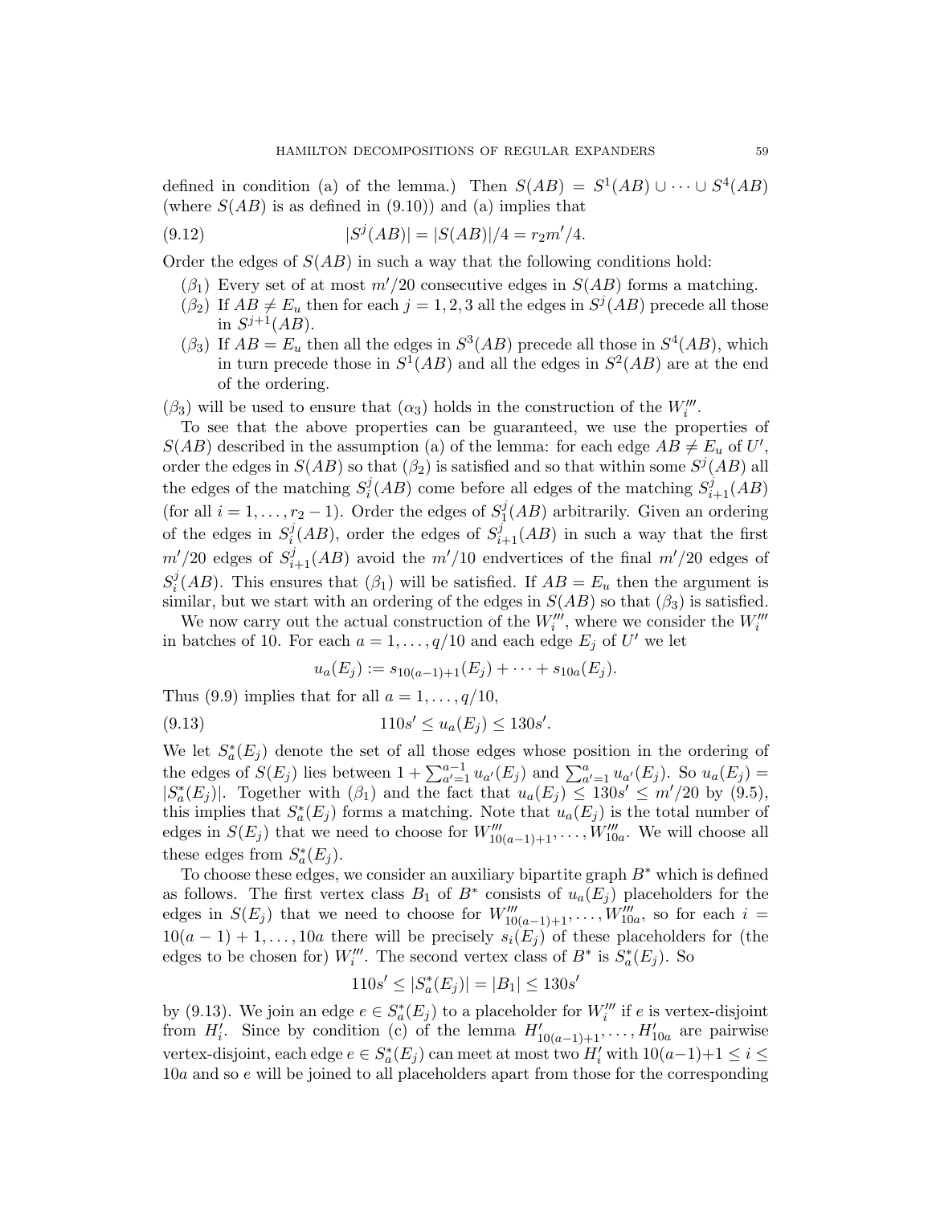defined in condition (a) of the lemma.) Then $S(AB) = S^1(AB) \cup \dots \cup S^4(AB)$ (where $S(AB)$ is as defined in (9.10)) and (a) implies that

$$|S^j(AB)| = |S(AB)|/4 = r_2 m'/4. \tag{9.12}$$

Order the edges of $S(AB)$ in such a way that the following conditions hold:

- $(\beta_1)$ Every set of at most $m'/20$ consecutive edges in $S(AB)$ forms a matching.
- $(\beta_2)$ If $AB \neq E_u$ then for each $j = 1, 2, 3$ all the edges in $S^j(AB)$ precede all those in $S^{j+1}(AB)$.
- $(\beta_3)$ If $AB = E_u$ then all the edges in $S^3(AB)$ precede all those in $S^4(AB)$, which in turn precede those in $S^1(AB)$ and all the edges in $S^2(AB)$ are at the end of the ordering.

$(\beta_3)$ will be used to ensure that $(\alpha_3)$ holds in the construction of the $W_i'''$.

To see that the above properties can be guaranteed, we use the properties of $S(AB)$ described in the assumption (a) of the lemma: for each edge $AB \neq E_u$ of $U'$, order the edges in $S(AB)$ so that $(\beta_2)$ is satisfied and so that within some $S^j(AB)$ all the edges of the matching $S_i^j(AB)$ come before all edges of the matching $S_{i+1}^j(AB)$ (for all $i = 1, \dots, r_2 - 1$). Order the edges of $S_1^j(AB)$ arbitrarily. Given an ordering of the edges in $S_i^j(AB)$, order the edges of $S_{i+1}^j(AB)$ in such a way that the first $m'/20$ edges of $S_{i+1}^j(AB)$ avoid the $m'/10$ endvertices of the final $m'/20$ edges of $S_i^j(AB)$. This ensures that $(\beta_1)$ will be satisfied. If $AB = E_u$ then the argument is similar, but we start with an ordering of the edges in $S(AB)$ so that $(\beta_3)$ is satisfied.

We now carry out the actual construction of the $W_i'''$, where we consider the $W_i'''$ in batches of 10. For each $a = 1, \dots, q/10$ and each edge $E_j$ of $U'$ we let

$$u_a(E_j) := s_{10(a-1)+1}(E_j) + \dots + s_{10a}(E_j).$$

Thus (9.9) implies that for all $a = 1, \dots, q/10$,

$$110s' \leq u_a(E_j) \leq 130s'. \tag{9.13}$$

We let $S_a^*(E_j)$ denote the set of all those edges whose position in the ordering of the edges of $S(E_j)$ lies between $1 + \sum_{a'=1}^{a-1} u_{a'}(E_j)$ and $\sum_{a'=1}^{a} u_{a'}(E_j)$. So $u_a(E_j) = |S_a^*(E_j)|$. Together with $(\beta_1)$ and the fact that $u_a(E_j) \leq 130s' \leq m'/20$ by (9.5), this implies that $S_a^*(E_j)$ forms a matching. Note that $u_a(E_j)$ is the total number of edges in $S(E_j)$ that we need to choose for $W_{10(a-1)+1}''', \dots, W_{10a}'''$. We will choose all these edges from $S_a^*(E_j)$.

To choose these edges, we consider an auxiliary bipartite graph $B^*$ which is defined as follows. The first vertex class $B_1$ of $B^*$ consists of $u_a(E_j)$ placeholders for the edges in $S(E_j)$ that we need to choose for $W_{10(a-1)+1}''', \dots, W_{10a}'''$, so for each $i = 10(a-1)+1, \dots, 10a$ there will be precisely $s_i(E_j)$ of these placeholders for (the edges to be chosen for) $W_i'''$. The second vertex class of $B^*$ is $S_a^*(E_j)$. So

$$110s' \leq |S_a^*(E_j)| = |B_1| \leq 130s'$$

by (9.13). We join an edge $e \in S_a^*(E_j)$ to a placeholder for $W_i'''$ if $e$ is vertex-disjoint from $H_i'$. Since by condition (c) of the lemma $H_{10(a-1)+1}', \dots, H_{10a}'$ are pairwise vertex-disjoint, each edge $e \in S_a^*(E_j)$ can meet at most two $H_i'$ with $10(a-1)+1 \leq i \leq 10a$ and so $e$ will be joined to all placeholders apart from those for the corresponding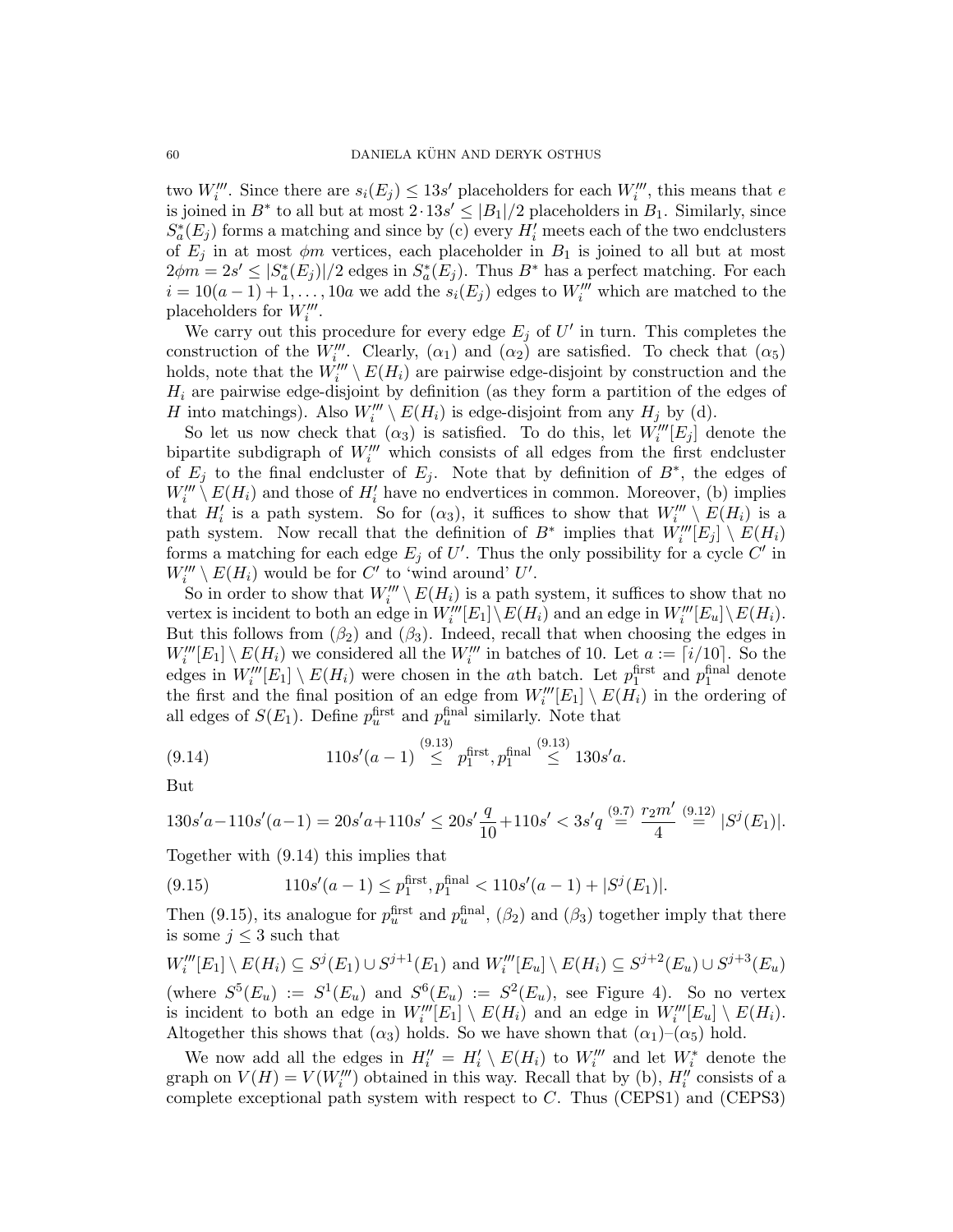two $W_i'''$. Since there are $s_i(E_j) \le 13s'$ placeholders for each $W_i'''$, this means that $e$ is joined in $B^*$ to all but at most $2 \cdot 13s' \le |B_1|/2$ placeholders in $B_1$. Similarly, since $S_a^*(E_j)$ forms a matching and since by (c) every $H_i'$ meets each of the two endclusters of $E_j$ in at most $\phi m$ vertices, each placeholder in $B_1$ is joined to all but at most $2\phi m = 2s' \le |S_a^*(E_j)|/2$ edges in $S_a^*(E_j)$. Thus $B^*$ has a perfect matching. For each $i = 10(a-1)+1, \dots, 10a$ we add the $s_i(E_j)$ edges to $W_i'''$ which are matched to the placeholders for $W_i'''$.

We carry out this procedure for every edge $E_j$ of $U'$ in turn. This completes the construction of the $W_i'''$. Clearly, ($\alpha_1$) and ($\alpha_2$) are satisfied. To check that ($\alpha_5$) holds, note that the $W_i''' \setminus E(H_i)$ are pairwise edge-disjoint by construction and the $H_i$ are pairwise edge-disjoint by definition (as they form a partition of the edges of $H$ into matchings). Also $W_i''' \setminus E(H_i)$ is edge-disjoint from any $H_j$ by (d).

So let us now check that ($\alpha_3$) is satisfied. To do this, let $W_i'''[E_j]$ denote the bipartite subdigraph of $W_i'''$ which consists of all edges from the first endcluster of $E_j$ to the final endcluster of $E_j$. Note that by definition of $B^*$, the edges of $W_i''' \setminus E(H_i)$ and those of $H_i'$ have no endvertices in common. Moreover, (b) implies that $H_i'$ is a path system. So for ($\alpha_3$), it suffices to show that $W_i''' \setminus E(H_i)$ is a path system. Now recall that the definition of $B^*$ implies that $W_i'''[E_j] \setminus E(H_i)$ forms a matching for each edge $E_j$ of $U'$. Thus the only possibility for a cycle $C'$ in $W_i''' \setminus E(H_i)$ would be for $C'$ to 'wind around' $U'$.

So in order to show that $W_i''' \setminus E(H_i)$ is a path system, it suffices to show that no vertex is incident to both an edge in $W_i'''[E_1] \setminus E(H_i)$ and an edge in $W_i'''[E_u] \setminus E(H_i)$. But this follows from ($\beta_2$) and ($\beta_3$). Indeed, recall that when choosing the edges in $W_i'''[E_1] \setminus E(H_i)$ we considered all the $W_i'''$ in batches of 10. Let $a := \lceil i/10 \rceil$. So the edges in $W_i'''[E_1] \setminus E(H_i)$ were chosen in the $a$th batch. Let $p_1^{\rm first}$ and $p_1^{\rm final}$ denote the first and the final position of an edge from $W_i'''[E_1] \setminus E(H_i)$ in the ordering of all edges of $S(E_1)$. Define $p_u^{\rm first}$ and $p_u^{\rm final}$ similarly. Note that

$$110s'(a-1) \stackrel{(9.13)}{\le} p_1^{\rm first}, p_1^{\rm final} \stackrel{(9.13)}{\le} 130s'a. \tag{9.14}$$

But

$$130s'a - 110s'(a-1) = 20s'a + 110s' \le 20s'\frac{q}{10} + 110s' < 3s'q \stackrel{(9.7)}{=} \frac{r_2 m'}{4} \stackrel{(9.12)}{=} |S^j(E_1)|.$$

Together with (9.14) this implies that

$$110s'(a-1) \le p_1^{\rm first}, p_1^{\rm final} < 110s'(a-1) + |S^j(E_1)|. \tag{9.15}$$

Then (9.15), its analogue for $p_u^{\rm first}$ and $p_u^{\rm final}$, ($\beta_2$) and ($\beta_3$) together imply that there is some $j \le 3$ such that

$W_i'''[E_1] \setminus E(H_i) \subseteq S^j(E_1) \cup S^{j+1}(E_1)$ and $W_i'''[E_u] \setminus E(H_i) \subseteq S^{j+2}(E_u) \cup S^{j+3}(E_u)$

(where $S^5(E_u) := S^1(E_u)$ and $S^6(E_u) := S^2(E_u)$, see Figure 4). So no vertex is incident to both an edge in $W_i'''[E_1] \setminus E(H_i)$ and an edge in $W_i'''[E_u] \setminus E(H_i)$. Altogether this shows that ($\alpha_3$) holds. So we have shown that ($\alpha_1$)–($\alpha_5$) hold.

We now add all the edges in $H_i'' = H_i' \setminus E(H_i)$ to $W_i'''$ and let $W_i^*$ denote the graph on $V(H) = V(W_i''')$ obtained in this way. Recall that by (b), $H_i''$ consists of a complete exceptional path system with respect to $C$. Thus (CEPS1) and (CEPS3)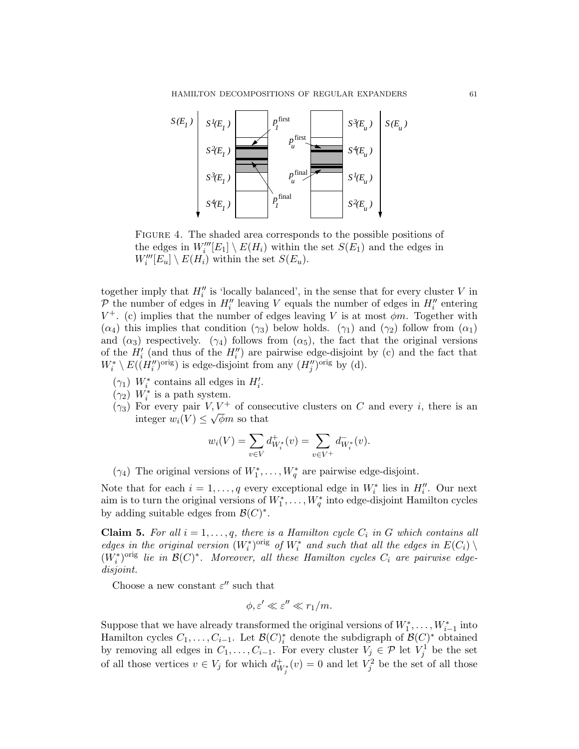FIGURE 4. The shaded area corresponds to the possible positions of the edges in $W_i'''[E_1] \setminus E(H_i)$ within the set $S(E_1)$ and the edges in $W_i'''[E_u] \setminus E(H_i)$ within the set $S(E_u)$.

together imply that $H_i''$ is 'locally balanced', in the sense that for every cluster $V$ in $\mathcal{P}$ the number of edges in $H_i''$ leaving $V$ equals the number of edges in $H_i''$ entering $V^+$. (c) implies that the number of edges leaving $V$ is at most $\phi m$. Together with $(\alpha_4)$ this implies that condition $(\gamma_3)$ below holds. $(\gamma_1)$ and $(\gamma_2)$ follow from $(\alpha_1)$ and $(\alpha_3)$ respectively. $(\gamma_4)$ follows from $(\alpha_5)$, the fact that the original versions of the $H_i'$ (and thus of the $H_i''$) are pairwise edge-disjoint by (c) and the fact that $W_i^* \setminus E((H_i'')^{\rm orig})$ is edge-disjoint from any $(H_j'')^{\rm orig}$ by (d).

- $(\gamma_1)$ $W_i^*$ contains all edges in $H_i'$.
- $(\gamma_2)$ $W_i^*$ is a path system.
- $(\gamma_3)$ For every pair $V, V^+$ of consecutive clusters on $C$ and every $i$, there is an integer $w_i(V) \leq \sqrt{\phi} m$ so that

$$w_i(V) = \sum_{v \in V} d^+_{W_i^*}(v) = \sum_{v \in V^+} d^-_{W_i^*}(v).$$

- $(\gamma_4)$ The original versions of $W_1^*, \dots, W_q^*$ are pairwise edge-disjoint.

Note that for each $i = 1, \dots, q$ every exceptional edge in $W_i^*$ lies in $H_i''$. Our next aim is to turn the original versions of $W_1^*, \dots, W_q^*$ into edge-disjoint Hamilton cycles by adding suitable edges from $\mathcal{B}(C)^*$.

**Claim 5.** *For all $i = 1, \dots, q$, there is a Hamilton cycle $C_i$ in $G$ which contains all edges in the original version $(W_i^*)^{\rm orig}$ of $W_i^*$ and such that all the edges in $E(C_i) \setminus (W_i^*)^{\rm orig}$ lie in $\mathcal{B}(C)^*$. Moreover, all these Hamilton cycles $C_i$ are pairwise edge-disjoint.*

Choose a new constant $\varepsilon''$ such that

$$\phi, \varepsilon' \ll \varepsilon'' \ll r_1/m.$$

Suppose that we have already transformed the original versions of $W_1^*, \dots, W_{i-1}^*$ into Hamilton cycles $C_1, \dots, C_{i-1}$. Let $\mathcal{B}(C)_i^*$ denote the subdigraph of $\mathcal{B}(C)^*$ obtained by removing all edges in $C_1, \dots, C_{i-1}$. For every cluster $V_j \in \mathcal{P}$ let $V_j^1$ be the set of all those vertices $v \in V_j$ for which $d^+_{W_j^*}(v) = 0$ and let $V_j^2$ be the set of all those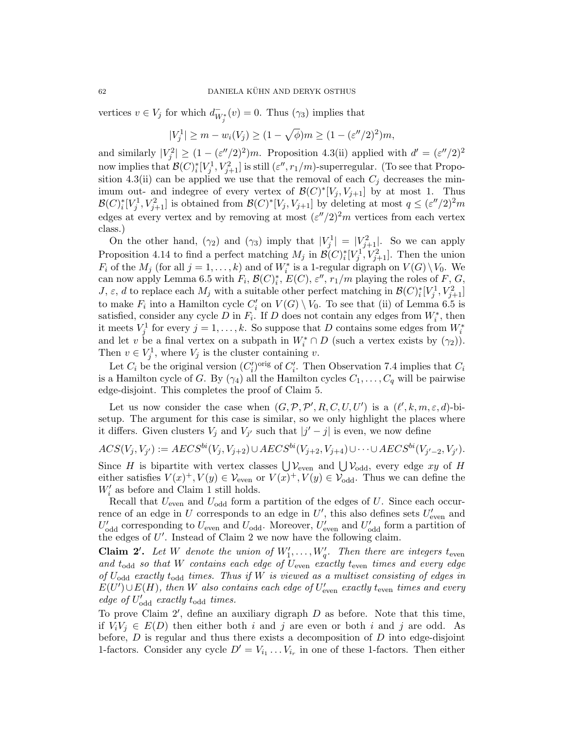vertices $v \in V_j$ for which $d^-_{W_j^*}(v) = 0$. Thus $(\gamma_3)$ implies that

$$|V_j^1| \geq m - w_i(V_j) \geq (1 - \sqrt{\phi})m \geq (1 - (\varepsilon''/2)^2)m,$$

and similarly $|V_j^2| \geq (1 - (\varepsilon''/2)^2)m$. Proposition 4.3(ii) applied with $d' = (\varepsilon''/2)^2$ now implies that $\mathcal{B}(C)_i^*[V_j^1, V_{j+1}^2]$ is still $(\varepsilon'', r_1/m)$-superregular. (To see that Proposition 4.3(ii) can be applied we use that the removal of each $C_j$ decreases the minimum out- and indegree of every vertex of $\mathcal{B}(C)^*[V_j, V_{j+1}]$ by at most 1. Thus $\mathcal{B}(C)_i^*[V_j^1, V_{j+1}^2]$ is obtained from $\mathcal{B}(C)^*[V_j, V_{j+1}]$ by deleting at most $q \leq (\varepsilon''/2)^2 m$ edges at every vertex and by removing at most $(\varepsilon''/2)^2 m$ vertices from each vertex class.)

On the other hand, $(\gamma_2)$ and $(\gamma_3)$ imply that $|V_j^1| = |V_{j+1}^2|$. So we can apply Proposition 4.14 to find a perfect matching $M_j$ in $\mathcal{B}(C)_i^*[V_j^1, V_{j+1}^2]$. Then the union $F_i$ of the $M_j$ (for all $j = 1, \dots, k$) and of $W_i^*$ is a 1-regular digraph on $V(G) \setminus V_0$. We can now apply Lemma 6.5 with $F_i$, $\mathcal{B}(C)_i^*$, $E(C)$, $\varepsilon''$, $r_1/m$ playing the roles of $F$, $G$, $J$, $\varepsilon$, $d$ to replace each $M_j$ with a suitable other perfect matching in $\mathcal{B}(C)_i^*[V_j^1, V_{j+1}^2]$ to make $F_i$ into a Hamilton cycle $C_i'$ on $V(G) \setminus V_0$. To see that (ii) of Lemma 6.5 is satisfied, consider any cycle $D$ in $F_i$. If $D$ does not contain any edges from $W_i^*$, then it meets $V_j^1$ for every $j = 1, \dots, k$. So suppose that $D$ contains some edges from $W_i^*$ and let $v$ be a final vertex on a subpath in $W_i^* \cap D$ (such a vertex exists by $(\gamma_2)$). Then $v \in V_j^1$, where $V_j$ is the cluster containing $v$.

Let $C_i$ be the original version $(C_i')^{\rm orig}$ of $C_i'$. Then Observation 7.4 implies that $C_i$ is a Hamilton cycle of $G$. By $(\gamma_4)$ all the Hamilton cycles $C_1, \dots, C_q$ will be pairwise edge-disjoint. This completes the proof of Claim 5.

Let us now consider the case when $(G, \mathcal{P}, \mathcal{P}', R, C, U, U')$ is a $(\ell', k, m, \varepsilon, d)$-bi-setup. The argument for this case is similar, so we only highlight the places where it differs. Given clusters $V_j$ and $V_{j'}$ such that $|j' - j|$ is even, we now define

$$ACS(V_j, V_{j'}) := AECS^{bi}(V_j, V_{j+2}) \cup AECS^{bi}(V_{j+2}, V_{j+4}) \cup \dots \cup AECS^{bi}(V_{j'-2}, V_{j'}).$$

Since $H$ is bipartite with vertex classes $\bigcup \mathcal{V}_{\rm even}$ and $\bigcup \mathcal{V}_{\rm odd}$, every edge $xy$ of $H$ either satisfies $V(x)^+, V(y) \in \mathcal{V}_{\rm even}$ or $V(x)^+, V(y) \in \mathcal{V}_{\rm odd}$. Thus we can define the $W_i'$ as before and Claim 1 still holds.

Recall that $U_{\rm even}$ and $U_{\rm odd}$ form a partition of the edges of $U$. Since each occurrence of an edge in $U$ corresponds to an edge in $U'$, this also defines sets $U'_{\rm even}$ and $U'_{\rm odd}$ corresponding to $U_{\rm even}$ and $U_{\rm odd}$. Moreover, $U'_{\rm even}$ and $U'_{\rm odd}$ form a partition of the edges of $U'$. Instead of Claim 2 we now have the following claim.

**Claim 2$'$.** *Let $W$ denote the union of $W_1', \dots, W_q'$. Then there are integers $t_{\rm even}$ and $t_{\rm odd}$ so that $W$ contains each edge of $U_{\rm even}$ exactly $t_{\rm even}$ times and every edge of $U_{\rm odd}$ exactly $t_{\rm odd}$ times. Thus if $W$ is viewed as a multiset consisting of edges in $E(U') \cup E(H)$, then $W$ also contains each edge of $U'_{\rm even}$ exactly $t_{\rm even}$ times and every edge of $U'_{\rm odd}$ exactly $t_{\rm odd}$ times.*

To prove Claim 2$'$, define an auxiliary digraph $D$ as before. Note that this time, if $V_iV_j \in E(D)$ then either both $i$ and $j$ are even or both $i$ and $j$ are odd. As before, $D$ is regular and thus there exists a decomposition of $D$ into edge-disjoint 1-factors. Consider any cycle $D' = V_{i_1} \dots V_{i_r}$ in one of these 1-factors. Then either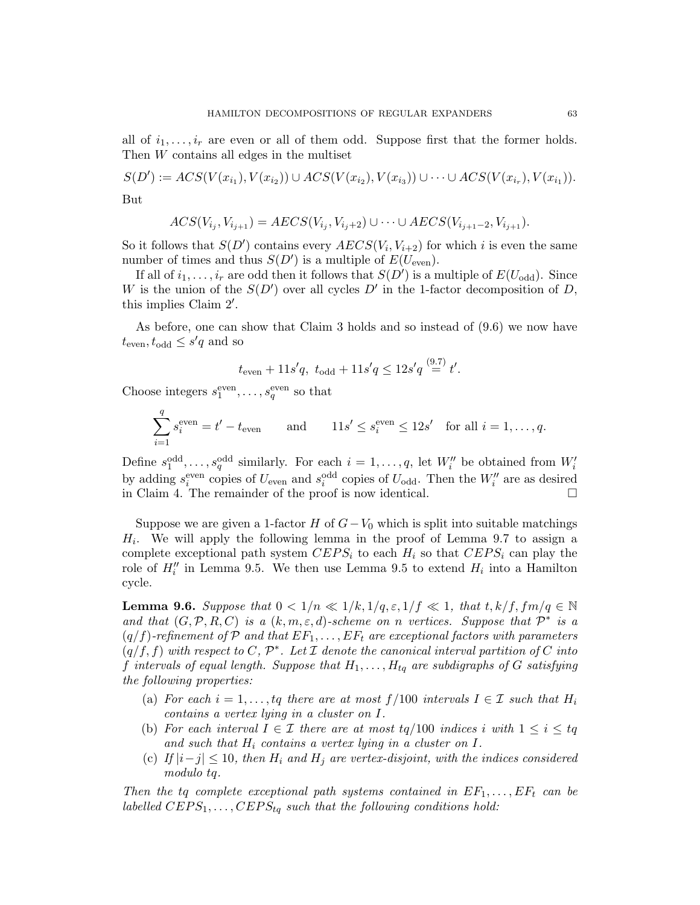all of $i_1, \dots, i_r$ are even or all of them odd. Suppose first that the former holds. Then $W$ contains all edges in the multiset

$$S(D') := ACS(V(x_{i_1}), V(x_{i_2})) \cup ACS(V(x_{i_2}), V(x_{i_3})) \cup \dots \cup ACS(V(x_{i_r}), V(x_{i_1})).$$

But

$$ACS(V_{i_j}, V_{i_{j+1}}) = AECS(V_{i_j}, V_{i_j+2}) \cup \dots \cup AECS(V_{i_{j+1}-2}, V_{i_{j+1}}).$$

So it follows that $S(D')$ contains every $AECS(V_i, V_{i+2})$ for which $i$ is even the same number of times and thus $S(D')$ is a multiple of $E(U_{\text{even}})$.

If all of $i_1, \dots, i_r$ are odd then it follows that $S(D')$ is a multiple of $E(U_{\text{odd}})$. Since $W$ is the union of the $S(D')$ over all cycles $D'$ in the 1-factor decomposition of $D$, this implies Claim $2'$.

As before, one can show that Claim 3 holds and so instead of (9.6) we now have $t_{\text{even}}, t_{\text{odd}} \leq s'q$ and so

$$t_{\text{even}} + 11s'q, \ t_{\text{odd}} + 11s'q \leq 12s'q \overset{(9.7)}{=} t'.$$

Choose integers $s_1^{\text{even}}, \dots, s_q^{\text{even}}$ so that

$$\sum_{i=1}^{q} s_i^{\text{even}} = t' - t_{\text{even}} \qquad \text{and} \qquad 11s' \leq s_i^{\text{even}} \leq 12s' \quad \text{for all } i = 1, \dots, q.$$

Define $s_1^{\text{odd}}, \dots, s_q^{\text{odd}}$ similarly. For each $i = 1, \dots, q$, let $W_i''$ be obtained from $W_i'$ by adding $s_i^{\text{even}}$ copies of $U_{\text{even}}$ and $s_i^{\text{odd}}$ copies of $U_{\text{odd}}$. Then the $W_i''$ are as desired in Claim 4. The remainder of the proof is now identical. $\square$

Suppose we are given a 1-factor $H$ of $G - V_0$ which is split into suitable matchings $H_i$. We will apply the following lemma in the proof of Lemma 9.7 to assign a complete exceptional path system $CEPS_i$ to each $H_i$ so that $CEPS_i$ can play the role of $H_i''$ in Lemma 9.5. We then use Lemma 9.5 to extend $H_i$ into a Hamilton cycle.

**Lemma 9.6.** *Suppose that $0 < 1/n \ll 1/k, 1/q, \varepsilon, 1/f \ll 1$, that $t, k/f, fm/q \in \mathbb{N}$ and that $(G, \mathcal{P}, R, C)$ is a $(k, m, \varepsilon, d)$-scheme on $n$ vertices. Suppose that $\mathcal{P}^*$ is a $(q/f)$-refinement of $\mathcal{P}$ and that $EF_1, \dots, EF_t$ are exceptional factors with parameters $(q/f, f)$ with respect to $C$, $\mathcal{P}^*$. Let $\mathcal{I}$ denote the canonical interval partition of $C$ into $f$ intervals of equal length. Suppose that $H_1, \dots, H_{tq}$ are subdigraphs of $G$ satisfying the following properties:*

- (a) *For each $i = 1, \dots, tq$ there are at most $f/100$ intervals $I \in \mathcal{I}$ such that $H_i$ contains a vertex lying in a cluster on $I$.*
- (b) *For each interval $I \in \mathcal{I}$ there are at most $tq/100$ indices $i$ with $1 \leq i \leq tq$ and such that $H_i$ contains a vertex lying in a cluster on $I$.*
- (c) *If $|i-j| \leq 10$, then $H_i$ and $H_j$ are vertex-disjoint, with the indices considered modulo $tq$.*

*Then the $tq$ complete exceptional path systems contained in $EF_1, \dots, EF_t$ can be labelled $CEPS_1, \dots, CEPS_{tq}$ such that the following conditions hold:*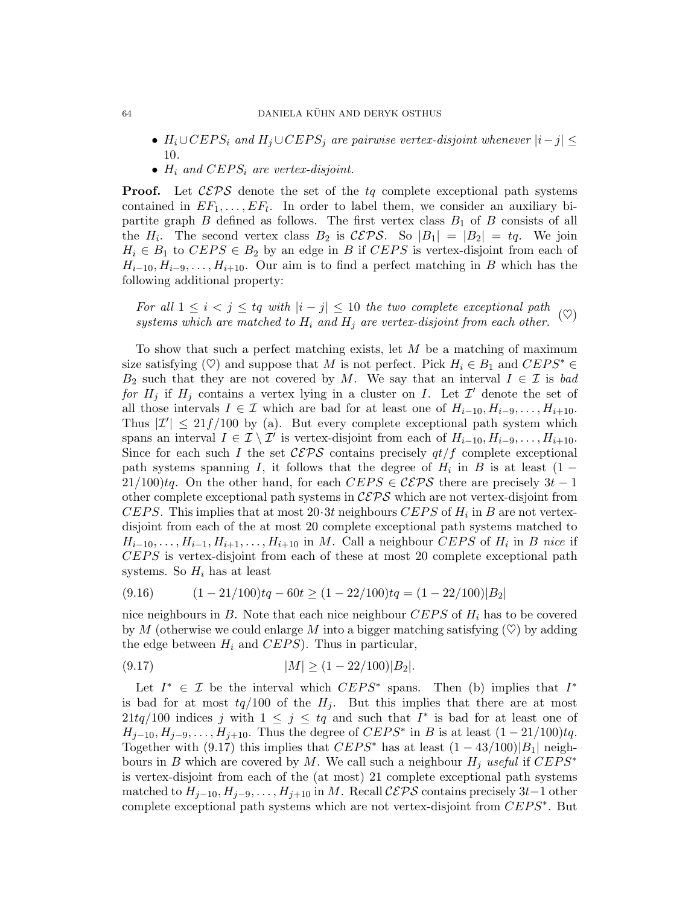- $H_i \cup CEPS_i$ and $H_j \cup CEPS_j$ *are pairwise vertex-disjoint whenever* $|i-j| \leq 10$.
- $H_i$ *and* $CEPS_i$ *are vertex-disjoint.*

**Proof.** Let $\mathcal{CEPS}$ denote the set of the $tq$ complete exceptional path systems contained in $EF_1, \dots, EF_t$. In order to label them, we consider an auxiliary bipartite graph $B$ defined as follows. The first vertex class $B_1$ of $B$ consists of all the $H_i$. The second vertex class $B_2$ is $\mathcal{CEPS}$. So $|B_1| = |B_2| = tq$. We join $H_i \in B_1$ to $CEPS \in B_2$ by an edge in $B$ if $CEPS$ is vertex-disjoint from each of $H_{i-10}, H_{i-9}, \dots, H_{i+10}$. Our aim is to find a perfect matching in $B$ which has the following additional property:

$$\text{For all } 1 \leq i < j \leq tq \text{ with } |i-j| \leq 10 \text{ the two complete exceptional path systems which are matched to } H_i \text{ and } H_j \text{ are vertex-disjoint from each other.} \quad (\heartsuit)$$

To show that such a perfect matching exists, let $M$ be a matching of maximum size satisfying ($\heartsuit$) and suppose that $M$ is not perfect. Pick $H_i \in B_1$ and $CEPS^* \in B_2$ such that they are not covered by $M$. We say that an interval $I \in \mathcal{I}$ is *bad for* $H_j$ if $H_j$ contains a vertex lying in a cluster on $I$. Let $\mathcal{I}'$ denote the set of all those intervals $I \in \mathcal{I}$ which are bad for at least one of $H_{i-10}, H_{i-9}, \dots, H_{i+10}$. Thus $|\mathcal{I}'| \leq 21f/100$ by (a). But every complete exceptional path system which spans an interval $I \in \mathcal{I} \setminus \mathcal{I}'$ is vertex-disjoint from each of $H_{i-10}, H_{i-9}, \dots, H_{i+10}$. Since for each such $I$ the set $\mathcal{CEPS}$ contains precisely $qt/f$ complete exceptional path systems spanning $I$, it follows that the degree of $H_i$ in $B$ is at least $(1 - 21/100)tq$. On the other hand, for each $CEPS \in \mathcal{CEPS}$ there are precisely $3t-1$ other complete exceptional path systems in $\mathcal{CEPS}$ which are not vertex-disjoint from $CEPS$. This implies that at most $20 \cdot 3t$ neighbours $CEPS$ of $H_i$ in $B$ are not vertex-disjoint from each of the at most 20 complete exceptional path systems matched to $H_{i-10}, \dots, H_{i-1}, H_{i+1}, \dots, H_{i+10}$ in $M$. Call a neighbour $CEPS$ of $H_i$ in $B$ *nice* if $CEPS$ is vertex-disjoint from each of these at most 20 complete exceptional path systems. So $H_i$ has at least

$$(1 - 21/100)tq - 60t \geq (1 - 22/100)tq = (1 - 22/100)|B_2| \tag{9.16}$$

nice neighbours in $B$. Note that each nice neighbour $CEPS$ of $H_i$ has to be covered by $M$ (otherwise we could enlarge $M$ into a bigger matching satisfying ($\heartsuit$) by adding the edge between $H_i$ and $CEPS$). Thus in particular,

$$|M| \geq (1 - 22/100)|B_2|. \tag{9.17}$$

Let $I^* \in \mathcal{I}$ be the interval which $CEPS^*$ spans. Then (b) implies that $I^*$ is bad for at most $tq/100$ of the $H_j$. But this implies that there are at most $21tq/100$ indices $j$ with $1 \leq j \leq tq$ and such that $I^*$ is bad for at least one of $H_{j-10}, H_{j-9}, \dots, H_{j+10}$. Thus the degree of $CEPS^*$ in $B$ is at least $(1 - 21/100)tq$. Together with (9.17) this implies that $CEPS^*$ has at least $(1 - 43/100)|B_1|$ neighbours in $B$ which are covered by $M$. We call such a neighbour $H_j$ *useful* if $CEPS^*$ is vertex-disjoint from each of the (at most) 21 complete exceptional path systems matched to $H_{j-10}, H_{j-9}, \dots, H_{j+10}$ in $M$. Recall $\mathcal{CEPS}$ contains precisely $3t-1$ other complete exceptional path systems which are not vertex-disjoint from $CEPS^*$. But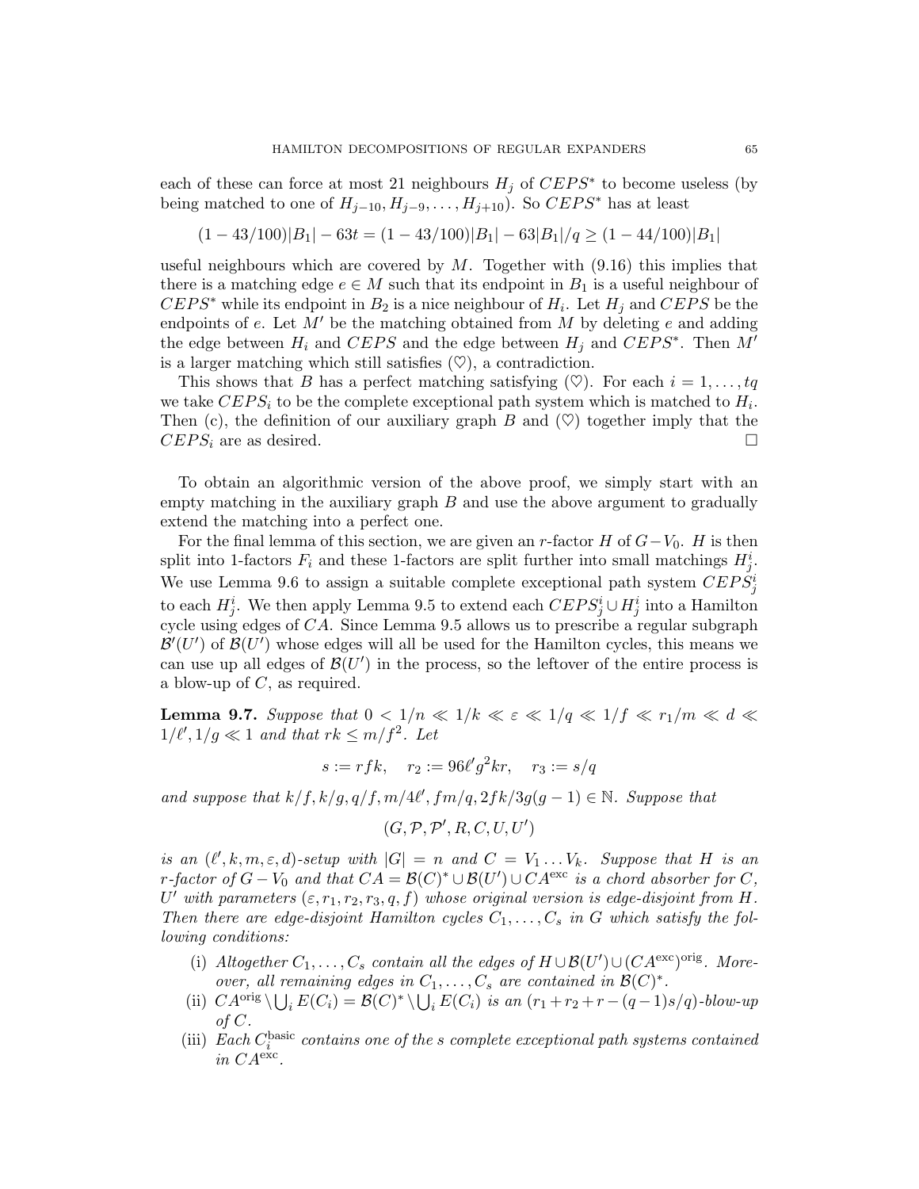each of these can force at most 21 neighbours $H_j$ of $CEPS^*$ to become useless (by being matched to one of $H_{j-10}, H_{j-9}, \dots, H_{j+10}$). So $CEPS^*$ has at least

$$(1 - 43/100)|B_1| - 63t = (1 - 43/100)|B_1| - 63|B_1|/q \geq (1 - 44/100)|B_1|$$

useful neighbours which are covered by $M$. Together with (9.16) this implies that there is a matching edge $e \in M$ such that its endpoint in $B_1$ is a useful neighbour of $CEPS^*$ while its endpoint in $B_2$ is a nice neighbour of $H_i$. Let $H_j$ and $CEPS$ be the endpoints of $e$. Let $M'$ be the matching obtained from $M$ by deleting $e$ and adding the edge between $H_i$ and $CEPS$ and the edge between $H_j$ and $CEPS^*$. Then $M'$ is a larger matching which still satisfies (♡), a contradiction.

This shows that $B$ has a perfect matching satisfying (♡). For each $i = 1, \dots, tq$ we take $CEPS_i$ to be the complete exceptional path system which is matched to $H_i$. Then (c), the definition of our auxiliary graph $B$ and (♡) together imply that the $CEPS_i$ are as desired. □

To obtain an algorithmic version of the above proof, we simply start with an empty matching in the auxiliary graph $B$ and use the above argument to gradually extend the matching into a perfect one.

For the final lemma of this section, we are given an $r$-factor $H$ of $G - V_0$. $H$ is then split into 1-factors $F_i$ and these 1-factors are split further into small matchings $H^i_j$. We use Lemma 9.6 to assign a suitable complete exceptional path system $CEPS^i_j$ to each $H^i_j$. We then apply Lemma 9.5 to extend each $CEPS^i_j \cup H^i_j$ into a Hamilton cycle using edges of $CA$. Since Lemma 9.5 allows us to prescribe a regular subgraph $\mathcal{B}'(U')$ of $\mathcal{B}(U')$ whose edges will all be used for the Hamilton cycles, this means we can use up all edges of $\mathcal{B}(U')$ in the process, so the leftover of the entire process is a blow-up of $C$, as required.

**Lemma 9.7.** *Suppose that $0 < 1/n \ll 1/k \ll \varepsilon \ll 1/q \ll 1/f \ll r_1/m \ll d \ll 1/\ell', 1/g \ll 1$ and that $rk \leq m/f^2$. Let*

$$s := rfk, \quad r_2 := 96\ell' g^2 kr, \quad r_3 := s/q$$

*and suppose that $k/f, k/g, q/f, m/4\ell', fm/q, 2fk/3g(g-1) \in \mathbb{N}$. Suppose that*

$$(G, \mathcal{P}, \mathcal{P}', R, C, U, U')$$

*is an $(\ell', k, m, \varepsilon, d)$-setup with $|G| = n$ and $C = V_1 \dots V_k$. Suppose that $H$ is an $r$-factor of $G - V_0$ and that $CA = \mathcal{B}(C)^* \cup \mathcal{B}(U') \cup CA^{\rm exc}$ is a chord absorber for $C$, $U'$ with parameters $(\varepsilon, r_1, r_2, r_3, q, f)$ whose original version is edge-disjoint from $H$. Then there are edge-disjoint Hamilton cycles $C_1, \dots, C_s$ in $G$ which satisfy the following conditions:*

- (i) *Altogether $C_1, \dots, C_s$ contain all the edges of $H \cup \mathcal{B}(U') \cup (CA^{\rm exc})^{\rm orig}$. Moreover, all remaining edges in $C_1, \dots, C_s$ are contained in $\mathcal{B}(C)^*$.*
- (ii) *$CA^{\rm orig} \setminus \bigcup_i E(C_i) = \mathcal{B}(C)^* \setminus \bigcup_i E(C_i)$ is an $(r_1 + r_2 + r - (q-1)s/q)$-blow-up of $C$.*
- (iii) *Each $C_i^{\rm basic}$ contains one of the $s$ complete exceptional path systems contained in $CA^{\rm exc}$.*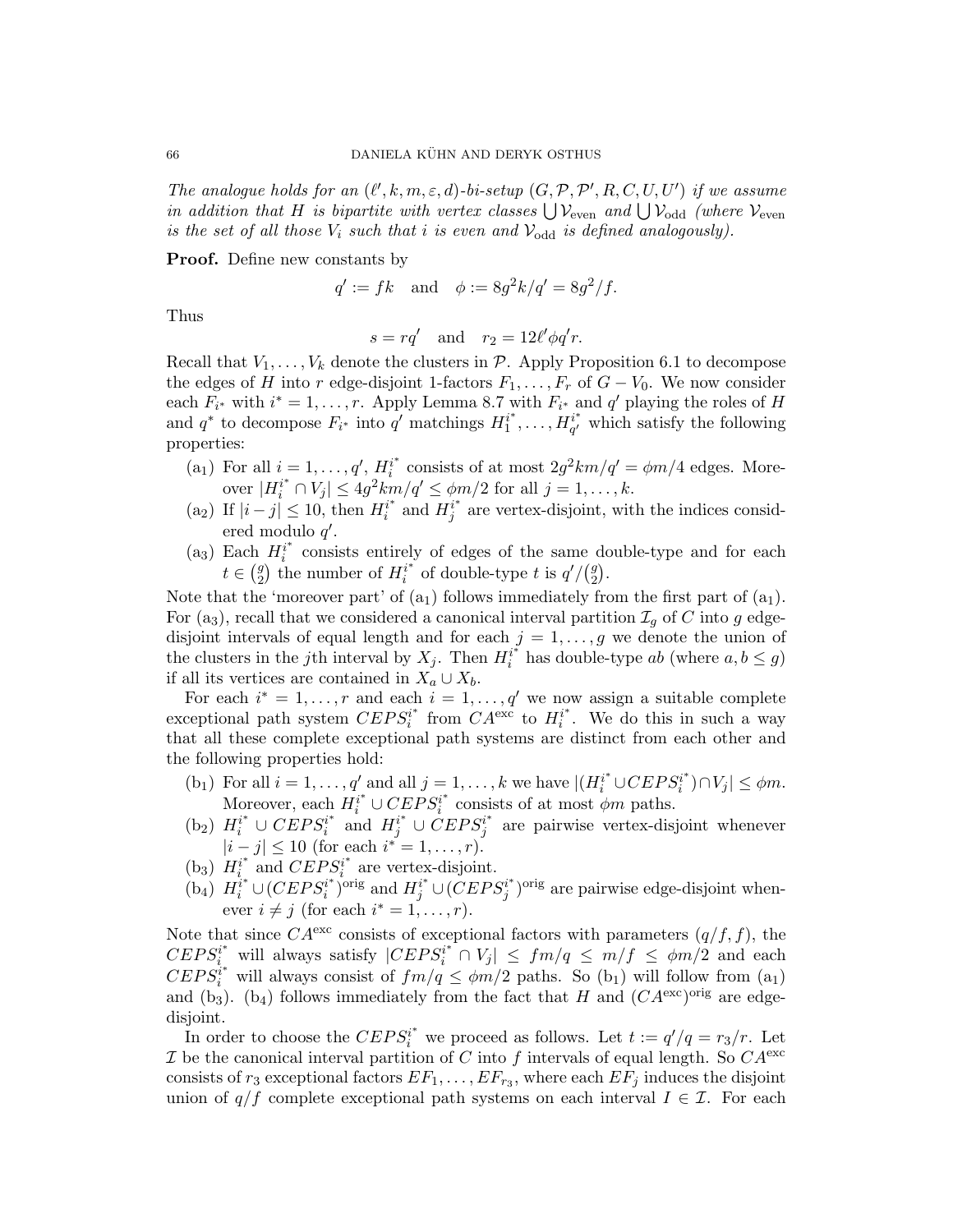*The analogue holds for an $(\ell', k, m, \varepsilon, d)$-bi-setup $(G, \mathcal{P}, \mathcal{P}', R, C, U, U')$ if we assume in addition that $H$ is bipartite with vertex classes $\bigcup \mathcal{V}_{\rm even}$ and $\bigcup \mathcal{V}_{\rm odd}$ (where $\mathcal{V}_{\rm even}$ is the set of all those $V_i$ such that $i$ is even and $\mathcal{V}_{\rm odd}$ is defined analogously).*

**Proof.** Define new constants by

$$q' := fk \quad \text{and} \quad \phi := 8g^2k/q' = 8g^2/f.$$

Thus

$$s = rq' \quad \text{and} \quad r_2 = 12\ell'\phi q' r.$$

Recall that $V_1, \dots, V_k$ denote the clusters in $\mathcal{P}$. Apply Proposition 6.1 to decompose the edges of $H$ into $r$ edge-disjoint 1-factors $F_1, \dots, F_r$ of $G - V_0$. We now consider each $F_{i^*}$ with $i^* = 1, \dots, r$. Apply Lemma 8.7 with $F_{i^*}$ and $q'$ playing the roles of $H$ and $q^*$ to decompose $F_{i^*}$ into $q'$ matchings $H_1^{i^*}, \dots, H_{q'}^{i^*}$ which satisfy the following properties:

- (a$_1$) For all $i = 1, \dots, q'$, $H_i^{i^*}$ consists of at most $2g^2km/q' = \phi m/4$ edges. Moreover $|H_i^{i^*} \cap V_j| \le 4g^2km/q' \le \phi m/2$ for all $j = 1, \dots, k$.
- (a$_2$) If $|i - j| \le 10$, then $H_i^{i^*}$ and $H_j^{i^*}$ are vertex-disjoint, with the indices considered modulo $q'$.
- (a$_3$) Each $H_i^{i^*}$ consists entirely of edges of the same double-type and for each $t \in \binom{g}{2}$ the number of $H_i^{i^*}$ of double-type $t$ is $q'/\binom{g}{2}$.

Note that the 'moreover part' of (a$_1$) follows immediately from the first part of (a$_1$). For (a$_3$), recall that we considered a canonical interval partition $\mathcal{I}_g$ of $C$ into $g$ edge-disjoint intervals of equal length and for each $j = 1, \dots, g$ we denote the union of the clusters in the $j$th interval by $X_j$. Then $H_i^{i^*}$ has double-type $ab$ (where $a, b \le g$) if all its vertices are contained in $X_a \cup X_b$.

For each $i^* = 1, \dots, r$ and each $i = 1, \dots, q'$ we now assign a suitable complete exceptional path system $CEPS_i^{i^*}$ from $CA^{\rm exc}$ to $H_i^{i^*}$. We do this in such a way that all these complete exceptional path systems are distinct from each other and the following properties hold:

- (b$_1$) For all $i = 1, \dots, q'$ and all $j = 1, \dots, k$ we have $|(H_i^{i^*} \cup CEPS_i^{i^*}) \cap V_j| \le \phi m$. Moreover, each $H_i^{i^*} \cup CEPS_i^{i^*}$ consists of at most $\phi m$ paths.
- (b$_2$) $H_i^{i^*} \cup CEPS_i^{i^*}$ and $H_j^{i^*} \cup CEPS_j^{i^*}$ are pairwise vertex-disjoint whenever $|i - j| \le 10$ (for each $i^* = 1, \dots, r$).
- (b$_3$) $H_i^{i^*}$ and $CEPS_i^{i^*}$ are vertex-disjoint.
- (b$_4$) $H_i^{i^*} \cup (CEPS_i^{i^*})^{\rm orig}$ and $H_j^{i^*} \cup (CEPS_j^{i^*})^{\rm orig}$ are pairwise edge-disjoint whenever $i \neq j$ (for each $i^* = 1, \dots, r$).

Note that since $CA^{\rm exc}$ consists of exceptional factors with parameters $(q/f, f)$, the $CEPS_i^{i^*}$ will always satisfy $|CEPS_i^{i^*} \cap V_j| \le fm/q \le m/f \le \phi m/2$ and each $CEPS_i^{i^*}$ will always consist of $fm/q \le \phi m/2$ paths. So (b$_1$) will follow from (a$_1$) and (b$_3$). (b$_4$) follows immediately from the fact that $H$ and $(CA^{\rm exc})^{\rm orig}$ are edge-disjoint.

In order to choose the $CEPS_i^{i^*}$ we proceed as follows. Let $t := q'/q = r_3/r$. Let $\mathcal{I}$ be the canonical interval partition of $C$ into $f$ intervals of equal length. So $CA^{\rm exc}$ consists of $r_3$ exceptional factors $EF_1, \dots, EF_{r_3}$, where each $EF_j$ induces the disjoint union of $q/f$ complete exceptional path systems on each interval $I \in \mathcal{I}$. For each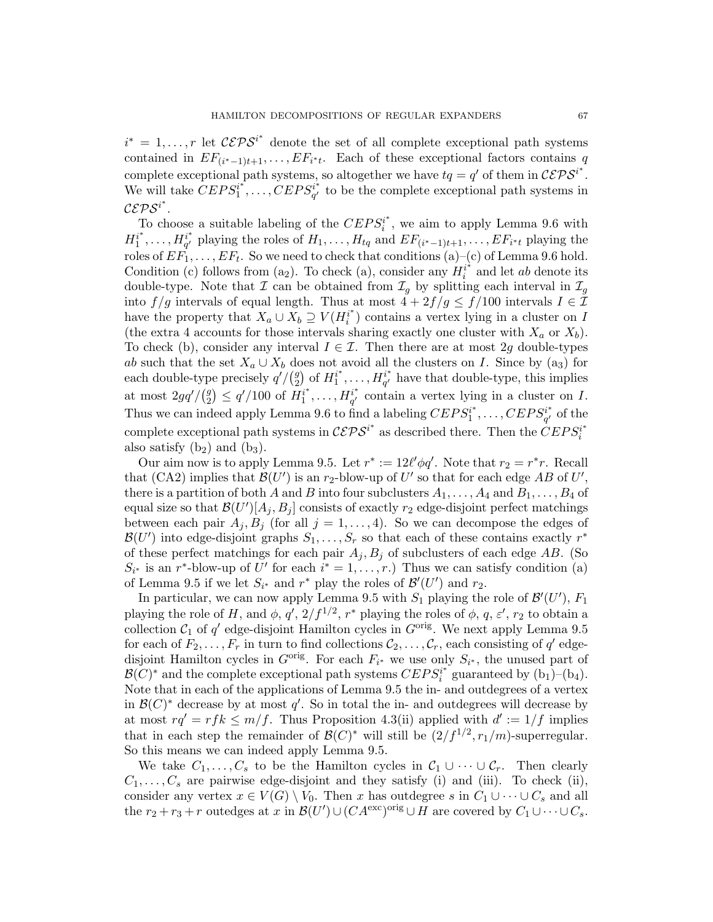$i^* = 1, \dots, r$ let $\mathcal{CEPS}^{i^*}$ denote the set of all complete exceptional path systems contained in $EF_{(i^*-1)t+1}, \dots, EF_{i^*t}$. Each of these exceptional factors contains $q$ complete exceptional path systems, so altogether we have $tq = q'$ of them in $\mathcal{CEPS}^{i^*}$. We will take $CEPS_1^{i^*}, \dots, CEPS_{q'}^{i^*}$ to be the complete exceptional path systems in $\mathcal{CEPS}^{i^*}$.

To choose a suitable labeling of the $CEPS_i^{i^*}$, we aim to apply Lemma 9.6 with $H_1^{i^*}, \dots, H_{q'}^{i^*}$ playing the roles of $H_1, \dots, H_{tq}$ and $EF_{(i^*-1)t+1}, \dots, EF_{i^*t}$ playing the roles of $EF_1, \dots, EF_t$. So we need to check that conditions (a)–(c) of Lemma 9.6 hold. Condition (c) follows from ($a_2$). To check (a), consider any $H_i^{i^*}$ and let $ab$ denote its double-type. Note that $\mathcal{I}$ can be obtained from $\mathcal{I}_g$ by splitting each interval in $\mathcal{I}_g$ into $f/g$ intervals of equal length. Thus at most $4 + 2f/g \leq f/100$ intervals $I \in \mathcal{I}$ have the property that $X_a \cup X_b \supseteq V(H_i^{i^*})$ contains a vertex lying in a cluster on $I$ (the extra 4 accounts for those intervals sharing exactly one cluster with $X_a$ or $X_b$). To check (b), consider any interval $I \in \mathcal{I}$. Then there are at most $2g$ double-types $ab$ such that the set $X_a \cup X_b$ does not avoid all the clusters on $I$. Since by ($a_3$) for each double-type precisely $q'/\binom{g}{2}$ of $H_1^{i^*}, \dots, H_{q'}^{i^*}$ have that double-type, this implies at most $2gq'/\binom{g}{2} \leq q'/100$ of $H_1^{i^*}, \dots, H_{q'}^{i^*}$ contain a vertex lying in a cluster on $I$. Thus we can indeed apply Lemma 9.6 to find a labeling $CEPS_1^{i^*}, \dots, CEPS_{q'}^{i^*}$ of the complete exceptional path systems in $\mathcal{CEPS}^{i^*}$ as described there. Then the $CEPS_i^{i^*}$ also satisfy ($b_2$) and ($b_3$).

Our aim now is to apply Lemma 9.5. Let $r^* := 12\ell'\phi q'$. Note that $r_2 = r^*r$. Recall that (CA2) implies that $\mathcal{B}(U')$ is an $r_2$-blow-up of $U'$ so that for each edge $AB$ of $U'$, there is a partition of both $A$ and $B$ into four subclusters $A_1, \dots, A_4$ and $B_1, \dots, B_4$ of equal size so that $\mathcal{B}(U')[A_j, B_j]$ consists of exactly $r_2$ edge-disjoint perfect matchings between each pair $A_j, B_j$ (for all $j = 1, \dots, 4$). So we can decompose the edges of $\mathcal{B}(U')$ into edge-disjoint graphs $S_1, \dots, S_r$ so that each of these contains exactly $r^*$ of these perfect matchings for each pair $A_j, B_j$ of subclusters of each edge $AB$. (So $S_{i^*}$ is an $r^*$-blow-up of $U'$ for each $i^* = 1, \dots, r$.) Thus we can satisfy condition (a) of Lemma 9.5 if we let $S_{i^*}$ and $r^*$ play the roles of $\mathcal{B}'(U')$ and $r_2$.

In particular, we can now apply Lemma 9.5 with $S_1$ playing the role of $\mathcal{B}'(U')$, $F_1$ playing the role of $H$, and $\phi$, $q'$, $2/f^{1/2}$, $r^*$ playing the roles of $\phi$, $q$, $\varepsilon'$, $r_2$ to obtain a collection $\mathcal{C}_1$ of $q'$ edge-disjoint Hamilton cycles in $G^{\text{orig}}$. We next apply Lemma 9.5 for each of $F_2, \dots, F_r$ in turn to find collections $\mathcal{C}_2, \dots, \mathcal{C}_r$, each consisting of $q'$ edge-disjoint Hamilton cycles in $G^{\text{orig}}$. For each $F_{i^*}$ we use only $S_{i^*}$, the unused part of $\mathcal{B}(C)^*$ and the complete exceptional path systems $CEPS_i^{i^*}$ guaranteed by ($b_1$)–($b_4$). Note that in each of the applications of Lemma 9.5 the in- and outdegrees of a vertex in $\mathcal{B}(C)^*$ decrease by at most $q'$. So in total the in- and outdegrees will decrease by at most $rq' = rfk \leq m/f$. Thus Proposition 4.3(ii) applied with $d' := 1/f$ implies that in each step the remainder of $\mathcal{B}(C)^*$ will still be $(2/f^{1/2}, r_1/m)$-superregular. So this means we can indeed apply Lemma 9.5.

We take $C_1, \dots, C_s$ to be the Hamilton cycles in $\mathcal{C}_1 \cup \dots \cup \mathcal{C}_r$. Then clearly $C_1, \dots, C_s$ are pairwise edge-disjoint and they satisfy (i) and (iii). To check (ii), consider any vertex $x \in V(G) \setminus V_0$. Then $x$ has outdegree $s$ in $C_1 \cup \dots \cup C_s$ and all the $r_2 + r_3 + r$ outedges at $x$ in $\mathcal{B}(U') \cup (CA^{\text{exc}})^{\text{orig}} \cup H$ are covered by $C_1 \cup \dots \cup C_s$.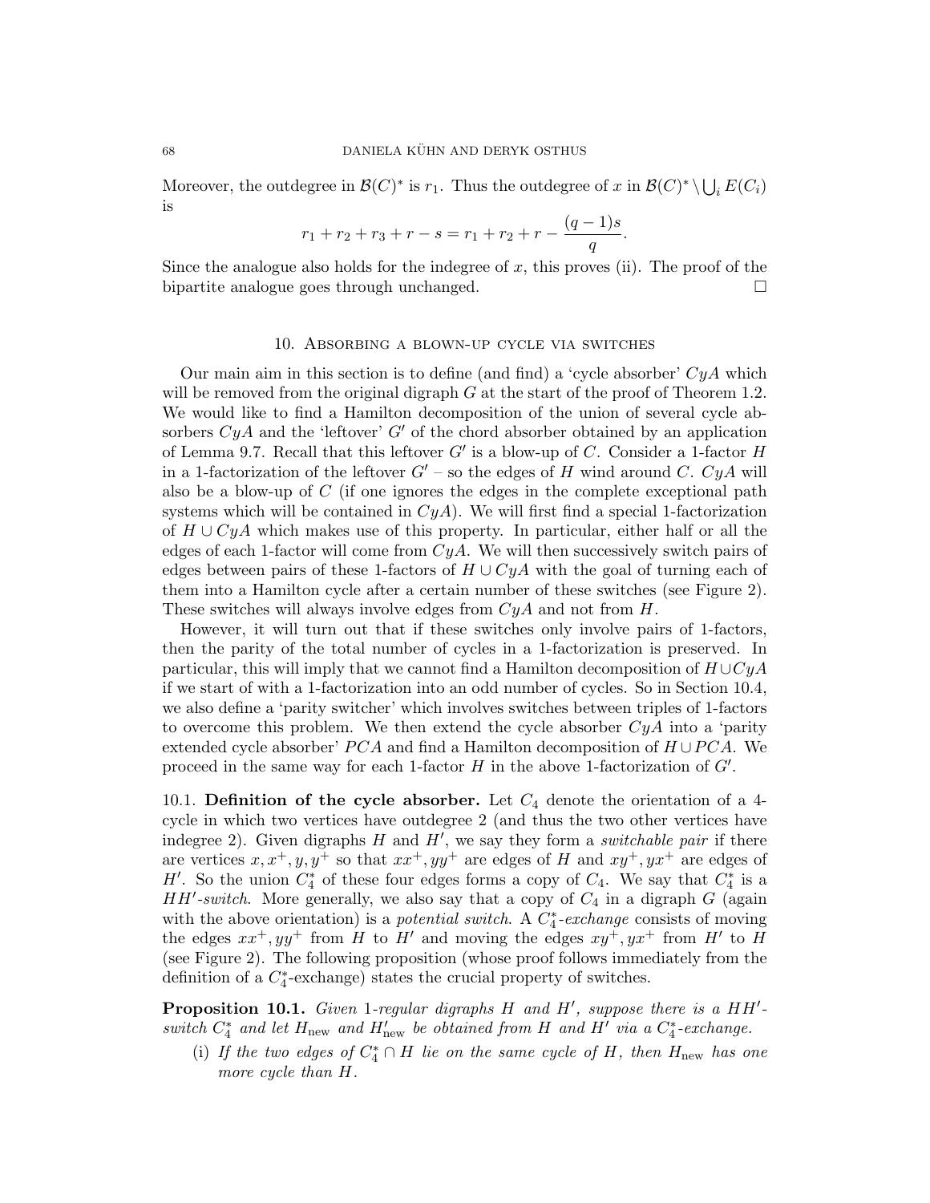Moreover, the outdegree in $\mathcal{B}(C)^*$ is $r_1$. Thus the outdegree of $x$ in $\mathcal{B}(C)^* \setminus \bigcup_i E(C_i)$ is

$$r_1 + r_2 + r_3 + r - s = r_1 + r_2 + r - \frac{(q-1)s}{q}.$$

Since the analogue also holds for the indegree of $x$, this proves (ii). The proof of the bipartite analogue goes through unchanged. □

## 10. Absorbing a blown-up cycle via switches

Our main aim in this section is to define (and find) a 'cycle absorber' $CyA$ which will be removed from the original digraph $G$ at the start of the proof of Theorem 1.2. We would like to find a Hamilton decomposition of the union of several cycle absorbers $CyA$ and the 'leftover' $G'$ of the chord absorber obtained by an application of Lemma 9.7. Recall that this leftover $G'$ is a blow-up of $C$. Consider a 1-factor $H$ in a 1-factorization of the leftover $G'$ – so the edges of $H$ wind around $C$. $CyA$ will also be a blow-up of $C$ (if one ignores the edges in the complete exceptional path systems which will be contained in $CyA$). We will first find a special 1-factorization of $H \cup CyA$ which makes use of this property. In particular, either half or all the edges of each 1-factor will come from $CyA$. We will then successively switch pairs of edges between pairs of these 1-factors of $H \cup CyA$ with the goal of turning each of them into a Hamilton cycle after a certain number of these switches (see Figure 2). These switches will always involve edges from $CyA$ and not from $H$.

However, it will turn out that if these switches only involve pairs of 1-factors, then the parity of the total number of cycles in a 1-factorization is preserved. In particular, this will imply that we cannot find a Hamilton decomposition of $H \cup CyA$ if we start of with a 1-factorization into an odd number of cycles. So in Section 10.4, we also define a 'parity switcher' which involves switches between triples of 1-factors to overcome this problem. We then extend the cycle absorber $CyA$ into a 'parity extended cycle absorber' $PCA$ and find a Hamilton decomposition of $H \cup PCA$. We proceed in the same way for each 1-factor $H$ in the above 1-factorization of $G'$.

### 10.1. Definition of the cycle absorber.

Let $C_4$ denote the orientation of a 4-cycle in which two vertices have outdegree 2 (and thus the two other vertices have indegree 2). Given digraphs $H$ and $H'$, we say they form a *switchable pair* if there are vertices $x, x^+, y, y^+$ so that $xx^+, yy^+$ are edges of $H$ and $xy^+, yx^+$ are edges of $H'$. So the union $C_4^*$ of these four edges forms a copy of $C_4$. We say that $C_4^*$ is a *$HH'$-switch*. More generally, we also say that a copy of $C_4$ in a digraph $G$ (again with the above orientation) is a *potential switch*. A *$C_4^*$-exchange* consists of moving the edges $xx^+, yy^+$ from $H$ to $H'$ and moving the edges $xy^+, yx^+$ from $H'$ to $H$ (see Figure 2). The following proposition (whose proof follows immediately from the definition of a $C_4^*$-exchange) states the crucial property of switches.

**Proposition 10.1.** *Given 1-regular digraphs $H$ and $H'$, suppose there is a $HH'$-switch $C_4^*$ and let $H_{\rm new}$ and $H'_{\rm new}$ be obtained from $H$ and $H'$ via a $C_4^*$-exchange.*

- (i) *If the two edges of $C_4^* \cap H$ lie on the same cycle of $H$, then $H_{\rm new}$ has one more cycle than $H$.*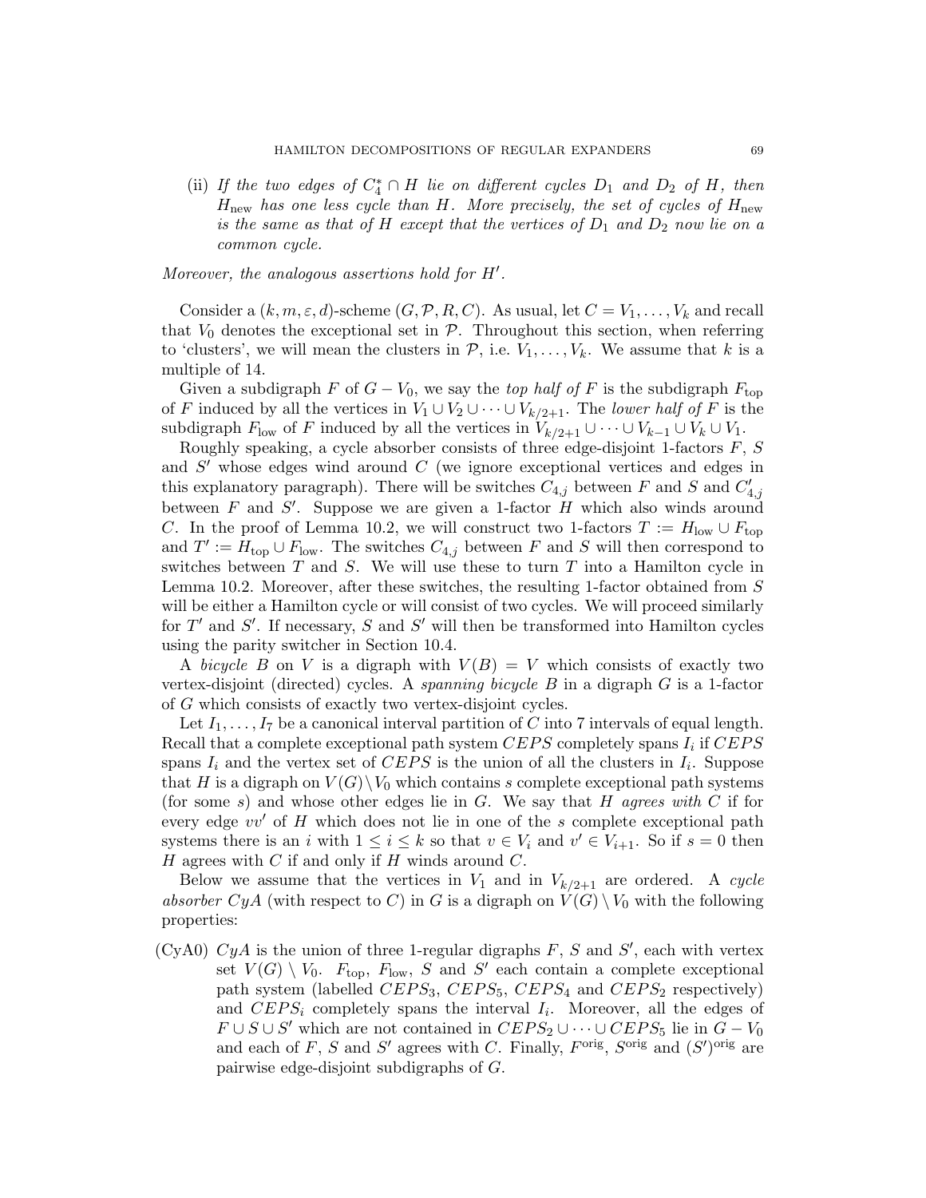(ii) *If the two edges of $C_4^* \cap H$ lie on different cycles $D_1$ and $D_2$ of $H$, then $H_{\rm new}$ has one less cycle than $H$. More precisely, the set of cycles of $H_{\rm new}$ is the same as that of $H$ except that the vertices of $D_1$ and $D_2$ now lie on a common cycle.*

*Moreover, the analogous assertions hold for $H'$.*

Consider a $(k, m, \varepsilon, d)$-scheme $(G, \mathcal{P}, R, C)$. As usual, let $C = V_1, \dots, V_k$ and recall that $V_0$ denotes the exceptional set in $\mathcal{P}$. Throughout this section, when referring to 'clusters', we will mean the clusters in $\mathcal{P}$, i.e. $V_1, \dots, V_k$. We assume that $k$ is a multiple of 14.

Given a subdigraph $F$ of $G - V_0$, we say the *top half of $F$* is the subdigraph $F_{\rm top}$ of $F$ induced by all the vertices in $V_1 \cup V_2 \cup \cdots \cup V_{k/2+1}$. The *lower half of $F$* is the subdigraph $F_{\rm low}$ of $F$ induced by all the vertices in $V_{k/2+1} \cup \cdots \cup V_{k-1} \cup V_k \cup V_1$.

Roughly speaking, a cycle absorber consists of three edge-disjoint 1-factors $F$, $S$ and $S'$ whose edges wind around $C$ (we ignore exceptional vertices and edges in this explanatory paragraph). There will be switches $C_{4,j}$ between $F$ and $S$ and $C'_{4,j}$ between $F$ and $S'$. Suppose we are given a 1-factor $H$ which also winds around $C$. In the proof of Lemma 10.2, we will construct two 1-factors $T := H_{\rm low} \cup F_{\rm top}$ and $T' := H_{\rm top} \cup F_{\rm low}$. The switches $C_{4,j}$ between $F$ and $S$ will then correspond to switches between $T$ and $S$. We will use these to turn $T$ into a Hamilton cycle in Lemma 10.2. Moreover, after these switches, the resulting 1-factor obtained from $S$ will be either a Hamilton cycle or will consist of two cycles. We will proceed similarly for $T'$ and $S'$. If necessary, $S$ and $S'$ will then be transformed into Hamilton cycles using the parity switcher in Section 10.4.

A *bicycle* $B$ on $V$ is a digraph with $V(B) = V$ which consists of exactly two vertex-disjoint (directed) cycles. A *spanning bicycle* $B$ in a digraph $G$ is a 1-factor of $G$ which consists of exactly two vertex-disjoint cycles.

Let $I_1, \dots, I_7$ be a canonical interval partition of $C$ into 7 intervals of equal length. Recall that a complete exceptional path system $CEPS$ completely spans $I_i$ if $CEPS$ spans $I_i$ and the vertex set of $CEPS$ is the union of all the clusters in $I_i$. Suppose that $H$ is a digraph on $V(G) \setminus V_0$ which contains $s$ complete exceptional path systems (for some $s$) and whose other edges lie in $G$. We say that $H$ *agrees with* $C$ if for every edge $vv'$ of $H$ which does not lie in one of the $s$ complete exceptional path systems there is an $i$ with $1 \le i \le k$ so that $v \in V_i$ and $v' \in V_{i+1}$. So if $s = 0$ then $H$ agrees with $C$ if and only if $H$ winds around $C$.

Below we assume that the vertices in $V_1$ and in $V_{k/2+1}$ are ordered. A *cycle absorber* $CyA$ (with respect to $C$) in $G$ is a digraph on $V(G) \setminus V_0$ with the following properties:

(CyA0) $CyA$ is the union of three 1-regular digraphs $F$, $S$ and $S'$, each with vertex set $V(G) \setminus V_0$. $F_{\rm top}$, $F_{\rm low}$, $S$ and $S'$ each contain a complete exceptional path system (labelled $CEPS_3$, $CEPS_5$, $CEPS_4$ and $CEPS_2$ respectively) and $CEPS_i$ completely spans the interval $I_i$. Moreover, all the edges of $F \cup S \cup S'$ which are not contained in $CEPS_2 \cup \cdots \cup CEPS_5$ lie in $G - V_0$ and each of $F$, $S$ and $S'$ agrees with $C$. Finally, $F^{\rm orig}$, $S^{\rm orig}$ and $(S')^{\rm orig}$ are pairwise edge-disjoint subdigraphs of $G$.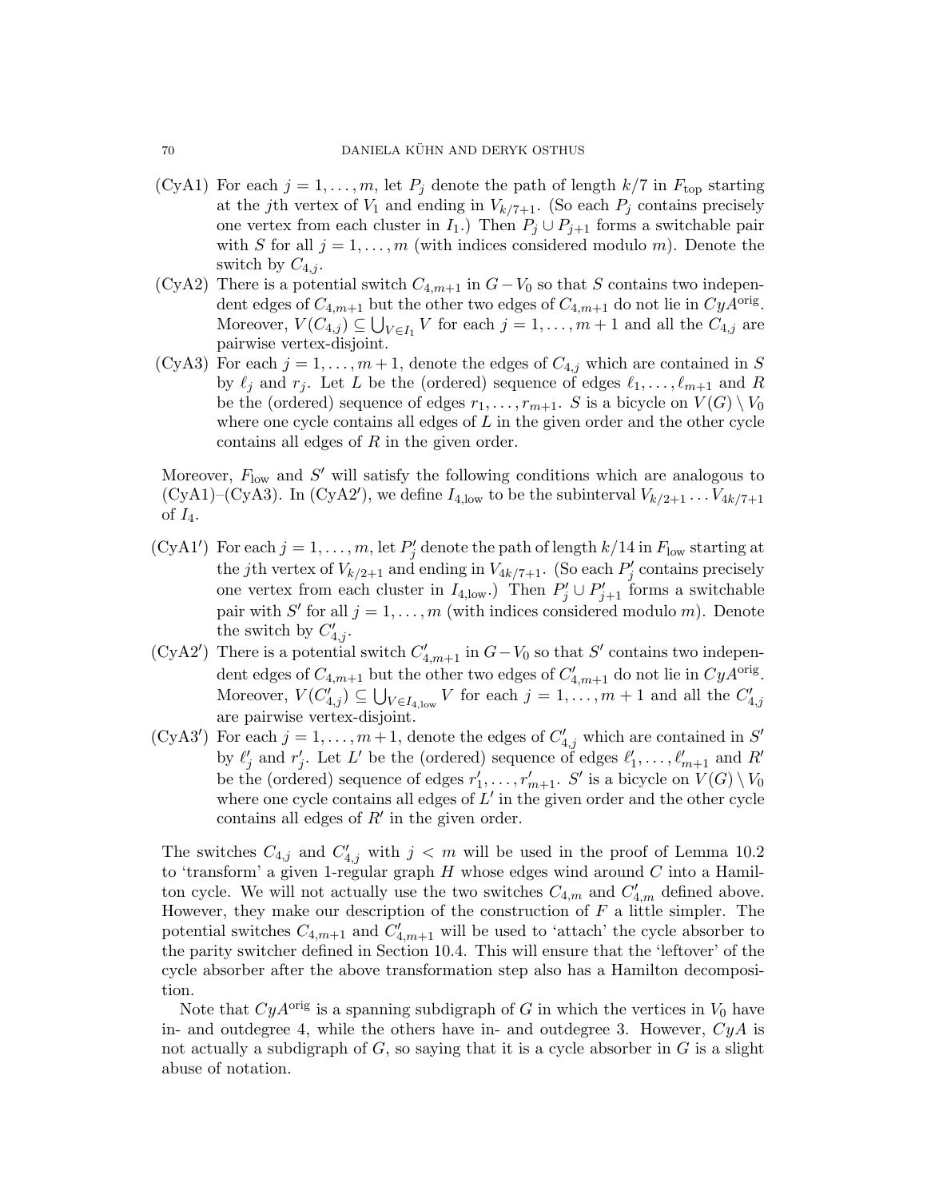(CyA1) For each $j = 1, \dots, m$, let $P_j$ denote the path of length $k/7$ in $F_{\rm top}$ starting at the $j$th vertex of $V_1$ and ending in $V_{k/7+1}$. (So each $P_j$ contains precisely one vertex from each cluster in $I_1$.) Then $P_j \cup P_{j+1}$ forms a switchable pair with $S$ for all $j = 1, \dots, m$ (with indices considered modulo $m$). Denote the switch by $C_{4,j}$.

(CyA2) There is a potential switch $C_{4,m+1}$ in $G - V_0$ so that $S$ contains two independent edges of $C_{4,m+1}$ but the other two edges of $C_{4,m+1}$ do not lie in $CyA^{\rm orig}$. Moreover, $V(C_{4,j}) \subseteq \bigcup_{V \in I_1} V$ for each $j = 1, \dots, m+1$ and all the $C_{4,j}$ are pairwise vertex-disjoint.

(CyA3) For each $j = 1, \dots, m+1$, denote the edges of $C_{4,j}$ which are contained in $S$ by $\ell_j$ and $r_j$. Let $L$ be the (ordered) sequence of edges $\ell_1, \dots, \ell_{m+1}$ and $R$ be the (ordered) sequence of edges $r_1, \dots, r_{m+1}$. $S$ is a bicycle on $V(G) \setminus V_0$ where one cycle contains all edges of $L$ in the given order and the other cycle contains all edges of $R$ in the given order.

Moreover, $F_{\rm low}$ and $S'$ will satisfy the following conditions which are analogous to (CyA1)–(CyA3). In (CyA2′), we define $I_{4,\rm low}$ to be the subinterval $V_{k/2+1} \dots V_{4k/7+1}$ of $I_4$.

(CyA1′) For each $j = 1, \dots, m$, let $P'_j$ denote the path of length $k/14$ in $F_{\rm low}$ starting at the $j$th vertex of $V_{k/2+1}$ and ending in $V_{4k/7+1}$. (So each $P'_j$ contains precisely one vertex from each cluster in $I_{4,\rm low}$.) Then $P'_j \cup P'_{j+1}$ forms a switchable pair with $S'$ for all $j = 1, \dots, m$ (with indices considered modulo $m$). Denote the switch by $C'_{4,j}$.

(CyA2′) There is a potential switch $C'_{4,m+1}$ in $G - V_0$ so that $S'$ contains two independent edges of $C_{4,m+1}$ but the other two edges of $C'_{4,m+1}$ do not lie in $CyA^{\rm orig}$. Moreover, $V(C'_{4,j}) \subseteq \bigcup_{V \in I_{4,\rm low}} V$ for each $j = 1, \dots, m+1$ and all the $C'_{4,j}$ are pairwise vertex-disjoint.

(CyA3′) For each $j = 1, \dots, m+1$, denote the edges of $C'_{4,j}$ which are contained in $S'$ by $\ell'_j$ and $r'_j$. Let $L'$ be the (ordered) sequence of edges $\ell'_1, \dots, \ell'_{m+1}$ and $R'$ be the (ordered) sequence of edges $r'_1, \dots, r'_{m+1}$. $S'$ is a bicycle on $V(G) \setminus V_0$ where one cycle contains all edges of $L'$ in the given order and the other cycle contains all edges of $R'$ in the given order.

The switches $C_{4,j}$ and $C'_{4,j}$ with $j < m$ will be used in the proof of Lemma 10.2 to 'transform' a given 1-regular graph $H$ whose edges wind around $C$ into a Hamilton cycle. We will not actually use the two switches $C_{4,m}$ and $C'_{4,m}$ defined above. However, they make our description of the construction of $F$ a little simpler. The potential switches $C_{4,m+1}$ and $C'_{4,m+1}$ will be used to 'attach' the cycle absorber to the parity switcher defined in Section 10.4. This will ensure that the 'leftover' of the cycle absorber after the above transformation step also has a Hamilton decomposition.

Note that $CyA^{\rm orig}$ is a spanning subdigraph of $G$ in which the vertices in $V_0$ have in- and outdegree 4, while the others have in- and outdegree 3. However, $CyA$ is not actually a subdigraph of $G$, so saying that it is a cycle absorber in $G$ is a slight abuse of notation.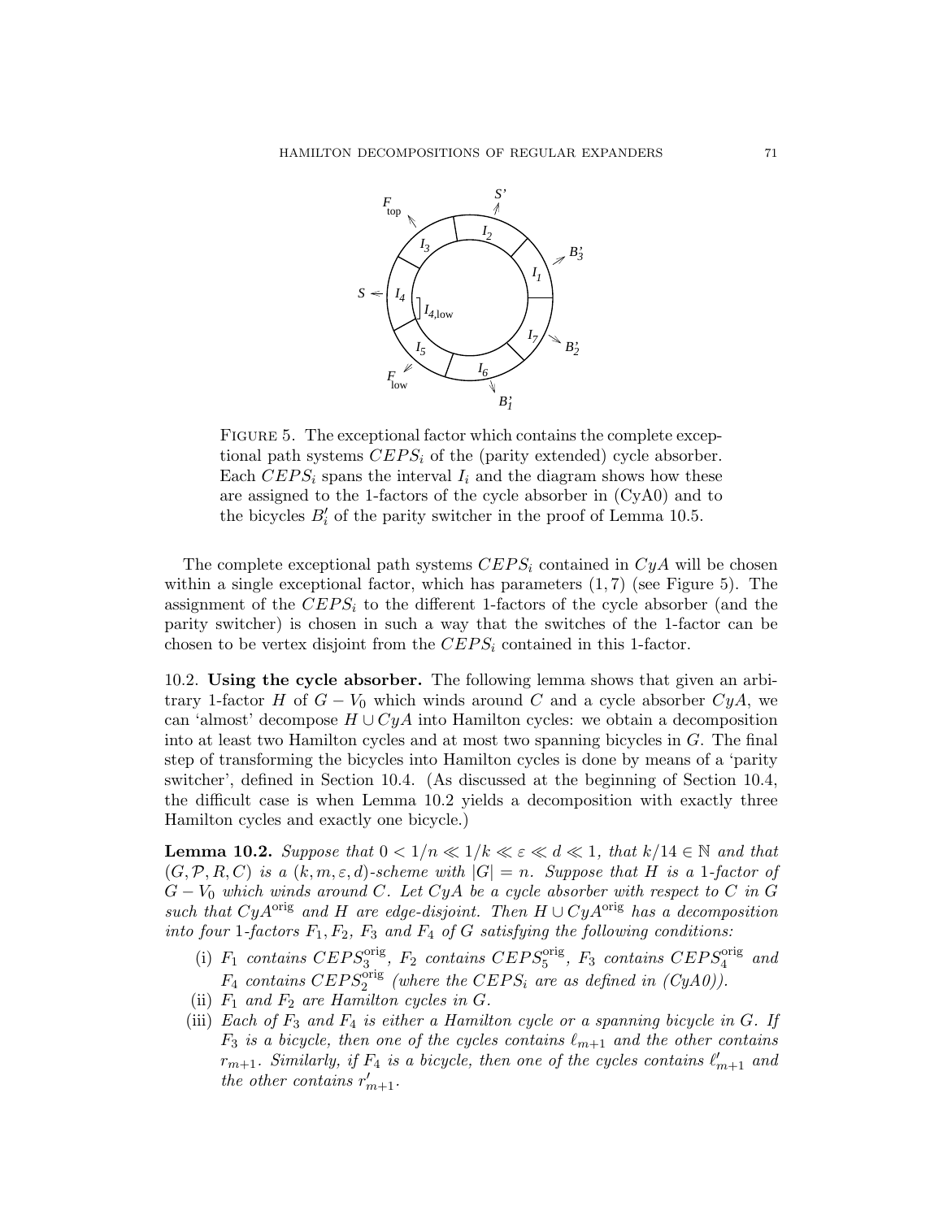FIGURE 5. The exceptional factor which contains the complete exceptional path systems $CEPS_i$ of the (parity extended) cycle absorber. Each $CEPS_i$ spans the interval $I_i$ and the diagram shows how these are assigned to the 1-factors of the cycle absorber in (CyA0) and to the bicycles $B_i'$ of the parity switcher in the proof of Lemma 10.5.

The complete exceptional path systems $CEPS_i$ contained in $CyA$ will be chosen within a single exceptional factor, which has parameters $(1, 7)$ (see Figure 5). The assignment of the $CEPS_i$ to the different 1-factors of the cycle absorber (and the parity switcher) is chosen in such a way that the switches of the 1-factor can be chosen to be vertex disjoint from the $CEPS_i$ contained in this 1-factor.

10.2. **Using the cycle absorber.** The following lemma shows that given an arbitrary 1-factor $H$ of $G - V_0$ which winds around $C$ and a cycle absorber $CyA$, we can 'almost' decompose $H \cup CyA$ into Hamilton cycles: we obtain a decomposition into at least two Hamilton cycles and at most two spanning bicycles in $G$. The final step of transforming the bicycles into Hamilton cycles is done by means of a 'parity switcher', defined in Section 10.4. (As discussed at the beginning of Section 10.4, the difficult case is when Lemma 10.2 yields a decomposition with exactly three Hamilton cycles and exactly one bicycle.)

**Lemma 10.2.** *Suppose that $0 < 1/n \ll 1/k \ll \varepsilon \ll d \ll 1$, that $k/14 \in \mathbb{N}$ and that $(G, \mathcal{P}, R, C)$ is a $(k, m, \varepsilon, d)$-scheme with $|G| = n$. Suppose that $H$ is a 1-factor of $G - V_0$ which winds around $C$. Let $CyA$ be a cycle absorber with respect to $C$ in $G$ such that $CyA^{\rm orig}$ and $H$ are edge-disjoint. Then $H \cup CyA^{\rm orig}$ has a decomposition into four 1-factors $F_1, F_2$, $F_3$ and $F_4$ of $G$ satisfying the following conditions:*

- (i) *$F_1$ contains $CEPS_3^{\rm orig}$, $F_2$ contains $CEPS_5^{\rm orig}$, $F_3$ contains $CEPS_4^{\rm orig}$ and $F_4$ contains $CEPS_2^{\rm orig}$ (where the $CEPS_i$ are as defined in (CyA0)).*
- (ii) *$F_1$ and $F_2$ are Hamilton cycles in $G$.*
- (iii) *Each of $F_3$ and $F_4$ is either a Hamilton cycle or a spanning bicycle in $G$. If $F_3$ is a bicycle, then one of the cycles contains $\ell_{m+1}$ and the other contains $r_{m+1}$. Similarly, if $F_4$ is a bicycle, then one of the cycles contains $\ell'_{m+1}$ and the other contains $r'_{m+1}$.*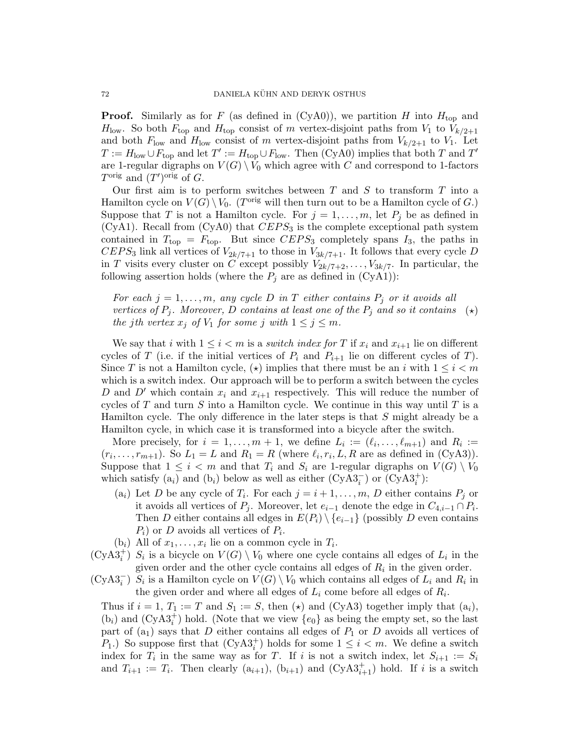**Proof.** Similarly as for $F$ (as defined in (CyA0)), we partition $H$ into $H_{\rm top}$ and $H_{\rm low}$. So both $F_{\rm top}$ and $H_{\rm top}$ consist of $m$ vertex-disjoint paths from $V_1$ to $V_{k/2+1}$ and both $F_{\rm low}$ and $H_{\rm low}$ consist of $m$ vertex-disjoint paths from $V_{k/2+1}$ to $V_1$. Let $T := H_{\rm low} \cup F_{\rm top}$ and let $T' := H_{\rm top} \cup F_{\rm low}$. Then (CyA0) implies that both $T$ and $T'$ are 1-regular digraphs on $V(G) \setminus V_0$ which agree with $C$ and correspond to 1-factors $T^{\rm orig}$ and $(T')^{\rm orig}$ of $G$.

Our first aim is to perform switches between $T$ and $S$ to transform $T$ into a Hamilton cycle on $V(G) \setminus V_0$. ($T^{\rm orig}$ will then turn out to be a Hamilton cycle of $G$.) Suppose that $T$ is not a Hamilton cycle. For $j = 1, \dots, m$, let $P_j$ be as defined in (CyA1). Recall from (CyA0) that $CEPS_3$ is the complete exceptional path system contained in $T_{\rm top} = F_{\rm top}$. But since $CEPS_3$ completely spans $I_3$, the paths in $CEPS_3$ link all vertices of $V_{2k/7+1}$ to those in $V_{3k/7+1}$. It follows that every cycle $D$ in $T$ visits every cluster on $C$ except possibly $V_{2k/7+2}, \dots, V_{3k/7}$. In particular, the following assertion holds (where the $P_j$ are as defined in (CyA1)):

> *For each $j = 1, \dots, m$, any cycle $D$ in $T$ either contains $P_j$ or it avoids all vertices of $P_j$. Moreover, $D$ contains at least one of the $P_j$ and so it contains the $j$th vertex $x_j$ of $V_1$ for some $j$ with $1 \le j \le m$.* $(\star)$

We say that $i$ with $1 \le i < m$ is a *switch index for $T$* if $x_i$ and $x_{i+1}$ lie on different cycles of $T$ (i.e. if the initial vertices of $P_i$ and $P_{i+1}$ lie on different cycles of $T$). Since $T$ is not a Hamilton cycle, $(\star)$ implies that there must be an $i$ with $1 \le i < m$ which is a switch index. Our approach will be to perform a switch between the cycles $D$ and $D'$ which contain $x_i$ and $x_{i+1}$ respectively. This will reduce the number of cycles of $T$ and turn $S$ into a Hamilton cycle. We continue in this way until $T$ is a Hamilton cycle. The only difference in the later steps is that $S$ might already be a Hamilton cycle, in which case it is transformed into a bicycle after the switch.

More precisely, for $i = 1, \dots, m+1$, we define $L_i := (\ell_i, \dots, \ell_{m+1})$ and $R_i := (r_i, \dots, r_{m+1})$. So $L_1 = L$ and $R_1 = R$ (where $\ell_i, r_i, L, R$ are as defined in (CyA3)). Suppose that $1 \le i < m$ and that $T_i$ and $S_i$ are 1-regular digraphs on $V(G) \setminus V_0$ which satisfy ($\mathrm{a}_i$) and ($\mathrm{b}_i$) below as well as either ($\mathrm{CyA3}_i^-$) or ($\mathrm{CyA3}_i^+$):

- ($\mathrm{a}_i$) Let $D$ be any cycle of $T_i$. For each $j = i+1, \dots, m$, $D$ either contains $P_j$ or it avoids all vertices of $P_j$. Moreover, let $e_{i-1}$ denote the edge in $C_{4,i-1} \cap P_i$. Then $D$ either contains all edges in $E(P_i) \setminus \{e_{i-1}\}$ (possibly $D$ even contains $P_i$) or $D$ avoids all vertices of $P_i$.
- ($\mathrm{b}_i$) All of $x_1, \dots, x_i$ lie on a common cycle in $T_i$.
- ($\mathrm{CyA3}_i^+$) $S_i$ is a bicycle on $V(G) \setminus V_0$ where one cycle contains all edges of $L_i$ in the given order and the other cycle contains all edges of $R_i$ in the given order.
- ($\mathrm{CyA3}_i^-$) $S_i$ is a Hamilton cycle on $V(G) \setminus V_0$ which contains all edges of $L_i$ and $R_i$ in the given order and where all edges of $L_i$ come before all edges of $R_i$.

Thus if $i = 1$, $T_1 := T$ and $S_1 := S$, then $(\star)$ and (CyA3) together imply that ($\mathrm{a}_i$), ($\mathrm{b}_i$) and ($\mathrm{CyA3}_i^+$) hold. (Note that we view $\{e_0\}$ as being the empty set, so the last part of ($\mathrm{a}_1$) says that $D$ either contains all edges of $P_1$ or $D$ avoids all vertices of $P_1$.) So suppose first that ($\mathrm{CyA3}_i^+$) holds for some $1 \le i < m$. We define a switch index for $T_i$ in the same way as for $T$. If $i$ is not a switch index, let $S_{i+1} := S_i$ and $T_{i+1} := T_i$. Then clearly ($\mathrm{a}_{i+1}$), ($\mathrm{b}_{i+1}$) and ($\mathrm{CyA3}_{i+1}^+$) hold. If $i$ is a switch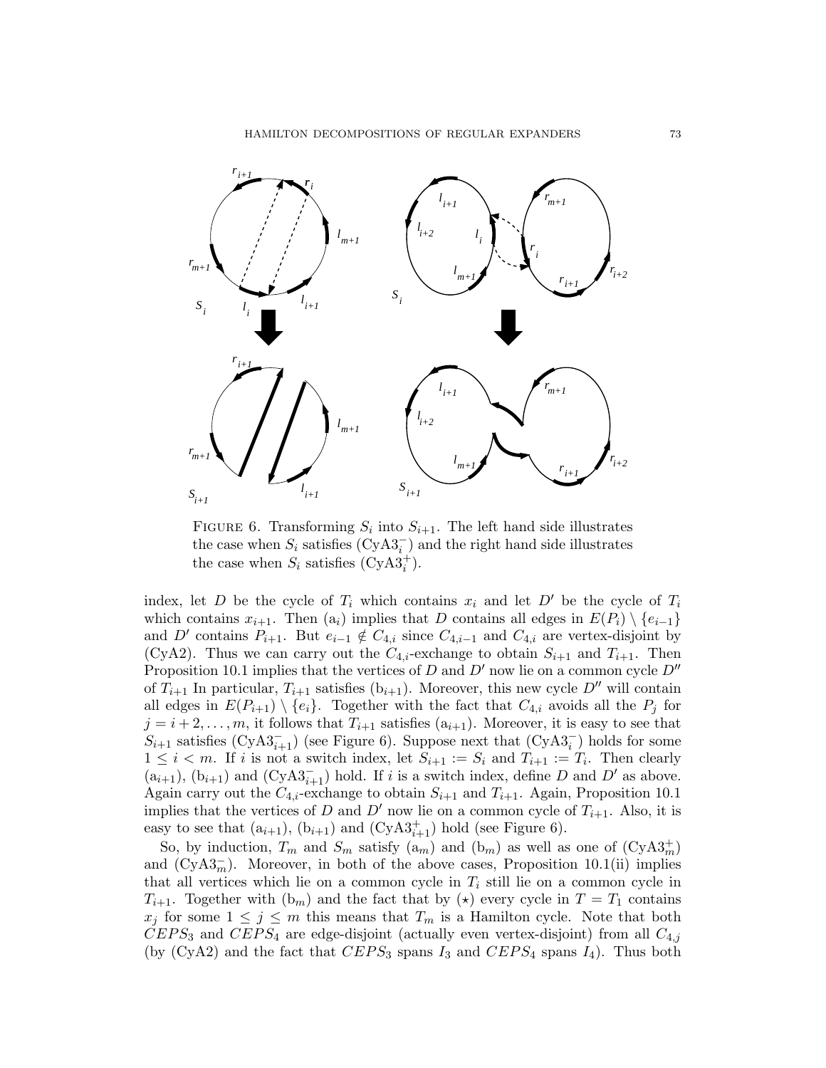FIGURE 6. Transforming $S_i$ into $S_{i+1}$. The left hand side illustrates the case when $S_i$ satisfies (CyA3$_i^-$) and the right hand side illustrates the case when $S_i$ satisfies (CyA3$_i^+$).

index, let $D$ be the cycle of $T_i$ which contains $x_i$ and let $D'$ be the cycle of $T_i$ which contains $x_{i+1}$. Then (a$_i$) implies that $D$ contains all edges in $E(P_i) \setminus \{e_{i-1}\}$ and $D'$ contains $P_{i+1}$. But $e_{i-1} \notin C_{4,i}$ since $C_{4,i-1}$ and $C_{4,i}$ are vertex-disjoint by (CyA2). Thus we can carry out the $C_{4,i}$-exchange to obtain $S_{i+1}$ and $T_{i+1}$. Then Proposition 10.1 implies that the vertices of $D$ and $D'$ now lie on a common cycle $D''$ of $T_{i+1}$ In particular, $T_{i+1}$ satisfies (b$_{i+1}$). Moreover, this new cycle $D''$ will contain all edges in $E(P_{i+1}) \setminus \{e_i\}$. Together with the fact that $C_{4,i}$ avoids all the $P_j$ for $j = i+2, \dots, m$, it follows that $T_{i+1}$ satisfies (a$_{i+1}$). Moreover, it is easy to see that $S_{i+1}$ satisfies (CyA3$_{i+1}^-$) (see Figure 6). Suppose next that (CyA3$_i^-$) holds for some $1 \leq i < m$. If $i$ is not a switch index, let $S_{i+1} := S_i$ and $T_{i+1} := T_i$. Then clearly (a$_{i+1}$), (b$_{i+1}$) and (CyA3$_{i+1}^-$) hold. If $i$ is a switch index, define $D$ and $D'$ as above. Again carry out the $C_{4,i}$-exchange to obtain $S_{i+1}$ and $T_{i+1}$. Again, Proposition 10.1 implies that the vertices of $D$ and $D'$ now lie on a common cycle of $T_{i+1}$. Also, it is easy to see that (a$_{i+1}$), (b$_{i+1}$) and (CyA3$_{i+1}^+$) hold (see Figure 6).

So, by induction, $T_m$ and $S_m$ satisfy (a$_m$) and (b$_m$) as well as one of (CyA3$_m^+$) and (CyA3$_m^-$). Moreover, in both of the above cases, Proposition 10.1(ii) implies that all vertices which lie on a common cycle in $T_i$ still lie on a common cycle in $T_{i+1}$. Together with (b$_m$) and the fact that by ($\star$) every cycle in $T = T_1$ contains $x_j$ for some $1 \leq j \leq m$ this means that $T_m$ is a Hamilton cycle. Note that both $CEPS_3$ and $CEPS_4$ are edge-disjoint (actually even vertex-disjoint) from all $C_{4,j}$ (by (CyA2) and the fact that $CEPS_3$ spans $I_3$ and $CEPS_4$ spans $I_4$). Thus both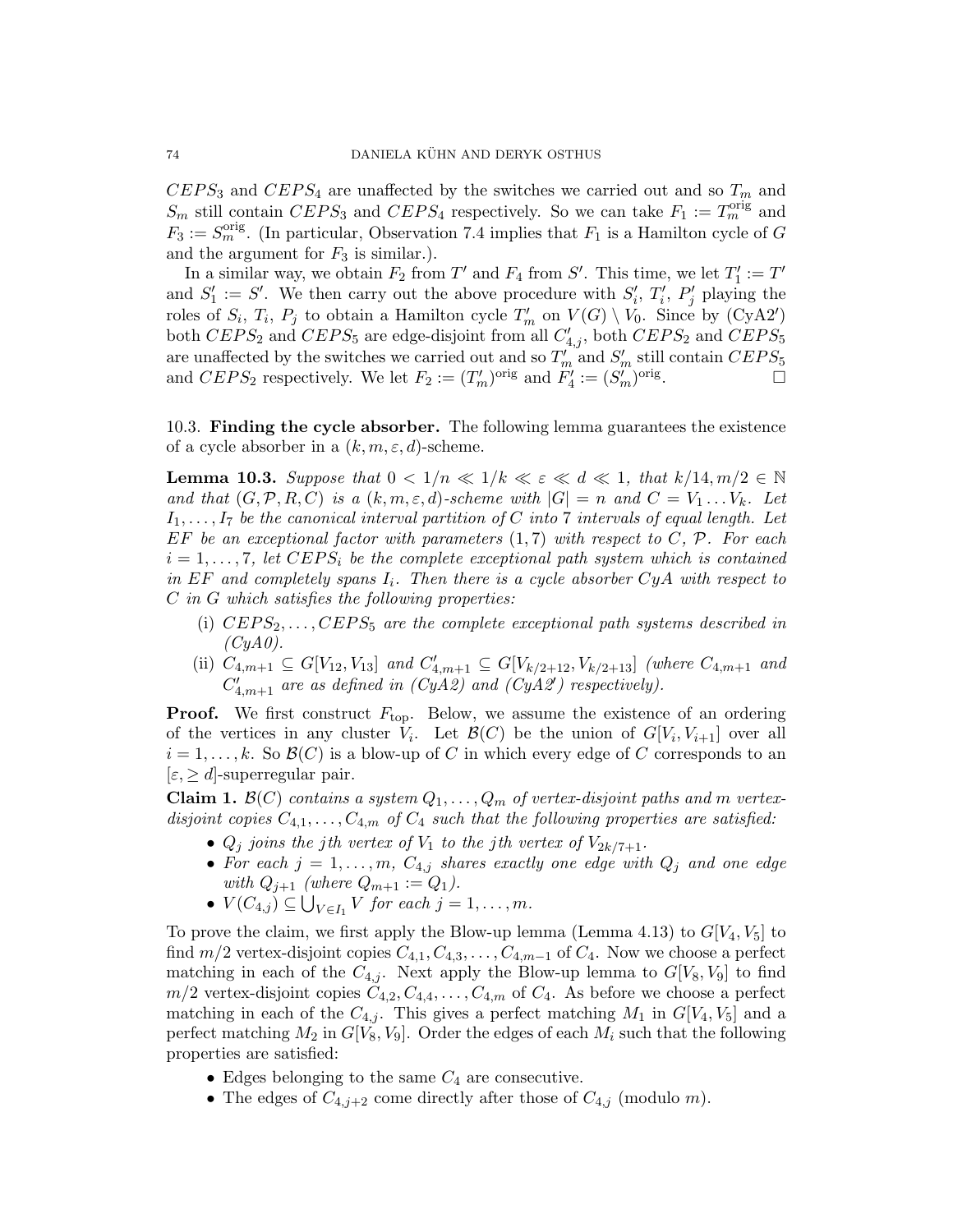$CEPS_3$ and $CEPS_4$ are unaffected by the switches we carried out and so $T_m$ and $S_m$ still contain $CEPS_3$ and $CEPS_4$ respectively. So we can take $F_1 := T_m^{\rm orig}$ and $F_3 := S_m^{\rm orig}$. (In particular, Observation 7.4 implies that $F_1$ is a Hamilton cycle of $G$ and the argument for $F_3$ is similar.).

In a similar way, we obtain $F_2$ from $T'$ and $F_4$ from $S'$. This time, we let $T'_1 := T'$ and $S'_1 := S'$. We then carry out the above procedure with $S'_i$, $T'_i$, $P'_j$ playing the roles of $S_i$, $T_i$, $P_j$ to obtain a Hamilton cycle $T'_m$ on $V(G) \setminus V_0$. Since by (CyA2′) both $CEPS_2$ and $CEPS_5$ are edge-disjoint from all $C'_{4,j}$, both $CEPS_2$ and $CEPS_5$ are unaffected by the switches we carried out and so $T'_m$ and $S'_m$ still contain $CEPS_5$ and $CEPS_2$ respectively. We let $F_2 := (T'_m)^{\rm orig}$ and $F'_4 := (S'_m)^{\rm orig}$. □

### 10.3. Finding the cycle absorber.

The following lemma guarantees the existence of a cycle absorber in a $(k, m, \varepsilon, d)$-scheme.

**Lemma 10.3.** *Suppose that $0 < 1/n \ll 1/k \ll \varepsilon \ll d \ll 1$, that $k/14, m/2 \in \mathbb{N}$ and that $(G, \mathcal{P}, R, C)$ is a $(k, m, \varepsilon, d)$-scheme with $|G| = n$ and $C = V_1 \dots V_k$. Let $I_1, \dots, I_7$ be the canonical interval partition of $C$ into 7 intervals of equal length. Let $EF$ be an exceptional factor with parameters $(1, 7)$ with respect to $C$, $\mathcal{P}$. For each $i = 1, \dots, 7$, let $CEPS_i$ be the complete exceptional path system which is contained in $EF$ and completely spans $I_i$. Then there is a cycle absorber $CyA$ with respect to $C$ in $G$ which satisfies the following properties:*

- (i) *$CEPS_2, \dots, CEPS_5$ are the complete exceptional path systems described in (CyA0).*
- (ii) *$C_{4,m+1} \subseteq G[V_{12}, V_{13}]$ and $C'_{4,m+1} \subseteq G[V_{k/2+12}, V_{k/2+13}]$ (where $C_{4,m+1}$ and $C'_{4,m+1}$ are as defined in (CyA2) and (CyA2′) respectively).*

**Proof.** We first construct $F_{\rm top}$. Below, we assume the existence of an ordering of the vertices in any cluster $V_i$. Let $\mathcal{B}(C)$ be the union of $G[V_i, V_{i+1}]$ over all $i = 1, \dots, k$. So $\mathcal{B}(C)$ is a blow-up of $C$ in which every edge of $C$ corresponds to an $[\varepsilon, \geq d]$-superregular pair.

**Claim 1.** *$\mathcal{B}(C)$ contains a system $Q_1, \dots, Q_m$ of vertex-disjoint paths and $m$ vertex-disjoint copies $C_{4,1}, \dots, C_{4,m}$ of $C_4$ such that the following properties are satisfied:*

- *$Q_j$ joins the $j$th vertex of $V_1$ to the $j$th vertex of $V_{2k/7+1}$.*
- *For each $j = 1, \dots, m$, $C_{4,j}$ shares exactly one edge with $Q_j$ and one edge with $Q_{j+1}$ (where $Q_{m+1} := Q_1$).*
- *$V(C_{4,j}) \subseteq \bigcup_{V \in I_1} V$ for each $j = 1, \dots, m$.*

To prove the claim, we first apply the Blow-up lemma (Lemma 4.13) to $G[V_4, V_5]$ to find $m/2$ vertex-disjoint copies $C_{4,1}, C_{4,3}, \dots, C_{4,m-1}$ of $C_4$. Now we choose a perfect matching in each of the $C_{4,j}$. Next apply the Blow-up lemma to $G[V_8, V_9]$ to find $m/2$ vertex-disjoint copies $C_{4,2}, C_{4,4}, \dots, C_{4,m}$ of $C_4$. As before we choose a perfect matching in each of the $C_{4,j}$. This gives a perfect matching $M_1$ in $G[V_4, V_5]$ and a perfect matching $M_2$ in $G[V_8, V_9]$. Order the edges of each $M_i$ such that the following properties are satisfied:

- Edges belonging to the same $C_4$ are consecutive.
- The edges of $C_{4,j+2}$ come directly after those of $C_{4,j}$ (modulo $m$).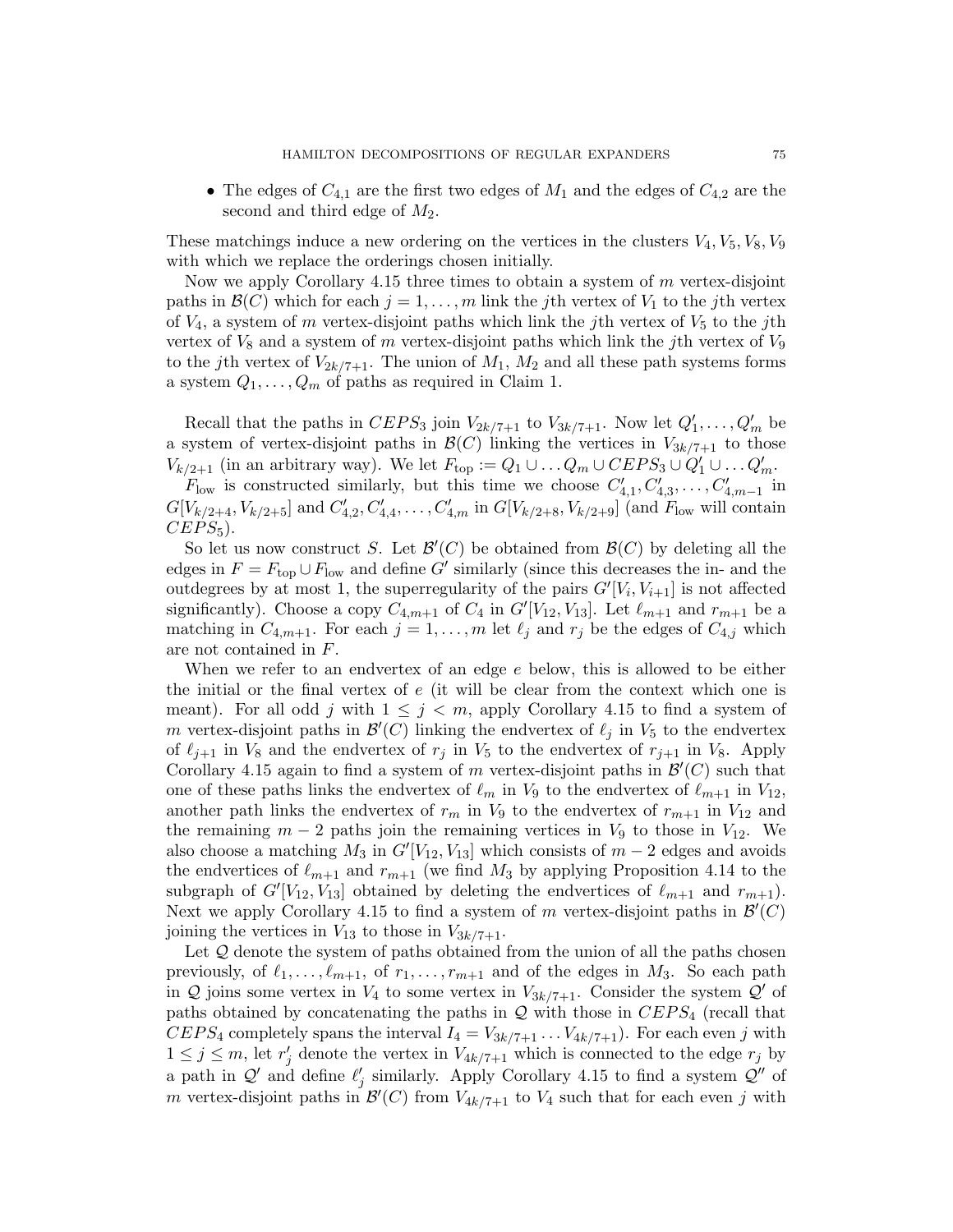- The edges of $C_{4,1}$ are the first two edges of $M_1$ and the edges of $C_{4,2}$ are the second and third edge of $M_2$.

These matchings induce a new ordering on the vertices in the clusters $V_4, V_5, V_8, V_9$ with which we replace the orderings chosen initially.

Now we apply Corollary 4.15 three times to obtain a system of $m$ vertex-disjoint paths in $\mathcal{B}(C)$ which for each $j = 1, \dots, m$ link the $j$th vertex of $V_1$ to the $j$th vertex of $V_4$, a system of $m$ vertex-disjoint paths which link the $j$th vertex of $V_5$ to the $j$th vertex of $V_8$ and a system of $m$ vertex-disjoint paths which link the $j$th vertex of $V_9$ to the $j$th vertex of $V_{2k/7+1}$. The union of $M_1$, $M_2$ and all these path systems forms a system $Q_1, \dots, Q_m$ of paths as required in Claim 1.

Recall that the paths in $CEPS_3$ join $V_{2k/7+1}$ to $V_{3k/7+1}$. Now let $Q'_1, \dots, Q'_m$ be a system of vertex-disjoint paths in $\mathcal{B}(C)$ linking the vertices in $V_{3k/7+1}$ to those $V_{k/2+1}$ (in an arbitrary way). We let $F_{\rm top} := Q_1 \cup \dots Q_m \cup CEPS_3 \cup Q'_1 \cup \dots Q'_m$.

$F_{\rm low}$ is constructed similarly, but this time we choose $C'_{4,1}, C'_{4,3}, \dots, C'_{4,m-1}$ in $G[V_{k/2+4}, V_{k/2+5}]$ and $C'_{4,2}, C'_{4,4}, \dots, C'_{4,m}$ in $G[V_{k/2+8}, V_{k/2+9}]$ (and $F_{\rm low}$ will contain $CEPS_5$).

So let us now construct $S$. Let $\mathcal{B}'(C)$ be obtained from $\mathcal{B}(C)$ by deleting all the edges in $F = F_{\rm top} \cup F_{\rm low}$ and define $G'$ similarly (since this decreases the in- and the outdegrees by at most 1, the superregularity of the pairs $G'[V_i, V_{i+1}]$ is not affected significantly). Choose a copy $C_{4,m+1}$ of $C_4$ in $G'[V_{12}, V_{13}]$. Let $\ell_{m+1}$ and $r_{m+1}$ be a matching in $C_{4,m+1}$. For each $j = 1, \dots, m$ let $\ell_j$ and $r_j$ be the edges of $C_{4,j}$ which are not contained in $F$.

When we refer to an endvertex of an edge $e$ below, this is allowed to be either the initial or the final vertex of $e$ (it will be clear from the context which one is meant). For all odd $j$ with $1 \le j < m$, apply Corollary 4.15 to find a system of $m$ vertex-disjoint paths in $\mathcal{B}'(C)$ linking the endvertex of $\ell_j$ in $V_5$ to the endvertex of $\ell_{j+1}$ in $V_8$ and the endvertex of $r_j$ in $V_5$ to the endvertex of $r_{j+1}$ in $V_8$. Apply Corollary 4.15 again to find a system of $m$ vertex-disjoint paths in $\mathcal{B}'(C)$ such that one of these paths links the endvertex of $\ell_m$ in $V_9$ to the endvertex of $\ell_{m+1}$ in $V_{12}$, another path links the endvertex of $r_m$ in $V_9$ to the endvertex of $r_{m+1}$ in $V_{12}$ and the remaining $m-2$ paths join the remaining vertices in $V_9$ to those in $V_{12}$. We also choose a matching $M_3$ in $G'[V_{12}, V_{13}]$ which consists of $m-2$ edges and avoids the endvertices of $\ell_{m+1}$ and $r_{m+1}$ (we find $M_3$ by applying Proposition 4.14 to the subgraph of $G'[V_{12}, V_{13}]$ obtained by deleting the endvertices of $\ell_{m+1}$ and $r_{m+1}$). Next we apply Corollary 4.15 to find a system of $m$ vertex-disjoint paths in $\mathcal{B}'(C)$ joining the vertices in $V_{13}$ to those in $V_{3k/7+1}$.

Let $\mathcal{Q}$ denote the system of paths obtained from the union of all the paths chosen previously, of $\ell_1, \dots, \ell_{m+1}$, of $r_1, \dots, r_{m+1}$ and of the edges in $M_3$. So each path in $\mathcal{Q}$ joins some vertex in $V_4$ to some vertex in $V_{3k/7+1}$. Consider the system $\mathcal{Q}'$ of paths obtained by concatenating the paths in $\mathcal{Q}$ with those in $CEPS_4$ (recall that $CEPS_4$ completely spans the interval $I_4 = V_{3k/7+1} \dots V_{4k/7+1}$). For each even $j$ with $1 \le j \le m$, let $r'_j$ denote the vertex in $V_{4k/7+1}$ which is connected to the edge $r_j$ by a path in $\mathcal{Q}'$ and define $\ell'_j$ similarly. Apply Corollary 4.15 to find a system $\mathcal{Q}''$ of $m$ vertex-disjoint paths in $\mathcal{B}'(C)$ from $V_{4k/7+1}$ to $V_4$ such that for each even $j$ with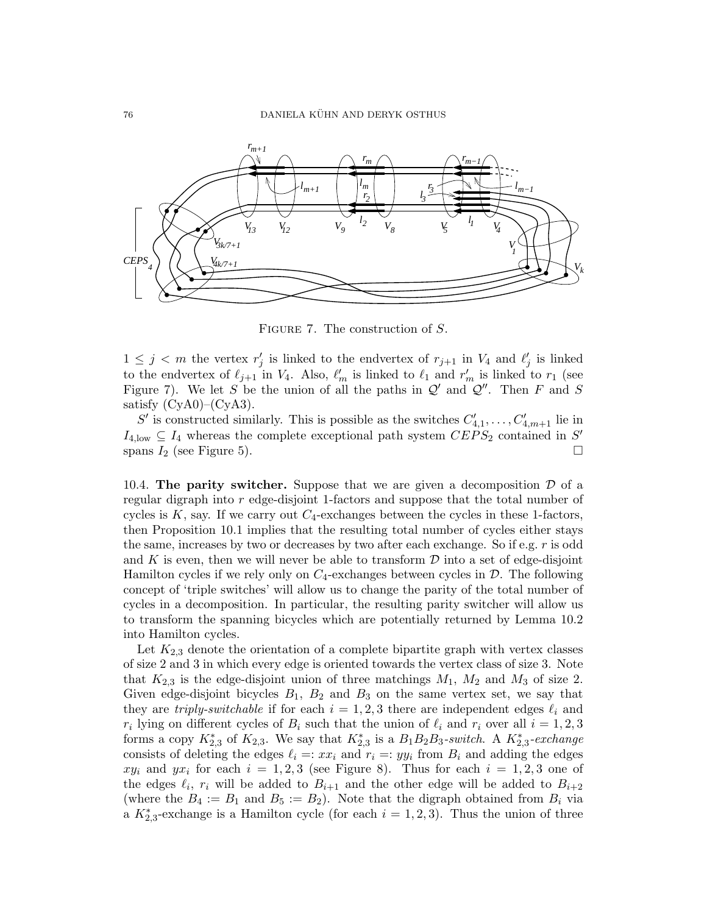FIGURE 7. The construction of $S$.

$1 \leq j < m$ the vertex $r'_j$ is linked to the endvertex of $r_{j+1}$ in $V_4$ and $\ell'_j$ is linked to the endvertex of $\ell_{j+1}$ in $V_4$. Also, $\ell'_m$ is linked to $\ell_1$ and $r'_m$ is linked to $r_1$ (see Figure 7). We let $S$ be the union of all the paths in $\mathcal{Q}'$ and $\mathcal{Q}''$. Then $F$ and $S$ satisfy (CyA0)–(CyA3).

$S'$ is constructed similarly. This is possible as the switches $C'_{4,1}, \dots, C'_{4,m+1}$ lie in $I_{4,\mathrm{low}} \subseteq I_4$ whereas the complete exceptional path system $CEPS_2$ contained in $S'$ spans $I_2$ (see Figure 5). $\square$

**10.4. The parity switcher.** Suppose that we are given a decomposition $\mathcal{D}$ of a regular digraph into $r$ edge-disjoint 1-factors and suppose that the total number of cycles is $K$, say. If we carry out $C_4$-exchanges between the cycles in these 1-factors, then Proposition 10.1 implies that the resulting total number of cycles either stays the same, increases by two or decreases by two after each exchange. So if e.g. $r$ is odd and $K$ is even, then we will never be able to transform $\mathcal{D}$ into a set of edge-disjoint Hamilton cycles if we rely only on $C_4$-exchanges between cycles in $\mathcal{D}$. The following concept of 'triple switches' will allow us to change the parity of the total number of cycles in a decomposition. In particular, the resulting parity switcher will allow us to transform the spanning bicycles which are potentially returned by Lemma 10.2 into Hamilton cycles.

Let $K_{2,3}$ denote the orientation of a complete bipartite graph with vertex classes of size 2 and 3 in which every edge is oriented towards the vertex class of size 3. Note that $K_{2,3}$ is the edge-disjoint union of three matchings $M_1$, $M_2$ and $M_3$ of size 2. Given edge-disjoint bicycles $B_1$, $B_2$ and $B_3$ on the same vertex set, we say that they are *triply-switchable* if for each $i = 1, 2, 3$ there are independent edges $\ell_i$ and $r_i$ lying on different cycles of $B_i$ such that the union of $\ell_i$ and $r_i$ over all $i = 1, 2, 3$ forms a copy $K^*_{2,3}$ of $K_{2,3}$. We say that $K^*_{2,3}$ is a $B_1B_2B_3$-*switch*. A $K^*_{2,3}$-*exchange* consists of deleting the edges $\ell_i =: xx_i$ and $r_i =: yy_i$ from $B_i$ and adding the edges $xy_i$ and $yx_i$ for each $i = 1, 2, 3$ (see Figure 8). Thus for each $i = 1, 2, 3$ one of the edges $\ell_i$, $r_i$ will be added to $B_{i+1}$ and the other edge will be added to $B_{i+2}$ (where the $B_4 := B_1$ and $B_5 := B_2$). Note that the digraph obtained from $B_i$ via a $K^*_{2,3}$-exchange is a Hamilton cycle (for each $i = 1, 2, 3$). Thus the union of three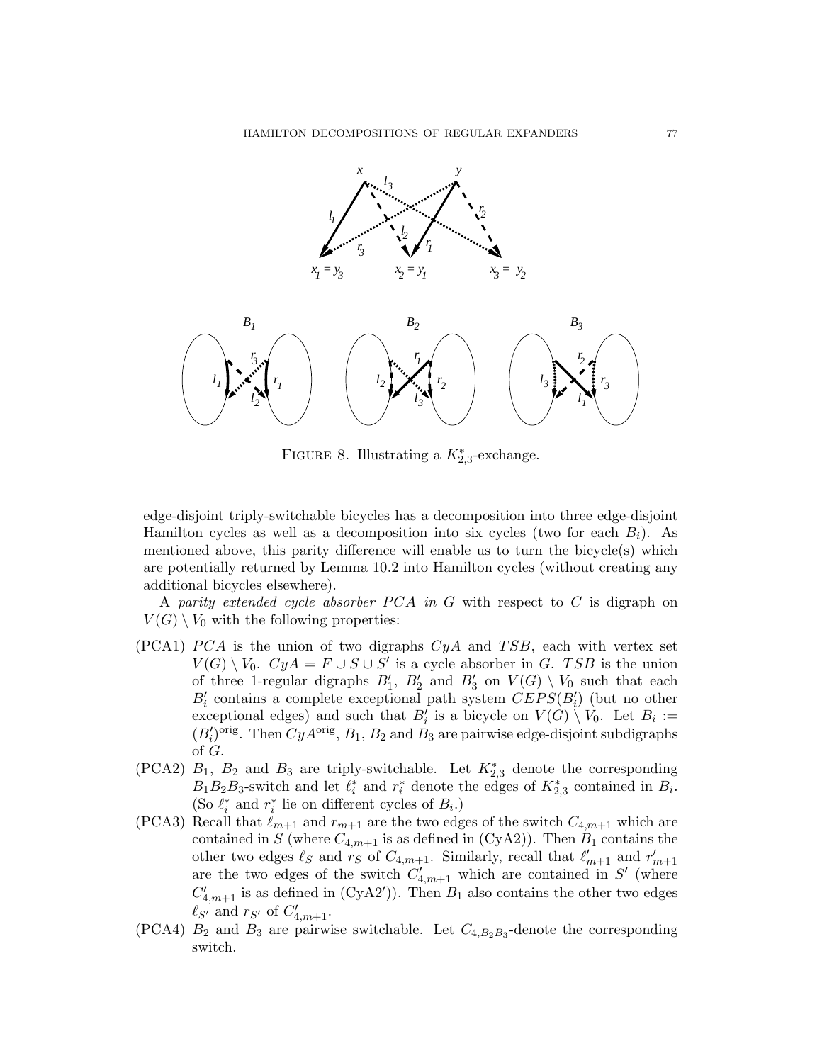FIGURE 8. Illustrating a $K^*_{2,3}$-exchange.

edge-disjoint triply-switchable bicycles has a decomposition into three edge-disjoint Hamilton cycles as well as a decomposition into six cycles (two for each $B_i$). As mentioned above, this parity difference will enable us to turn the bicycle(s) which are potentially returned by Lemma 10.2 into Hamilton cycles (without creating any additional bicycles elsewhere).

A *parity extended cycle absorber PCA in G* with respect to $C$ is digraph on $V(G) \setminus V_0$ with the following properties:

- (PCA1) $PCA$ is the union of two digraphs $CyA$ and $TSB$, each with vertex set $V(G) \setminus V_0$. $CyA = F \cup S \cup S'$ is a cycle absorber in $G$. $TSB$ is the union of three 1-regular digraphs $B'_1$, $B'_2$ and $B'_3$ on $V(G) \setminus V_0$ such that each $B'_i$ contains a complete exceptional path system $CEPS(B'_i)$ (but no other exceptional edges) and such that $B'_i$ is a bicycle on $V(G) \setminus V_0$. Let $B_i := (B'_i)^{\rm orig}$. Then $CyA^{\rm orig}$, $B_1$, $B_2$ and $B_3$ are pairwise edge-disjoint subdigraphs of $G$.
- (PCA2) $B_1$, $B_2$ and $B_3$ are triply-switchable. Let $K^*_{2,3}$ denote the corresponding $B_1B_2B_3$-switch and let $\ell^*_i$ and $r^*_i$ denote the edges of $K^*_{2,3}$ contained in $B_i$. (So $\ell^*_i$ and $r^*_i$ lie on different cycles of $B_i$.)
- (PCA3) Recall that $\ell_{m+1}$ and $r_{m+1}$ are the two edges of the switch $C_{4,m+1}$ which are contained in $S$ (where $C_{4,m+1}$ is as defined in (CyA2)). Then $B_1$ contains the other two edges $\ell_S$ and $r_S$ of $C_{4,m+1}$. Similarly, recall that $\ell'_{m+1}$ and $r'_{m+1}$ are the two edges of the switch $C'_{4,m+1}$ which are contained in $S'$ (where $C'_{4,m+1}$ is as defined in (CyA2$'$)). Then $B_1$ also contains the other two edges $\ell_{S'}$ and $r_{S'}$ of $C'_{4,m+1}$.
- (PCA4) $B_2$ and $B_3$ are pairwise switchable. Let $C_{4,B_2B_3}$-denote the corresponding switch.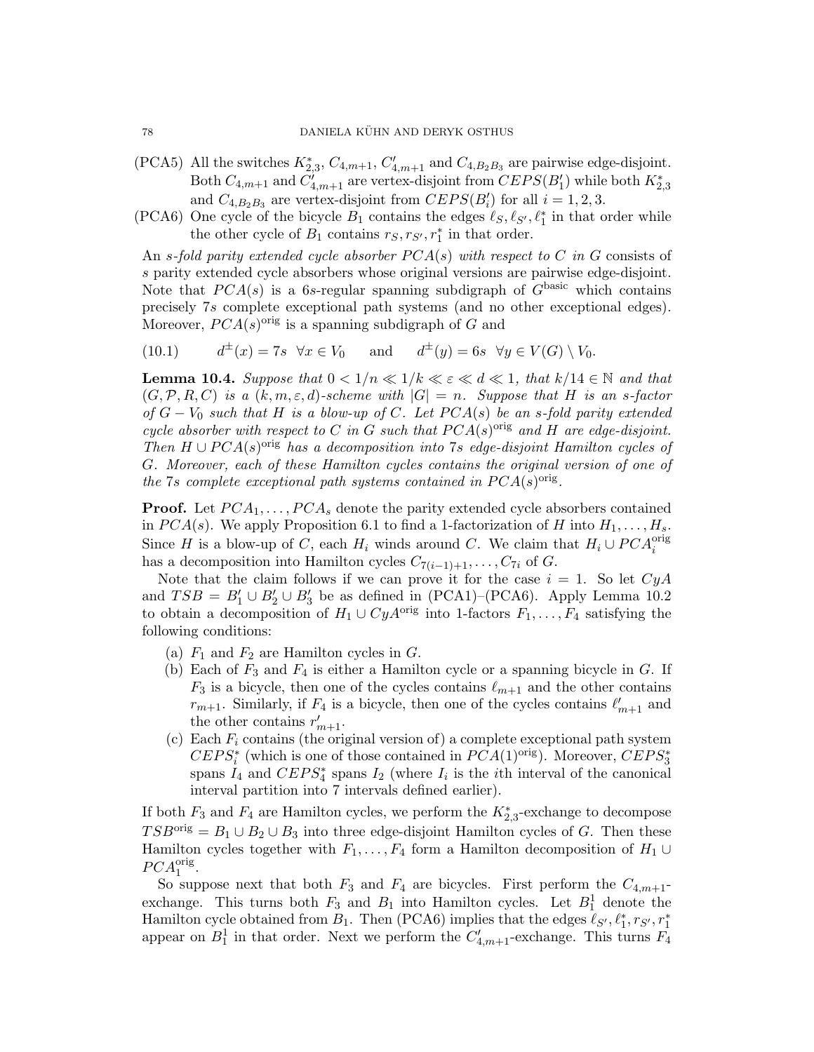(PCA5) All the switches $K_{2,3}^*$, $C_{4,m+1}$, $C'_{4,m+1}$ and $C_{4,B_2B_3}$ are pairwise edge-disjoint. Both $C_{4,m+1}$ and $C'_{4,m+1}$ are vertex-disjoint from $CEPS(B'_1)$ while both $K_{2,3}^*$ and $C_{4,B_2B_3}$ are vertex-disjoint from $CEPS(B'_i)$ for all $i = 1, 2, 3$.

(PCA6) One cycle of the bicycle $B_1$ contains the edges $\ell_S, \ell_{S'}, \ell_1^*$ in that order while the other cycle of $B_1$ contains $r_S, r_{S'}, r_1^*$ in that order.

An *s-fold parity extended cycle absorber* $PCA(s)$ *with respect to* $C$ *in* $G$ consists of $s$ parity extended cycle absorbers whose original versions are pairwise edge-disjoint. Note that $PCA(s)$ is a $6s$-regular spanning subdigraph of $G^{\rm basic}$ which contains precisely $7s$ complete exceptional path systems (and no other exceptional edges). Moreover, $PCA(s)^{\rm orig}$ is a spanning subdigraph of $G$ and

$$d^{\pm}(x) = 7s \;\; \forall x \in V_0 \qquad \text{and} \qquad d^{\pm}(y) = 6s \;\; \forall y \in V(G) \setminus V_0. \tag{10.1}$$

**Lemma 10.4.** *Suppose that $0 < 1/n \ll 1/k \ll \varepsilon \ll d \ll 1$, that $k/14 \in \mathbb{N}$ and that $(G, \mathcal{P}, R, C)$ is a $(k, m, \varepsilon, d)$-scheme with $|G| = n$. Suppose that $H$ is an $s$-factor of $G - V_0$ such that $H$ is a blow-up of $C$. Let $PCA(s)$ be an $s$-fold parity extended cycle absorber with respect to $C$ in $G$ such that $PCA(s)^{\rm orig}$ and $H$ are edge-disjoint. Then $H \cup PCA(s)^{\rm orig}$ has a decomposition into $7s$ edge-disjoint Hamilton cycles of $G$. Moreover, each of these Hamilton cycles contains the original version of one of the $7s$ complete exceptional path systems contained in $PCA(s)^{\rm orig}$.*

**Proof.** Let $PCA_1, \dots, PCA_s$ denote the parity extended cycle absorbers contained in $PCA(s)$. We apply Proposition 6.1 to find a 1-factorization of $H$ into $H_1, \dots, H_s$. Since $H$ is a blow-up of $C$, each $H_i$ winds around $C$. We claim that $H_i \cup PCA_i^{\rm orig}$ has a decomposition into Hamilton cycles $C_{7(i-1)+1}, \dots, C_{7i}$ of $G$.

Note that the claim follows if we can prove it for the case $i = 1$. So let $CyA$ and $TSB = B'_1 \cup B'_2 \cup B'_3$ be as defined in (PCA1)–(PCA6). Apply Lemma 10.2 to obtain a decomposition of $H_1 \cup CyA^{\rm orig}$ into 1-factors $F_1, \dots, F_4$ satisfying the following conditions:

(a) $F_1$ and $F_2$ are Hamilton cycles in $G$.

(b) Each of $F_3$ and $F_4$ is either a Hamilton cycle or a spanning bicycle in $G$. If $F_3$ is a bicycle, then one of the cycles contains $\ell_{m+1}$ and the other contains $r_{m+1}$. Similarly, if $F_4$ is a bicycle, then one of the cycles contains $\ell'_{m+1}$ and the other contains $r'_{m+1}$.

(c) Each $F_i$ contains (the original version of) a complete exceptional path system $CEPS_i^*$ (which is one of those contained in $PCA(1)^{\rm orig}$). Moreover, $CEPS_3^*$ spans $I_4$ and $CEPS_4^*$ spans $I_2$ (where $I_i$ is the $i$th interval of the canonical interval partition into 7 intervals defined earlier).

If both $F_3$ and $F_4$ are Hamilton cycles, we perform the $K_{2,3}^*$-exchange to decompose $TSB^{\rm orig} = B_1 \cup B_2 \cup B_3$ into three edge-disjoint Hamilton cycles of $G$. Then these Hamilton cycles together with $F_1, \dots, F_4$ form a Hamilton decomposition of $H_1 \cup PCA_1^{\rm orig}$.

So suppose next that both $F_3$ and $F_4$ are bicycles. First perform the $C_{4,m+1}$-exchange. This turns both $F_3$ and $B_1$ into Hamilton cycles. Let $B_1^1$ denote the Hamilton cycle obtained from $B_1$. Then (PCA6) implies that the edges $\ell_{S'}, \ell_1^*, r_{S'}, r_1^*$ appear on $B_1^1$ in that order. Next we perform the $C'_{4,m+1}$-exchange. This turns $F_4$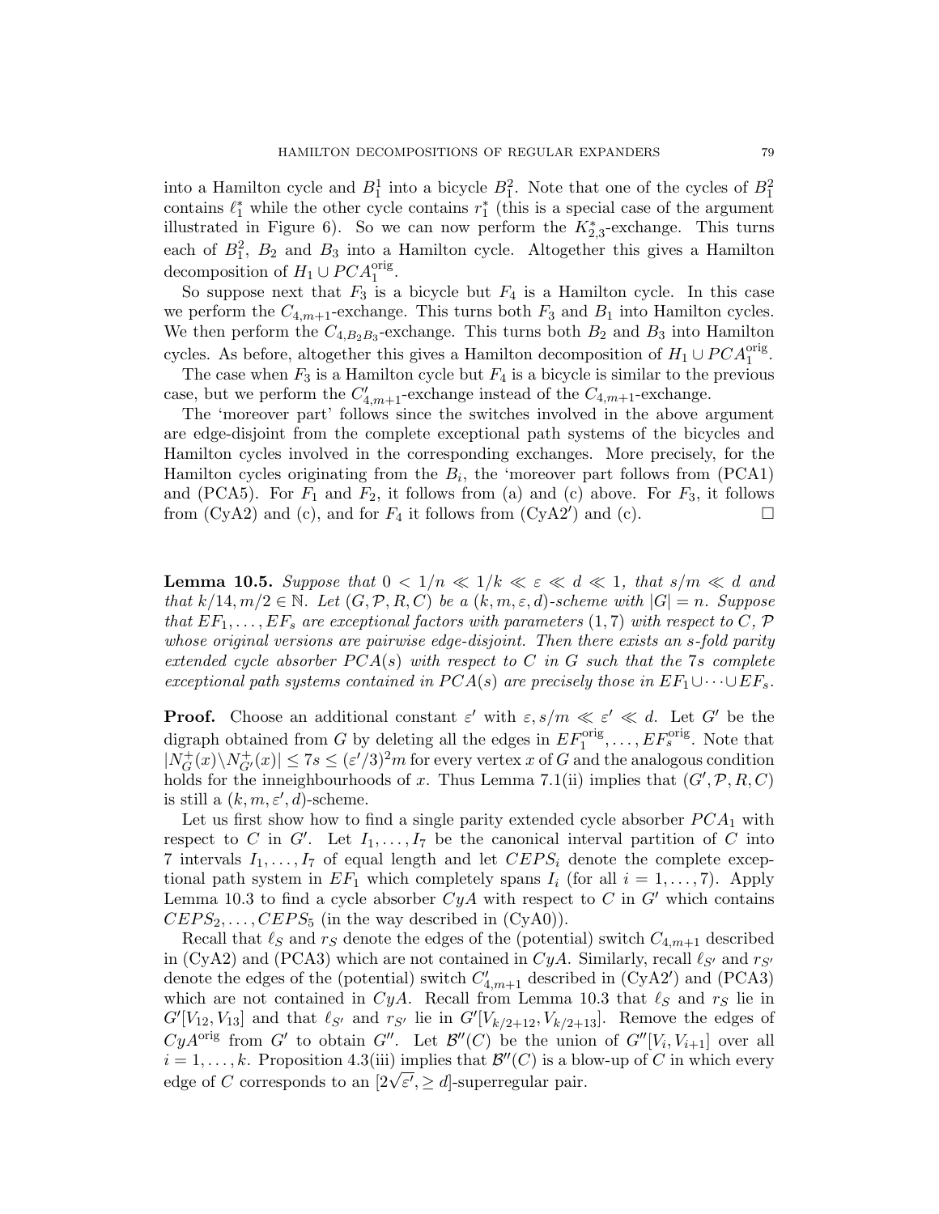into a Hamilton cycle and $B_1^1$ into a bicycle $B_1^2$. Note that one of the cycles of $B_1^2$ contains $\ell_1^*$ while the other cycle contains $r_1^*$ (this is a special case of the argument illustrated in Figure 6). So we can now perform the $K_{2,3}^*$-exchange. This turns each of $B_1^2$, $B_2$ and $B_3$ into a Hamilton cycle. Altogether this gives a Hamilton decomposition of $H_1 \cup PCA_1^{\rm orig}$.

So suppose next that $F_3$ is a bicycle but $F_4$ is a Hamilton cycle. In this case we perform the $C_{4,m+1}$-exchange. This turns both $F_3$ and $B_1$ into Hamilton cycles. We then perform the $C_{4,B_2B_3}$-exchange. This turns both $B_2$ and $B_3$ into Hamilton cycles. As before, altogether this gives a Hamilton decomposition of $H_1 \cup PCA_1^{\rm orig}$.

The case when $F_3$ is a Hamilton cycle but $F_4$ is a bicycle is similar to the previous case, but we perform the $C'_{4,m+1}$-exchange instead of the $C_{4,m+1}$-exchange.

The 'moreover part' follows since the switches involved in the above argument are edge-disjoint from the complete exceptional path systems of the bicycles and Hamilton cycles involved in the corresponding exchanges. More precisely, for the Hamilton cycles originating from the $B_i$, the 'moreover part follows from (PCA1) and (PCA5). For $F_1$ and $F_2$, it follows from (a) and (c) above. For $F_3$, it follows from (CyA2) and (c), and for $F_4$ it follows from (CyA2$'$) and (c). □

**Lemma 10.5.** *Suppose that $0 < 1/n \ll 1/k \ll \varepsilon \ll d \ll 1$, that $s/m \ll d$ and that $k/14, m/2 \in \mathbb{N}$. Let $(G, \mathcal{P}, R, C)$ be a $(k, m, \varepsilon, d)$-scheme with $|G| = n$. Suppose that $EF_1, \dots, EF_s$ are exceptional factors with parameters $(1, 7)$ with respect to $C$, $\mathcal{P}$ whose original versions are pairwise edge-disjoint. Then there exists an $s$-fold parity extended cycle absorber $PCA(s)$ with respect to $C$ in $G$ such that the $7s$ complete exceptional path systems contained in $PCA(s)$ are precisely those in $EF_1 \cup \dots \cup EF_s$.*

**Proof.** Choose an additional constant $\varepsilon'$ with $\varepsilon, s/m \ll \varepsilon' \ll d$. Let $G'$ be the digraph obtained from $G$ by deleting all the edges in $EF_1^{\rm orig}, \dots, EF_s^{\rm orig}$. Note that $|N_G^+(x) \setminus N_{G'}^+(x)| \le 7s \le (\varepsilon'/3)^2 m$ for every vertex $x$ of $G$ and the analogous condition holds for the inneighbourhoods of $x$. Thus Lemma 7.1(ii) implies that $(G', \mathcal{P}, R, C)$ is still a $(k, m, \varepsilon', d)$-scheme.

Let us first show how to find a single parity extended cycle absorber $PCA_1$ with respect to $C$ in $G'$. Let $I_1, \dots, I_7$ be the canonical interval partition of $C$ into 7 intervals $I_1, \dots, I_7$ of equal length and let $CEPS_i$ denote the complete exceptional path system in $EF_1$ which completely spans $I_i$ (for all $i = 1, \dots, 7$). Apply Lemma 10.3 to find a cycle absorber $CyA$ with respect to $C$ in $G'$ which contains $CEPS_2, \dots, CEPS_5$ (in the way described in (CyA0)).

Recall that $\ell_S$ and $r_S$ denote the edges of the (potential) switch $C_{4,m+1}$ described in (CyA2) and (PCA3) which are not contained in $CyA$. Similarly, recall $\ell_{S'}$ and $r_{S'}$ denote the edges of the (potential) switch $C'_{4,m+1}$ described in (CyA2$'$) and (PCA3) which are not contained in $CyA$. Recall from Lemma 10.3 that $\ell_S$ and $r_S$ lie in $G'[V_{12}, V_{13}]$ and that $\ell_{S'}$ and $r_{S'}$ lie in $G'[V_{k/2+12}, V_{k/2+13}]$. Remove the edges of $CyA^{\rm orig}$ from $G'$ to obtain $G''$. Let $\mathcal{B}''(C)$ be the union of $G''[V_i, V_{i+1}]$ over all $i = 1, \dots, k$. Proposition 4.3(iii) implies that $\mathcal{B}''(C)$ is a blow-up of $C$ in which every edge of $C$ corresponds to an $[2\sqrt{\varepsilon'}, \ge d]$-superregular pair.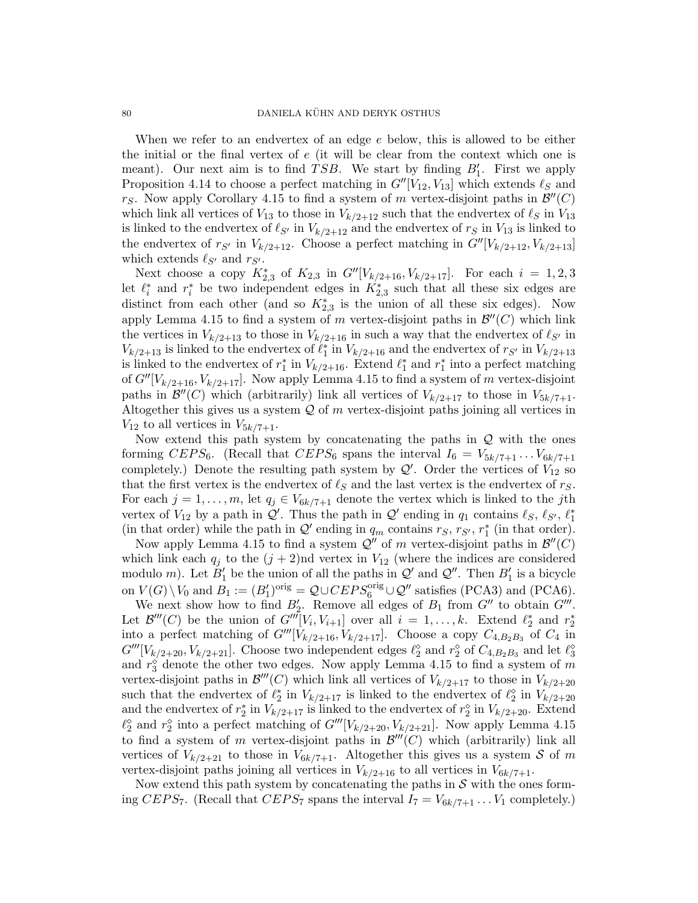When we refer to an endvertex of an edge $e$ below, this is allowed to be either the initial or the final vertex of $e$ (it will be clear from the context which one is meant). Our next aim is to find $TSB$. We start by finding $B'_1$. First we apply Proposition 4.14 to choose a perfect matching in $G''[V_{12}, V_{13}]$ which extends $\ell_S$ and $r_S$. Now apply Corollary 4.15 to find a system of $m$ vertex-disjoint paths in $\mathcal{B}''(C)$ which link all vertices of $V_{13}$ to those in $V_{k/2+12}$ such that the endvertex of $\ell_S$ in $V_{13}$ is linked to the endvertex of $\ell_{S'}$ in $V_{k/2+12}$ and the endvertex of $r_S$ in $V_{13}$ is linked to the endvertex of $r_{S'}$ in $V_{k/2+12}$. Choose a perfect matching in $G''[V_{k/2+12}, V_{k/2+13}]$ which extends $\ell_{S'}$ and $r_{S'}$.

Next choose a copy $K^*_{2,3}$ of $K_{2,3}$ in $G''[V_{k/2+16}, V_{k/2+17}]$. For each $i = 1, 2, 3$ let $\ell^*_i$ and $r^*_i$ be two independent edges in $K^*_{2,3}$ such that all these six edges are distinct from each other (and so $K^*_{2,3}$ is the union of all these six edges). Now apply Lemma 4.15 to find a system of $m$ vertex-disjoint paths in $\mathcal{B}''(C)$ which link the vertices in $V_{k/2+13}$ to those in $V_{k/2+16}$ in such a way that the endvertex of $\ell_{S'}$ in $V_{k/2+13}$ is linked to the endvertex of $\ell^*_1$ in $V_{k/2+16}$ and the endvertex of $r_{S'}$ in $V_{k/2+13}$ is linked to the endvertex of $r^*_1$ in $V_{k/2+16}$. Extend $\ell^*_1$ and $r^*_1$ into a perfect matching of $G''[V_{k/2+16}, V_{k/2+17}]$. Now apply Lemma 4.15 to find a system of $m$ vertex-disjoint paths in $\mathcal{B}''(C)$ which (arbitrarily) link all vertices of $V_{k/2+17}$ to those in $V_{5k/7+1}$. Altogether this gives us a system $\mathcal{Q}$ of $m$ vertex-disjoint paths joining all vertices in $V_{12}$ to all vertices in $V_{5k/7+1}$.

Now extend this path system by concatenating the paths in $\mathcal{Q}$ with the ones forming $CEPS_6$. (Recall that $CEPS_6$ spans the interval $I_6 = V_{5k/7+1} \dots V_{6k/7+1}$ completely.) Denote the resulting path system by $\mathcal{Q}'$. Order the vertices of $V_{12}$ so that the first vertex is the endvertex of $\ell_S$ and the last vertex is the endvertex of $r_S$. For each $j = 1, \dots, m$, let $q_j \in V_{6k/7+1}$ denote the vertex which is linked to the $j$th vertex of $V_{12}$ by a path in $\mathcal{Q}'$. Thus the path in $\mathcal{Q}'$ ending in $q_1$ contains $\ell_S$, $\ell_{S'}$, $\ell^*_1$ (in that order) while the path in $\mathcal{Q}'$ ending in $q_m$ contains $r_S$, $r_{S'}$, $r^*_1$ (in that order).

Now apply Lemma 4.15 to find a system $\mathcal{Q}''$ of $m$ vertex-disjoint paths in $\mathcal{B}''(C)$ which link each $q_j$ to the $(j+2)$nd vertex in $V_{12}$ (where the indices are considered modulo $m$). Let $B'_1$ be the union of all the paths in $\mathcal{Q}'$ and $\mathcal{Q}''$. Then $B'_1$ is a bicycle on $V(G) \setminus V_0$ and $B_1 := (B'_1)^{\rm orig} = \mathcal{Q} \cup CEPS_6^{\rm orig} \cup \mathcal{Q}''$ satisfies (PCA3) and (PCA6).

We next show how to find $B'_2$. Remove all edges of $B_1$ from $G''$ to obtain $G'''$. Let $\mathcal{B}'''(C)$ be the union of $G'''[V_i, V_{i+1}]$ over all $i = 1, \dots, k$. Extend $\ell^*_2$ and $r^*_2$ into a perfect matching of $G'''[V_{k/2+16}, V_{k/2+17}]$. Choose a copy $C_{4,B_2B_3}$ of $C_4$ in $G'''[V_{k/2+20}, V_{k/2+21}]$. Choose two independent edges $\ell^\diamond_2$ and $r^\diamond_2$ of $C_{4,B_2B_3}$ and let $\ell^\diamond_3$ and $r^\diamond_3$ denote the other two edges. Now apply Lemma 4.15 to find a system of $m$ vertex-disjoint paths in $\mathcal{B}'''(C)$ which link all vertices of $V_{k/2+17}$ to those in $V_{k/2+20}$ such that the endvertex of $\ell^*_2$ in $V_{k/2+17}$ is linked to the endvertex of $\ell^\diamond_2$ in $V_{k/2+20}$ and the endvertex of $r^*_2$ in $V_{k/2+17}$ is linked to the endvertex of $r^\diamond_2$ in $V_{k/2+20}$. Extend $\ell^\diamond_2$ and $r^\diamond_2$ into a perfect matching of $G'''[V_{k/2+20}, V_{k/2+21}]$. Now apply Lemma 4.15 to find a system of $m$ vertex-disjoint paths in $\mathcal{B}'''(C)$ which (arbitrarily) link all vertices of $V_{k/2+21}$ to those in $V_{6k/7+1}$. Altogether this gives us a system $\mathcal{S}$ of $m$ vertex-disjoint paths joining all vertices in $V_{k/2+16}$ to all vertices in $V_{6k/7+1}$.

Now extend this path system by concatenating the paths in $\mathcal{S}$ with the ones forming $CEPS_7$. (Recall that $CEPS_7$ spans the interval $I_7 = V_{6k/7+1} \dots V_1$ completely.)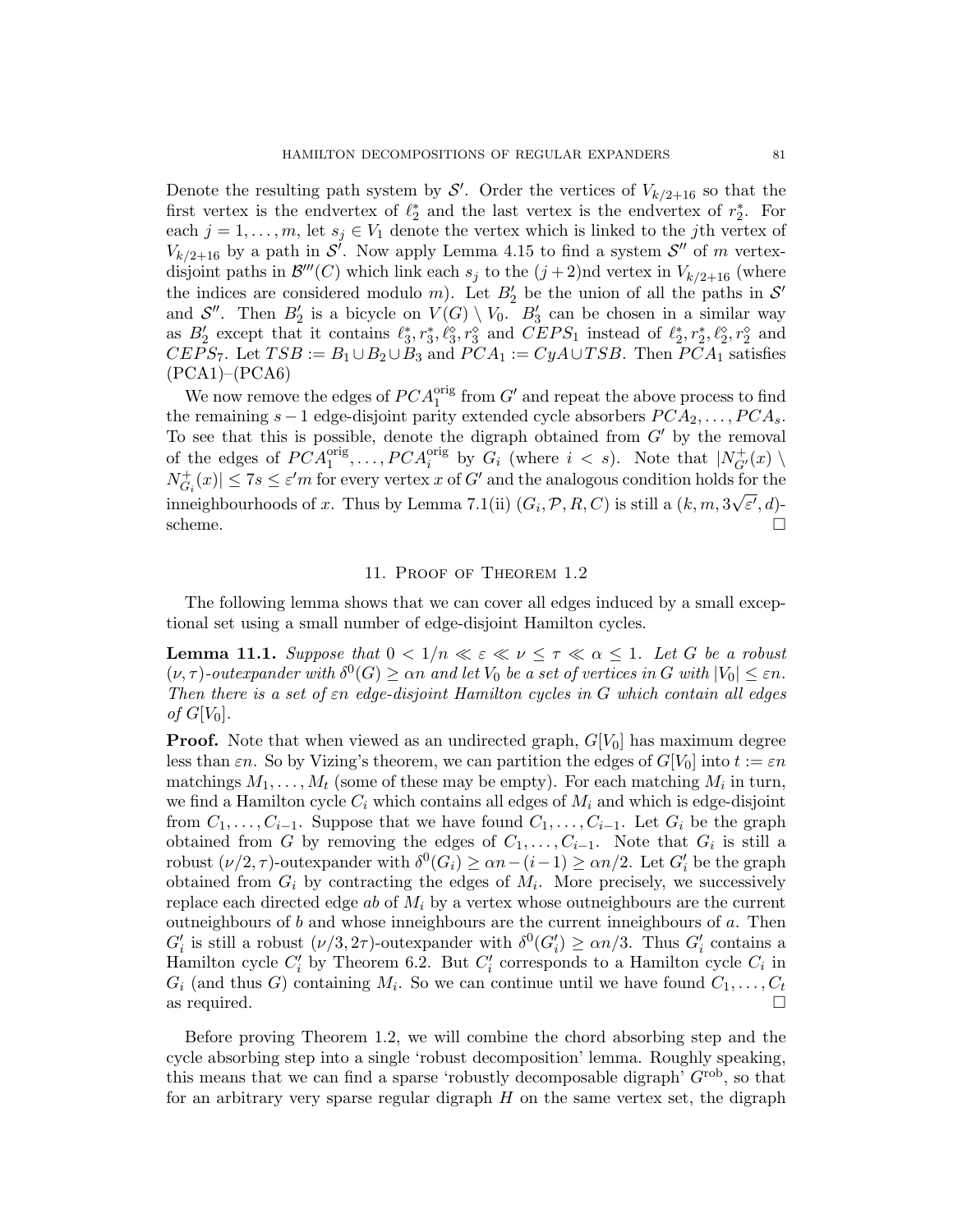Denote the resulting path system by $\mathcal{S}'$. Order the vertices of $V_{k/2+16}$ so that the first vertex is the endvertex of $\ell_2^*$ and the last vertex is the endvertex of $r_2^*$. For each $j = 1, \dots, m$, let $s_j \in V_1$ denote the vertex which is linked to the $j$th vertex of $V_{k/2+16}$ by a path in $\mathcal{S}'$. Now apply Lemma 4.15 to find a system $\mathcal{S}''$ of $m$ vertex-disjoint paths in $\mathcal{B}'''(C)$ which link each $s_j$ to the $(j+2)$nd vertex in $V_{k/2+16}$ (where the indices are considered modulo $m$). Let $B_2'$ be the union of all the paths in $\mathcal{S}'$ and $\mathcal{S}''$. Then $B_2'$ is a bicycle on $V(G) \setminus V_0$. $B_3'$ can be chosen in a similar way as $B_2'$ except that it contains $\ell_3^*, r_3^*, \ell_3^\diamond, r_3^\diamond$ and $CEPS_1$ instead of $\ell_2^*, r_2^*, \ell_2^\diamond, r_2^\diamond$ and $CEPS_7$. Let $TSB := B_1 \cup B_2 \cup B_3$ and $PCA_1 := CyA \cup TSB$. Then $PCA_1$ satisfies (PCA1)–(PCA6)

We now remove the edges of $PCA_1^{\rm orig}$ from $G'$ and repeat the above process to find the remaining $s-1$ edge-disjoint parity extended cycle absorbers $PCA_2, \dots, PCA_s$. To see that this is possible, denote the digraph obtained from $G'$ by the removal of the edges of $PCA_1^{\rm orig}, \dots, PCA_i^{\rm orig}$ by $G_i$ (where $i < s$). Note that $|N^+_{G'}(x) \setminus N^+_{G_i}(x)| \le 7s \le \varepsilon' m$ for every vertex $x$ of $G'$ and the analogous condition holds for the inneighbourhoods of $x$. Thus by Lemma 7.1(ii) $(G_i, \mathcal{P}, R, C)$ is still a $(k, m, 3\sqrt{\varepsilon'}, d)$-scheme. $\square$

## 11. Proof of Theorem 1.2

The following lemma shows that we can cover all edges induced by a small exceptional set using a small number of edge-disjoint Hamilton cycles.

**Lemma 11.1.** *Suppose that $0 < 1/n \ll \varepsilon \ll \nu \le \tau \ll \alpha \le 1$. Let $G$ be a robust $(\nu, \tau)$-outexpander with $\delta^0(G) \ge \alpha n$ and let $V_0$ be a set of vertices in $G$ with $|V_0| \le \varepsilon n$. Then there is a set of $\varepsilon n$ edge-disjoint Hamilton cycles in $G$ which contain all edges of $G[V_0]$.*

**Proof.** Note that when viewed as an undirected graph, $G[V_0]$ has maximum degree less than $\varepsilon n$. So by Vizing's theorem, we can partition the edges of $G[V_0]$ into $t := \varepsilon n$ matchings $M_1, \dots, M_t$ (some of these may be empty). For each matching $M_i$ in turn, we find a Hamilton cycle $C_i$ which contains all edges of $M_i$ and which is edge-disjoint from $C_1, \dots, C_{i-1}$. Suppose that we have found $C_1, \dots, C_{i-1}$. Let $G_i$ be the graph obtained from $G$ by removing the edges of $C_1, \dots, C_{i-1}$. Note that $G_i$ is still a robust $(\nu/2, \tau)$-outexpander with $\delta^0(G_i) \ge \alpha n - (i-1) \ge \alpha n/2$. Let $G_i'$ be the graph obtained from $G_i$ by contracting the edges of $M_i$. More precisely, we successively replace each directed edge $ab$ of $M_i$ by a vertex whose outneighbours are the current outneighbours of $b$ and whose inneighbours are the current inneighbours of $a$. Then $G_i'$ is still a robust $(\nu/3, 2\tau)$-outexpander with $\delta^0(G_i') \ge \alpha n/3$. Thus $G_i'$ contains a Hamilton cycle $C_i'$ by Theorem 6.2. But $C_i'$ corresponds to a Hamilton cycle $C_i$ in $G_i$ (and thus $G$) containing $M_i$. So we can continue until we have found $C_1, \dots, C_t$ as required. $\square$

Before proving Theorem 1.2, we will combine the chord absorbing step and the cycle absorbing step into a single 'robust decomposition' lemma. Roughly speaking, this means that we can find a sparse 'robustly decomposable digraph' $G^{\rm rob}$, so that for an arbitrary very sparse regular digraph $H$ on the same vertex set, the digraph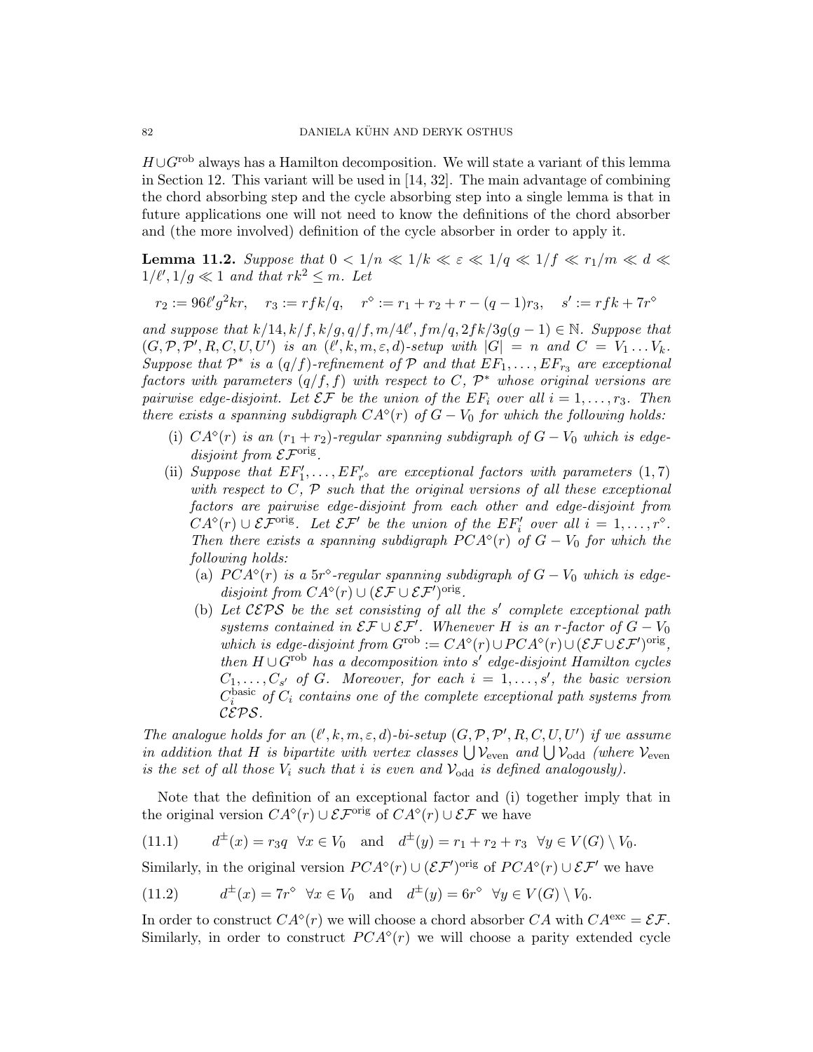$H \cup G^{\rm rob}$ always has a Hamilton decomposition. We will state a variant of this lemma in Section 12. This variant will be used in [14, 32]. The main advantage of combining the chord absorbing step and the cycle absorbing step into a single lemma is that in future applications one will not need to know the definitions of the chord absorber and (the more involved) definition of the cycle absorber in order to apply it.

**Lemma 11.2.** *Suppose that $0 < 1/n \ll 1/k \ll \varepsilon \ll 1/q \ll 1/f \ll r_1/m \ll d \ll 1/\ell', 1/g \ll 1$ and that $rk^2 \le m$. Let*

$$r_2 := 96\ell' g^2 kr, \quad r_3 := rfk/q, \quad r^\diamond := r_1 + r_2 + r - (q-1)r_3, \quad s' := rfk + 7r^\diamond$$

*and suppose that $k/14, k/f, k/g, q/f, m/4\ell', fm/q, 2fk/3g(g-1) \in \mathbb{N}$. Suppose that $(G, \mathcal{P}, \mathcal{P}', R, C, U, U')$ is an $(\ell', k, m, \varepsilon, d)$-setup with $|G| = n$ and $C = V_1 \dots V_k$. Suppose that $\mathcal{P}^*$ is a $(q/f)$-refinement of $\mathcal{P}$ and that $EF_1, \dots, EF_{r_3}$ are exceptional factors with parameters $(q/f, f)$ with respect to $C$, $\mathcal{P}^*$ whose original versions are pairwise edge-disjoint. Let $\mathcal{EF}$ be the union of the $EF_i$ over all $i = 1, \dots, r_3$. Then there exists a spanning subdigraph $CA^\diamond(r)$ of $G - V_0$ for which the following holds:*

- (i) *$CA^\diamond(r)$ is an $(r_1 + r_2)$-regular spanning subdigraph of $G - V_0$ which is edge-disjoint from $\mathcal{EF}^{\rm orig}$.*
- (ii) *Suppose that $EF'_1, \dots, EF'_{r^\diamond}$ are exceptional factors with parameters $(1, 7)$ with respect to $C$, $\mathcal{P}$ such that the original versions of all these exceptional factors are pairwise edge-disjoint from each other and edge-disjoint from $CA^\diamond(r) \cup \mathcal{EF}^{\rm orig}$. Let $\mathcal{EF}'$ be the union of the $EF'_i$ over all $i = 1, \dots, r^\diamond$. Then there exists a spanning subdigraph $PCA^\diamond(r)$ of $G - V_0$ for which the following holds:*
  - (a) *$PCA^\diamond(r)$ is a $5r^\diamond$-regular spanning subdigraph of $G - V_0$ which is edge-disjoint from $CA^\diamond(r) \cup (\mathcal{EF} \cup \mathcal{EF}')^{\rm orig}$.*
  - (b) *Let $\mathcal{CEPS}$ be the set consisting of all the $s'$ complete exceptional path systems contained in $\mathcal{EF} \cup \mathcal{EF}'$. Whenever $H$ is an $r$-factor of $G - V_0$ which is edge-disjoint from $G^{\rm rob} := CA^\diamond(r) \cup PCA^\diamond(r) \cup (\mathcal{EF} \cup \mathcal{EF}')^{\rm orig}$, then $H \cup G^{\rm rob}$ has a decomposition into $s'$ edge-disjoint Hamilton cycles $C_1, \dots, C_{s'}$ of $G$. Moreover, for each $i = 1, \dots, s'$, the basic version $C_i^{\rm basic}$ of $C_i$ contains one of the complete exceptional path systems from $\mathcal{CEPS}$.*

*The analogue holds for an $(\ell', k, m, \varepsilon, d)$-bi-setup $(G, \mathcal{P}, \mathcal{P}', R, C, U, U')$ if we assume in addition that $H$ is bipartite with vertex classes $\bigcup \mathcal{V}_{\rm even}$ and $\bigcup \mathcal{V}_{\rm odd}$ (where $\mathcal{V}_{\rm even}$ is the set of all those $V_i$ such that $i$ is even and $\mathcal{V}_{\rm odd}$ is defined analogously).*

Note that the definition of an exceptional factor and (i) together imply that in the original version $CA^\diamond(r) \cup \mathcal{EF}^{\rm orig}$ of $CA^\diamond(r) \cup \mathcal{EF}$ we have

$$d^\pm(x) = r_3 q \quad \forall x \in V_0 \quad \text{and} \quad d^\pm(y) = r_1 + r_2 + r_3 \quad \forall y \in V(G) \setminus V_0. \tag{11.1}$$

Similarly, in the original version $PCA^\diamond(r) \cup (\mathcal{EF}')^{\rm orig}$ of $PCA^\diamond(r) \cup \mathcal{EF}'$ we have

$$d^\pm(x) = 7r^\diamond \quad \forall x \in V_0 \quad \text{and} \quad d^\pm(y) = 6r^\diamond \quad \forall y \in V(G) \setminus V_0. \tag{11.2}$$

In order to construct $CA^\diamond(r)$ we will choose a chord absorber $CA$ with $CA^{\rm exc} = \mathcal{EF}$. Similarly, in order to construct $PCA^\diamond(r)$ we will choose a parity extended cycle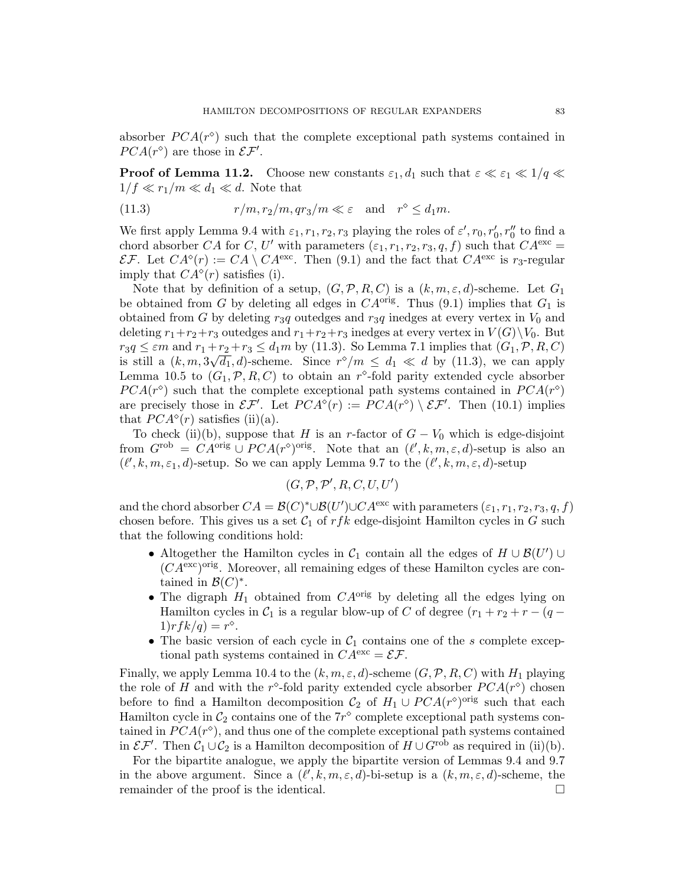absorber $PCA(r^\diamond)$ such that the complete exceptional path systems contained in $PCA(r^\diamond)$ are those in $\mathcal{EF}'$.

**Proof of Lemma 11.2.** Choose new constants $\varepsilon_1, d_1$ such that $\varepsilon \ll \varepsilon_1 \ll 1/q \ll 1/f \ll r_1/m \ll d_1 \ll d$. Note that

$$r/m, r_2/m, qr_3/m \ll \varepsilon \quad \text{and} \quad r^\diamond \leq d_1 m. \tag{11.3}$$

We first apply Lemma 9.4 with $\varepsilon_1, r_1, r_2, r_3$ playing the roles of $\varepsilon', r_0, r_0', r_0''$ to find a chord absorber $CA$ for $C$, $U'$ with parameters $(\varepsilon_1, r_1, r_2, r_3, q, f)$ such that $CA^{\rm exc} = \mathcal{EF}$. Let $CA^\diamond(r) := CA \setminus CA^{\rm exc}$. Then (9.1) and the fact that $CA^{\rm exc}$ is $r_3$-regular imply that $CA^\diamond(r)$ satisfies (i).

Note that by definition of a setup, $(G, \mathcal{P}, R, C)$ is a $(k, m, \varepsilon, d)$-scheme. Let $G_1$ be obtained from $G$ by deleting all edges in $CA^{\rm orig}$. Thus (9.1) implies that $G_1$ is obtained from $G$ by deleting $r_3 q$ outedges and $r_3 q$ inedges at every vertex in $V_0$ and deleting $r_1 + r_2 + r_3$ outedges and $r_1 + r_2 + r_3$ inedges at every vertex in $V(G) \setminus V_0$. But $r_3 q \leq \varepsilon m$ and $r_1 + r_2 + r_3 \leq d_1 m$ by (11.3). So Lemma 7.1 implies that $(G_1, \mathcal{P}, R, C)$ is still a $(k, m, 3\sqrt{d_1}, d)$-scheme. Since $r^\diamond/m \leq d_1 \ll d$ by (11.3), we can apply Lemma 10.5 to $(G_1, \mathcal{P}, R, C)$ to obtain an $r^\diamond$-fold parity extended cycle absorber $PCA(r^\diamond)$ such that the complete exceptional path systems contained in $PCA(r^\diamond)$ are precisely those in $\mathcal{EF}'$. Let $PCA^\diamond(r) := PCA(r^\diamond) \setminus \mathcal{EF}'$. Then (10.1) implies that $PCA^\diamond(r)$ satisfies (ii)(a).

To check (ii)(b), suppose that $H$ is an $r$-factor of $G - V_0$ which is edge-disjoint from $G^{\rm rob} = CA^{\rm orig} \cup PCA(r^\diamond)^{\rm orig}$. Note that an $(\ell', k, m, \varepsilon, d)$-setup is also an $(\ell', k, m, \varepsilon_1, d)$-setup. So we can apply Lemma 9.7 to the $(\ell', k, m, \varepsilon, d)$-setup

$$(G, \mathcal{P}, \mathcal{P}', R, C, U, U')$$

and the chord absorber $CA = \mathcal{B}(C)^* \cup \mathcal{B}(U') \cup CA^{\rm exc}$ with parameters $(\varepsilon_1, r_1, r_2, r_3, q, f)$ chosen before. This gives us a set $\mathcal{C}_1$ of $rfk$ edge-disjoint Hamilton cycles in $G$ such that the following conditions hold:

- Altogether the Hamilton cycles in $\mathcal{C}_1$ contain all the edges of $H \cup \mathcal{B}(U') \cup (CA^{\rm exc})^{\rm orig}$. Moreover, all remaining edges of these Hamilton cycles are contained in $\mathcal{B}(C)^*$.
- The digraph $H_1$ obtained from $CA^{\rm orig}$ by deleting all the edges lying on Hamilton cycles in $\mathcal{C}_1$ is a regular blow-up of $C$ of degree $(r_1 + r_2 + r - (q-1)rfk/q) = r^\diamond$.
- The basic version of each cycle in $\mathcal{C}_1$ contains one of the $s$ complete exceptional path systems contained in $CA^{\rm exc} = \mathcal{EF}$.

Finally, we apply Lemma 10.4 to the $(k, m, \varepsilon, d)$-scheme $(G, \mathcal{P}, R, C)$ with $H_1$ playing the role of $H$ and with the $r^\diamond$-fold parity extended cycle absorber $PCA(r^\diamond)$ chosen before to find a Hamilton decomposition $\mathcal{C}_2$ of $H_1 \cup PCA(r^\diamond)^{\rm orig}$ such that each Hamilton cycle in $\mathcal{C}_2$ contains one of the $7r^\diamond$ complete exceptional path systems contained in $PCA(r^\diamond)$, and thus one of the complete exceptional path systems contained in $\mathcal{EF}'$. Then $\mathcal{C}_1 \cup \mathcal{C}_2$ is a Hamilton decomposition of $H \cup G^{\rm rob}$ as required in (ii)(b).

For the bipartite analogue, we apply the bipartite version of Lemmas 9.4 and 9.7 in the above argument. Since a $(\ell', k, m, \varepsilon, d)$-bi-setup is a $(k, m, \varepsilon, d)$-scheme, the remainder of the proof is the identical. $\square$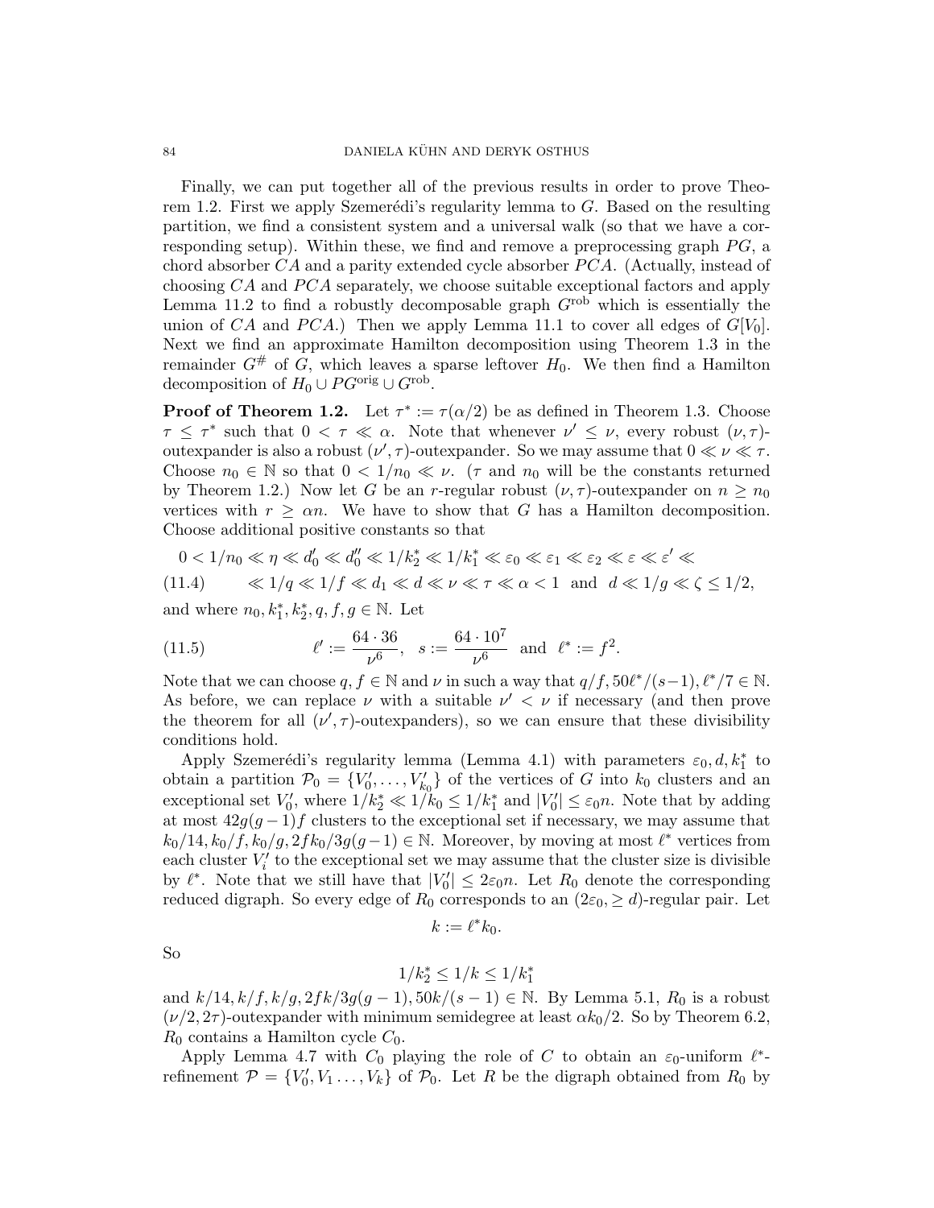Finally, we can put together all of the previous results in order to prove Theorem 1.2. First we apply Szemerédi's regularity lemma to $G$. Based on the resulting partition, we find a consistent system and a universal walk (so that we have a corresponding setup). Within these, we find and remove a preprocessing graph $PG$, a chord absorber $CA$ and a parity extended cycle absorber $PCA$. (Actually, instead of choosing $CA$ and $PCA$ separately, we choose suitable exceptional factors and apply Lemma 11.2 to find a robustly decomposable graph $G^{\rm rob}$ which is essentially the union of $CA$ and $PCA$.) Then we apply Lemma 11.1 to cover all edges of $G[V_0]$. Next we find an approximate Hamilton decomposition using Theorem 1.3 in the remainder $G^{\#}$ of $G$, which leaves a sparse leftover $H_0$. We then find a Hamilton decomposition of $H_0 \cup PG^{\rm orig} \cup G^{\rm rob}$.

**Proof of Theorem 1.2.** Let $\tau^* := \tau(\alpha/2)$ be as defined in Theorem 1.3. Choose $\tau \leq \tau^*$ such that $0 < \tau \ll \alpha$. Note that whenever $\nu' \leq \nu$, every robust $(\nu, \tau)$-outexpander is also a robust $(\nu', \tau)$-outexpander. So we may assume that $0 \ll \nu \ll \tau$. Choose $n_0 \in \mathbb{N}$ so that $0 < 1/n_0 \ll \nu$. ($\tau$ and $n_0$ will be the constants returned by Theorem 1.2.) Now let $G$ be an $r$-regular robust $(\nu, \tau)$-outexpander on $n \geq n_0$ vertices with $r \geq \alpha n$. We have to show that $G$ has a Hamilton decomposition. Choose additional positive constants so that

$$
\begin{aligned}
&0 < 1/n_0 \ll \eta \ll d_0' \ll d_0'' \ll 1/k_2^* \ll 1/k_1^* \ll \varepsilon_0 \ll \varepsilon_1 \ll \varepsilon_2 \ll \varepsilon \ll \varepsilon' \ll \\
&\ll 1/q \ll 1/f \ll d_1 \ll d \ll \nu \ll \tau \ll \alpha < 1 \quad \text{and} \quad d \ll 1/g \ll \zeta \leq 1/2, \qquad (11.4)
\end{aligned}
$$

and where $n_0, k_1^*, k_2^*, q, f, g \in \mathbb{N}$. Let

$$
\ell' := \frac{64 \cdot 36}{\nu^6}, \quad s := \frac{64 \cdot 10^7}{\nu^6} \quad \text{and} \quad \ell^* := f^2. \qquad (11.5)
$$

Note that we can choose $q, f \in \mathbb{N}$ and $\nu$ in such a way that $q/f, 50\ell^*/(s-1), \ell^*/7 \in \mathbb{N}$. As before, we can replace $\nu$ with a suitable $\nu' < \nu$ if necessary (and then prove the theorem for all $(\nu', \tau)$-outexpanders), so we can ensure that these divisibility conditions hold.

Apply Szemerédi's regularity lemma (Lemma 4.1) with parameters $\varepsilon_0, d, k_1^*$ to obtain a partition $\mathcal{P}_0 = \{V_0', \dots, V_{k_0}'\}$ of the vertices of $G$ into $k_0$ clusters and an exceptional set $V_0'$, where $1/k_2^* \ll 1/k_0 \leq 1/k_1^*$ and $|V_0'| \leq \varepsilon_0 n$. Note that by adding at most $42g(g-1)f$ clusters to the exceptional set if necessary, we may assume that $k_0/14, k_0/f, k_0/g, 2fk_0/3g(g-1) \in \mathbb{N}$. Moreover, by moving at most $\ell^*$ vertices from each cluster $V_i'$ to the exceptional set we may assume that the cluster size is divisible by $\ell^*$. Note that we still have that $|V_0'| \leq 2\varepsilon_0 n$. Let $R_0$ denote the corresponding reduced digraph. So every edge of $R_0$ corresponds to an $(2\varepsilon_0, \geq d)$-regular pair. Let

$$
k := \ell^* k_0.
$$

So

$$
1/k_2^* \leq 1/k \leq 1/k_1^*
$$

and $k/14, k/f, k/g, 2fk/3g(g-1), 50k/(s-1) \in \mathbb{N}$. By Lemma 5.1, $R_0$ is a robust $(\nu/2, 2\tau)$-outexpander with minimum semidegree at least $\alpha k_0/2$. So by Theorem 6.2, $R_0$ contains a Hamilton cycle $C_0$.

Apply Lemma 4.7 with $C_0$ playing the role of $C$ to obtain an $\varepsilon_0$-uniform $\ell^*$-refinement $\mathcal{P} = \{V_0', V_1 \dots, V_k\}$ of $\mathcal{P}_0$. Let $R$ be the digraph obtained from $R_0$ by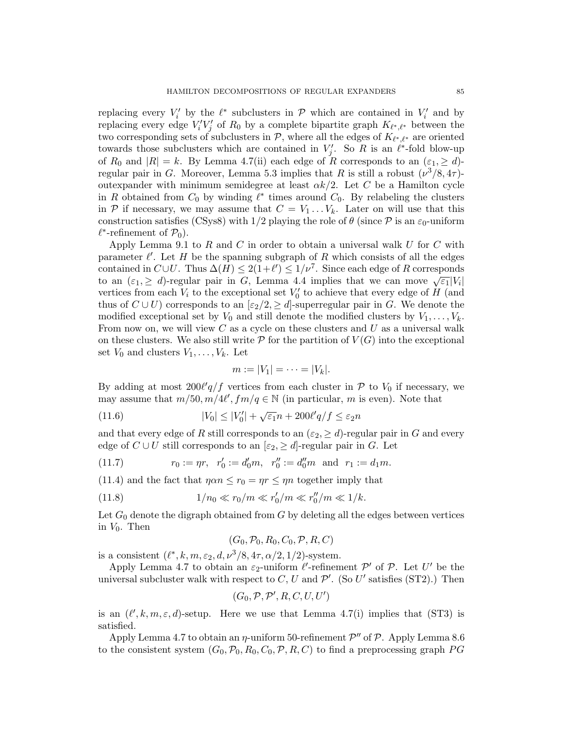replacing every $V_i'$ by the $\ell^*$ subclusters in $\mathcal{P}$ which are contained in $V_i'$ and by replacing every edge $V_i'V_j'$ of $R_0$ by a complete bipartite graph $K_{\ell^*,\ell^*}$ between the two corresponding sets of subclusters in $\mathcal{P}$, where all the edges of $K_{\ell^*,\ell^*}$ are oriented towards those subclusters which are contained in $V_j'$. So $R$ is an $\ell^*$-fold blow-up of $R_0$ and $|R| = k$. By Lemma 4.7(ii) each edge of $R$ corresponds to an $(\varepsilon_1, \geq d)$-regular pair in $G$. Moreover, Lemma 5.3 implies that $R$ is still a robust $(\nu^3/8, 4\tau)$-outexpander with minimum semidegree at least $\alpha k/2$. Let $C$ be a Hamilton cycle in $R$ obtained from $C_0$ by winding $\ell^*$ times around $C_0$. By relabeling the clusters in $\mathcal{P}$ if necessary, we may assume that $C = V_1 \dots V_k$. Later on will use that this construction satisfies (CSys8) with $1/2$ playing the role of $\theta$ (since $\mathcal{P}$ is an $\varepsilon_0$-uniform $\ell^*$-refinement of $\mathcal{P}_0$).

Apply Lemma 9.1 to $R$ and $C$ in order to obtain a universal walk $U$ for $C$ with parameter $\ell'$. Let $H$ be the spanning subgraph of $R$ which consists of all the edges contained in $C \cup U$. Thus $\Delta(H) \leq 2(1+\ell') \leq 1/\nu^7$. Since each edge of $R$ corresponds to an $(\varepsilon_1, \geq d)$-regular pair in $G$, Lemma 4.4 implies that we can move $\sqrt{\varepsilon_1}|V_i|$ vertices from each $V_i$ to the exceptional set $V_0'$ to achieve that every edge of $H$ (and thus of $C \cup U$) corresponds to an $[\varepsilon_2/2, \geq d]$-superregular pair in $G$. We denote the modified exceptional set by $V_0$ and still denote the modified clusters by $V_1, \dots, V_k$. From now on, we will view $C$ as a cycle on these clusters and $U$ as a universal walk on these clusters. We also still write $\mathcal{P}$ for the partition of $V(G)$ into the exceptional set $V_0$ and clusters $V_1, \dots, V_k$. Let

$$m := |V_1| = \dots = |V_k|.$$

By adding at most $200\ell' q/f$ vertices from each cluster in $\mathcal{P}$ to $V_0$ if necessary, we may assume that $m/50, m/4\ell', fm/q \in \mathbb{N}$ (in particular, $m$ is even). Note that

$$|V_0| \leq |V_0'| + \sqrt{\varepsilon_1} n + 200\ell' q/f \leq \varepsilon_2 n \tag{11.6}$$

and that every edge of $R$ still corresponds to an $(\varepsilon_2, \geq d)$-regular pair in $G$ and every edge of $C \cup U$ still corresponds to an $[\varepsilon_2, \geq d]$-regular pair in $G$. Let

$$r_0 := \eta r, \quad r_0' := d_0' m, \quad r_0'' := d_0'' m \quad \text{and} \quad r_1 := d_1 m. \tag{11.7}$$

(11.4) and the fact that $\eta\alpha n \leq r_0 = \eta r \leq \eta n$ together imply that

$$1/n_0 \ll r_0/m \ll r_0'/m \ll r_0''/m \ll 1/k. \tag{11.8}$$

Let $G_0$ denote the digraph obtained from $G$ by deleting all the edges between vertices in $V_0$. Then

$$(G_0, \mathcal{P}_0, R_0, C_0, \mathcal{P}, R, C)$$

is a consistent $(\ell^*, k, m, \varepsilon_2, d, \nu^3/8, 4\tau, \alpha/2, 1/2)$-system.

Apply Lemma 4.7 to obtain an $\varepsilon_2$-uniform $\ell'$-refinement $\mathcal{P}'$ of $\mathcal{P}$. Let $U'$ be the universal subcluster walk with respect to $C$, $U$ and $\mathcal{P}'$. (So $U'$ satisfies (ST2).) Then

$$(G_0, \mathcal{P}, \mathcal{P}', R, C, U, U')$$

is an $(\ell', k, m, \varepsilon, d)$-setup. Here we use that Lemma 4.7(i) implies that (ST3) is satisfied.

Apply Lemma 4.7 to obtain an $\eta$-uniform 50-refinement $\mathcal{P}''$ of $\mathcal{P}$. Apply Lemma 8.6 to the consistent system $(G_0, \mathcal{P}_0, R_0, C_0, \mathcal{P}, R, C)$ to find a preprocessing graph $PG$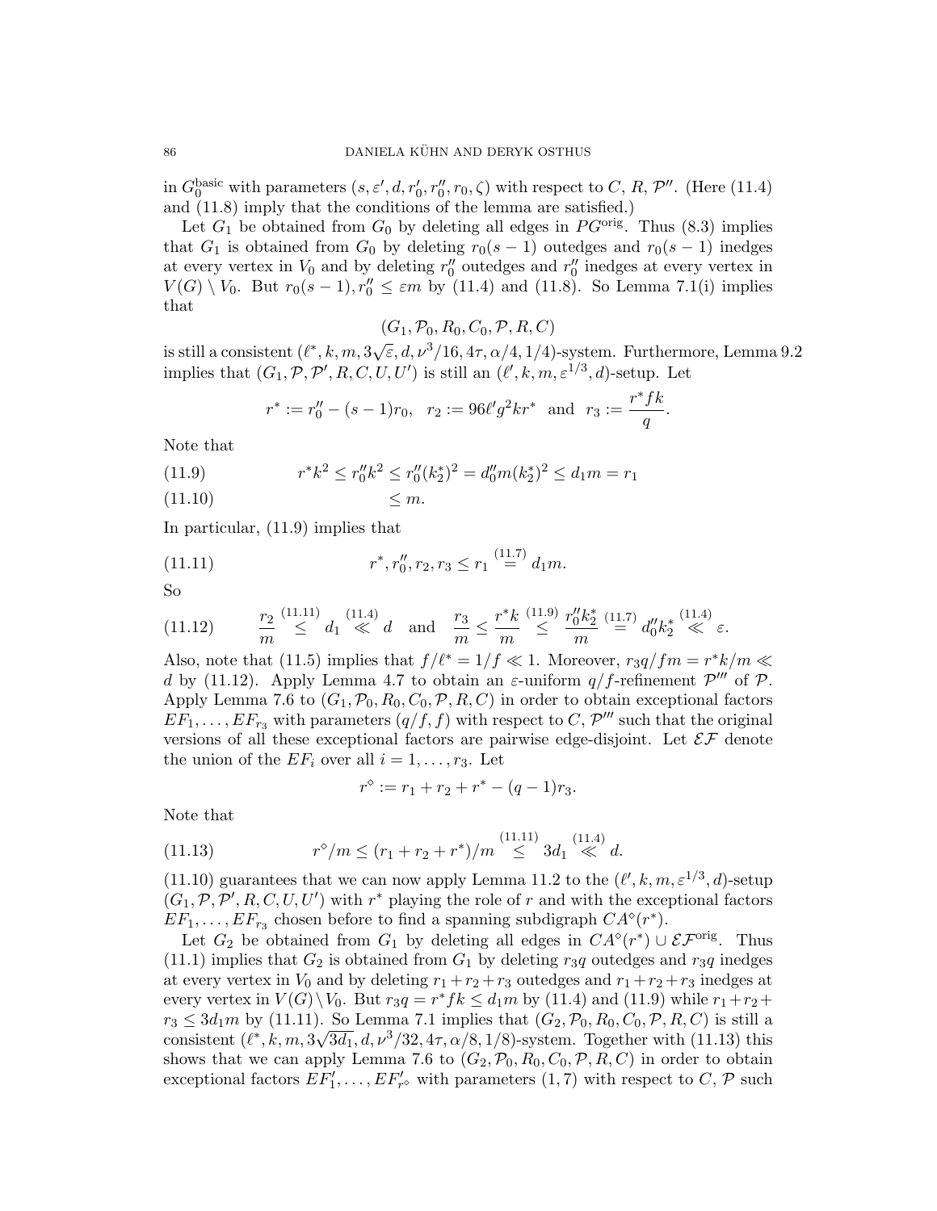in $G_0^{\rm basic}$ with parameters $(s, \varepsilon', d, r_0', r_0'', r_0, \zeta)$ with respect to $C$, $R$, $\mathcal{P}''$. (Here (11.4) and (11.8) imply that the conditions of the lemma are satisfied.)

Let $G_1$ be obtained from $G_0$ by deleting all edges in $PG^{\rm orig}$. Thus (8.3) implies that $G_1$ is obtained from $G_0$ by deleting $r_0(s-1)$ outedges and $r_0(s-1)$ inedges at every vertex in $V_0$ and by deleting $r_0''$ outedges and $r_0''$ inedges at every vertex in $V(G) \setminus V_0$. But $r_0(s-1), r_0'' \le \varepsilon m$ by (11.4) and (11.8). So Lemma 7.1(i) implies that

$$(G_1, \mathcal{P}_0, R_0, C_0, \mathcal{P}, R, C)$$

is still a consistent $(\ell^*, k, m, 3\sqrt{\varepsilon}, d, \nu^3/16, 4\tau, \alpha/4, 1/4)$-system. Furthermore, Lemma 9.2 implies that $(G_1, \mathcal{P}, \mathcal{P}', R, C, U, U')$ is still an $(\ell', k, m, \varepsilon^{1/3}, d)$-setup. Let

$$r^* := r_0'' - (s-1)r_0, \quad r_2 := 96\ell' g^2 k r^* \quad \text{and} \quad r_3 := \frac{r^* f k}{q}.$$

Note that

$$r^* k^2 \le r_0'' k^2 \le r_0''(k_2^*)^2 = d_0'' m (k_2^*)^2 \le d_1 m = r_1 \tag{11.9}$$

$$\le m. \tag{11.10}$$

In particular, (11.9) implies that

$$r^*, r_0'', r_2, r_3 \le r_1 \overset{(11.7)}{=} d_1 m. \tag{11.11}$$

So

$$\frac{r_2}{m} \overset{(11.11)}{\le} d_1 \overset{(11.4)}{\ll} d \quad \text{and} \quad \frac{r_3}{m} \le \frac{r^* k}{m} \overset{(11.9)}{\le} \frac{r_0'' k_2^*}{m} \overset{(11.7)}{=} d_0'' k_2^* \overset{(11.4)}{\ll} \varepsilon. \tag{11.12}$$

Also, note that (11.5) implies that $f/\ell^* = 1/f \ll 1$. Moreover, $r_3 q / fm = r^* k/m \ll d$ by (11.12). Apply Lemma 4.7 to obtain an $\varepsilon$-uniform $q/f$-refinement $\mathcal{P}'''$ of $\mathcal{P}$. Apply Lemma 7.6 to $(G_1, \mathcal{P}_0, R_0, C_0, \mathcal{P}, R, C)$ in order to obtain exceptional factors $EF_1, \dots, EF_{r_3}$ with parameters $(q/f, f)$ with respect to $C$, $\mathcal{P}'''$ such that the original versions of all these exceptional factors are pairwise edge-disjoint. Let $\mathcal{EF}$ denote the union of the $EF_i$ over all $i = 1, \dots, r_3$. Let

$$r^\diamond := r_1 + r_2 + r^* - (q-1) r_3.$$

Note that

$$r^\diamond / m \le (r_1 + r_2 + r^*)/m \overset{(11.11)}{\le} 3 d_1 \overset{(11.4)}{\ll} d. \tag{11.13}$$

(11.10) guarantees that we can now apply Lemma 11.2 to the $(\ell', k, m, \varepsilon^{1/3}, d)$-setup $(G_1, \mathcal{P}, \mathcal{P}', R, C, U, U')$ with $r^*$ playing the role of $r$ and with the exceptional factors $EF_1, \dots, EF_{r_3}$ chosen before to find a spanning subdigraph $CA^\diamond(r^*)$.

Let $G_2$ be obtained from $G_1$ by deleting all edges in $CA^\diamond(r^*) \cup \mathcal{EF}^{\rm orig}$. Thus (11.1) implies that $G_2$ is obtained from $G_1$ by deleting $r_3 q$ outedges and $r_3 q$ inedges at every vertex in $V_0$ and by deleting $r_1 + r_2 + r_3$ outedges and $r_1 + r_2 + r_3$ inedges at every vertex in $V(G) \setminus V_0$. But $r_3 q = r^* f k \le d_1 m$ by (11.4) and (11.9) while $r_1 + r_2 + r_3 \le 3 d_1 m$ by (11.11). So Lemma 7.1 implies that $(G_2, \mathcal{P}_0, R_0, C_0, \mathcal{P}, R, C)$ is still a consistent $(\ell^*, k, m, 3\sqrt{3d_1}, d, \nu^3/32, 4\tau, \alpha/8, 1/8)$-system. Together with (11.13) this shows that we can apply Lemma 7.6 to $(G_2, \mathcal{P}_0, R_0, C_0, \mathcal{P}, R, C)$ in order to obtain exceptional factors $EF_1', \dots, EF_{r^\diamond}'$ with parameters $(1, 7)$ with respect to $C$, $\mathcal{P}$ such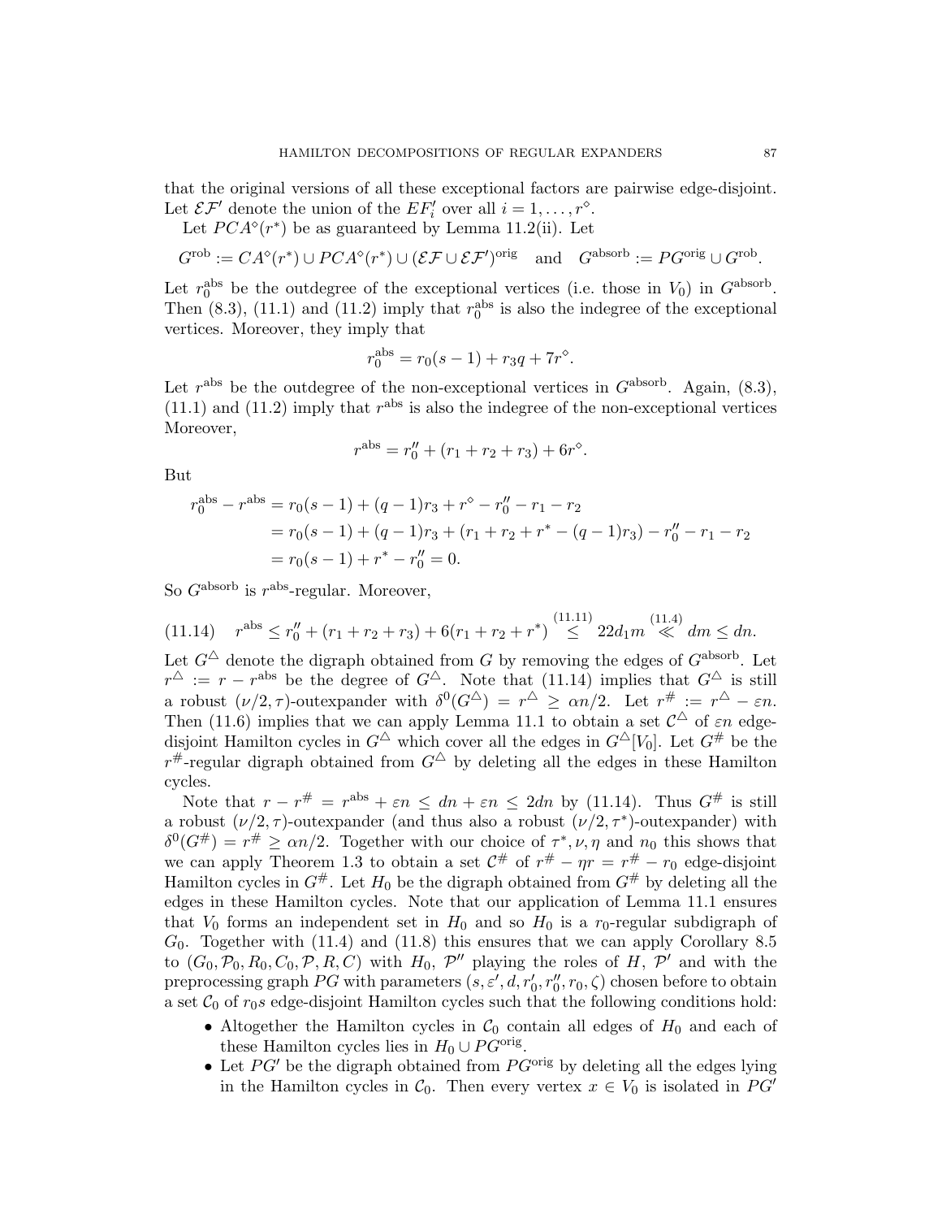that the original versions of all these exceptional factors are pairwise edge-disjoint. Let $\mathcal{EF}'$ denote the union of the $EF_i'$ over all $i = 1, \dots, r^\diamond$.

Let $PCA^\diamond(r^*)$ be as guaranteed by Lemma 11.2(ii). Let

$$G^{\rm rob} := CA^\diamond(r^*) \cup PCA^\diamond(r^*) \cup (\mathcal{EF} \cup \mathcal{EF}')^{\rm orig} \quad \text{and} \quad G^{\rm absorb} := PG^{\rm orig} \cup G^{\rm rob}.$$

Let $r_0^{\rm abs}$ be the outdegree of the exceptional vertices (i.e. those in $V_0$) in $G^{\rm absorb}$. Then (8.3), (11.1) and (11.2) imply that $r_0^{\rm abs}$ is also the indegree of the exceptional vertices. Moreover, they imply that

$$r_0^{\rm abs} = r_0(s-1) + r_3 q + 7r^\diamond.$$

Let $r^{\rm abs}$ be the outdegree of the non-exceptional vertices in $G^{\rm absorb}$. Again, (8.3), (11.1) and (11.2) imply that $r^{\rm abs}$ is also the indegree of the non-exceptional vertices Moreover,

$$r^{\rm abs} = r_0'' + (r_1 + r_2 + r_3) + 6r^\diamond.$$

But

$$\begin{aligned} r_0^{\rm abs} - r^{\rm abs} &= r_0(s-1) + (q-1)r_3 + r^\diamond - r_0'' - r_1 - r_2 \\ &= r_0(s-1) + (q-1)r_3 + (r_1 + r_2 + r^* - (q-1)r_3) - r_0'' - r_1 - r_2 \\ &= r_0(s-1) + r^* - r_0'' = 0. \end{aligned}$$

So $G^{\rm absorb}$ is $r^{\rm abs}$-regular. Moreover,

$$r^{\rm abs} \le r_0'' + (r_1 + r_2 + r_3) + 6(r_1 + r_2 + r^*) \overset{(11.11)}{\le} 22 d_1 m \overset{(11.4)}{\ll} dm \le dn. \tag{11.14}$$

Let $G^\triangle$ denote the digraph obtained from $G$ by removing the edges of $G^{\rm absorb}$. Let $r^\triangle := r - r^{\rm abs}$ be the degree of $G^\triangle$. Note that (11.14) implies that $G^\triangle$ is still a robust $(\nu/2, \tau)$-outexpander with $\delta^0(G^\triangle) = r^\triangle \ge \alpha n/2$. Let $r^\# := r^\triangle - \varepsilon n$. Then (11.6) implies that we can apply Lemma 11.1 to obtain a set $\mathcal{C}^\triangle$ of $\varepsilon n$ edge-disjoint Hamilton cycles in $G^\triangle$ which cover all the edges in $G^\triangle[V_0]$. Let $G^\#$ be the $r^\#$-regular digraph obtained from $G^\triangle$ by deleting all the edges in these Hamilton cycles.

Note that $r - r^\# = r^{\rm abs} + \varepsilon n \le dn + \varepsilon n \le 2dn$ by (11.14). Thus $G^\#$ is still a robust $(\nu/2, \tau)$-outexpander (and thus also a robust $(\nu/2, \tau^*)$-outexpander) with $\delta^0(G^\#) = r^\# \ge \alpha n/2$. Together with our choice of $\tau^*, \nu, \eta$ and $n_0$ this shows that we can apply Theorem 1.3 to obtain a set $\mathcal{C}^\#$ of $r^\# - \eta r = r^\# - r_0$ edge-disjoint Hamilton cycles in $G^\#$. Let $H_0$ be the digraph obtained from $G^\#$ by deleting all the edges in these Hamilton cycles. Note that our application of Lemma 11.1 ensures that $V_0$ forms an independent set in $H_0$ and so $H_0$ is a $r_0$-regular subdigraph of $G_0$. Together with (11.4) and (11.8) this ensures that we can apply Corollary 8.5 to $(G_0, \mathcal{P}_0, R_0, C_0, \mathcal{P}, R, C)$ with $H_0$, $\mathcal{P}''$ playing the roles of $H$, $\mathcal{P}'$ and with the preprocessing graph $PG$ with parameters $(s, \varepsilon', d, r_0', r_0'', r_0, \zeta)$ chosen before to obtain a set $\mathcal{C}_0$ of $r_0 s$ edge-disjoint Hamilton cycles such that the following conditions hold:

- Altogether the Hamilton cycles in $\mathcal{C}_0$ contain all edges of $H_0$ and each of these Hamilton cycles lies in $H_0 \cup PG^{\rm orig}$.
- Let $PG'$ be the digraph obtained from $PG^{\rm orig}$ by deleting all the edges lying in the Hamilton cycles in $\mathcal{C}_0$. Then every vertex $x \in V_0$ is isolated in $PG'$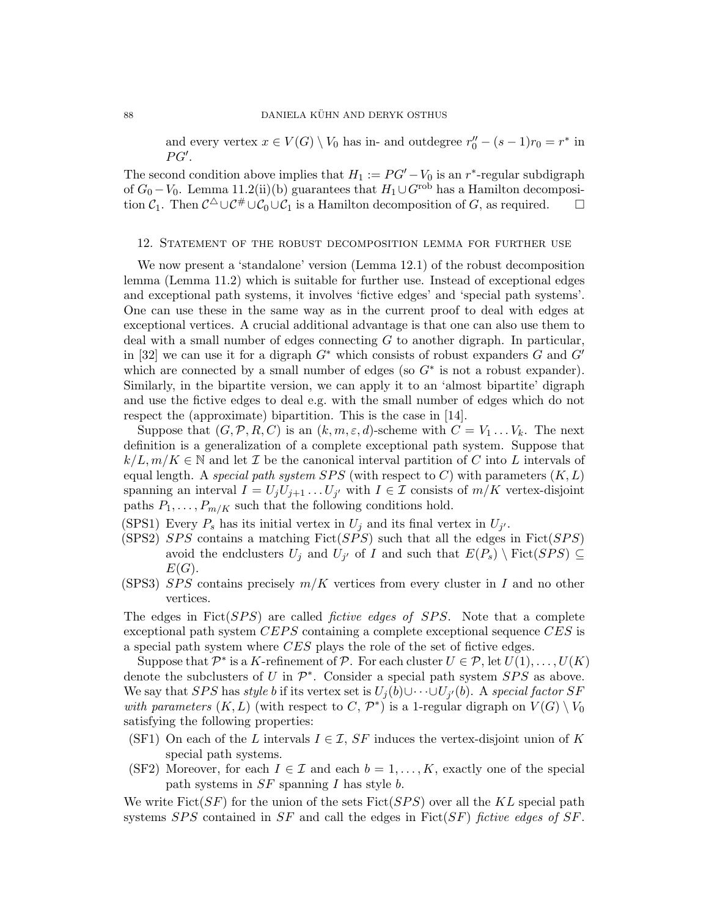and every vertex $x \in V(G) \setminus V_0$ has in- and outdegree $r_0'' - (s-1)r_0 = r^*$ in $PG'$.

The second condition above implies that $H_1 := PG' - V_0$ is an $r^*$-regular subdigraph of $G_0 - V_0$. Lemma 11.2(ii)(b) guarantees that $H_1 \cup G^{\rm rob}$ has a Hamilton decomposition $\mathcal{C}_1$. Then $\mathcal{C}^{\triangle} \cup \mathcal{C}^{\#} \cup \mathcal{C}_0 \cup \mathcal{C}_1$ is a Hamilton decomposition of $G$, as required. □

## 12. Statement of the robust decomposition lemma for further use

We now present a 'standalone' version (Lemma 12.1) of the robust decomposition lemma (Lemma 11.2) which is suitable for further use. Instead of exceptional edges and exceptional path systems, it involves 'fictive edges' and 'special path systems'. One can use these in the same way as in the current proof to deal with edges at exceptional vertices. A crucial additional advantage is that one can also use them to deal with a small number of edges connecting $G$ to another digraph. In particular, in [32] we can use it for a digraph $G^*$ which consists of robust expanders $G$ and $G'$ which are connected by a small number of edges (so $G^*$ is not a robust expander). Similarly, in the bipartite version, we can apply it to an 'almost bipartite' digraph and use the fictive edges to deal e.g. with the small number of edges which do not respect the (approximate) bipartition. This is the case in [14].

Suppose that $(G, \mathcal{P}, R, C)$ is an $(k, m, \varepsilon, d)$-scheme with $C = V_1 \dots V_k$. The next definition is a generalization of a complete exceptional path system. Suppose that $k/L, m/K \in \mathbb{N}$ and let $\mathcal{I}$ be the canonical interval partition of $C$ into $L$ intervals of equal length. A *special path system* $SPS$ (with respect to $C$) with parameters $(K, L)$ spanning an interval $I = U_j U_{j+1} \dots U_{j'}$ with $I \in \mathcal{I}$ consists of $m/K$ vertex-disjoint paths $P_1, \dots, P_{m/K}$ such that the following conditions hold.

(SPS1) Every $P_s$ has its initial vertex in $U_j$ and its final vertex in $U_{j'}$.

(SPS2) $SPS$ contains a matching ${\rm Fict}(SPS)$ such that all the edges in ${\rm Fict}(SPS)$ avoid the endclusters $U_j$ and $U_{j'}$ of $I$ and such that $E(P_s) \setminus {\rm Fict}(SPS) \subseteq E(G)$.

(SPS3) $SPS$ contains precisely $m/K$ vertices from every cluster in $I$ and no other vertices.

The edges in ${\rm Fict}(SPS)$ are called *fictive edges of $SPS$*. Note that a complete exceptional path system $CEPS$ containing a complete exceptional sequence $CES$ is a special path system where $CES$ plays the role of the set of fictive edges.

Suppose that $\mathcal{P}^*$ is a $K$-refinement of $\mathcal{P}$. For each cluster $U \in \mathcal{P}$, let $U(1), \dots, U(K)$ denote the subclusters of $U$ in $\mathcal{P}^*$. Consider a special path system $SPS$ as above. We say that $SPS$ has *style* $b$ if its vertex set is $U_j(b) \cup \dots \cup U_{j'}(b)$. A *special factor $SF$ with parameters* $(K, L)$ (with respect to $C$, $\mathcal{P}^*$) is a 1-regular digraph on $V(G) \setminus V_0$ satisfying the following properties:

(SF1) On each of the $L$ intervals $I \in \mathcal{I}$, $SF$ induces the vertex-disjoint union of $K$ special path systems.

(SF2) Moreover, for each $I \in \mathcal{I}$ and each $b = 1, \dots, K$, exactly one of the special path systems in $SF$ spanning $I$ has style $b$.

We write ${\rm Fict}(SF)$ for the union of the sets ${\rm Fict}(SPS)$ over all the $KL$ special path systems $SPS$ contained in $SF$ and call the edges in ${\rm Fict}(SF)$ *fictive edges of $SF$*.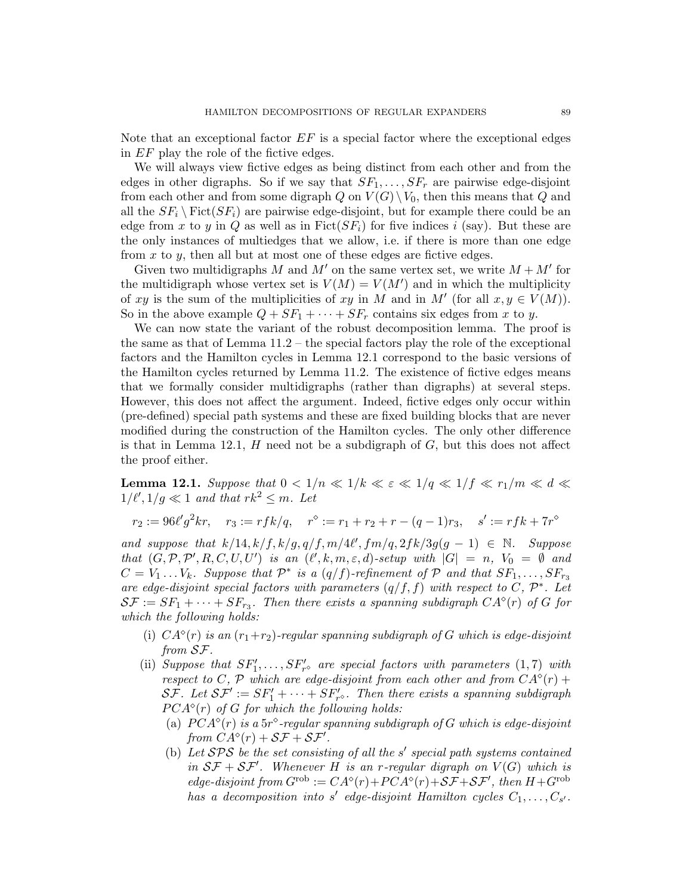Note that an exceptional factor $EF$ is a special factor where the exceptional edges in $EF$ play the role of the fictive edges.

We will always view fictive edges as being distinct from each other and from the edges in other digraphs. So if we say that $SF_1, \dots, SF_r$ are pairwise edge-disjoint from each other and from some digraph $Q$ on $V(G) \setminus V_0$, then this means that $Q$ and all the $SF_i \setminus \mathrm{Fict}(SF_i)$ are pairwise edge-disjoint, but for example there could be an edge from $x$ to $y$ in $Q$ as well as in $\mathrm{Fict}(SF_i)$ for five indices $i$ (say). But these are the only instances of multiedges that we allow, i.e. if there is more than one edge from $x$ to $y$, then all but at most one of these edges are fictive edges.

Given two multidigraphs $M$ and $M'$ on the same vertex set, we write $M + M'$ for the multidigraph whose vertex set is $V(M) = V(M')$ and in which the multiplicity of $xy$ is the sum of the multiplicities of $xy$ in $M$ and in $M'$ (for all $x, y \in V(M)$). So in the above example $Q + SF_1 + \dots + SF_r$ contains six edges from $x$ to $y$.

We can now state the variant of the robust decomposition lemma. The proof is the same as that of Lemma 11.2 – the special factors play the role of the exceptional factors and the Hamilton cycles in Lemma 12.1 correspond to the basic versions of the Hamilton cycles returned by Lemma 11.2. The existence of fictive edges means that we formally consider multidigraphs (rather than digraphs) at several steps. However, this does not affect the argument. Indeed, fictive edges only occur within (pre-defined) special path systems and these are fixed building blocks that are never modified during the construction of the Hamilton cycles. The only other difference is that in Lemma 12.1, $H$ need not be a subdigraph of $G$, but this does not affect the proof either.

**Lemma 12.1.** *Suppose that $0 < 1/n \ll 1/k \ll \varepsilon \ll 1/q \ll 1/f \ll r_1/m \ll d \ll 1/\ell', 1/g \ll 1$ and that $rk^2 \leq m$. Let*

$$r_2 := 96\ell' g^2 kr, \quad r_3 := rfk/q, \quad r^\diamond := r_1 + r_2 + r - (q-1)r_3, \quad s' := rfk + 7r^\diamond$$

*and suppose that $k/14, k/f, k/g, q/f, m/4\ell', fm/q, 2fk/3g(g-1) \in \mathbb{N}$. Suppose that $(G, \mathcal{P}, \mathcal{P}', R, C, U, U')$ is an $(\ell', k, m, \varepsilon, d)$-setup with $|G| = n$, $V_0 = \emptyset$ and $C = V_1 \dots V_k$. Suppose that $\mathcal{P}^*$ is a $(q/f)$-refinement of $\mathcal{P}$ and that $SF_1, \dots, SF_{r_3}$ are edge-disjoint special factors with parameters $(q/f, f)$ with respect to $C$, $\mathcal{P}^*$. Let $\mathcal{SF} := SF_1 + \dots + SF_{r_3}$. Then there exists a spanning subdigraph $CA^\diamond(r)$ of $G$ for which the following holds:*

- (i) *$CA^\diamond(r)$ is an $(r_1+r_2)$-regular spanning subdigraph of $G$ which is edge-disjoint from $\mathcal{SF}$.*
- (ii) *Suppose that $SF'_1, \dots, SF'_{r^\diamond}$ are special factors with parameters $(1, 7)$ with respect to $C$, $\mathcal{P}$ which are edge-disjoint from each other and from $CA^\diamond(r) + \mathcal{SF}$. Let $\mathcal{SF}' := SF'_1 + \dots + SF'_{r^\diamond}$. Then there exists a spanning subdigraph $PCA^\diamond(r)$ of $G$ for which the following holds:*
  - (a) *$PCA^\diamond(r)$ is a $5r^\diamond$-regular spanning subdigraph of $G$ which is edge-disjoint from $CA^\diamond(r) + \mathcal{SF} + \mathcal{SF}'$.*
  - (b) *Let $\mathcal{SPS}$ be the set consisting of all the $s'$ special path systems contained in $\mathcal{SF} + \mathcal{SF}'$. Whenever $H$ is an $r$-regular digraph on $V(G)$ which is edge-disjoint from $G^{\mathrm{rob}} := CA^\diamond(r) + PCA^\diamond(r) + \mathcal{SF} + \mathcal{SF}'$, then $H + G^{\mathrm{rob}}$ has a decomposition into $s'$ edge-disjoint Hamilton cycles $C_1, \dots, C_{s'}$.*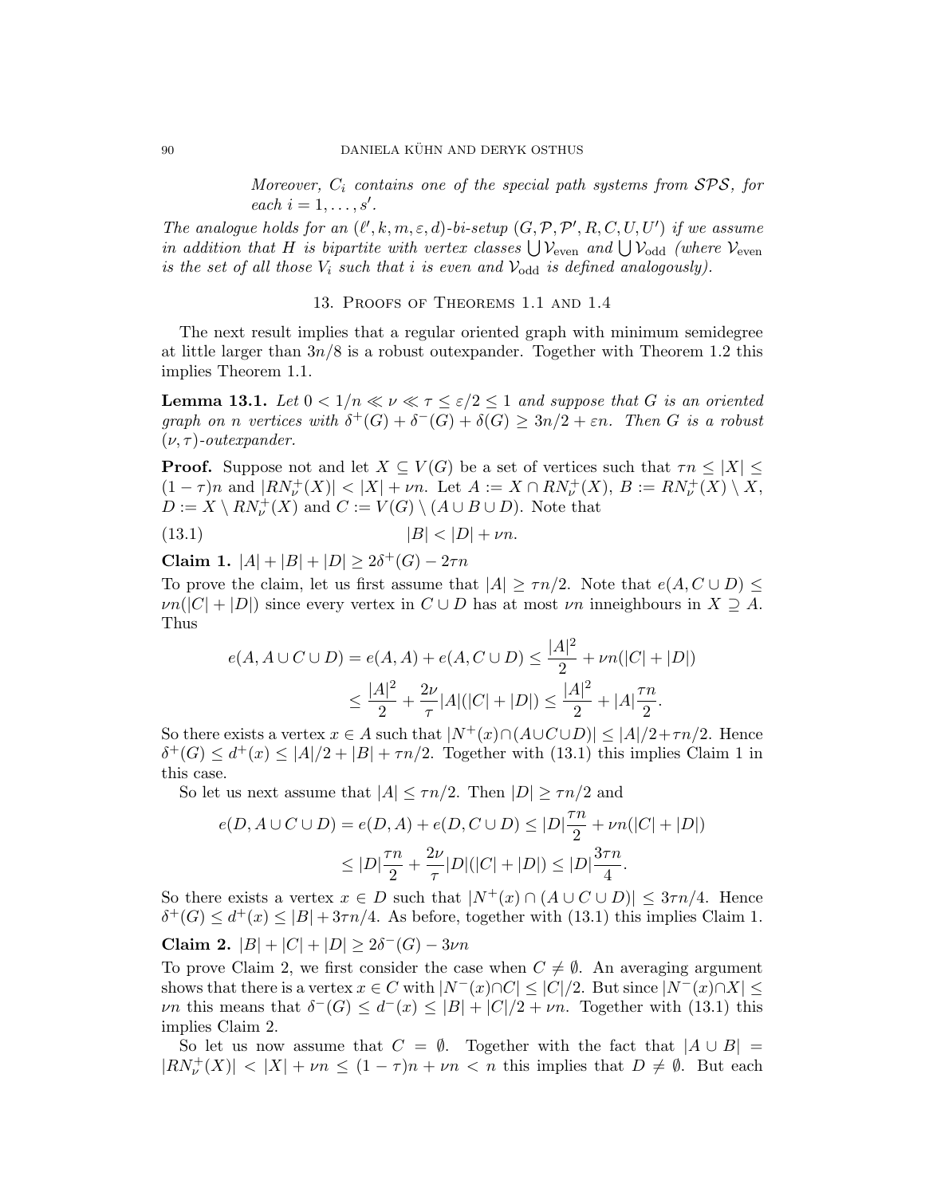*Moreover, $C_i$ contains one of the special path systems from $\mathcal{SPS}$, for each $i = 1, \dots, s'$.*

*The analogue holds for an $(\ell', k, m, \varepsilon, d)$-bi-setup $(G, \mathcal{P}, \mathcal{P}', R, C, U, U')$ if we assume in addition that $H$ is bipartite with vertex classes $\bigcup \mathcal{V}_{\rm even}$ and $\bigcup \mathcal{V}_{\rm odd}$ (where $\mathcal{V}_{\rm even}$ is the set of all those $V_i$ such that $i$ is even and $\mathcal{V}_{\rm odd}$ is defined analogously).*

## 13. Proofs of Theorems 1.1 and 1.4

The next result implies that a regular oriented graph with minimum semidegree at little larger than $3n/8$ is a robust outexpander. Together with Theorem 1.2 this implies Theorem 1.1.

**Lemma 13.1.** *Let $0 < 1/n \ll \nu \ll \tau \leq \varepsilon/2 \leq 1$ and suppose that $G$ is an oriented graph on $n$ vertices with $\delta^+(G) + \delta^-(G) + \delta(G) \geq 3n/2 + \varepsilon n$. Then $G$ is a robust $(\nu, \tau)$-outexpander.*

**Proof.** Suppose not and let $X \subseteq V(G)$ be a set of vertices such that $\tau n \leq |X| \leq (1-\tau)n$ and $|RN^+_\nu(X)| < |X| + \nu n$. Let $A := X \cap RN^+_\nu(X)$, $B := RN^+_\nu(X) \setminus X$, $D := X \setminus RN^+_\nu(X)$ and $C := V(G) \setminus (A \cup B \cup D)$. Note that

$$|B| < |D| + \nu n. \tag{13.1}$$

**Claim 1.** $|A| + |B| + |D| \geq 2\delta^+(G) - 2\tau n$

To prove the claim, let us first assume that $|A| \geq \tau n/2$. Note that $e(A, C \cup D) \leq \nu n(|C| + |D|)$ since every vertex in $C \cup D$ has at most $\nu n$ inneighbours in $X \supseteq A$. Thus

$$\begin{aligned} e(A, A \cup C \cup D) = e(A, A) + e(A, C \cup D) &\leq \frac{|A|^2}{2} + \nu n(|C| + |D|) \\ &\leq \frac{|A|^2}{2} + \frac{2\nu}{\tau}|A|(|C| + |D|) \leq \frac{|A|^2}{2} + |A|\frac{\tau n}{2}. \end{aligned}$$

So there exists a vertex $x \in A$ such that $|N^+(x) \cap (A \cup C \cup D)| \leq |A|/2 + \tau n/2$. Hence $\delta^+(G) \leq d^+(x) \leq |A|/2 + |B| + \tau n/2$. Together with (13.1) this implies Claim 1 in this case.

So let us next assume that $|A| \leq \tau n/2$. Then $|D| \geq \tau n/2$ and

$$\begin{aligned} e(D, A \cup C \cup D) = e(D, A) + e(D, C \cup D) &\leq |D|\frac{\tau n}{2} + \nu n(|C| + |D|) \\ &\leq |D|\frac{\tau n}{2} + \frac{2\nu}{\tau}|D|(|C| + |D|) \leq |D|\frac{3\tau n}{4}. \end{aligned}$$

So there exists a vertex $x \in D$ such that $|N^+(x) \cap (A \cup C \cup D)| \leq 3\tau n/4$. Hence $\delta^+(G) \leq d^+(x) \leq |B| + 3\tau n/4$. As before, together with (13.1) this implies Claim 1.

**Claim 2.** $|B| + |C| + |D| \geq 2\delta^-(G) - 3\nu n$

To prove Claim 2, we first consider the case when $C \neq \emptyset$. An averaging argument shows that there is a vertex $x \in C$ with $|N^-(x) \cap C| \leq |C|/2$. But since $|N^-(x) \cap X| \leq \nu n$ this means that $\delta^-(G) \leq d^-(x) \leq |B| + |C|/2 + \nu n$. Together with (13.1) this implies Claim 2.

So let us now assume that $C = \emptyset$. Together with the fact that $|A \cup B| = |RN^+_\nu(X)| < |X| + \nu n \leq (1-\tau)n + \nu n < n$ this implies that $D \neq \emptyset$. But each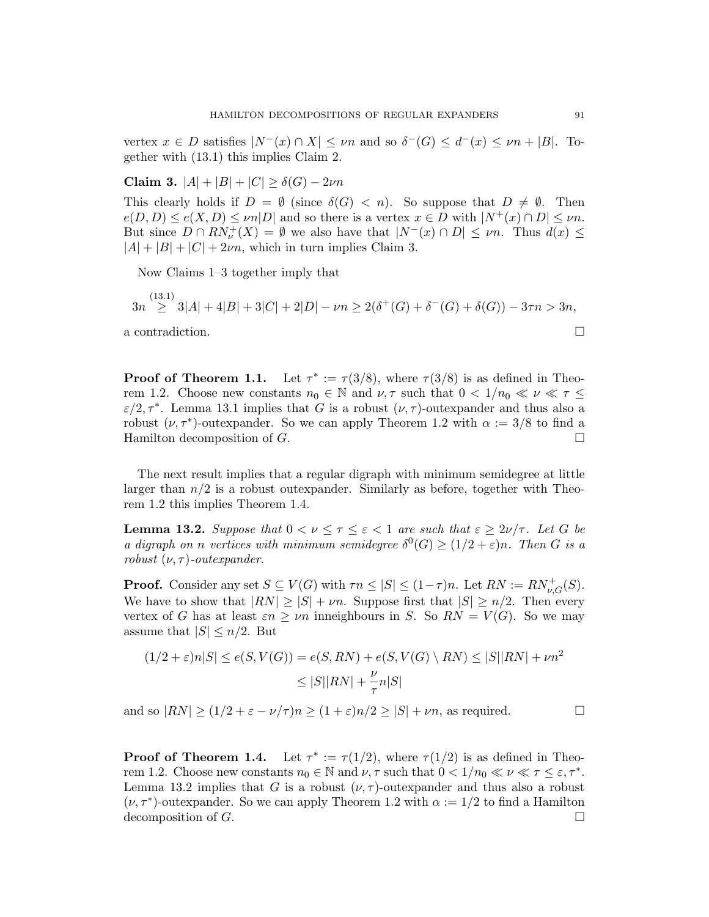vertex $x \in D$ satisfies $|N^-(x) \cap X| \leq \nu n$ and so $\delta^-(G) \leq d^-(x) \leq \nu n + |B|$. Together with (13.1) this implies Claim 2.

**Claim 3.** $|A| + |B| + |C| \geq \delta(G) - 2\nu n$

This clearly holds if $D = \emptyset$ (since $\delta(G) < n$). So suppose that $D \neq \emptyset$. Then $e(D, D) \leq e(X, D) \leq \nu n|D|$ and so there is a vertex $x \in D$ with $|N^+(x) \cap D| \leq \nu n$. But since $D \cap RN^+_\nu(X) = \emptyset$ we also have that $|N^-(x) \cap D| \leq \nu n$. Thus $d(x) \leq |A| + |B| + |C| + 2\nu n$, which in turn implies Claim 3.

Now Claims 1–3 together imply that

$$3n \overset{(13.1)}{\geq} 3|A| + 4|B| + 3|C| + 2|D| - \nu n \geq 2(\delta^+(G) + \delta^-(G) + \delta(G)) - 3\tau n > 3n,$$

a contradiction. $\square$

**Proof of Theorem 1.1.** Let $\tau^* := \tau(3/8)$, where $\tau(3/8)$ is as defined in Theorem 1.2. Choose new constants $n_0 \in \mathbb{N}$ and $\nu, \tau$ such that $0 < 1/n_0 \ll \nu \ll \tau \leq \varepsilon/2, \tau^*$. Lemma 13.1 implies that $G$ is a robust $(\nu, \tau)$-outexpander and thus also a robust $(\nu, \tau^*)$-outexpander. So we can apply Theorem 1.2 with $\alpha := 3/8$ to find a Hamilton decomposition of $G$. $\square$

The next result implies that a regular digraph with minimum semidegree at little larger than $n/2$ is a robust outexpander. Similarly as before, together with Theorem 1.2 this implies Theorem 1.4.

**Lemma 13.2.** *Suppose that $0 < \nu \leq \tau \leq \varepsilon < 1$ are such that $\varepsilon \geq 2\nu/\tau$. Let $G$ be a digraph on $n$ vertices with minimum semidegree $\delta^0(G) \geq (1/2 + \varepsilon)n$. Then $G$ is a robust $(\nu, \tau)$-outexpander.*

**Proof.** Consider any set $S \subseteq V(G)$ with $\tau n \leq |S| \leq (1-\tau)n$. Let $RN := RN^+_{\nu,G}(S)$. We have to show that $|RN| \geq |S| + \nu n$. Suppose first that $|S| \geq n/2$. Then every vertex of $G$ has at least $\varepsilon n \geq \nu n$ inneighbours in $S$. So $RN = V(G)$. So we may assume that $|S| \leq n/2$. But

$$\begin{aligned}(1/2 + \varepsilon)n|S| \leq e(S, V(G)) = e(S, RN) + e(S, V(G) \setminus RN) &\leq |S||RN| + \nu n^2 \\ &\leq |S||RN| + \frac{\nu}{\tau} n|S|\end{aligned}$$

and so $|RN| \geq (1/2 + \varepsilon - \nu/\tau)n \geq (1 + \varepsilon)n/2 \geq |S| + \nu n$, as required. $\square$

**Proof of Theorem 1.4.** Let $\tau^* := \tau(1/2)$, where $\tau(1/2)$ is as defined in Theorem 1.2. Choose new constants $n_0 \in \mathbb{N}$ and $\nu, \tau$ such that $0 < 1/n_0 \ll \nu \ll \tau \leq \varepsilon, \tau^*$. Lemma 13.2 implies that $G$ is a robust $(\nu, \tau)$-outexpander and thus also a robust $(\nu, \tau^*)$-outexpander. So we can apply Theorem 1.2 with $\alpha := 1/2$ to find a Hamilton decomposition of $G$. $\square$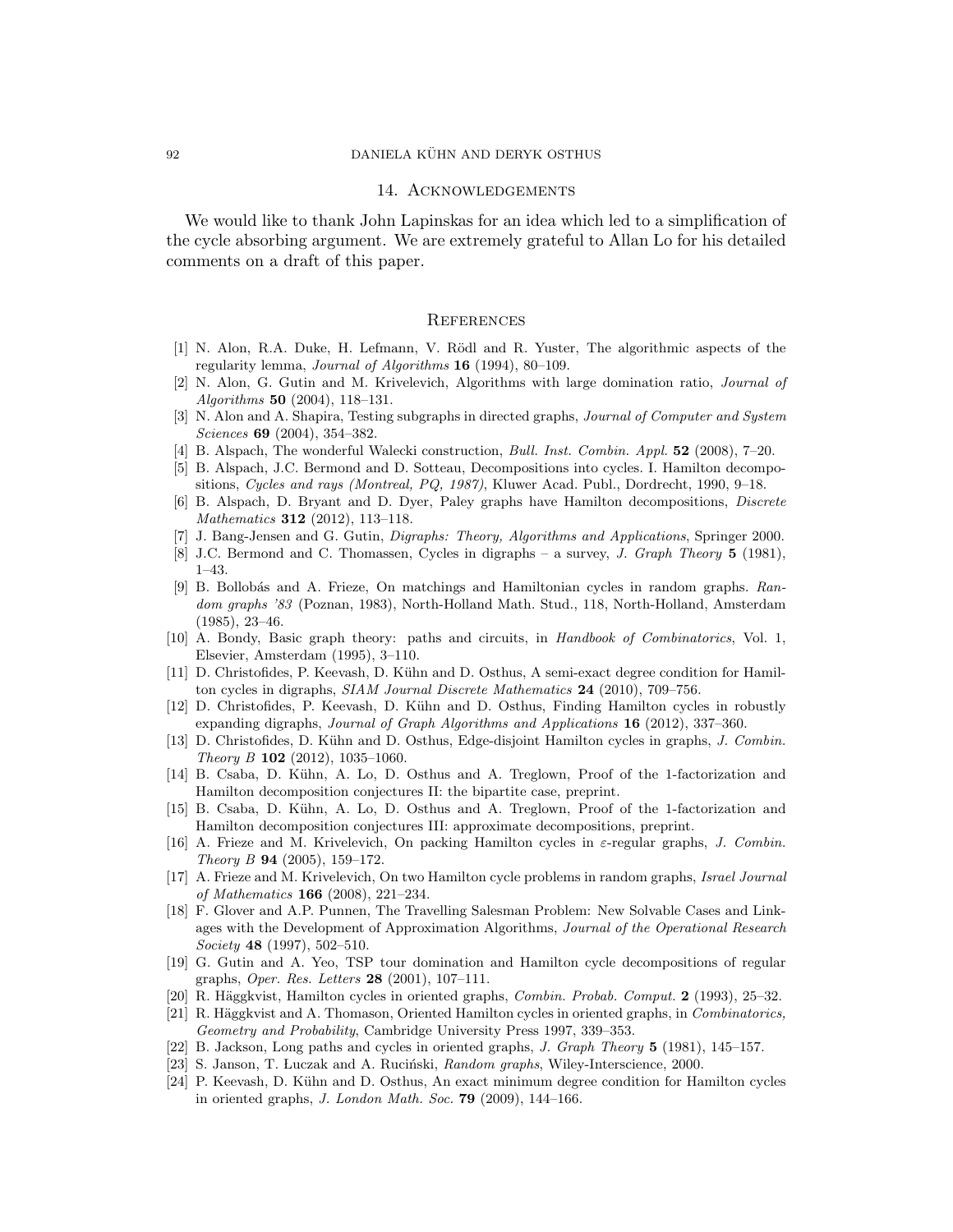## 14. Acknowledgements

We would like to thank John Lapinskas for an idea which led to a simplification of the cycle absorbing argument. We are extremely grateful to Allan Lo for his detailed comments on a draft of this paper.

## References

[1] N. Alon, R.A. Duke, H. Lefmann, V. Rödl and R. Yuster, The algorithmic aspects of the regularity lemma, *Journal of Algorithms* **16** (1994), 80–109.

[2] N. Alon, G. Gutin and M. Krivelevich, Algorithms with large domination ratio, *Journal of Algorithms* **50** (2004), 118–131.

[3] N. Alon and A. Shapira, Testing subgraphs in directed graphs, *Journal of Computer and System Sciences* **69** (2004), 354–382.

[4] B. Alspach, The wonderful Walecki construction, *Bull. Inst. Combin. Appl.* **52** (2008), 7–20.

[5] B. Alspach, J.C. Bermond and D. Sotteau, Decompositions into cycles. I. Hamilton decompositions, *Cycles and rays (Montreal, PQ, 1987)*, Kluwer Acad. Publ., Dordrecht, 1990, 9–18.

[6] B. Alspach, D. Bryant and D. Dyer, Paley graphs have Hamilton decompositions, *Discrete Mathematics* **312** (2012), 113–118.

[7] J. Bang-Jensen and G. Gutin, *Digraphs: Theory, Algorithms and Applications*, Springer 2000.

[8] J.C. Bermond and C. Thomassen, Cycles in digraphs – a survey, *J. Graph Theory* **5** (1981), 1–43.

[9] B. Bollobás and A. Frieze, On matchings and Hamiltonian cycles in random graphs. *Random graphs '83* (Poznan, 1983), North-Holland Math. Stud., 118, North-Holland, Amsterdam (1985), 23–46.

[10] A. Bondy, Basic graph theory: paths and circuits, in *Handbook of Combinatorics*, Vol. 1, Elsevier, Amsterdam (1995), 3–110.

[11] D. Christofides, P. Keevash, D. Kühn and D. Osthus, A semi-exact degree condition for Hamilton cycles in digraphs, *SIAM Journal Discrete Mathematics* **24** (2010), 709–756.

[12] D. Christofides, P. Keevash, D. Kühn and D. Osthus, Finding Hamilton cycles in robustly expanding digraphs, *Journal of Graph Algorithms and Applications* **16** (2012), 337–360.

[13] D. Christofides, D. Kühn and D. Osthus, Edge-disjoint Hamilton cycles in graphs, *J. Combin. Theory B* **102** (2012), 1035–1060.

[14] B. Csaba, D. Kühn, A. Lo, D. Osthus and A. Treglown, Proof of the 1-factorization and Hamilton decomposition conjectures II: the bipartite case, preprint.

[15] B. Csaba, D. Kühn, A. Lo, D. Osthus and A. Treglown, Proof of the 1-factorization and Hamilton decomposition conjectures III: approximate decompositions, preprint.

[16] A. Frieze and M. Krivelevich, On packing Hamilton cycles in $\varepsilon$-regular graphs, *J. Combin. Theory B* **94** (2005), 159–172.

[17] A. Frieze and M. Krivelevich, On two Hamilton cycle problems in random graphs, *Israel Journal of Mathematics* **166** (2008), 221–234.

[18] F. Glover and A.P. Punnen, The Travelling Salesman Problem: New Solvable Cases and Linkages with the Development of Approximation Algorithms, *Journal of the Operational Research Society* **48** (1997), 502–510.

[19] G. Gutin and A. Yeo, TSP tour domination and Hamilton cycle decompositions of regular graphs, *Oper. Res. Letters* **28** (2001), 107–111.

[20] R. Häggkvist, Hamilton cycles in oriented graphs, *Combin. Probab. Comput.* **2** (1993), 25–32.

[21] R. Häggkvist and A. Thomason, Oriented Hamilton cycles in oriented graphs, in *Combinatorics, Geometry and Probability*, Cambridge University Press 1997, 339–353.

[22] B. Jackson, Long paths and cycles in oriented graphs, *J. Graph Theory* **5** (1981), 145–157.

[23] S. Janson, T. Łuczak and A. Ruciński, *Random graphs*, Wiley-Interscience, 2000.

[24] P. Keevash, D. Kühn and D. Osthus, An exact minimum degree condition for Hamilton cycles in oriented graphs, *J. London Math. Soc.* **79** (2009), 144–166.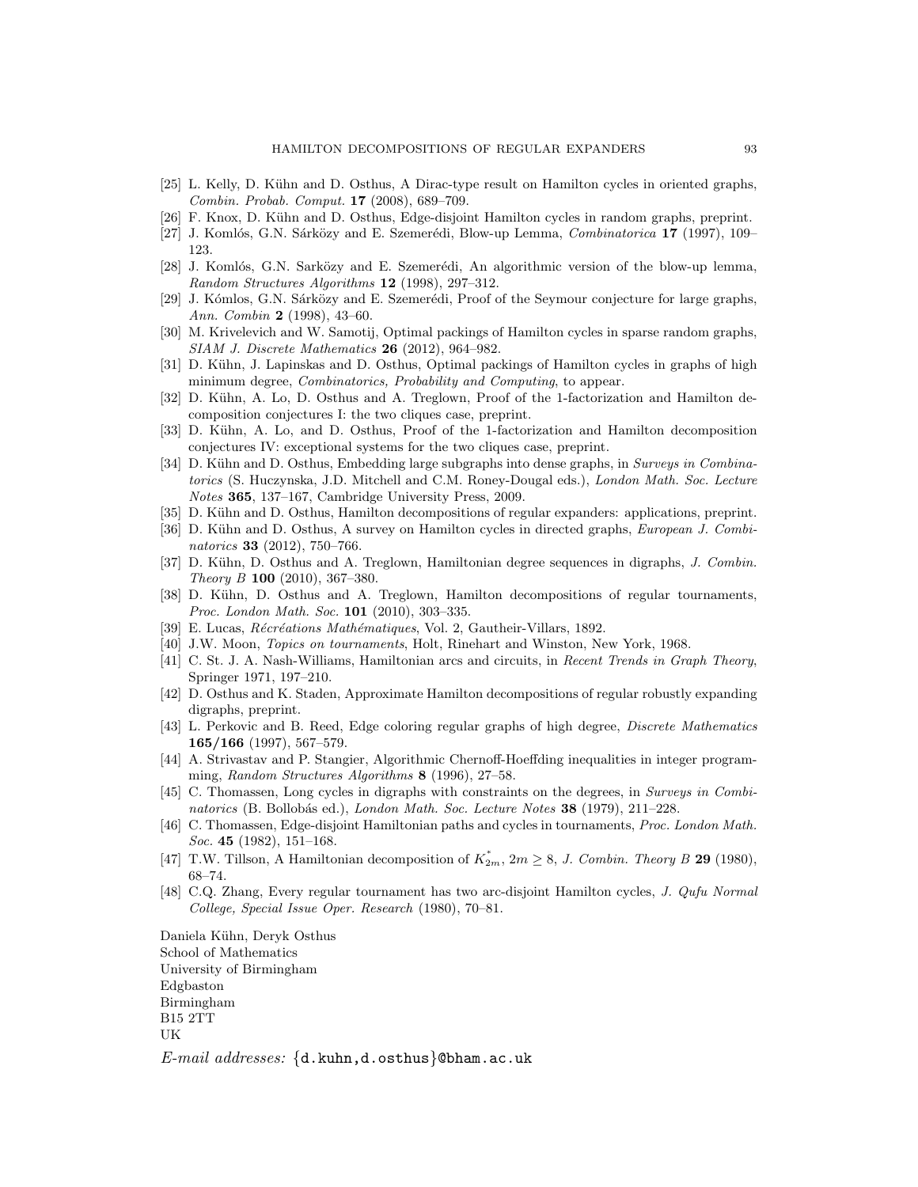[25] L. Kelly, D. Kühn and D. Osthus, A Dirac-type result on Hamilton cycles in oriented graphs, *Combin. Probab. Comput.* **17** (2008), 689–709.

[26] F. Knox, D. Kühn and D. Osthus, Edge-disjoint Hamilton cycles in random graphs, preprint.

[27] J. Komlós, G.N. Sárközy and E. Szemerédi, Blow-up Lemma, *Combinatorica* **17** (1997), 109–123.

[28] J. Komlós, G.N. Sarközy and E. Szemerédi, An algorithmic version of the blow-up lemma, *Random Structures Algorithms* **12** (1998), 297–312.

[29] J. Kómlos, G.N. Sárközy and E. Szemerédi, Proof of the Seymour conjecture for large graphs, *Ann. Combin* **2** (1998), 43–60.

[30] M. Krivelevich and W. Samotij, Optimal packings of Hamilton cycles in sparse random graphs, *SIAM J. Discrete Mathematics* **26** (2012), 964–982.

[31] D. Kühn, J. Lapinskas and D. Osthus, Optimal packings of Hamilton cycles in graphs of high minimum degree, *Combinatorics, Probability and Computing*, to appear.

[32] D. Kühn, A. Lo, D. Osthus and A. Treglown, Proof of the 1-factorization and Hamilton decomposition conjectures I: the two cliques case, preprint.

[33] D. Kühn, A. Lo, and D. Osthus, Proof of the 1-factorization and Hamilton decomposition conjectures IV: exceptional systems for the two cliques case, preprint.

[34] D. Kühn and D. Osthus, Embedding large subgraphs into dense graphs, in *Surveys in Combinatorics* (S. Huczynska, J.D. Mitchell and C.M. Roney-Dougal eds.), *London Math. Soc. Lecture Notes* **365**, 137–167, Cambridge University Press, 2009.

[35] D. Kühn and D. Osthus, Hamilton decompositions of regular expanders: applications, preprint.

[36] D. Kühn and D. Osthus, A survey on Hamilton cycles in directed graphs, *European J. Combinatorics* **33** (2012), 750–766.

[37] D. Kühn, D. Osthus and A. Treglown, Hamiltonian degree sequences in digraphs, *J. Combin. Theory B* **100** (2010), 367–380.

[38] D. Kühn, D. Osthus and A. Treglown, Hamilton decompositions of regular tournaments, *Proc. London Math. Soc.* **101** (2010), 303–335.

[39] E. Lucas, *Récréations Mathématiques*, Vol. 2, Gautheir-Villars, 1892.

[40] J.W. Moon, *Topics on tournaments*, Holt, Rinehart and Winston, New York, 1968.

[41] C. St. J. A. Nash-Williams, Hamiltonian arcs and circuits, in *Recent Trends in Graph Theory*, Springer 1971, 197–210.

[42] D. Osthus and K. Staden, Approximate Hamilton decompositions of regular robustly expanding digraphs, preprint.

[43] L. Perkovic and B. Reed, Edge coloring regular graphs of high degree, *Discrete Mathematics* **165/166** (1997), 567–579.

[44] A. Strivastav and P. Stangier, Algorithmic Chernoff-Hoeffding inequalities in integer programming, *Random Structures Algorithms* **8** (1996), 27–58.

[45] C. Thomassen, Long cycles in digraphs with constraints on the degrees, in *Surveys in Combinatorics* (B. Bollobás ed.), *London Math. Soc. Lecture Notes* **38** (1979), 211–228.

[46] C. Thomassen, Edge-disjoint Hamiltonian paths and cycles in tournaments, *Proc. London Math. Soc.* **45** (1982), 151–168.

[47] T.W. Tillson, A Hamiltonian decomposition of $K^*_{2m}$, $2m \geq 8$, *J. Combin. Theory B* **29** (1980), 68–74.

[48] C.Q. Zhang, Every regular tournament has two arc-disjoint Hamilton cycles, *J. Qufu Normal College, Special Issue Oper. Research* (1980), 70–81.

Daniela Kühn, Deryk Osthus
School of Mathematics
University of Birmingham
Edgbaston
Birmingham
B15 2TT
UK

*E-mail addresses:* {d.kuhn,d.osthus}@bham.ac.uk